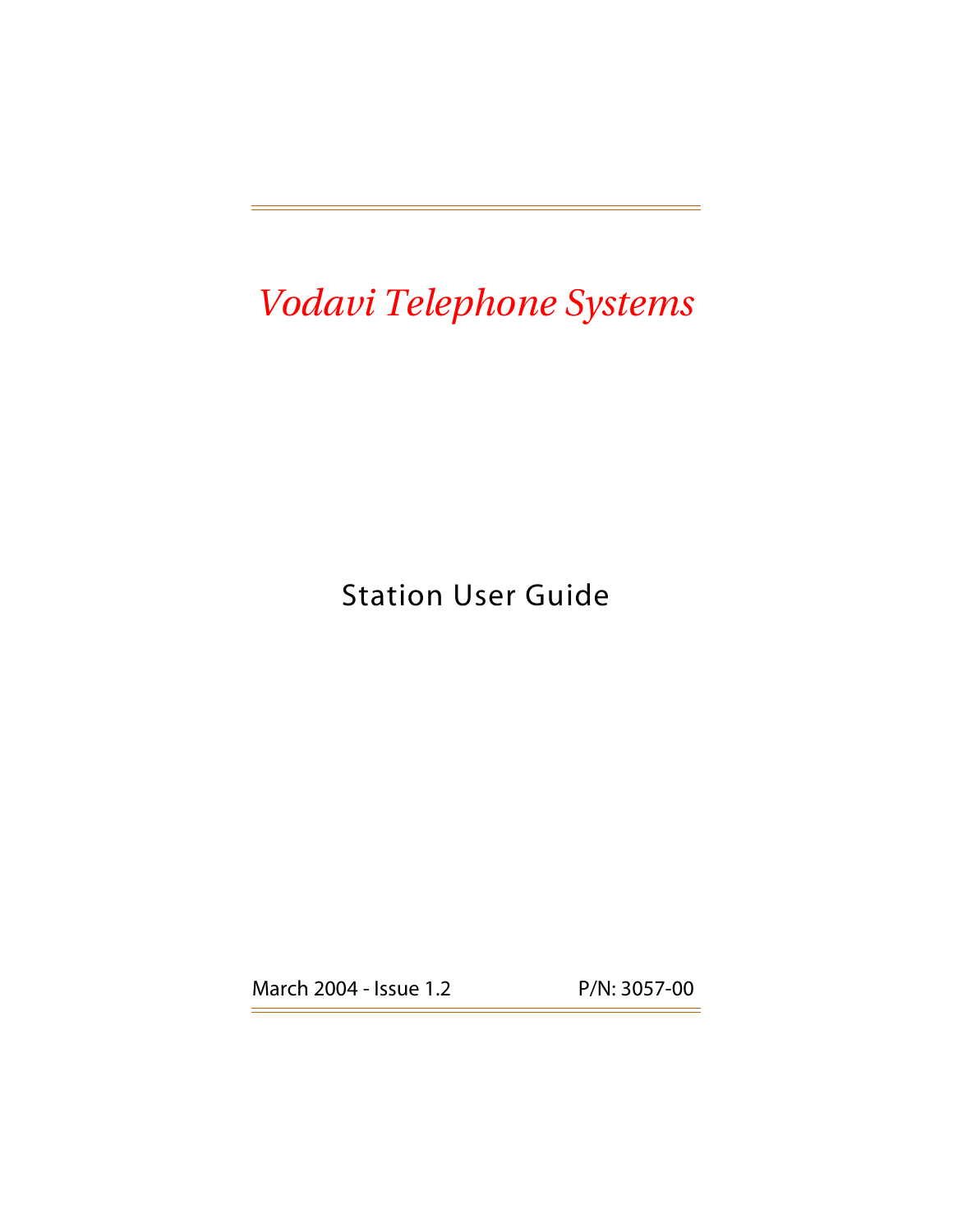# *Vodavi Telephone Systems*

## Station User Guide

March 2004 - Issue 1.2

P/N: 3057-00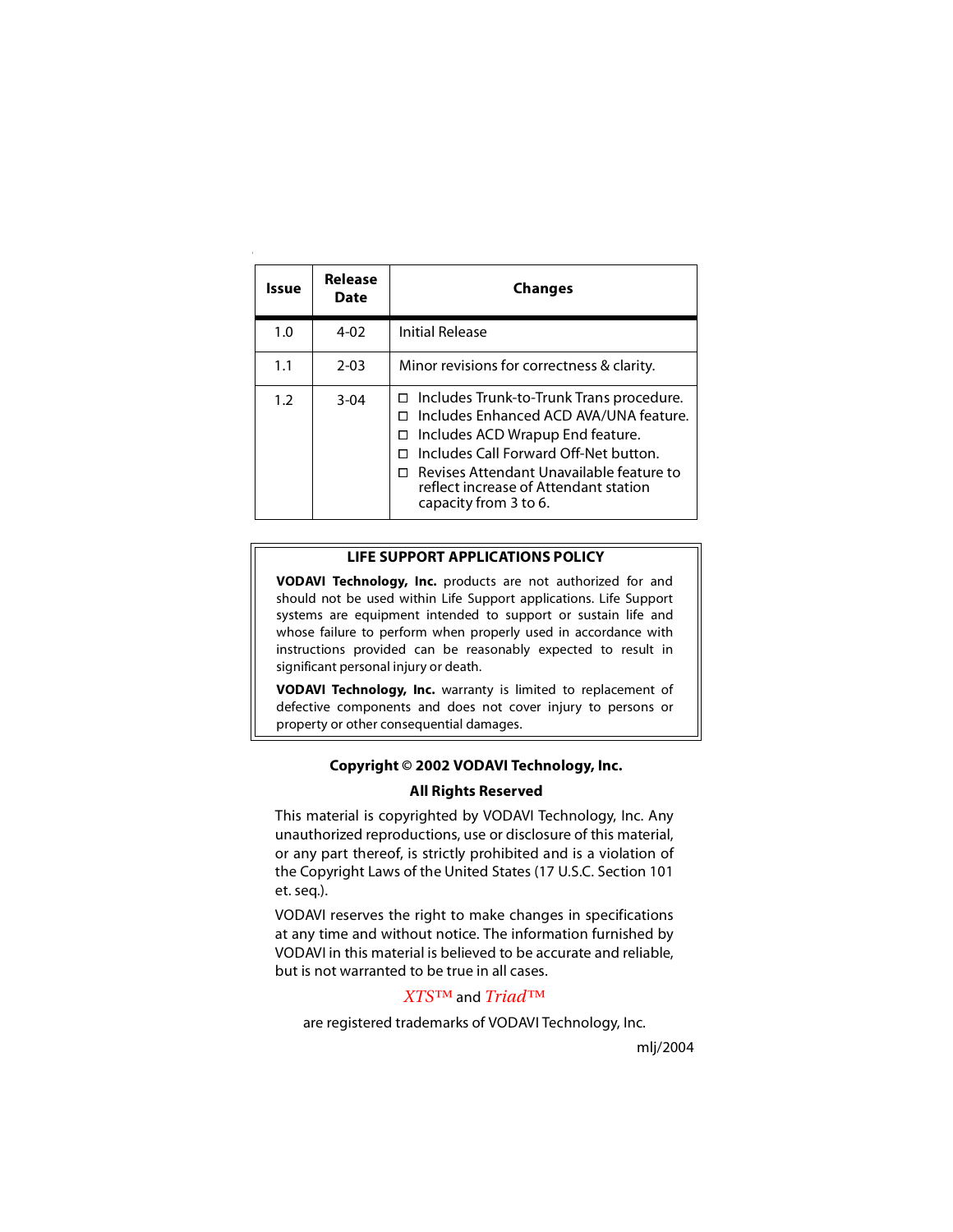| Issue | Release Date | Changes |
|---|---|---|
| 1.0 | 4-02 | Initial Release |
| 1.1 | 2-03 | Minor revisions for correctness & clarity. |
| 1.2 | 3-04 | ☐ Includes Trunk-to-Trunk Trans procedure.<br>☐ Includes Enhanced ACD AVA/UNA feature.<br>☐ Includes ACD Wrapup End feature.<br>☐ Includes Call Forward Off-Net button.<br>☐ Revises Attendant Unavailable feature to reflect increase of Attendant station capacity from 3 to 6. |

**LIFE SUPPORT APPLICATIONS POLICY**

**VODAVI Technology, Inc.** products are not authorized for and should not be used within Life Support applications. Life Support systems are equipment intended to support or sustain life and whose failure to perform when properly used in accordance with instructions provided can be reasonably expected to result in significant personal injury or death.

**VODAVI Technology, Inc.** warranty is limited to replacement of defective components and does not cover injury to persons or property or other consequential damages.

**Copyright © 2002 VODAVI Technology, Inc.**

**All Rights Reserved**

This material is copyrighted by VODAVI Technology, Inc. Any unauthorized reproductions, use or disclosure of this material, or any part thereof, is strictly prohibited and is a violation of the Copyright Laws of the United States (17 U.S.C. Section 101 et. seq.).

VODAVI reserves the right to make changes in specifications at any time and without notice. The information furnished by VODAVI in this material is believed to be accurate and reliable, but is not warranted to be true in all cases.

*XTS™* and *Triad™*

are registered trademarks of VODAVI Technology, Inc.

mlj/2004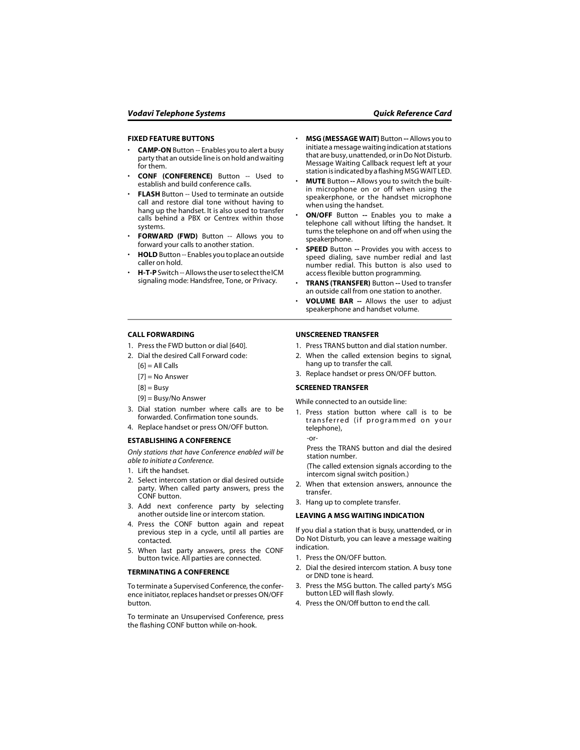## FIXED FEATURE BUTTONS

- **CAMP-ON** Button -- Enables you to alert a busy party that an outside line is on hold and waiting for them.
- **CONF (CONFERENCE)** Button -- Used to establish and build conference calls.
- **FLASH** Button -- Used to terminate an outside call and restore dial tone without having to hang up the handset. It is also used to transfer calls behind a PBX or Centrex within those systems.
- **FORWARD (FWD)** Button -- Allows you to forward your calls to another station.
- **HOLD** Button -- Enables you to place an outside caller on hold.
- **H-T-P** Switch -- Allows the user to select the ICM signaling mode: Handsfree, Tone, or Privacy.
- **MSG (MESSAGE WAIT)** Button -- Allows you to initiate a message waiting indication at stations that are busy, unattended, or in Do Not Disturb. Message Waiting Callback request left at your station is indicated by a flashing MSG WAIT LED.
- **MUTE** Button -- Allows you to switch the built-in microphone on or off when using the speakerphone, or the handset microphone when using the handset.
- **ON/OFF** Button -- Enables you to make a telephone call without lifting the handset. It turns the telephone on and off when using the speakerphone.
- **SPEED** Button -- Provides you with access to speed dialing, save number redial and last number redial. This button is also used to access flexible button programming.
- **TRANS (TRANSFER)** Button -- Used to transfer an outside call from one station to another.
- **VOLUME BAR** -- Allows the user to adjust speakerphone and handset volume.

## CALL FORWARDING

1. Press the FWD button or dial [640].
2. Dial the desired Call Forward code:

   [6] = All Calls

   [7] = No Answer

   [8] = Busy

   [9] = Busy/No Answer
3. Dial station number where calls are to be forwarded. Confirmation tone sounds.
4. Replace handset or press ON/OFF button.

## ESTABLISHING A CONFERENCE

*Only stations that have Conference enabled will be able to initiate a Conference.*

1. Lift the handset.
2. Select intercom station or dial desired outside party. When called party answers, press the CONF button.
3. Add next conference party by selecting another outside line or intercom station.
4. Press the CONF button again and repeat previous step in a cycle, until all parties are contacted.
5. When last party answers, press the CONF button twice. All parties are connected.

## TERMINATING A CONFERENCE

To terminate a Supervised Conference, the conference initiator, replaces handset or presses ON/OFF button.

To terminate an Unsupervised Conference, press the flashing CONF button while on-hook.

## UNSCREENED TRANSFER

1. Press TRANS button and dial station number.
2. When the called extension begins to signal, hang up to transfer the call.
3. Replace handset or press ON/OFF button.

## SCREENED TRANSFER

While connected to an outside line:

1. Press station button where call is to be transferred (if programmed on your telephone),

   -or-

   Press the TRANS button and dial the desired station number.

   (The called extension signals according to the intercom signal switch position.)
2. When that extension answers, announce the transfer.
3. Hang up to complete transfer.

## LEAVING A MSG WAITING INDICATION

If you dial a station that is busy, unattended, or in Do Not Disturb, you can leave a message waiting indication.

1. Press the ON/OFF button.
2. Dial the desired intercom station. A busy tone or DND tone is heard.
3. Press the MSG button. The called party's MSG button LED will flash slowly.
4. Press the ON/Off button to end the call.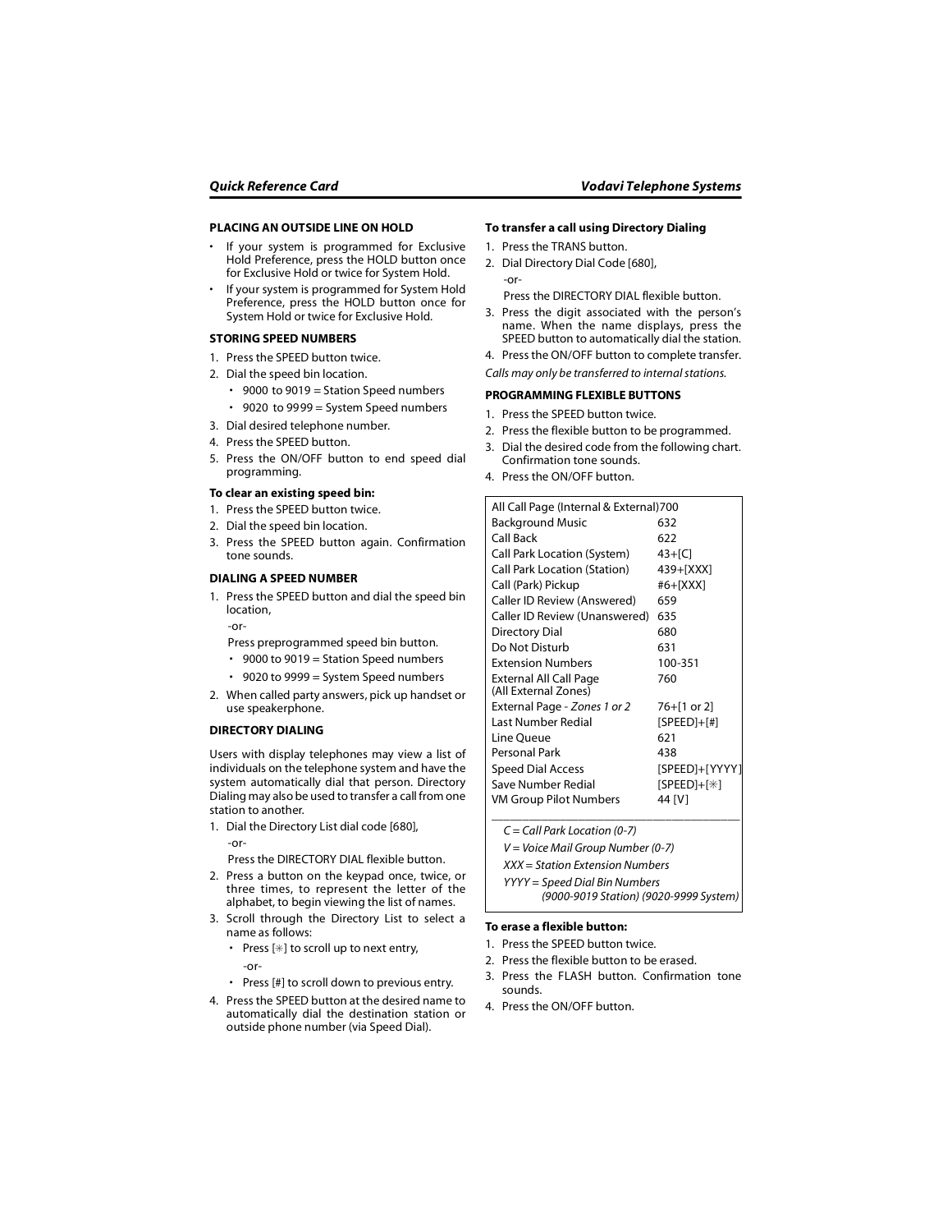## PLACING AN OUTSIDE LINE ON HOLD

- If your system is programmed for Exclusive Hold Preference, press the HOLD button once for Exclusive Hold or twice for System Hold.
- If your system is programmed for System Hold Preference, press the HOLD button once for System Hold or twice for Exclusive Hold.

## STORING SPEED NUMBERS

1. Press the SPEED button twice.
2. Dial the speed bin location.
   - 9000 to 9019 = Station Speed numbers
   - 9020 to 9999 = System Speed numbers
3. Dial desired telephone number.
4. Press the SPEED button.
5. Press the ON/OFF button to end speed dial programming.

**To clear an existing speed bin:**

1. Press the SPEED button twice.
2. Dial the speed bin location.
3. Press the SPEED button again. Confirmation tone sounds.

## DIALING A SPEED NUMBER

1. Press the SPEED button and dial the speed bin location,

   -or-

   Press preprogrammed speed bin button.
   - 9000 to 9019 = Station Speed numbers
   - 9020 to 9999 = System Speed numbers
2. When called party answers, pick up handset or use speakerphone.

## DIRECTORY DIALING

Users with display telephones may view a list of individuals on the telephone system and have the system automatically dial that person. Directory Dialing may also be used to transfer a call from one station to another.

1. Dial the Directory List dial code [680],

   -or-

   Press the DIRECTORY DIAL flexible button.
2. Press a button on the keypad once, twice, or three times, to represent the letter of the alphabet, to begin viewing the list of names.
3. Scroll through the Directory List to select a name as follows:
   - Press [*] to scroll up to next entry,

     -or-
   - Press [#] to scroll down to previous entry.
4. Press the SPEED button at the desired name to automatically dial the destination station or outside phone number (via Speed Dial).

**To transfer a call using Directory Dialing**

1. Press the TRANS button.
2. Dial Directory Dial Code [680],

   -or-

   Press the DIRECTORY DIAL flexible button.
3. Press the digit associated with the person's name. When the name displays, press the SPEED button to automatically dial the station.
4. Press the ON/OFF button to complete transfer.

*Calls may only be transferred to internal stations.*

## PROGRAMMING FLEXIBLE BUTTONS

1. Press the SPEED button twice.
2. Press the flexible button to be programmed.
3. Dial the desired code from the following chart. Confirmation tone sounds.
4. Press the ON/OFF button.

| Feature | Code |
|---|---|
| All Call Page (Internal & External) | 700 |
| Background Music | 632 |
| Call Back | 622 |
| Call Park Location (System) | 43+[C] |
| Call Park Location (Station) | 439+[XXX] |
| Call (Park) Pickup | #6+[XXX] |
| Caller ID Review (Answered) | 659 |
| Caller ID Review (Unanswered) | 635 |
| Directory Dial | 680 |
| Do Not Disturb | 631 |
| Extension Numbers | 100-351 |
| External All Call Page (All External Zones) | 760 |
| External Page - *Zones 1 or 2* | 76+[1 or 2] |
| Last Number Redial | [SPEED]+[#] |
| Line Queue | 621 |
| Personal Park | 438 |
| Speed Dial Access | [SPEED]+[YYYY] |
| Save Number Redial | [SPEED]+[*] |
| VM Group Pilot Numbers | 44 [V] |

*C = Call Park Location (0-7)*

*V = Voice Mail Group Number (0-7)*

*XXX = Station Extension Numbers*

*YYYY = Speed Dial Bin Numbers (9000-9019 Station) (9020-9999 System)*

**To erase a flexible button:**

1. Press the SPEED button twice.
2. Press the flexible button to be erased.
3. Press the FLASH button. Confirmation tone sounds.
4. Press the ON/OFF button.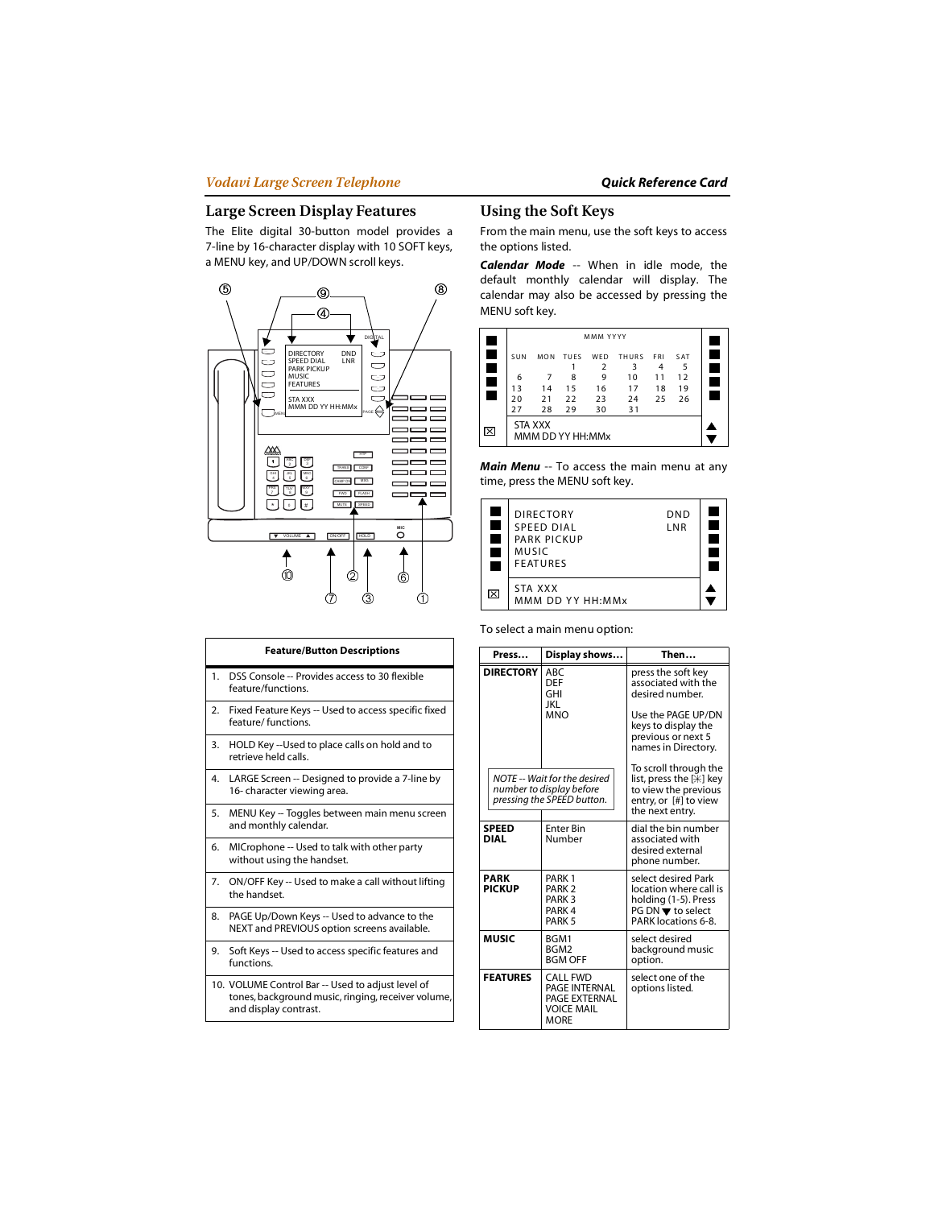## Large Screen Display Features

The Elite digital 30-button model provides a 7-line by 16-character display with 10 SOFT keys, a MENU key, and UP/DOWN scroll keys.

| Feature/Button Descriptions |
|---|
| 1. DSS Console -- Provides access to 30 flexible feature/functions. |
| 2. Fixed Feature Keys -- Used to access specific fixed feature/ functions. |
| 3. HOLD Key --Used to place calls on hold and to retrieve held calls. |
| 4. LARGE Screen -- Designed to provide a 7-line by 16- character viewing area. |
| 5. MENU Key -- Toggles between main menu screen and monthly calendar. |
| 6. MIcrophone -- Used to talk with other party without using the handset. |
| 7. ON/OFF Key -- Used to make a call without lifting the handset. |
| 8. PAGE Up/Down Keys -- Used to advance to the NEXT and PREVIOUS option screens available. |
| 9. Soft Keys -- Used to access specific features and functions. |
| 10. VOLUME Control Bar -- Used to adjust level of tones, background music, ringing, receiver volume, and display contrast. |

## Using the Soft Keys

From the main menu, use the soft keys to access the options listed.

***Calendar Mode*** -- When in idle mode, the default monthly calendar will display. The calendar may also be accessed by pressing the MENU soft key.

```
              MMM YYYY
SUN  MON  TUES  WED  THURS  FRI  SAT
            1    2     3     4    5
 6    7     8    9    10    11   12
13   14    15   16    17    18   19
20   21    22   23    24    25   26
27   28    29   30    31
STA XXX
MMM DD YY HH:MMx
```

***Main Menu*** -- To access the main menu at any time, press the MENU soft key.

```
DIRECTORY        DND
SPEED DIAL       LNR
PARK PICKUP
MUSIC
FEATURES

STA XXX
MMM DD YY HH:MMx
```

To select a main menu option:

| Press... | Display shows... | Then... |
|---|---|---|
| **DIRECTORY** | ABC<br>DEF<br>GHI<br>JKL<br>MNO<br><br>*NOTE -- Wait for the desired number to display before pressing the SPEED button.* | press the soft key associated with the desired number.<br><br>Use the PAGE UP/DN keys to display the previous or next 5 names in Directory.<br><br>To scroll through the list, press the [*] key to view the previous entry, or [#] to view the next entry. |
| **SPEED DIAL** | Enter Bin Number | dial the bin number associated with desired external phone number. |
| **PARK PICKUP** | PARK 1<br>PARK 2<br>PARK 3<br>PARK 4<br>PARK 5 | select desired Park location where call is holding (1-5). Press PG DN ▼ to select PARK locations 6-8. |
| **MUSIC** | BGM1<br>BGM2<br>BGM OFF | select desired background music option. |
| **FEATURES** | CALL FWD<br>PAGE INTERNAL<br>PAGE EXTERNAL<br>VOICE MAIL<br>MORE | select one of the options listed. |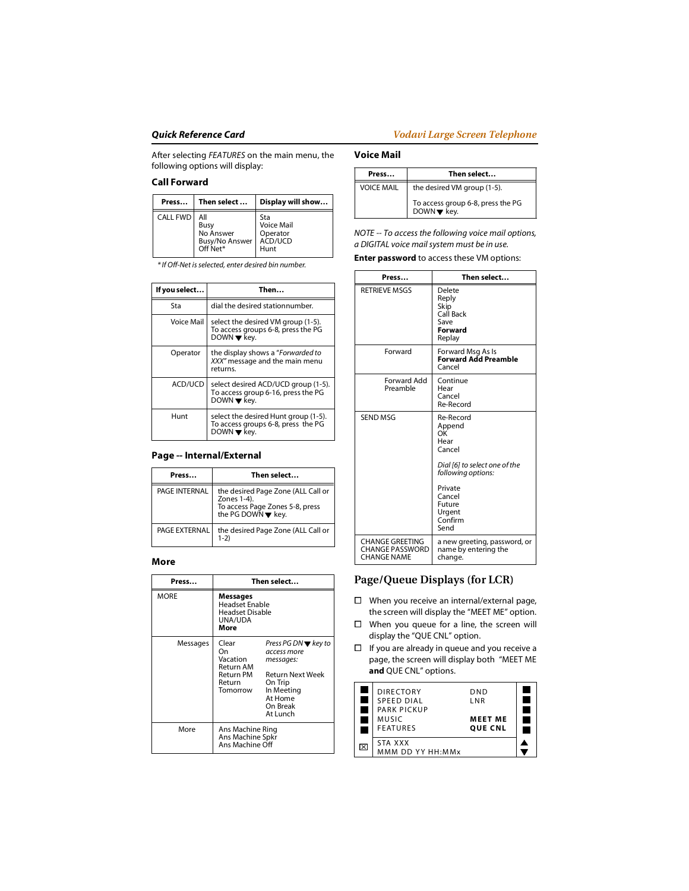After selecting *FEATURES* on the main menu, the following options will display:

## Call Forward

| Press… | Then select … | Display will show… |
|---|---|---|
| CALL FWD | All<br>Busy<br>No Answer<br>Busy/No Answer<br>Off Net* | Sta<br>Voice Mail<br>Operator<br>ACD/UCD<br>Hunt |

*\* If Off-Net is selected, enter desired bin number.*

| If you select… | Then… |
|---|---|
| Sta | dial the desired stationnumber. |
| Voice Mail | select the desired VM group (1-5). To access groups 6-8, press the PG DOWN ▼ key. |
| Operator | the display shows a "*Forwarded to XXX*" message and the main menu returns. |
| ACD/UCD | select desired ACD/UCD group (1-5). To access group 6-16, press the PG DOWN ▼ key. |
| Hunt | select the desired Hunt group (1-5). To access groups 6-8, press the PG DOWN ▼ key. |

## Page -- Internal/External

| Press… | Then select… |
|---|---|
| PAGE INTERNAL | the desired Page Zone (ALL Call or Zones 1-4). To access Page Zones 5-8, press the PG DOWN ▼ key. |
| PAGE EXTERNAL | the desired Page Zone (ALL Call or 1-2) |

## More

| Press… | Then select… | |
|---|---|---|
| MORE | **Messages**<br>Headset Enable<br>Headset Disable<br>UNA/UDA<br>**More** | |
| Messages | Clear<br>On<br>Vacation<br>Return AM<br>Return PM<br>Return Tomorrow | *Press PG DN ▼ key to access more messages:*<br>Return Next Week<br>On Trip<br>In Meeting<br>At Home<br>On Break<br>At Lunch |
| More | Ans Machine Ring<br>Ans Machine Spkr<br>Ans Machine Off | |

## Voice Mail

| Press… | Then select… |
|---|---|
| VOICE MAIL | the desired VM group (1-5).<br>To access group 6-8, press the PG DOWN ▼ key. |

*NOTE -- To access the following voice mail options, a DIGITAL voice mail system must be in use.*

**Enter password** to access these VM options:

| Press… | Then select… |
|---|---|
| RETRIEVE MSGS | Delete<br>Reply<br>Skip<br>Call Back<br>Save<br>**Forward**<br>Replay |
| Forward | Forward Msg As Is<br>**Forward Add Preamble**<br>Cancel |
| Forward Add Preamble | Continue<br>Hear<br>Cancel<br>Re-Record |
| SEND MSG | Re-Record<br>Append<br>OK<br>Hear<br>Cancel<br><br>*Dial [6] to select one of the following options:*<br><br>Private<br>Cancel<br>Future<br>Urgent<br>Confirm<br>Send |
| CHANGE GREETING<br>CHANGE PASSWORD<br>CHANGE NAME | a new greeting, password, or name by entering the change. |

## Page/Queue Displays (for LCR)

- ☐ When you receive an internal/external page, the screen will display the "MEET ME" option.
- ☐ When you queue for a line, the screen will display the "QUE CNL" option.
- ☐ If you are already in queue and you receive a page, the screen will display both "MEET ME **and** QUE CNL" options.

```
■  DIRECTORY          DND        ■
■  SPEED DIAL         LNR        ■
■  PARK PICKUP                   ■
■  MUSIC              MEET ME    ■
■  FEATURES           QUE CNL    ■
☒  STA XXX                       ▲
   MMM DD YY HH:MMx              ▼
```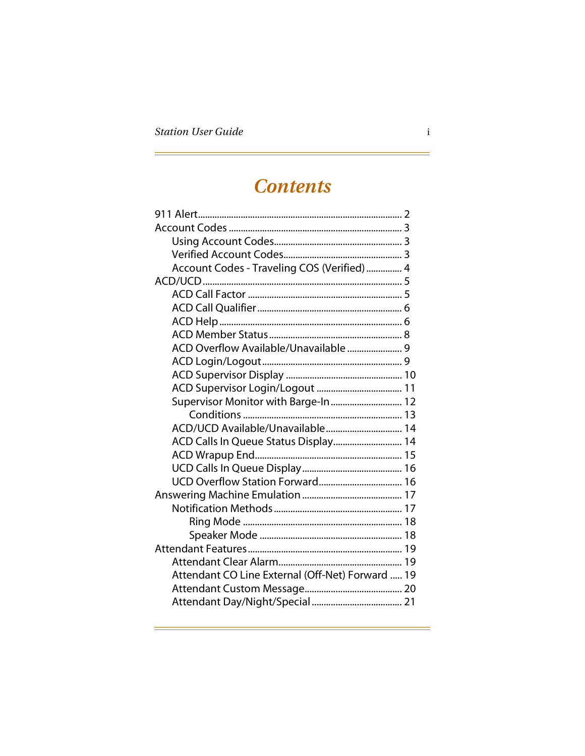# Contents

- 911 Alert ..... 2
- Account Codes ..... 3
  - Using Account Codes ..... 3
  - Verified Account Codes ..... 3
  - Account Codes - Traveling COS (Verified) ..... 4
- ACD/UCD ..... 5
  - ACD Call Factor ..... 5
  - ACD Call Qualifier ..... 6
  - ACD Help ..... 6
  - ACD Member Status ..... 8
  - ACD Overflow Available/Unavailable ..... 9
  - ACD Login/Logout ..... 9
  - ACD Supervisor Display ..... 10
  - ACD Supervisor Login/Logout ..... 11
  - Supervisor Monitor with Barge-In ..... 12
    - Conditions ..... 13
  - ACD/UCD Available/Unavailable ..... 14
  - ACD Calls In Queue Status Display ..... 14
  - ACD Wrapup End ..... 15
  - UCD Calls In Queue Display ..... 16
  - UCD Overflow Station Forward ..... 16
- Answering Machine Emulation ..... 17
  - Notification Methods ..... 17
    - Ring Mode ..... 18
    - Speaker Mode ..... 18
- Attendant Features ..... 19
  - Attendant Clear Alarm ..... 19
  - Attendant CO Line External (Off-Net) Forward ..... 19
  - Attendant Custom Message ..... 20
  - Attendant Day/Night/Special ..... 21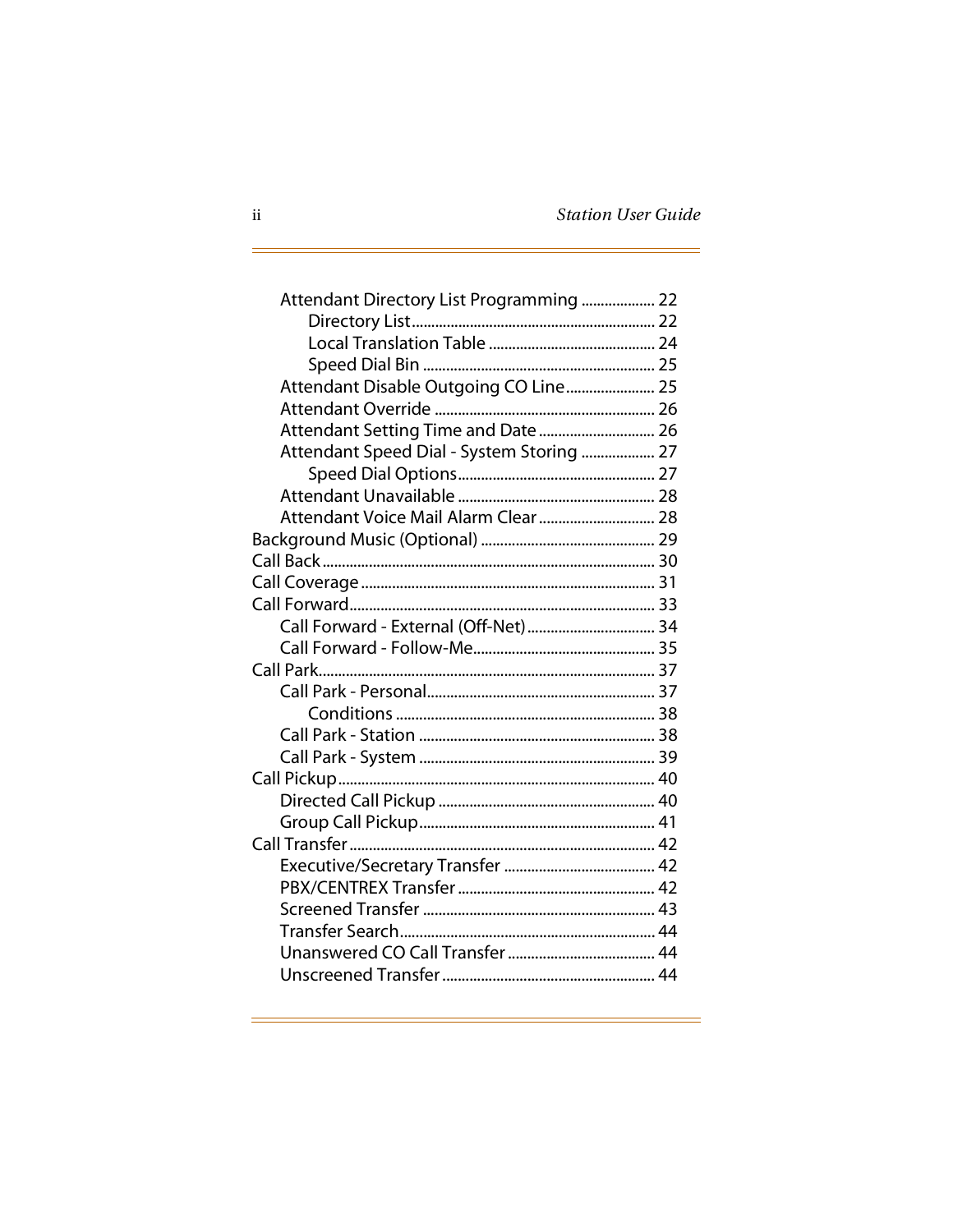- Attendant Directory List Programming ................... 22
  - Directory List............................................................... 22
  - Local Translation Table ........................................... 24
  - Speed Dial Bin ............................................................ 25
- Attendant Disable Outgoing CO Line....................... 25
- Attendant Override ......................................................... 26
- Attendant Setting Time and Date .............................. 26
- Attendant Speed Dial - System Storing ................... 27
  - Speed Dial Options................................................... 27
- Attendant Unavailable ................................................... 28
- Attendant Voice Mail Alarm Clear .............................. 28

Background Music (Optional) ............................................. 29

Call Back..................................................................................... 30

Call Coverage ........................................................................... 31

Call Forward............................................................................... 33

- Call Forward - External (Off-Net)................................. 34
- Call Forward - Follow-Me............................................... 35

Call Park...................................................................................... 37

- Call Park - Personal........................................................... 37
  - Conditions .................................................................. 38
- Call Park - Station ............................................................. 38
- Call Park - System ............................................................. 39

Call Pickup.................................................................................. 40

- Directed Call Pickup ......................................................... 40
- Group Call Pickup............................................................. 41

Call Transfer............................................................................... 42

- Executive/Secretary Transfer ....................................... 42
- PBX/CENTREX Transfer ................................................... 42
- Screened Transfer ............................................................ 43
- Transfer Search.................................................................. 44
- Unanswered CO Call Transfer ...................................... 44
- Unscreened Transfer....................................................... 44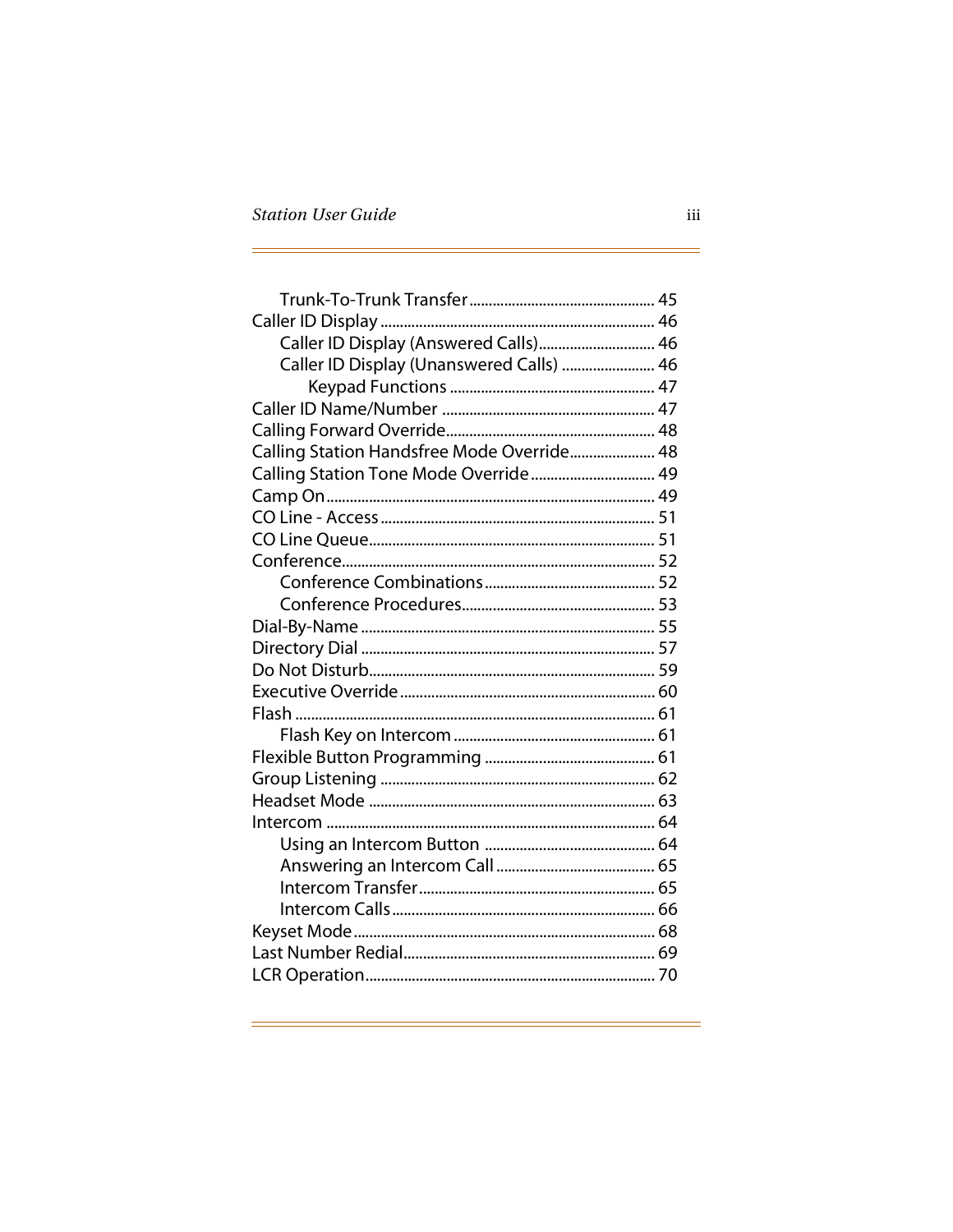- Trunk-To-Trunk Transfer ............................................ 45

Caller ID Display ................................................................ 46

- Caller ID Display (Answered Calls)............................ 46
- Caller ID Display (Unanswered Calls) ....................... 46
  - Keypad Functions ................................................ 47

Caller ID Name/Number ................................................... 47

Calling Forward Override.................................................. 48

Calling Station Handsfree Mode Override...................... 48

Calling Station Tone Mode Override ................................ 49

Camp On................................................................................ 49

CO Line - Access ................................................................. 51

CO Line Queue..................................................................... 51

Conference............................................................................ 52

- Conference Combinations ........................................... 52
- Conference Procedures................................................. 53

Dial-By-Name ....................................................................... 55

Directory Dial ....................................................................... 57

Do Not Disturb..................................................................... 59

Executive Override ............................................................. 60

Flash ....................................................................................... 61

- Flash Key on Intercom ................................................. 61

Flexible Button Programming ......................................... 61

Group Listening .................................................................. 62

Headset Mode ..................................................................... 63

Intercom ............................................................................... 64

- Using an Intercom Button ......................................... 64
- Answering an Intercom Call ....................................... 65
- Intercom Transfer.......................................................... 65
- Intercom Calls................................................................. 66

Keyset Mode......................................................................... 68

Last Number Redial............................................................. 69

LCR Operation...................................................................... 70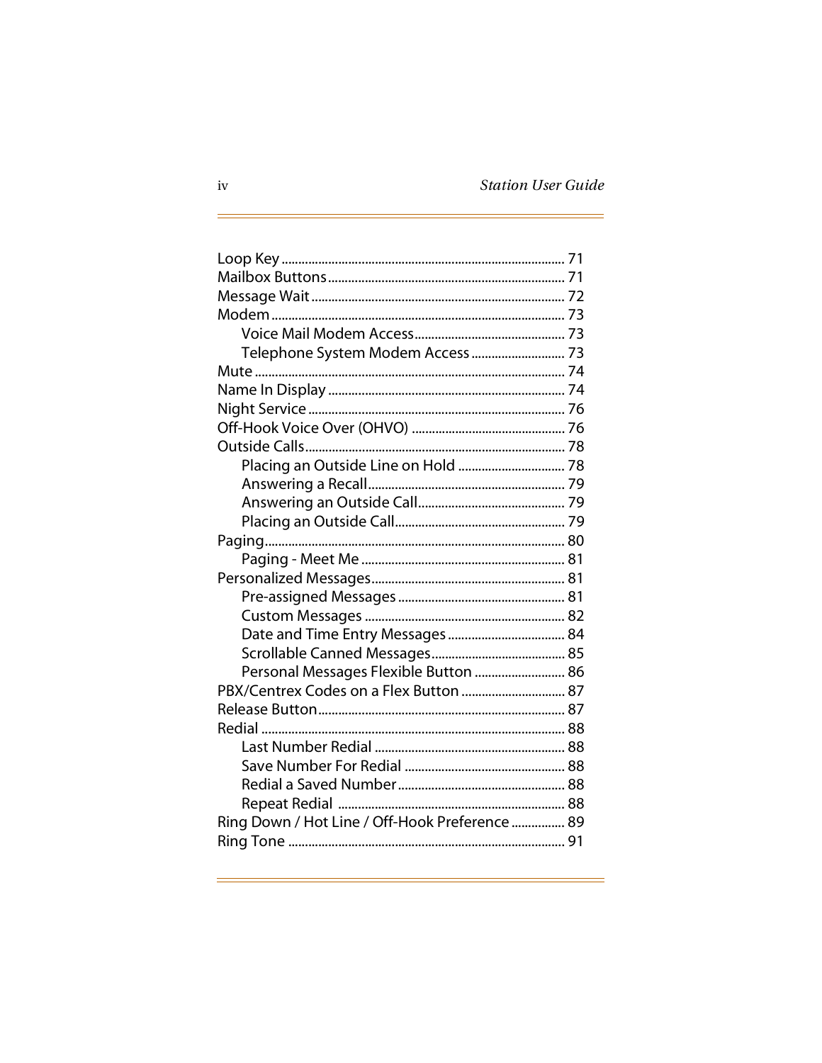Loop Key ..................................................................................... 71
Mailbox Buttons ........................................................................ 71
Message Wait ............................................................................ 72
Modem ....................................................................................... 73
    Voice Mail Modem Access ............................................. 73
    Telephone System Modem Access ............................ 73
Mute ............................................................................................ 74
Name In Display ....................................................................... 74
Night Service ............................................................................. 76
Off-Hook Voice Over (OHVO) ............................................. 76
Outside Calls .............................................................................. 78
    Placing an Outside Line on Hold ................................ 78
    Answering a Recall .......................................................... 79
    Answering an Outside Call ............................................ 79
    Placing an Outside Call ................................................... 79
Paging ......................................................................................... 80
    Paging - Meet Me ............................................................. 81
Personalized Messages .......................................................... 81
    Pre-assigned Messages .................................................. 81
    Custom Messages ............................................................ 82
    Date and Time Entry Messages ................................... 84
    Scrollable Canned Messages ........................................ 85
    Personal Messages Flexible Button ........................... 86
PBX/Centrex Codes on a Flex Button ............................... 87
Release Button ......................................................................... 87
Redial .......................................................................................... 88
    Last Number Redial ......................................................... 88
    Save Number For Redial ................................................ 88
    Redial a Saved Number .................................................. 88
    Repeat Redial .................................................................... 88
Ring Down / Hot Line / Off-Hook Preference ................ 89
Ring Tone .................................................................................. 91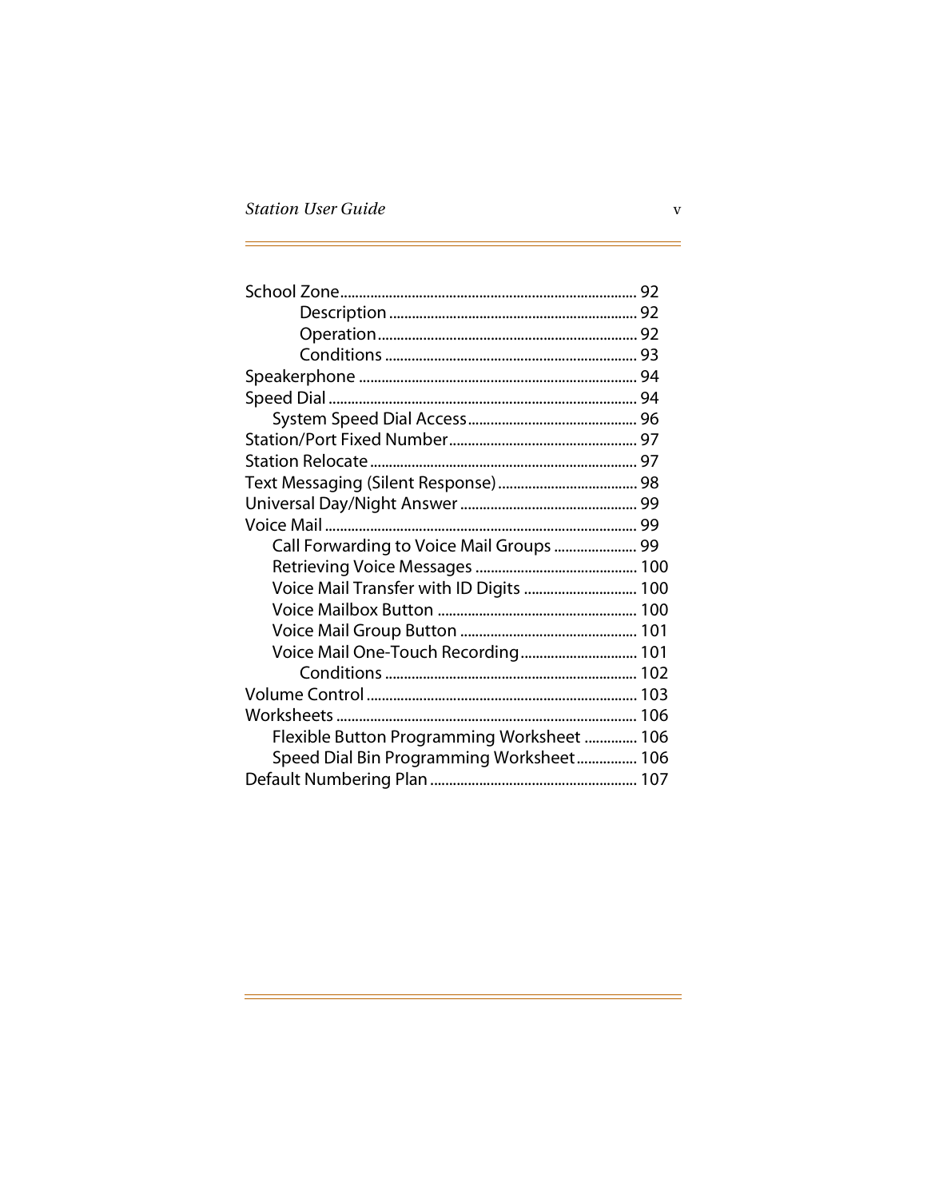- School Zone .............................................................................. 92
    - Description ................................................................ 92
    - Operation .................................................................. 92
    - Conditions ................................................................. 93
- Speakerphone ......................................................................... 94
- Speed Dial ................................................................................ 94
  - System Speed Dial Access ............................................ 96
- Station/Port Fixed Number ................................................ 97
- Station Relocate ..................................................................... 97
- Text Messaging (Silent Response) .................................... 98
- Universal Day/Night Answer .............................................. 99
- Voice Mail ................................................................................. 99
  - Call Forwarding to Voice Mail Groups ...................... 99
  - Retrieving Voice Messages .......................................... 100
  - Voice Mail Transfer with ID Digits ............................. 100
  - Voice Mailbox Button .................................................... 100
  - Voice Mail Group Button .............................................. 101
  - Voice Mail One-Touch Recording ............................... 101
    - Conditions ................................................................. 102
- Volume Control ...................................................................... 103
- Worksheets .............................................................................. 106
  - Flexible Button Programming Worksheet ............. 106
  - Speed Dial Bin Programming Worksheet ................ 106
- Default Numbering Plan ...................................................... 107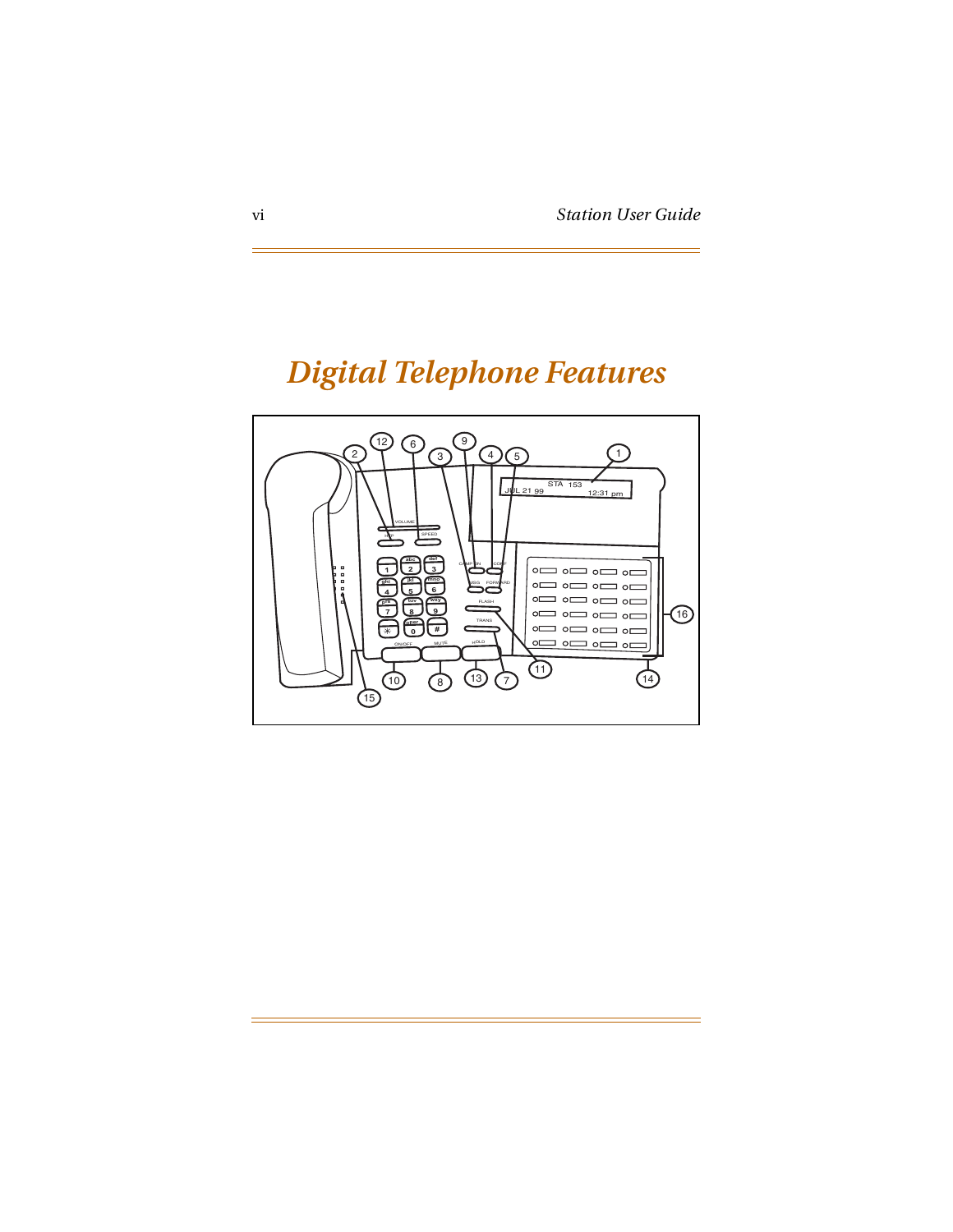# Digital Telephone Features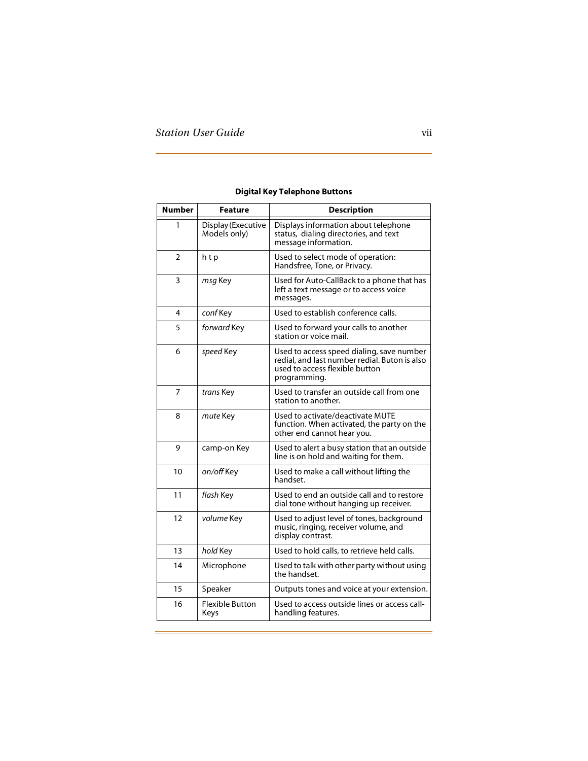**Digital Key Telephone Buttons**

| Number | Feature | Description |
|---|---|---|
| 1 | Display (Executive Models only) | Displays information about telephone status, dialing directories, and text message information. |
| 2 | h t p | Used to select mode of operation: Handsfree, Tone, or Privacy. |
| 3 | *msg* Key | Used for Auto-CallBack to a phone that has left a text message or to access voice messages. |
| 4 | *conf* Key | Used to establish conference calls. |
| 5 | *forward* Key | Used to forward your calls to another station or voice mail. |
| 6 | *speed* Key | Used to access speed dialing, save number redial, and last number redial. Buton is also used to access flexible button programming. |
| 7 | *trans* Key | Used to transfer an outside call from one station to another. |
| 8 | *mute* Key | Used to activate/deactivate MUTE function. When activated, the party on the other end cannot hear you. |
| 9 | camp-on Key | Used to alert a busy station that an outside line is on hold and waiting for them. |
| 10 | *on/off* Key | Used to make a call without lifting the handset. |
| 11 | *flash* Key | Used to end an outside call and to restore dial tone without hanging up receiver. |
| 12 | *volume* Key | Used to adjust level of tones, background music, ringing, receiver volume, and display contrast. |
| 13 | *hold* Key | Used to hold calls, to retrieve held calls. |
| 14 | Microphone | Used to talk with other party without using the handset. |
| 15 | Speaker | Outputs tones and voice at your extension. |
| 16 | Flexible Button Keys | Used to access outside lines or access call-handling features. |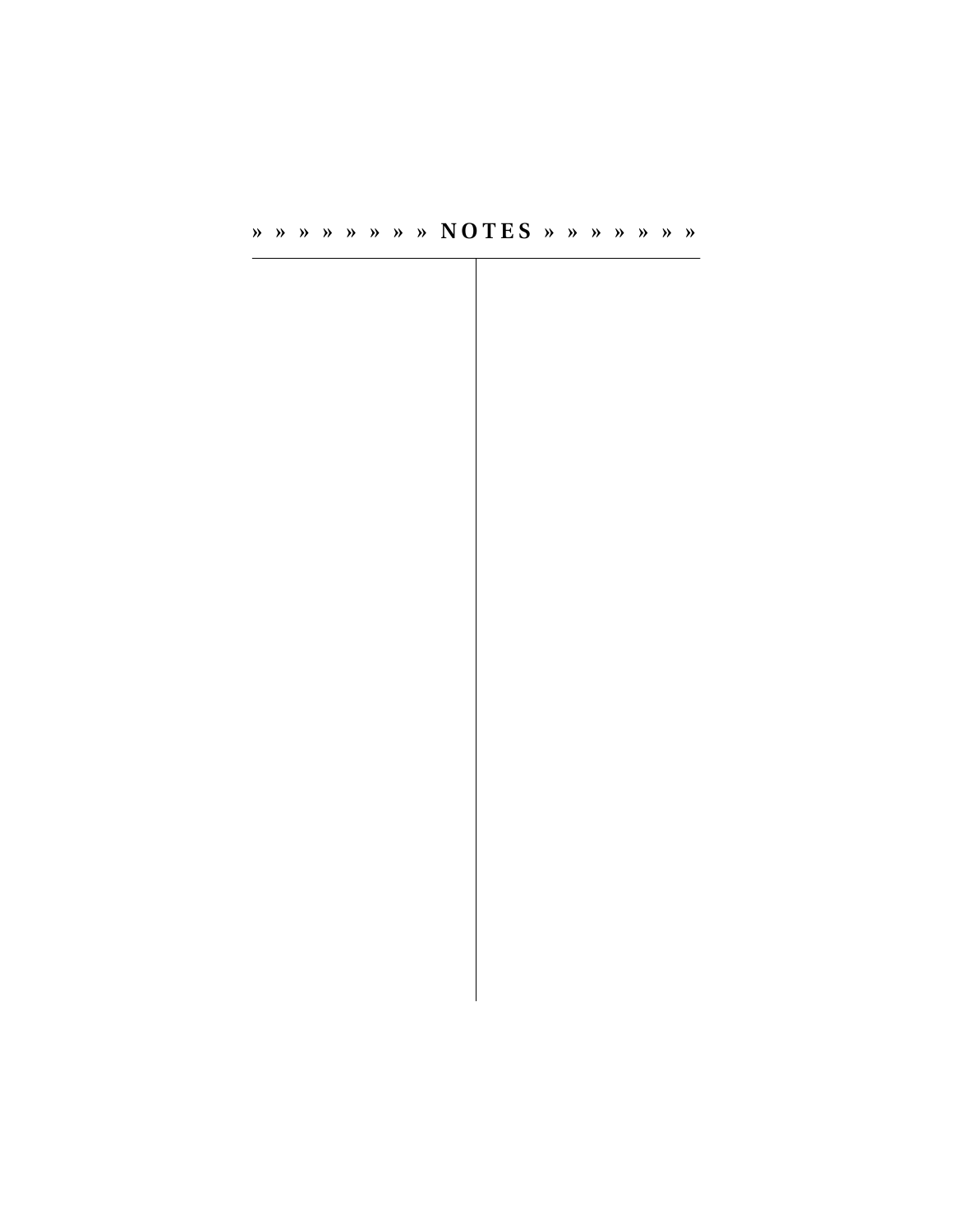» » » » » » » » » **NOTES** » » » » » » » »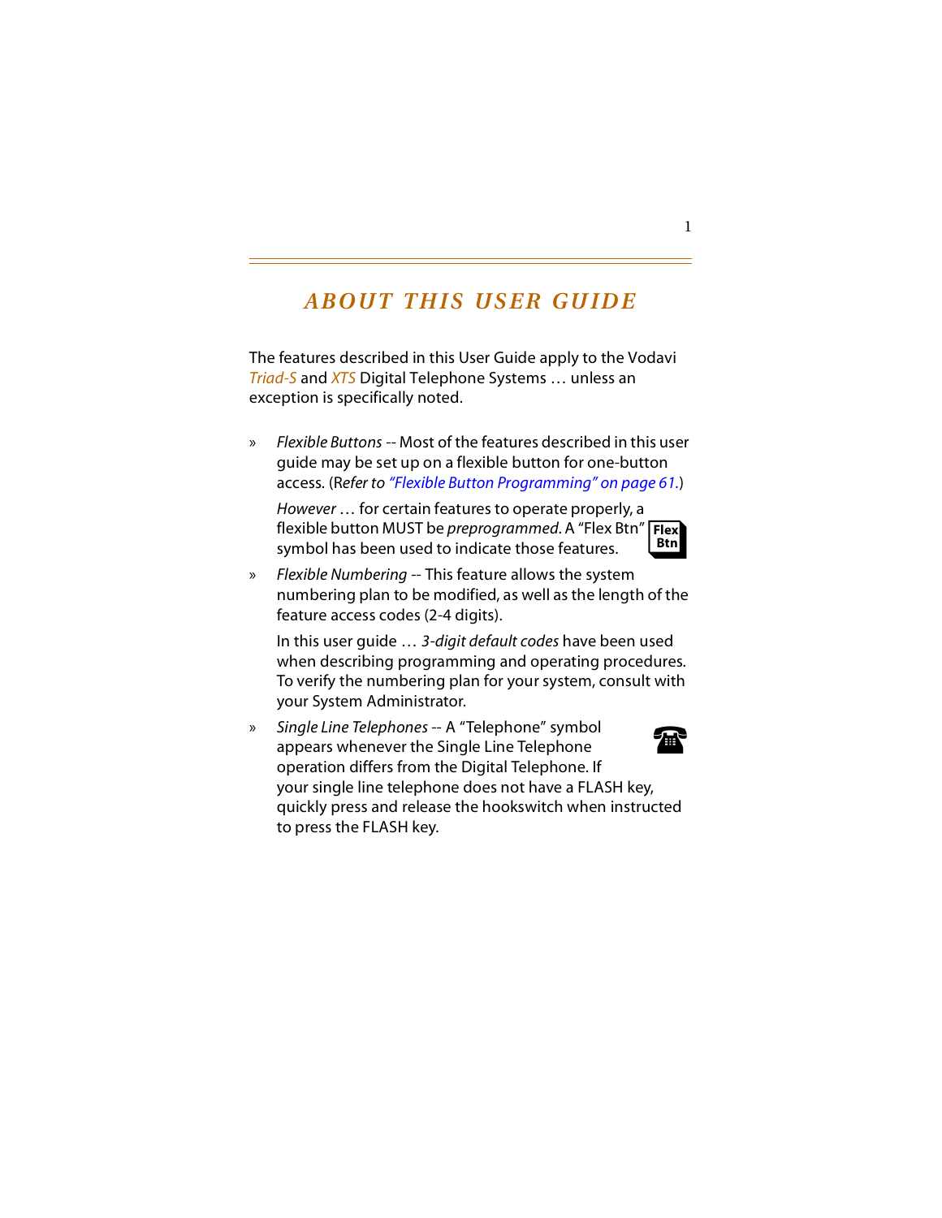# ABOUT THIS USER GUIDE

The features described in this User Guide apply to the Vodavi *Triad-S* and *XTS* Digital Telephone Systems … unless an exception is specifically noted.

» *Flexible Buttons* -- Most of the features described in this user guide may be set up on a flexible button for one-button access. (*Refer to "Flexible Button Programming" on page 61.*)

  *However* … for certain features to operate properly, a flexible button MUST be *preprogrammed*. A "Flex Btn" symbol has been used to indicate those features.

» *Flexible Numbering* -- This feature allows the system numbering plan to be modified, as well as the length of the feature access codes (2-4 digits).

  In this user guide … *3-digit default codes* have been used when describing programming and operating procedures. To verify the numbering plan for your system, consult with your System Administrator.

» *Single Line Telephones* -- A "Telephone" symbol appears whenever the Single Line Telephone operation differs from the Digital Telephone. If your single line telephone does not have a FLASH key, quickly press and release the hookswitch when instructed to press the FLASH key.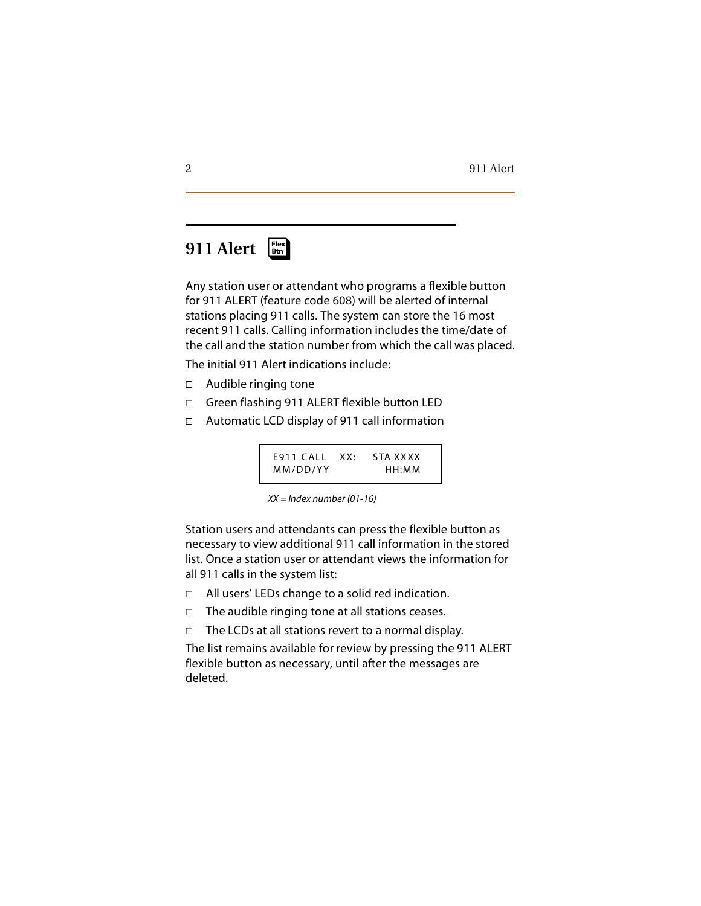# 911 Alert

Any station user or attendant who programs a flexible button for 911 ALERT (feature code 608) will be alerted of internal stations placing 911 calls. The system can store the 16 most recent 911 calls. Calling information includes the time/date of the call and the station number from which the call was placed.

The initial 911 Alert indications include:

- Audible ringing tone
- Green flashing 911 ALERT flexible button LED
- Automatic LCD display of 911 call information

```
E911 CALL   XX:    STA XXXX
MM/DD/YY              HH:MM
```

*XX = Index number (01-16)*

Station users and attendants can press the flexible button as necessary to view additional 911 call information in the stored list. Once a station user or attendant views the information for all 911 calls in the system list:

- All users' LEDs change to a solid red indication.
- The audible ringing tone at all stations ceases.
- The LCDs at all stations revert to a normal display.

The list remains available for review by pressing the 911 ALERT flexible button as necessary, until after the messages are deleted.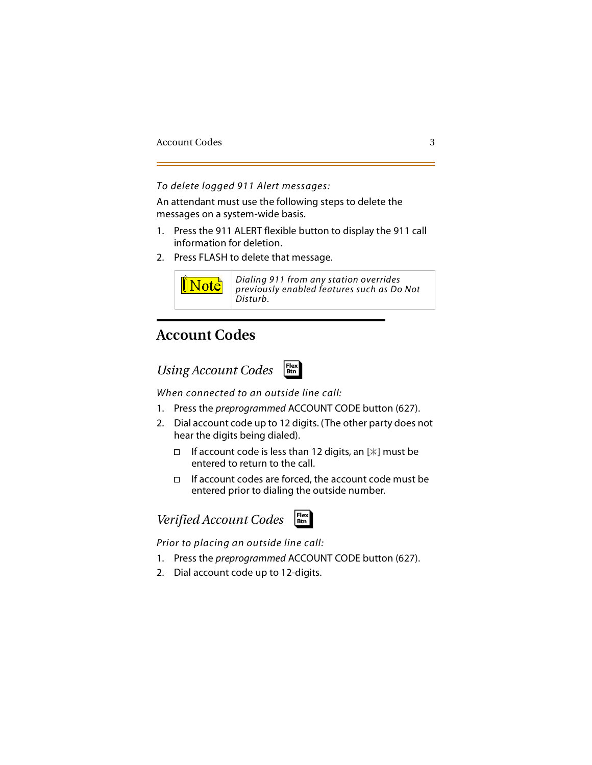*To delete logged 911 Alert messages:*

An attendant must use the following steps to delete the messages on a system-wide basis.

1. Press the 911 ALERT flexible button to display the 911 call information for deletion.
2. Press FLASH to delete that message.

| Note | *Dialing 911 from any station overrides previously enabled features such as Do Not Disturb.* |
|---|---|

## Account Codes

### *Using Account Codes* Flex Btn

*When connected to an outside line call:*

1. Press the *preprogrammed* ACCOUNT CODE button (627).
2. Dial account code up to 12 digits. (The other party does not hear the digits being dialed).
   - If account code is less than 12 digits, an [*] must be entered to return to the call.
   - If account codes are forced, the account code must be entered prior to dialing the outside number.

### *Verified Account Codes* Flex Btn

*Prior to placing an outside line call:*

1. Press the *preprogrammed* ACCOUNT CODE button (627).
2. Dial account code up to 12-digits.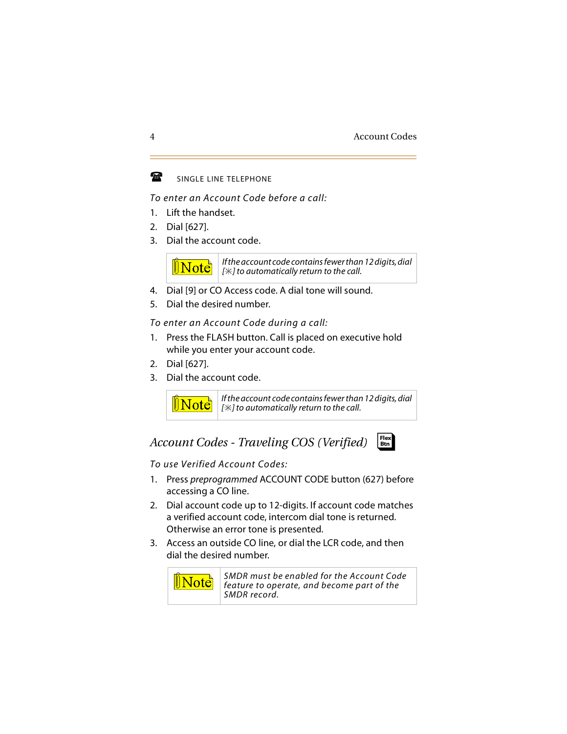SINGLE LINE TELEPHONE

*To enter an Account Code before a call:*

1. Lift the handset.
2. Dial [627].
3. Dial the account code.

> **Note**: *If the account code contains fewer than 12 digits, dial [✳] to automatically return to the call.*

4. Dial [9] or CO Access code. A dial tone will sound.
5. Dial the desired number.

*To enter an Account Code during a call:*

1. Press the FLASH button. Call is placed on executive hold while you enter your account code.
2. Dial [627].
3. Dial the account code.

> **Note**: *If the account code contains fewer than 12 digits, dial [✳] to automatically return to the call.*

## *Account Codes - Traveling COS (Verified)*

*To use Verified Account Codes:*

1. Press *preprogrammed* ACCOUNT CODE button (627) before accessing a CO line.
2. Dial account code up to 12-digits. If account code matches a verified account code, intercom dial tone is returned. Otherwise an error tone is presented.
3. Access an outside CO line, or dial the LCR code, and then dial the desired number.

> **Note**: *SMDR must be enabled for the Account Code feature to operate, and become part of the SMDR record.*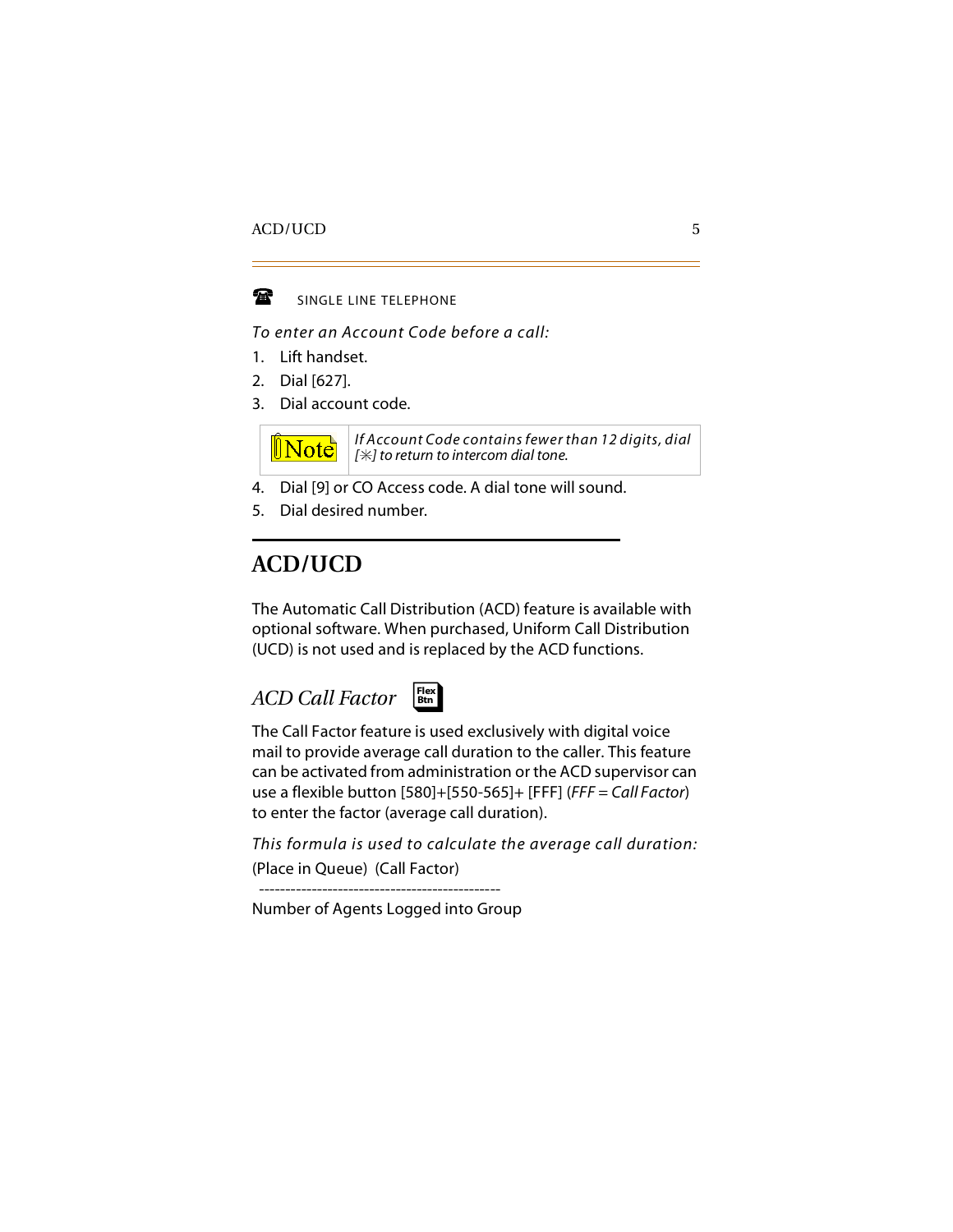SINGLE LINE TELEPHONE

*To enter an Account Code before a call:*

1. Lift handset.
2. Dial [627].
3. Dial account code.

| Note | *If Account Code contains fewer than 12 digits, dial [✳] to return to intercom dial tone.* |
|---|---|

4. Dial [9] or CO Access code. A dial tone will sound.
5. Dial desired number.

# ACD/UCD

The Automatic Call Distribution (ACD) feature is available with optional software. When purchased, Uniform Call Distribution (UCD) is not used and is replaced by the ACD functions.

## *ACD Call Factor*

The Call Factor feature is used exclusively with digital voice mail to provide average call duration to the caller. This feature can be activated from administration or the ACD supervisor can use a flexible button [580]+[550-565]+ [FFF] (*FFF = Call Factor*) to enter the factor (average call duration).

*This formula is used to calculate the average call duration:*

$$\frac{(\text{Place in Queue})\ (\text{Call Factor})}{\text{Number of Agents Logged into Group}}$$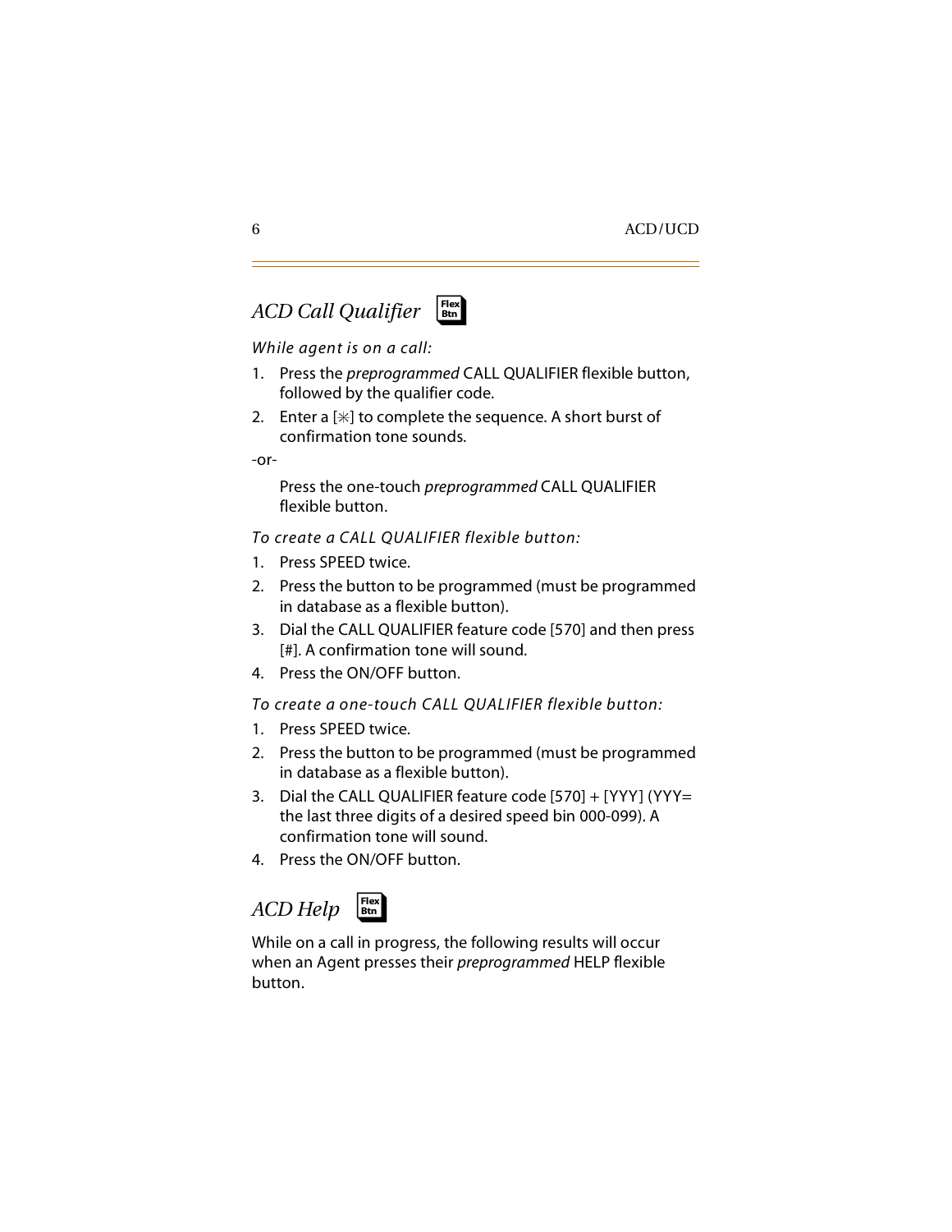## *ACD Call Qualifier* Flex Btn

*While agent is on a call:*

1. Press the *preprogrammed* CALL QUALIFIER flexible button, followed by the qualifier code.
2. Enter a [*] to complete the sequence. A short burst of confirmation tone sounds.

-or-

Press the one-touch *preprogrammed* CALL QUALIFIER flexible button.

*To create a CALL QUALIFIER flexible button:*

1. Press SPEED twice.
2. Press the button to be programmed (must be programmed in database as a flexible button).
3. Dial the CALL QUALIFIER feature code [570] and then press [#]. A confirmation tone will sound.
4. Press the ON/OFF button.

*To create a one-touch CALL QUALIFIER flexible button:*

1. Press SPEED twice.
2. Press the button to be programmed (must be programmed in database as a flexible button).
3. Dial the CALL QUALIFIER feature code [570] + [YYY] (YYY= the last three digits of a desired speed bin 000-099). A confirmation tone will sound.
4. Press the ON/OFF button.

## *ACD Help* Flex Btn

While on a call in progress, the following results will occur when an Agent presses their *preprogrammed* HELP flexible button.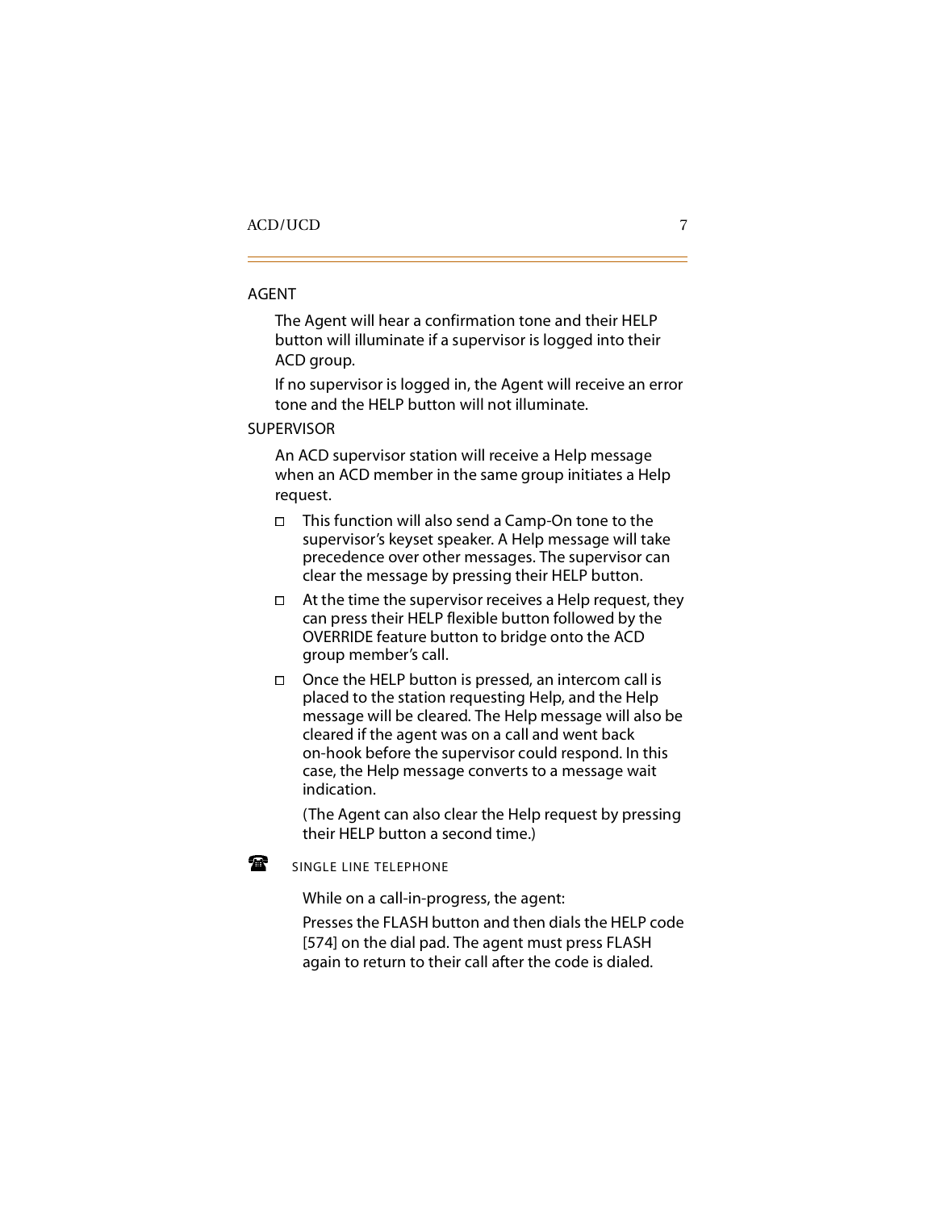AGENT

The Agent will hear a confirmation tone and their HELP button will illuminate if a supervisor is logged into their ACD group.

If no supervisor is logged in, the Agent will receive an error tone and the HELP button will not illuminate.

SUPERVISOR

An ACD supervisor station will receive a Help message when an ACD member in the same group initiates a Help request.

- This function will also send a Camp-On tone to the supervisor's keyset speaker. A Help message will take precedence over other messages. The supervisor can clear the message by pressing their HELP button.
- At the time the supervisor receives a Help request, they can press their HELP flexible button followed by the OVERRIDE feature button to bridge onto the ACD group member's call.
- Once the HELP button is pressed, an intercom call is placed to the station requesting Help, and the Help message will be cleared. The Help message will also be cleared if the agent was on a call and went back on-hook before the supervisor could respond. In this case, the Help message converts to a message wait indication.

  (The Agent can also clear the Help request by pressing their HELP button a second time.)

☎ SINGLE LINE TELEPHONE

While on a call-in-progress, the agent:

Presses the FLASH button and then dials the HELP code [574] on the dial pad. The agent must press FLASH again to return to their call after the code is dialed.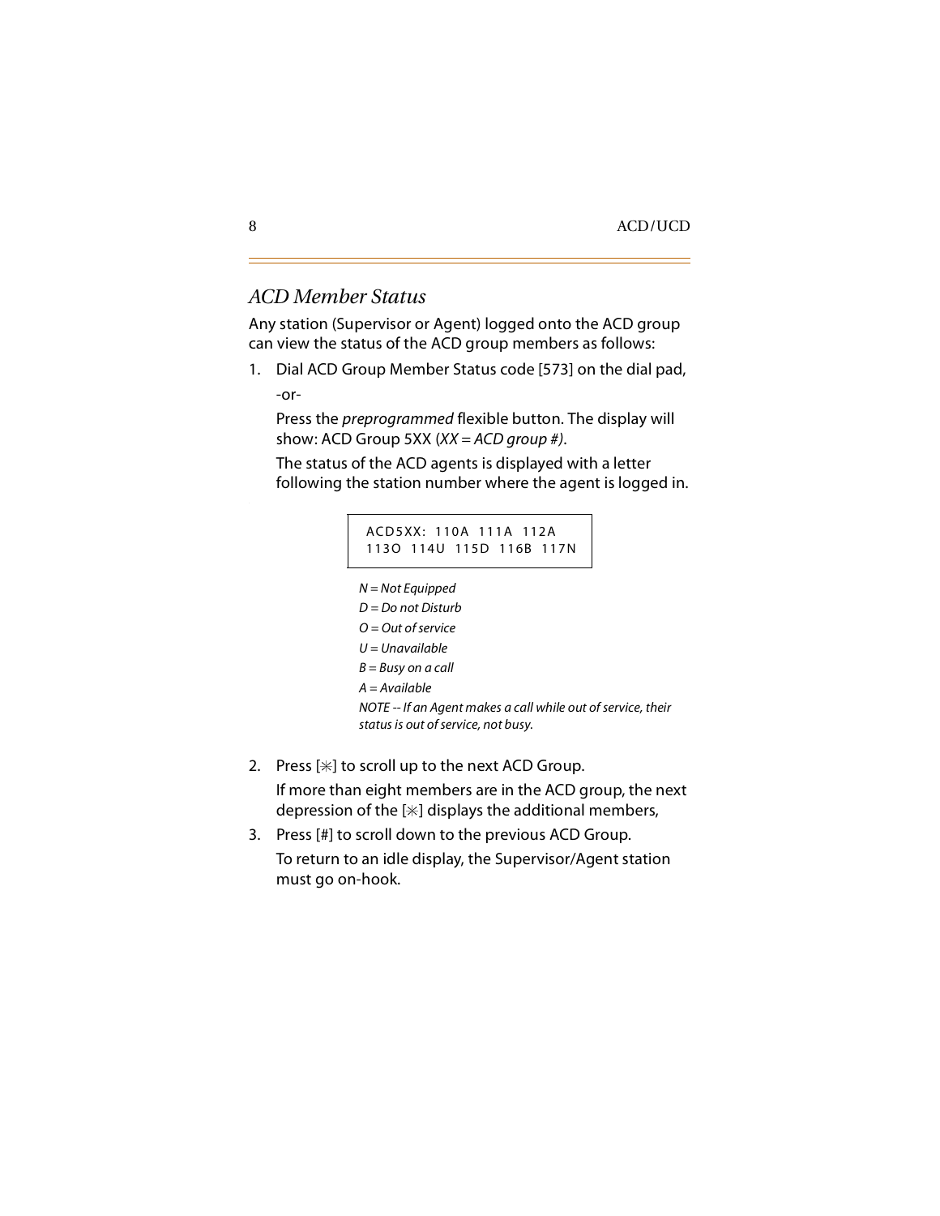## *ACD Member Status*

Any station (Supervisor or Agent) logged onto the ACD group can view the status of the ACD group members as follows:

1. Dial ACD Group Member Status code [573] on the dial pad,

   -or-

   Press the *preprogrammed* flexible button. The display will show: ACD Group 5XX (*XX = ACD group #)*.

   The status of the ACD agents is displayed with a letter following the station number where the agent is logged in.

   ```
   ACD5XX: 110A 111A 112A
   113O 114U 115D 116B 117N
   ```

   *N = Not Equipped*

   *D = Do not Disturb*

   *O = Out of service*

   *U = Unavailable*

   *B = Busy on a call*

   *A = Available*

   *NOTE -- If an Agent makes a call while out of service, their status is out of service, not busy.*

2. Press [⁎] to scroll up to the next ACD Group.

   If more than eight members are in the ACD group, the next depression of the [⁎] displays the additional members,

3. Press [#] to scroll down to the previous ACD Group.

   To return to an idle display, the Supervisor/Agent station must go on-hook.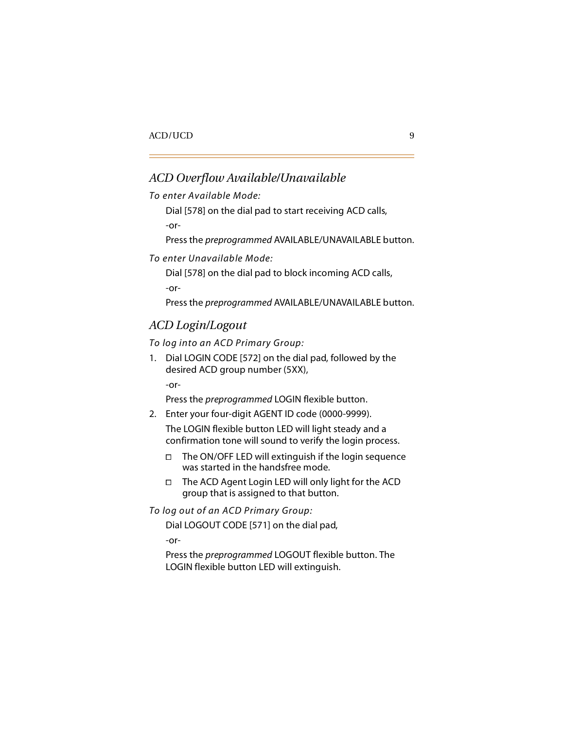## *ACD Overflow Available/Unavailable*

*To enter Available Mode:*

Dial [578] on the dial pad to start receiving ACD calls,

-or-

Press the *preprogrammed* AVAILABLE/UNAVAILABLE button.

*To enter Unavailable Mode:*

Dial [578] on the dial pad to block incoming ACD calls,

-or-

Press the *preprogrammed* AVAILABLE/UNAVAILABLE button.

## *ACD Login/Logout*

*To log into an ACD Primary Group:*

1. Dial LOGIN CODE [572] on the dial pad, followed by the desired ACD group number (5XX),

   -or-

   Press the *preprogrammed* LOGIN flexible button.

2. Enter your four-digit AGENT ID code (0000-9999).

   The LOGIN flexible button LED will light steady and a confirmation tone will sound to verify the login process.

   - The ON/OFF LED will extinguish if the login sequence was started in the handsfree mode.
   - The ACD Agent Login LED will only light for the ACD group that is assigned to that button.

*To log out of an ACD Primary Group:*

Dial LOGOUT CODE [571] on the dial pad,

-or-

Press the *preprogrammed* LOGOUT flexible button. The LOGIN flexible button LED will extinguish.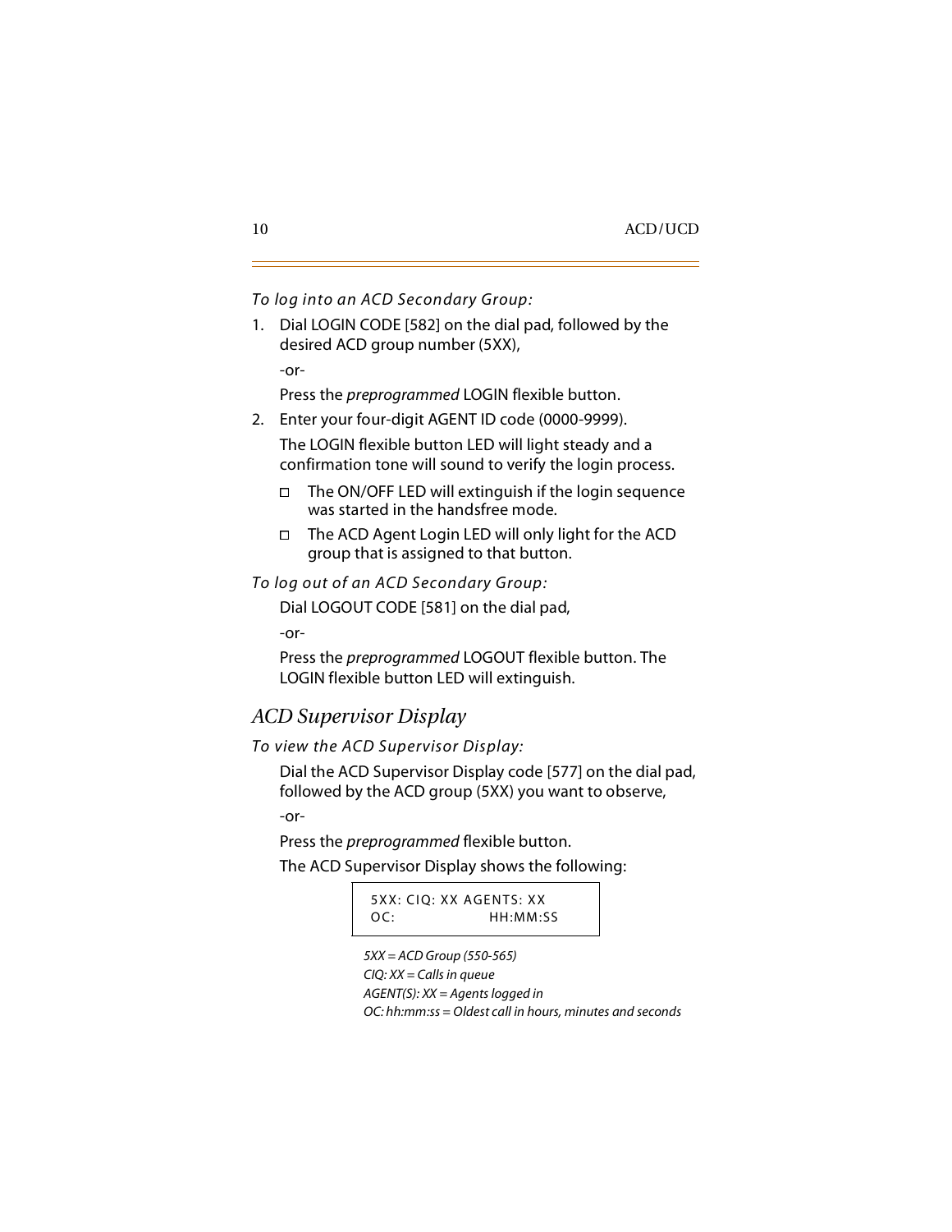*To log into an ACD Secondary Group:*

1. Dial LOGIN CODE [582] on the dial pad, followed by the desired ACD group number (5XX),

   -or-

   Press the *preprogrammed* LOGIN flexible button.

2. Enter your four-digit AGENT ID code (0000-9999).

   The LOGIN flexible button LED will light steady and a confirmation tone will sound to verify the login process.

   - The ON/OFF LED will extinguish if the login sequence was started in the handsfree mode.
   - The ACD Agent Login LED will only light for the ACD group that is assigned to that button.

*To log out of an ACD Secondary Group:*

Dial LOGOUT CODE [581] on the dial pad,

-or-

Press the *preprogrammed* LOGOUT flexible button. The LOGIN flexible button LED will extinguish.

## *ACD Supervisor Display*

*To view the ACD Supervisor Display:*

Dial the ACD Supervisor Display code [577] on the dial pad, followed by the ACD group (5XX) you want to observe,

-or-

Press the *preprogrammed* flexible button.

The ACD Supervisor Display shows the following:

```
5XX: CIQ: XX AGENTS: XX
OC:              HH:MM:SS
```

*5XX = ACD Group (550-565)*
*CIQ: XX = Calls in queue*
*AGENT(S): XX = Agents logged in*
*OC: hh:mm:ss = Oldest call in hours, minutes and seconds*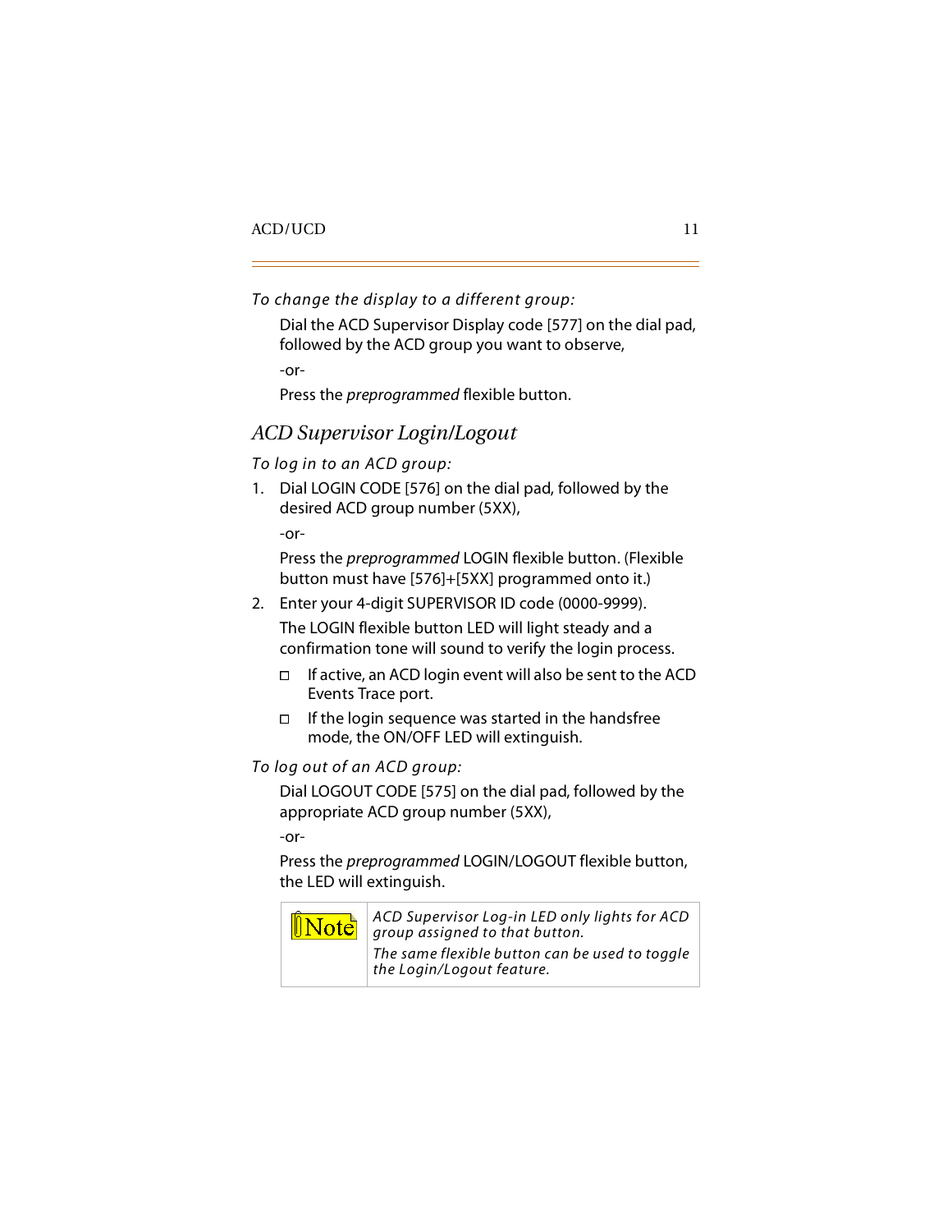*To change the display to a different group:*

Dial the ACD Supervisor Display code [577] on the dial pad, followed by the ACD group you want to observe,

-or-

Press the *preprogrammed* flexible button.

## *ACD Supervisor Login/Logout*

*To log in to an ACD group:*

1. Dial LOGIN CODE [576] on the dial pad, followed by the desired ACD group number (5XX),

   -or-

   Press the *preprogrammed* LOGIN flexible button. (Flexible button must have [576]+[5XX] programmed onto it.)

2. Enter your 4-digit SUPERVISOR ID code (0000-9999).

   The LOGIN flexible button LED will light steady and a confirmation tone will sound to verify the login process.

   - If active, an ACD login event will also be sent to the ACD Events Trace port.
   - If the login sequence was started in the handsfree mode, the ON/OFF LED will extinguish.

*To log out of an ACD group:*

Dial LOGOUT CODE [575] on the dial pad, followed by the appropriate ACD group number (5XX),

-or-

Press the *preprogrammed* LOGIN/LOGOUT flexible button, the LED will extinguish.

| Note | *ACD Supervisor Log-in LED only lights for ACD group assigned to that button.* *The same flexible button can be used to toggle the Login/Logout feature.* |
|---|---|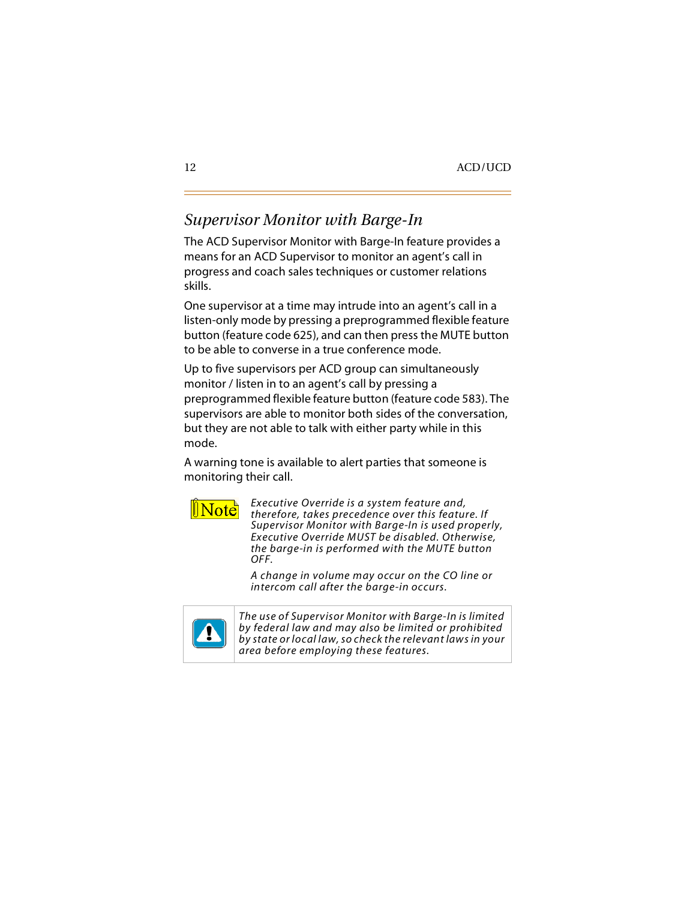## *Supervisor Monitor with Barge-In*

The ACD Supervisor Monitor with Barge-In feature provides a means for an ACD Supervisor to monitor an agent's call in progress and coach sales techniques or customer relations skills.

One supervisor at a time may intrude into an agent's call in a listen-only mode by pressing a preprogrammed flexible feature button (feature code 625), and can then press the MUTE button to be able to converse in a true conference mode.

Up to five supervisors per ACD group can simultaneously monitor / listen in to an agent's call by pressing a preprogrammed flexible feature button (feature code 583). The supervisors are able to monitor both sides of the conversation, but they are not able to talk with either party while in this mode.

A warning tone is available to alert parties that someone is monitoring their call.

**Note**

*Executive Override is a system feature and, therefore, takes precedence over this feature. If Supervisor Monitor with Barge-In is used properly, Executive Override MUST be disabled. Otherwise, the barge-in is performed with the MUTE button OFF.*

*A change in volume may occur on the CO line or intercom call after the barge-in occurs.*

| ! | *The use of Supervisor Monitor with Barge-In is limited by federal law and may also be limited or prohibited by state or local law, so check the relevant laws in your area before employing these features.* |
| --- | --- |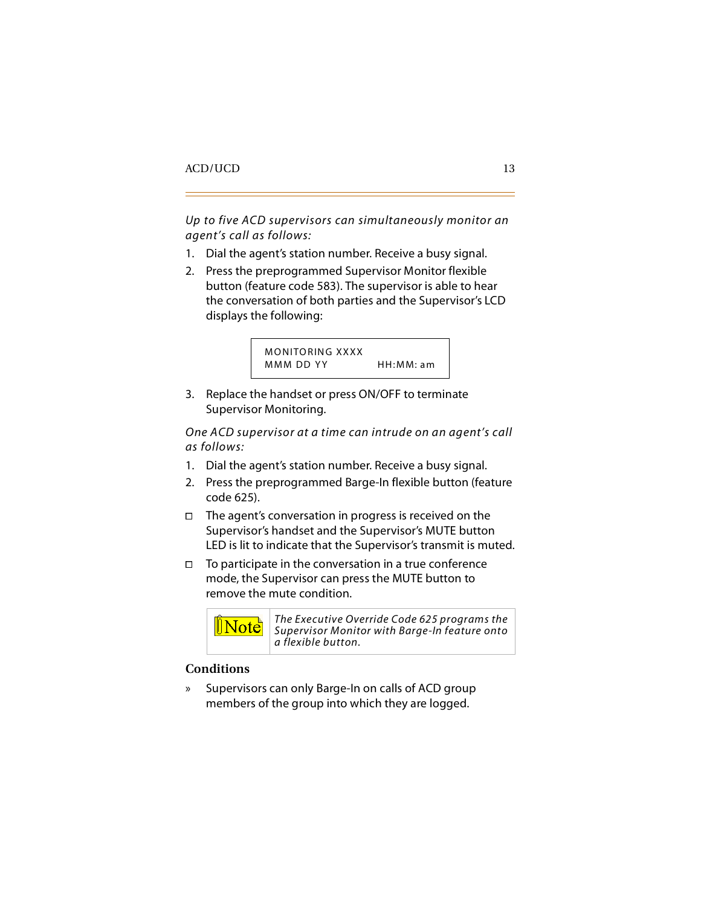*Up to five ACD supervisors can simultaneously monitor an agent's call as follows:*

1. Dial the agent's station number. Receive a busy signal.
2. Press the preprogrammed Supervisor Monitor flexible button (feature code 583). The supervisor is able to hear the conversation of both parties and the Supervisor's LCD displays the following:

```
MONITORING XXXX
MMM DD YY          HH:MM: am
```

3. Replace the handset or press ON/OFF to terminate Supervisor Monitoring.

*One ACD supervisor at a time can intrude on an agent's call as follows:*

1. Dial the agent's station number. Receive a busy signal.
2. Press the preprogrammed Barge-In flexible button (feature code 625).

- The agent's conversation in progress is received on the Supervisor's handset and the Supervisor's MUTE button LED is lit to indicate that the Supervisor's transmit is muted.
- To participate in the conversation in a true conference mode, the Supervisor can press the MUTE button to remove the mute condition.

> **Note:** *The Executive Override Code 625 programs the Supervisor Monitor with Barge-In feature onto a flexible button.*

## Conditions

» Supervisors can only Barge-In on calls of ACD group members of the group into which they are logged.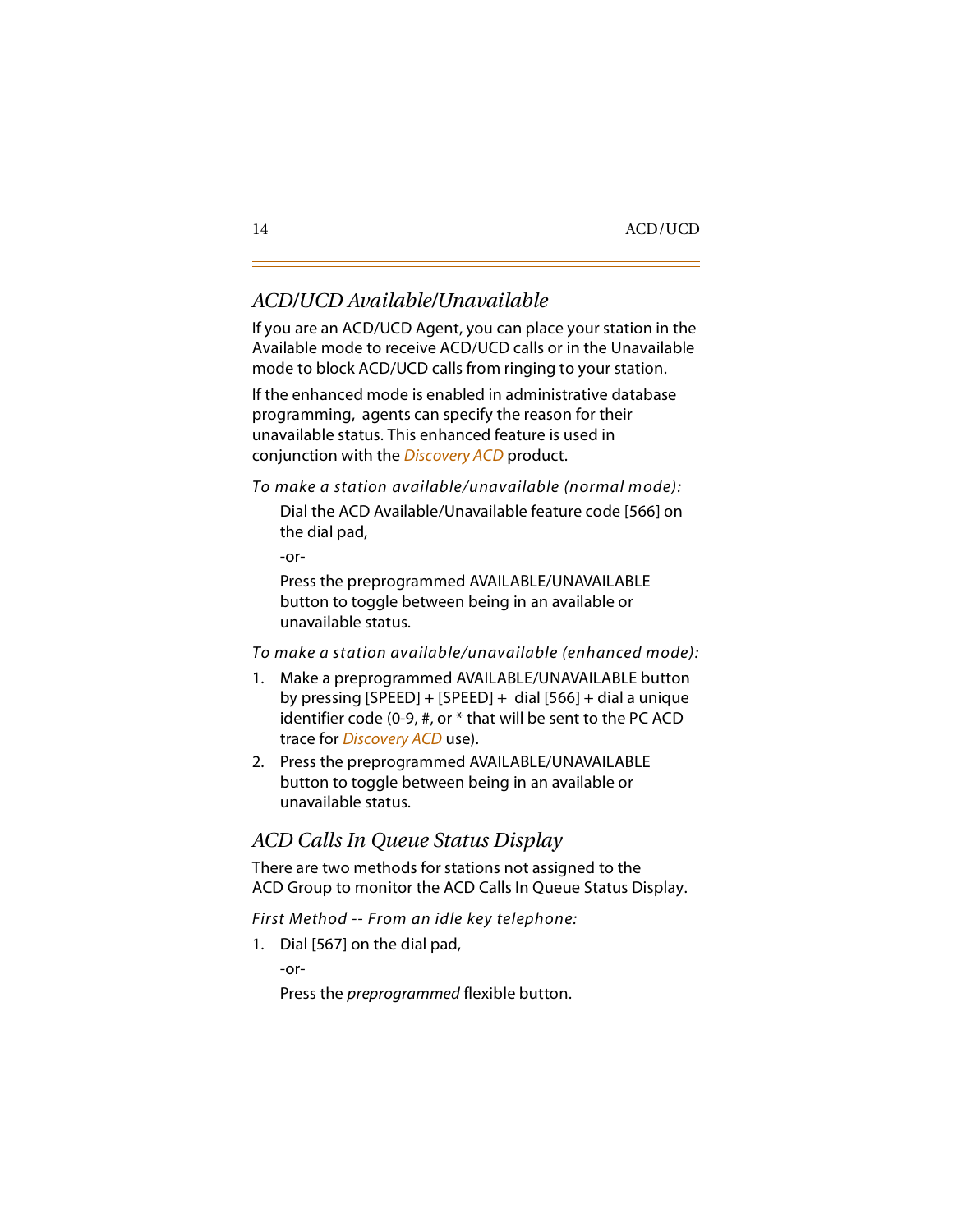## ACD/UCD Available/Unavailable

If you are an ACD/UCD Agent, you can place your station in the Available mode to receive ACD/UCD calls or in the Unavailable mode to block ACD/UCD calls from ringing to your station.

If the enhanced mode is enabled in administrative database programming, agents can specify the reason for their unavailable status. This enhanced feature is used in conjunction with the *Discovery ACD* product.

*To make a station available/unavailable (normal mode):*

Dial the ACD Available/Unavailable feature code [566] on the dial pad,

-or-

Press the preprogrammed AVAILABLE/UNAVAILABLE button to toggle between being in an available or unavailable status.

*To make a station available/unavailable (enhanced mode):*

1. Make a preprogrammed AVAILABLE/UNAVAILABLE button by pressing [SPEED] + [SPEED] + dial [566] + dial a unique identifier code (0-9, #, or * that will be sent to the PC ACD trace for *Discovery ACD* use).
2. Press the preprogrammed AVAILABLE/UNAVAILABLE button to toggle between being in an available or unavailable status.

## ACD Calls In Queue Status Display

There are two methods for stations not assigned to the ACD Group to monitor the ACD Calls In Queue Status Display.

*First Method -- From an idle key telephone:*

1. Dial [567] on the dial pad,

   -or-

   Press the *preprogrammed* flexible button.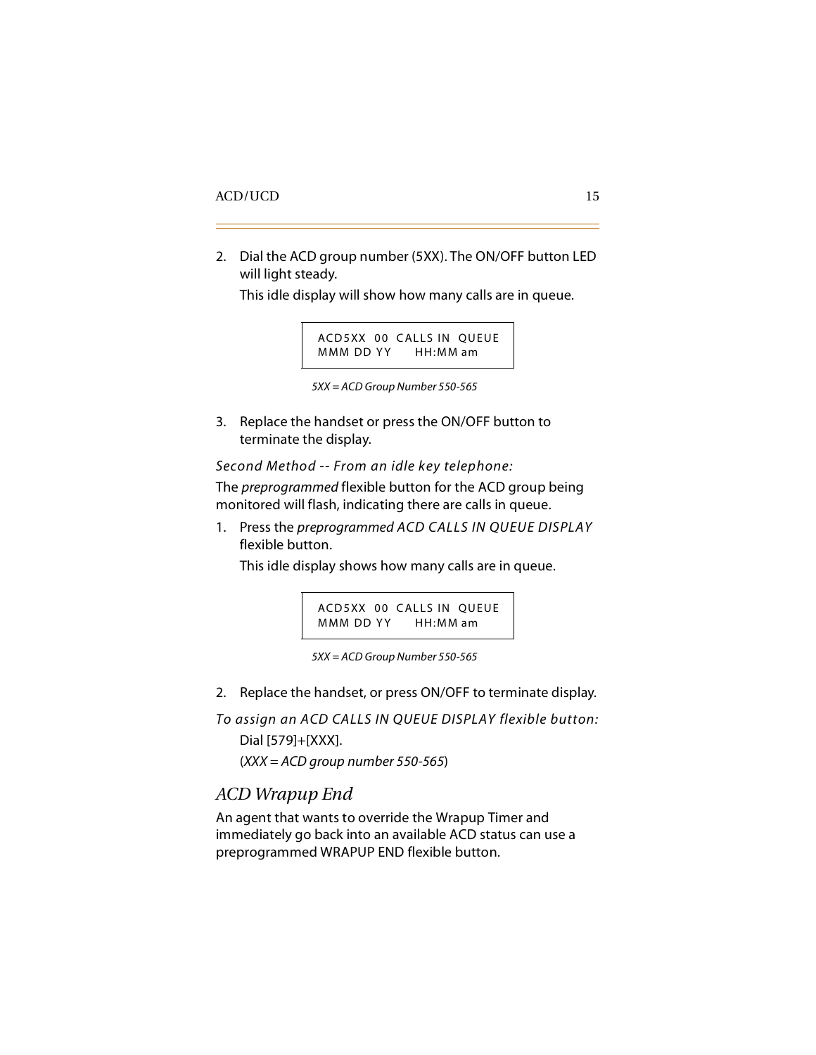2. Dial the ACD group number (5XX). The ON/OFF button LED will light steady.

   This idle display will show how many calls are in queue.

   ```
   ACD5XX  00  CALLS IN  QUEUE
   MMM DD YY      HH:MM am
   ```

   *5XX = ACD Group Number 550-565*

3. Replace the handset or press the ON/OFF button to terminate the display.

*Second Method -- From an idle key telephone:*

The *preprogrammed* flexible button for the ACD group being monitored will flash, indicating there are calls in queue.

1. Press the *preprogrammed ACD CALLS IN QUEUE DISPLAY* flexible button.

   This idle display shows how many calls are in queue.

   ```
   ACD5XX  00  CALLS IN  QUEUE
   MMM DD YY      HH:MM am
   ```

   *5XX = ACD Group Number 550-565*

2. Replace the handset, or press ON/OFF to terminate display.

*To assign an ACD CALLS IN QUEUE DISPLAY flexible button:*

Dial [579]+[XXX].

(*XXX = ACD group number 550-565*)

## *ACD Wrapup End*

An agent that wants to override the Wrapup Timer and immediately go back into an available ACD status can use a preprogrammed WRAPUP END flexible button.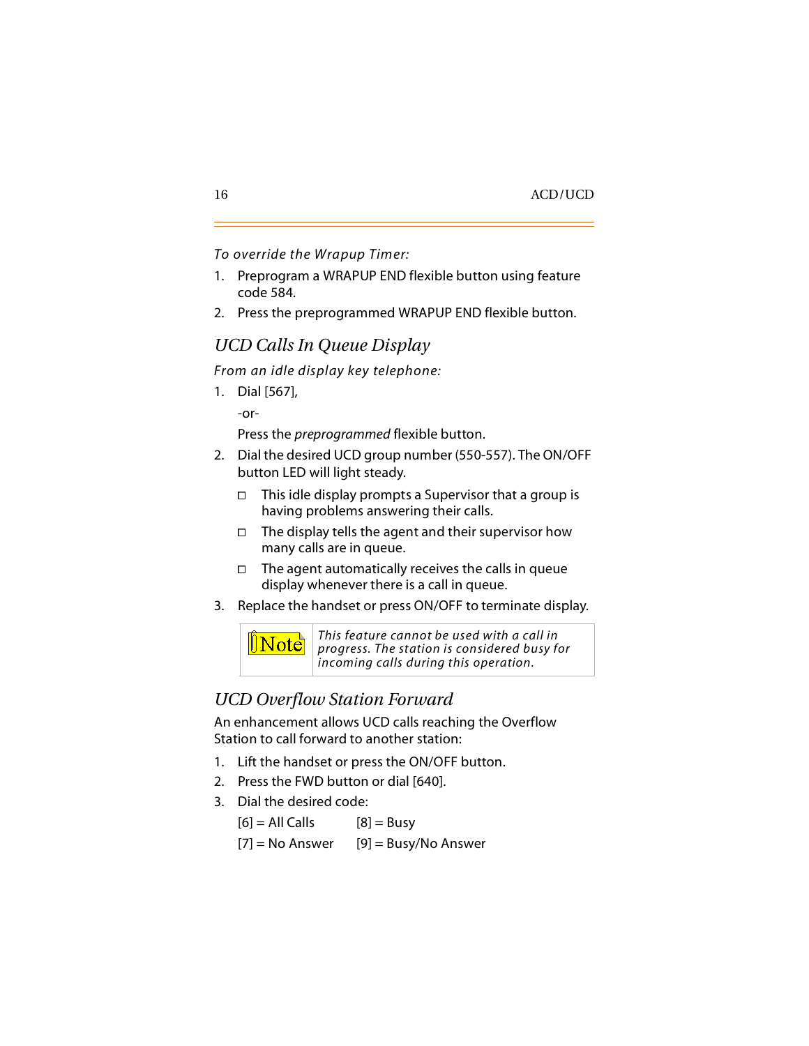*To override the Wrapup Timer:*

1. Preprogram a WRAPUP END flexible button using feature code 584.
2. Press the preprogrammed WRAPUP END flexible button.

## *UCD Calls In Queue Display*

*From an idle display key telephone:*

1. Dial [567],

   -or-

   Press the *preprogrammed* flexible button.
2. Dial the desired UCD group number (550-557). The ON/OFF button LED will light steady.
   - This idle display prompts a Supervisor that a group is having problems answering their calls.
   - The display tells the agent and their supervisor how many calls are in queue.
   - The agent automatically receives the calls in queue display whenever there is a call in queue.
3. Replace the handset or press ON/OFF to terminate display.

| Note | *This feature cannot be used with a call in progress. The station is considered busy for incoming calls during this operation.* |
|---|---|

## *UCD Overflow Station Forward*

An enhancement allows UCD calls reaching the Overflow Station to call forward to another station:

1. Lift the handset or press the ON/OFF button.
2. Press the FWD button or dial [640].
3. Dial the desired code:

   [6] = All Calls [8] = Busy

   [7] = No Answer [9] = Busy/No Answer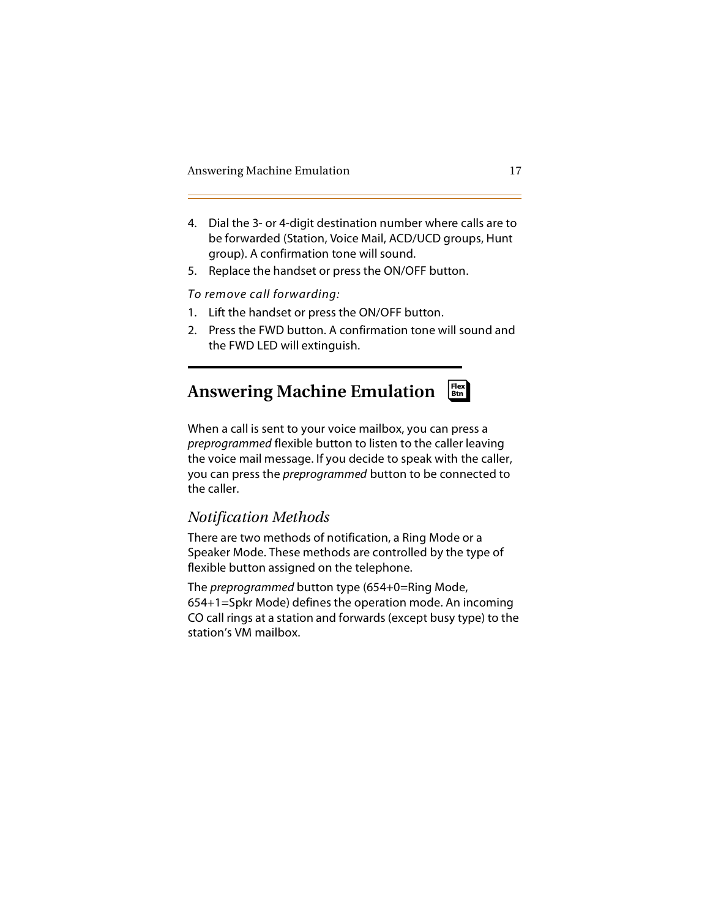4. Dial the 3- or 4-digit destination number where calls are to be forwarded (Station, Voice Mail, ACD/UCD groups, Hunt group). A confirmation tone will sound.
5. Replace the handset or press the ON/OFF button.

*To remove call forwarding:*

1. Lift the handset or press the ON/OFF button.
2. Press the FWD button. A confirmation tone will sound and the FWD LED will extinguish.

## Answering Machine Emulation

Flex Btn

When a call is sent to your voice mailbox, you can press a *preprogrammed* flexible button to listen to the caller leaving the voice mail message. If you decide to speak with the caller, you can press the *preprogrammed* button to be connected to the caller.

### *Notification Methods*

There are two methods of notification, a Ring Mode or a Speaker Mode. These methods are controlled by the type of flexible button assigned on the telephone.

The *preprogrammed* button type (654+0=Ring Mode, 654+1=Spkr Mode) defines the operation mode. An incoming CO call rings at a station and forwards (except busy type) to the station's VM mailbox.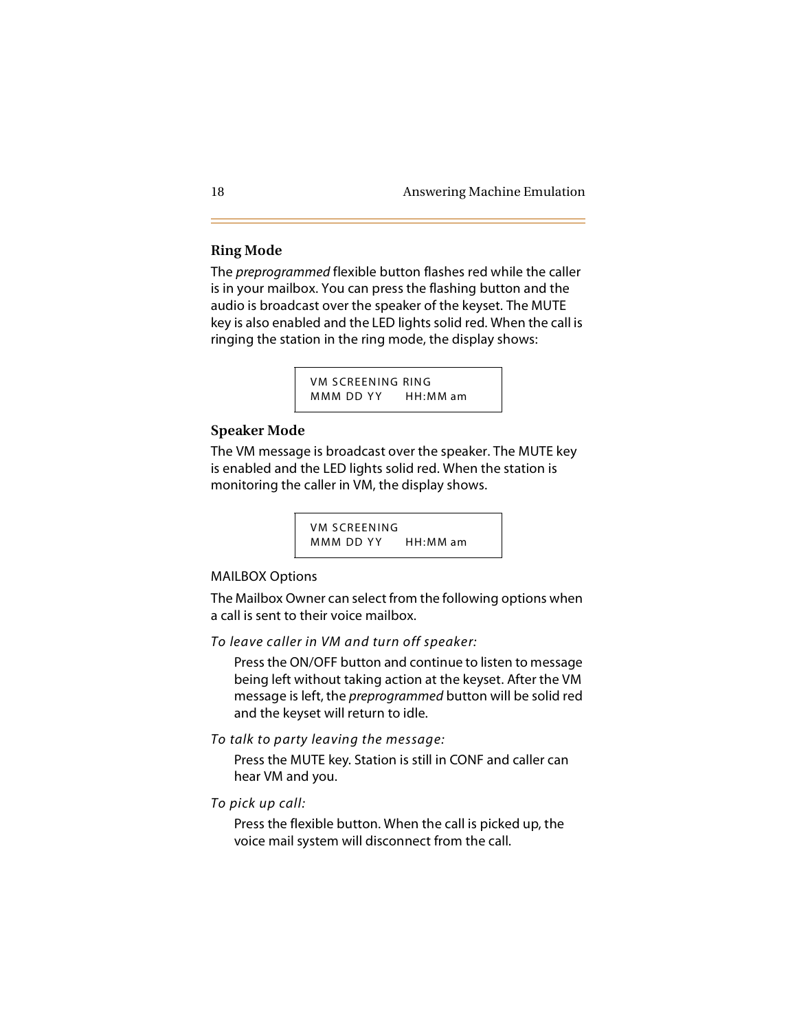### Ring Mode

The *preprogrammed* flexible button flashes red while the caller is in your mailbox. You can press the flashing button and the audio is broadcast over the speaker of the keyset. The MUTE key is also enabled and the LED lights solid red. When the call is ringing the station in the ring mode, the display shows:

```
VM SCREENING RING
MMM DD YY     HH:MM am
```

### Speaker Mode

The VM message is broadcast over the speaker. The MUTE key is enabled and the LED lights solid red. When the station is monitoring the caller in VM, the display shows.

```
VM SCREENING
MMM DD YY     HH:MM am
```

MAILBOX Options

The Mailbox Owner can select from the following options when a call is sent to their voice mailbox.

*To leave caller in VM and turn off speaker:*

Press the ON/OFF button and continue to listen to message being left without taking action at the keyset. After the VM message is left, the *preprogrammed* button will be solid red and the keyset will return to idle.

*To talk to party leaving the message:*

Press the MUTE key. Station is still in CONF and caller can hear VM and you.

*To pick up call:*

Press the flexible button. When the call is picked up, the voice mail system will disconnect from the call.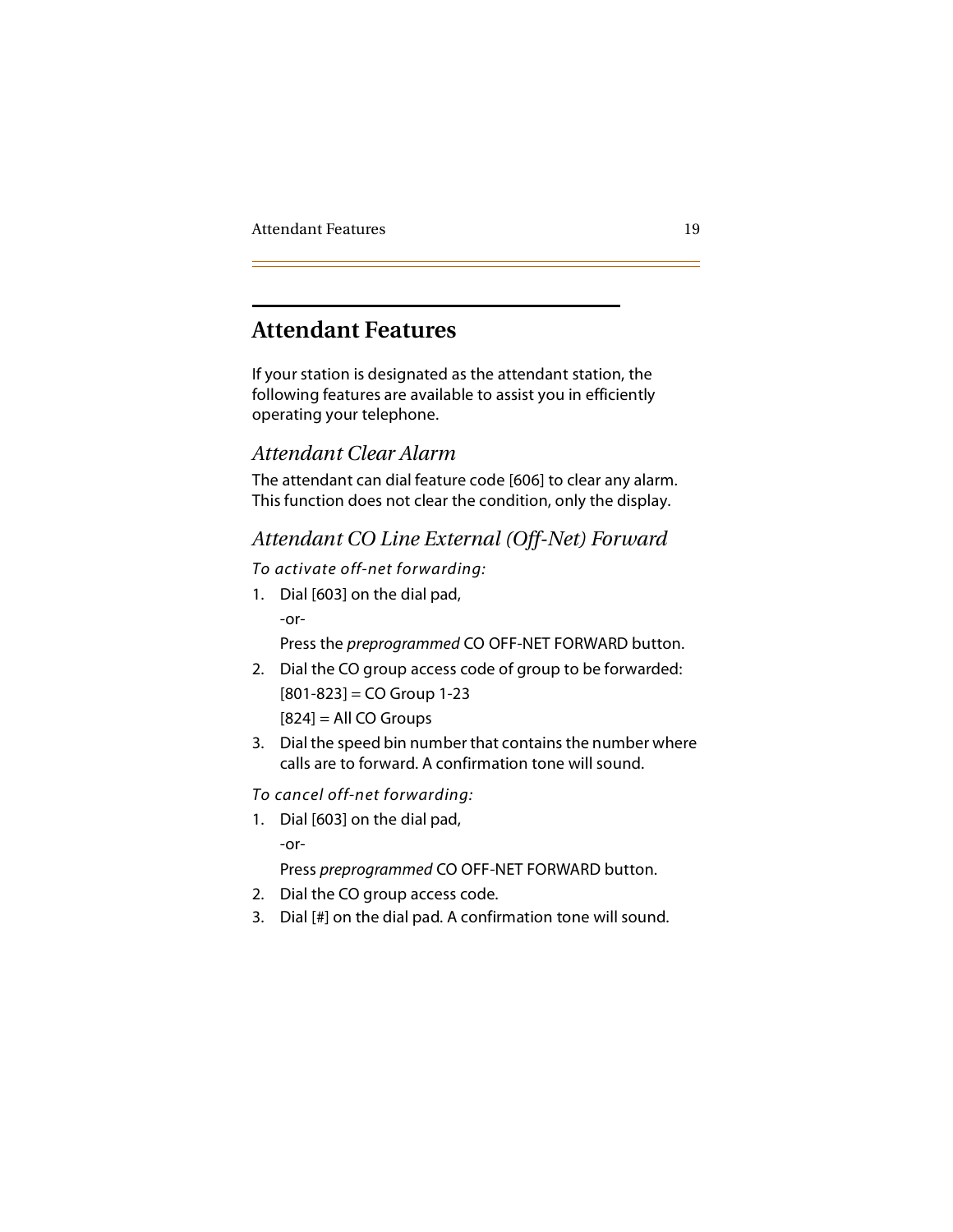# Attendant Features

If your station is designated as the attendant station, the following features are available to assist you in efficiently operating your telephone.

## *Attendant Clear Alarm*

The attendant can dial feature code [606] to clear any alarm. This function does not clear the condition, only the display.

## *Attendant CO Line External (Off-Net) Forward*

*To activate off-net forwarding:*

1. Dial [603] on the dial pad,

   -or-

   Press the *preprogrammed* CO OFF-NET FORWARD button.
2. Dial the CO group access code of group to be forwarded:

   [801-823] = CO Group 1-23

   [824] = All CO Groups
3. Dial the speed bin number that contains the number where calls are to forward. A confirmation tone will sound.

*To cancel off-net forwarding:*

1. Dial [603] on the dial pad,

   -or-

   Press *preprogrammed* CO OFF-NET FORWARD button.
2. Dial the CO group access code.
3. Dial [#] on the dial pad. A confirmation tone will sound.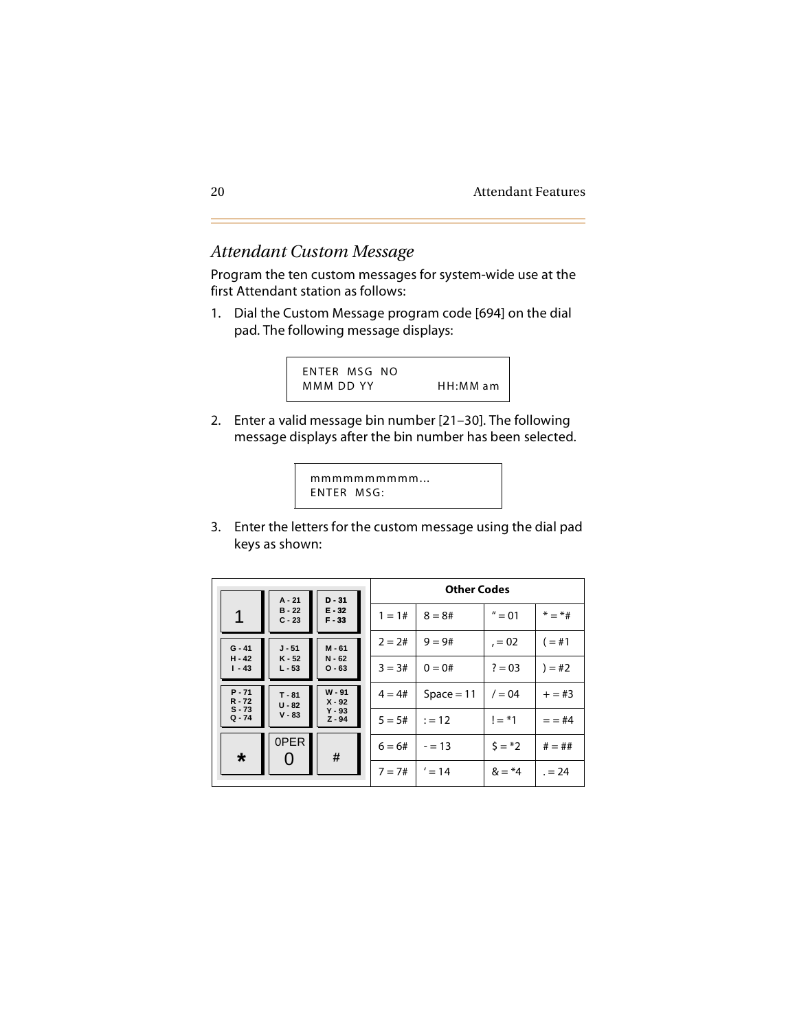## Attendant Custom Message

Program the ten custom messages for system-wide use at the first Attendant station as follows:

1. Dial the Custom Message program code [694] on the dial pad. The following message displays:

```
ENTER MSG NO
MMM DD YY          HH:MM am
```

2. Enter a valid message bin number [21–30]. The following message displays after the bin number has been selected.

```
mmmmmmmmmm...
ENTER MSG:
```

3. Enter the letters for the custom message using the dial pad keys as shown:

| 1 | A - 21<br>B - 22<br>C - 23 | D - 31<br>E - 32<br>F - 33 |
|---|---|---|
| G - 41<br>H - 42<br>I - 43 | J - 51<br>K - 52<br>L - 53 | M - 61<br>N - 62<br>O - 63 |
| P - 71<br>R - 72<br>S - 73<br>Q - 74 | T - 81<br>U - 82<br>V - 83 | W - 91<br>X - 92<br>Y - 93<br>Z - 94 |
| * | 0PER<br>0 | # |

| Other Codes | | | |
|---|---|---|---|
| 1 = 1# | 8 = 8# | " = 01 | * = *# |
| 2 = 2# | 9 = 9# | , = 02 | ( = #1 |
| 3 = 3# | 0 = 0# | ? = 03 | ) = #2 |
| 4 = 4# | Space = 11 | / = 04 | + = #3 |
| 5 = 5# | : = 12 | ! = *1 | = = #4 |
| 6 = 6# | - = 13 | $ = *2 | # = ## |
| 7 = 7# | ' = 14 | & = *4 | . = 24 |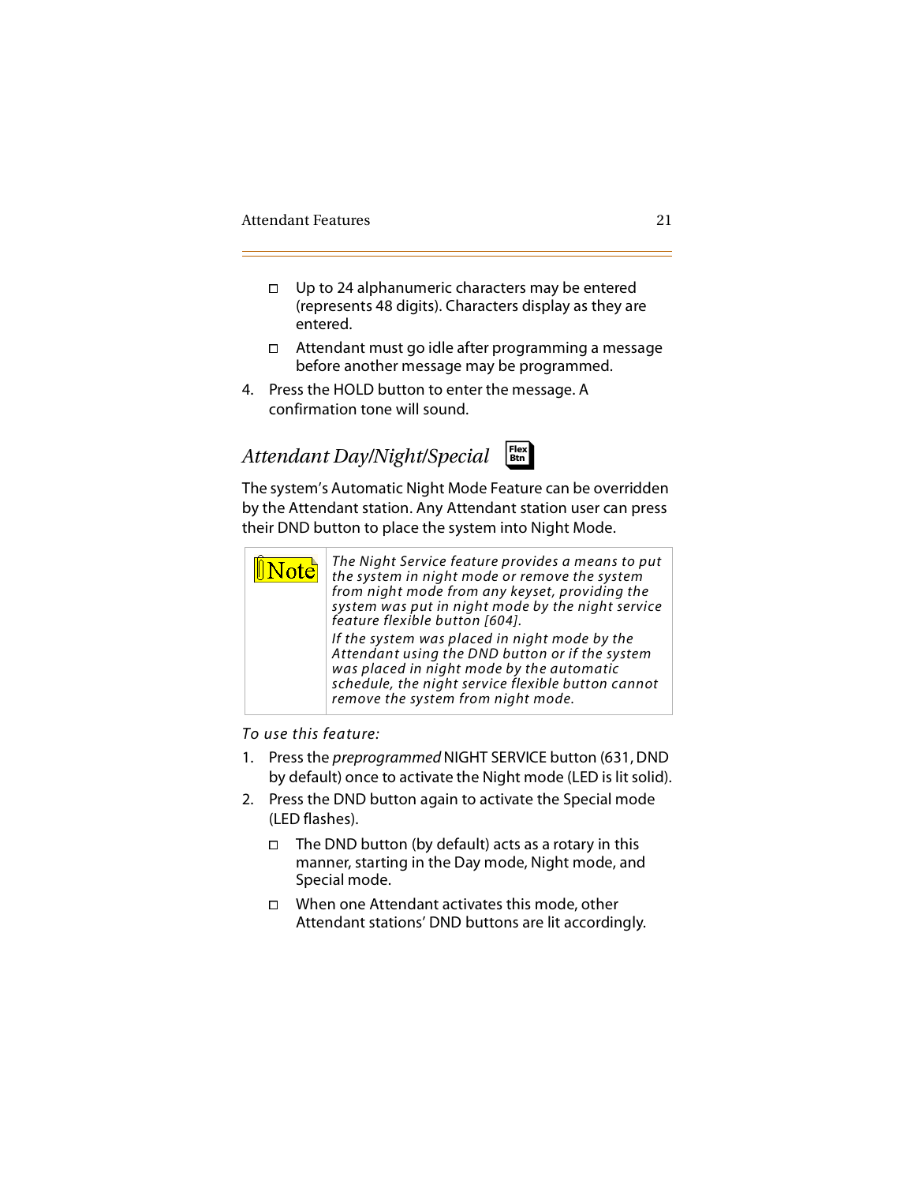- Up to 24 alphanumeric characters may be entered (represents 48 digits). Characters display as they are entered.
- Attendant must go idle after programming a message before another message may be programmed.

4. Press the HOLD button to enter the message. A confirmation tone will sound.

## *Attendant Day/Night/Special*

The system's Automatic Night Mode Feature can be overridden by the Attendant station. Any Attendant station user can press their DND button to place the system into Night Mode.

| Note | *The Night Service feature provides a means to put the system in night mode or remove the system from night mode from any keyset, providing the system was put in night mode by the night service feature flexible button [604].* *If the system was placed in night mode by the Attendant using the DND button or if the system was placed in night mode by the automatic schedule, the night service flexible button cannot remove the system from night mode.* |
|---|---|

*To use this feature:*

1. Press the *preprogrammed* NIGHT SERVICE button (631, DND by default) once to activate the Night mode (LED is lit solid).
2. Press the DND button again to activate the Special mode (LED flashes).
   - The DND button (by default) acts as a rotary in this manner, starting in the Day mode, Night mode, and Special mode.
   - When one Attendant activates this mode, other Attendant stations' DND buttons are lit accordingly.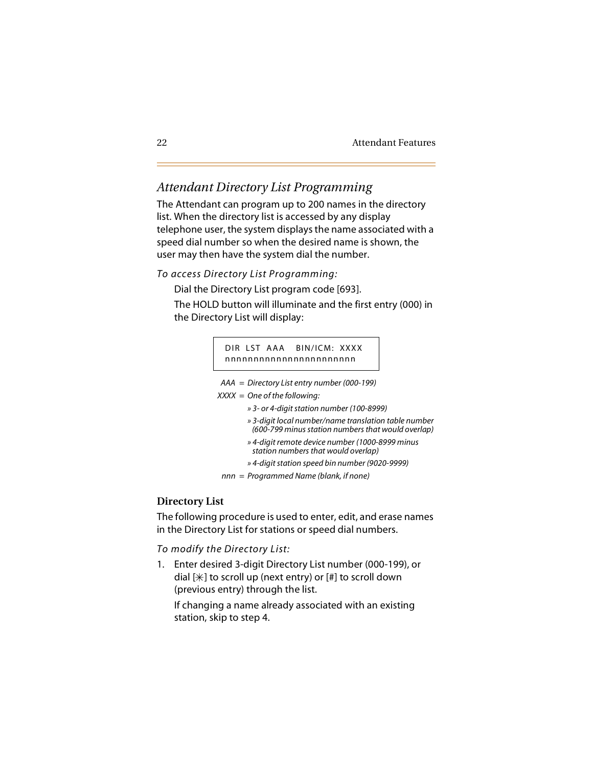## *Attendant Directory List Programming*

The Attendant can program up to 200 names in the directory list. When the directory list is accessed by any display telephone user, the system displays the name associated with a speed dial number so when the desired name is shown, the user may then have the system dial the number.

*To access Directory List Programming:*

Dial the Directory List program code [693].

The HOLD button will illuminate and the first entry (000) in the Directory List will display:

```
DIR LST AAA   BIN/ICM: XXXX
nnnnnnnnnnnnnnnnnnnnnnn
```

*AAA = Directory List entry number (000-199)*

*XXXX = One of the following:*

- *» 3- or 4-digit station number (100-8999)*
- *» 3-digit local number/name translation table number (600-799 minus station numbers that would overlap)*
- *» 4-digit remote device number (1000-8999 minus station numbers that would overlap)*
- *» 4-digit station speed bin number (9020-9999)*

*nnn = Programmed Name (blank, if none)*

### Directory List

The following procedure is used to enter, edit, and erase names in the Directory List for stations or speed dial numbers.

*To modify the Directory List:*

1. Enter desired 3-digit Directory List number (000-199), or dial [*] to scroll up (next entry) or [#] to scroll down (previous entry) through the list.

   If changing a name already associated with an existing station, skip to step 4.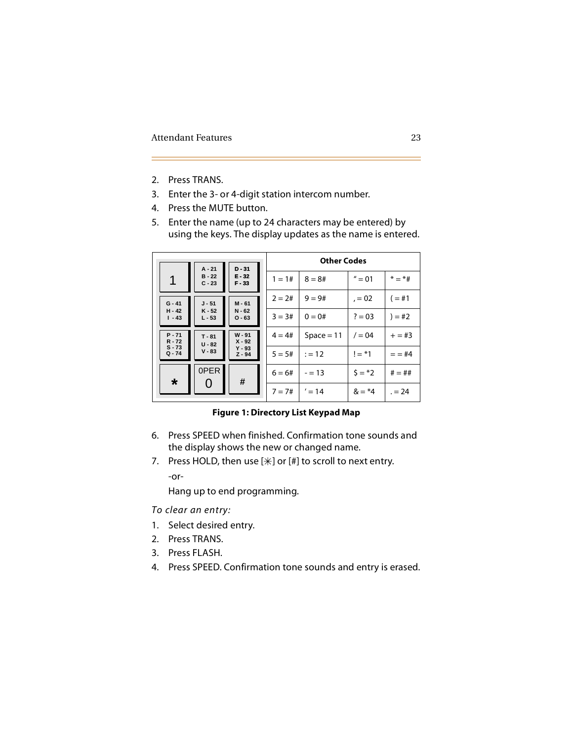2. Press TRANS.
3. Enter the 3- or 4-digit station intercom number.
4. Press the MUTE button.
5. Enter the name (up to 24 characters may be entered) by using the keys. The display updates as the name is entered.

| 1 | A - 21<br>B - 22<br>C - 23 | D - 31<br>E - 32<br>F - 33 |
|---|---|---|
| G - 41<br>H - 42<br>I - 43 | J - 51<br>K - 52<br>L - 53 | M - 61<br>N - 62<br>O - 63 |
| P - 71<br>R - 72<br>S - 73<br>Q - 74 | T - 81<br>U - 82<br>V - 83 | W - 91<br>X - 92<br>Y - 93<br>Z - 94 |
| * | 0PER<br>0 | # |

| Other Codes | | | |
|---|---|---|---|
| 1 = 1# | 8 = 8# | " = 01 | * = *# |
| 2 = 2# | 9 = 9# | , = 02 | ( = #1 |
| 3 = 3# | 0 = 0# | ? = 03 | ) = #2 |
| 4 = 4# | Space = 11 | / = 04 | + = #3 |
| 5 = 5# | : = 12 | ! = *1 | = = #4 |
| 6 = 6# | - = 13 | $ = *2 | # = ## |
| 7 = 7# | ' = 14 | & = *4 | . = 24 |

**Figure 1: Directory List Keypad Map**

6. Press SPEED when finished. Confirmation tone sounds and the display shows the new or changed name.
7. Press HOLD, then use [✳] or [#] to scroll to next entry.

   -or-

   Hang up to end programming.

*To clear an entry:*

1. Select desired entry.
2. Press TRANS.
3. Press FLASH.
4. Press SPEED. Confirmation tone sounds and entry is erased.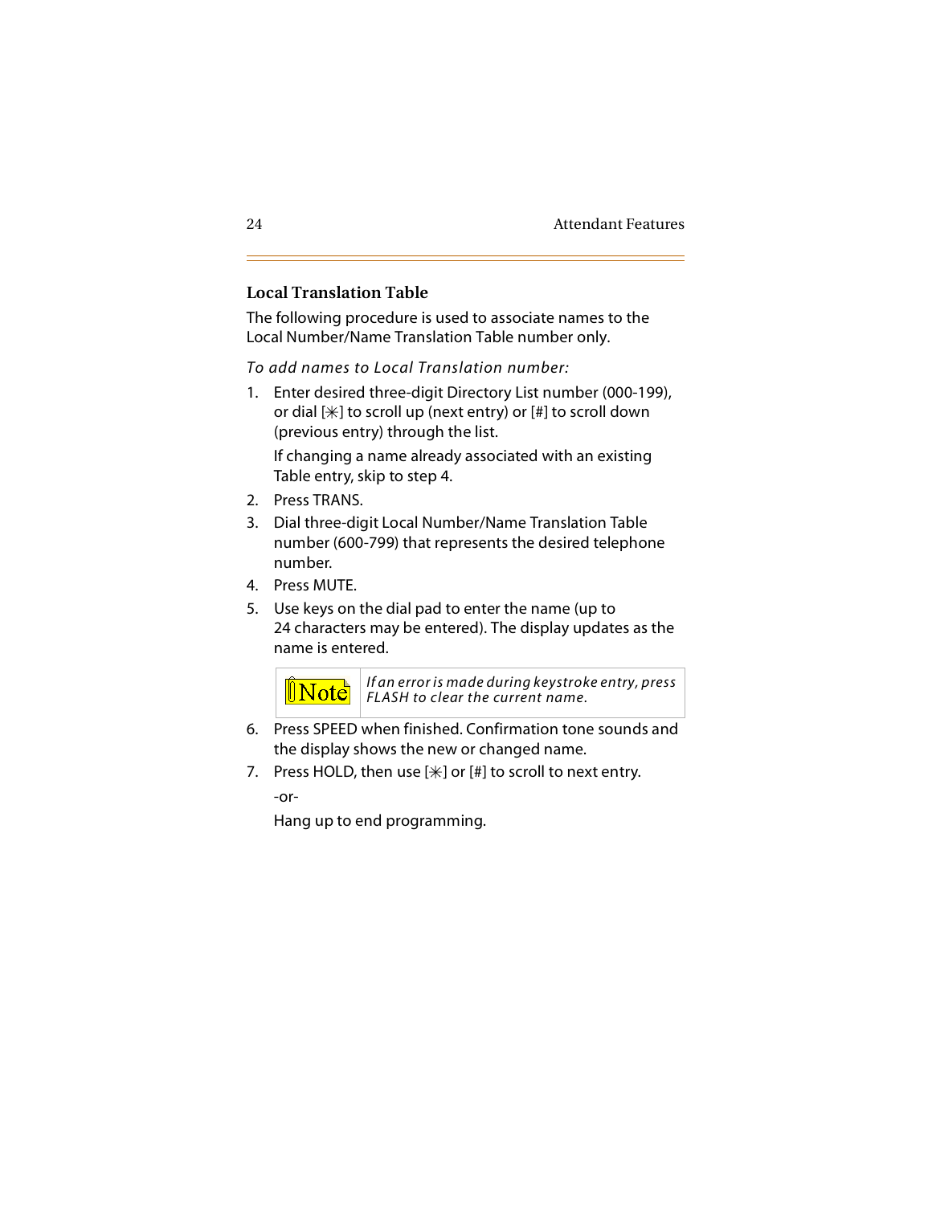### Local Translation Table

The following procedure is used to associate names to the Local Number/Name Translation Table number only.

*To add names to Local Translation number:*

1. Enter desired three-digit Directory List number (000-199), or dial [✳] to scroll up (next entry) or [#] to scroll down (previous entry) through the list.

   If changing a name already associated with an existing Table entry, skip to step 4.

2. Press TRANS.
3. Dial three-digit Local Number/Name Translation Table number (600-799) that represents the desired telephone number.
4. Press MUTE.
5. Use keys on the dial pad to enter the name (up to 24 characters may be entered). The display updates as the name is entered.

   | Note | *If an error is made during keystroke entry, press FLASH to clear the current name.* |
   |---|---|

6. Press SPEED when finished. Confirmation tone sounds and the display shows the new or changed name.
7. Press HOLD, then use [✳] or [#] to scroll to next entry.

   -or-

   Hang up to end programming.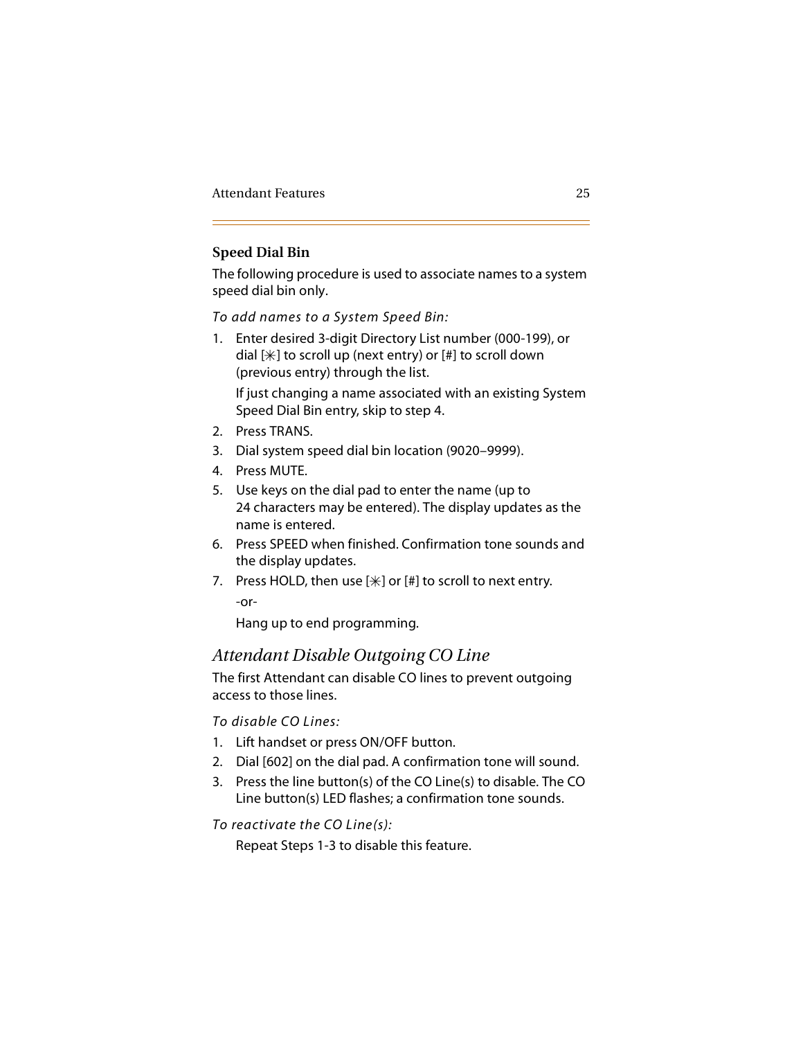### Speed Dial Bin

The following procedure is used to associate names to a system speed dial bin only.

*To add names to a System Speed Bin:*

1. Enter desired 3-digit Directory List number (000-199), or dial [✳] to scroll up (next entry) or [#] to scroll down (previous entry) through the list.

   If just changing a name associated with an existing System Speed Dial Bin entry, skip to step 4.
2. Press TRANS.
3. Dial system speed dial bin location (9020–9999).
4. Press MUTE.
5. Use keys on the dial pad to enter the name (up to 24 characters may be entered). The display updates as the name is entered.
6. Press SPEED when finished. Confirmation tone sounds and the display updates.
7. Press HOLD, then use [✳] or [#] to scroll to next entry.

   -or-

   Hang up to end programming.

## *Attendant Disable Outgoing CO Line*

The first Attendant can disable CO lines to prevent outgoing access to those lines.

*To disable CO Lines:*

1. Lift handset or press ON/OFF button.
2. Dial [602] on the dial pad. A confirmation tone will sound.
3. Press the line button(s) of the CO Line(s) to disable. The CO Line button(s) LED flashes; a confirmation tone sounds.

*To reactivate the CO Line(s):*

Repeat Steps 1-3 to disable this feature.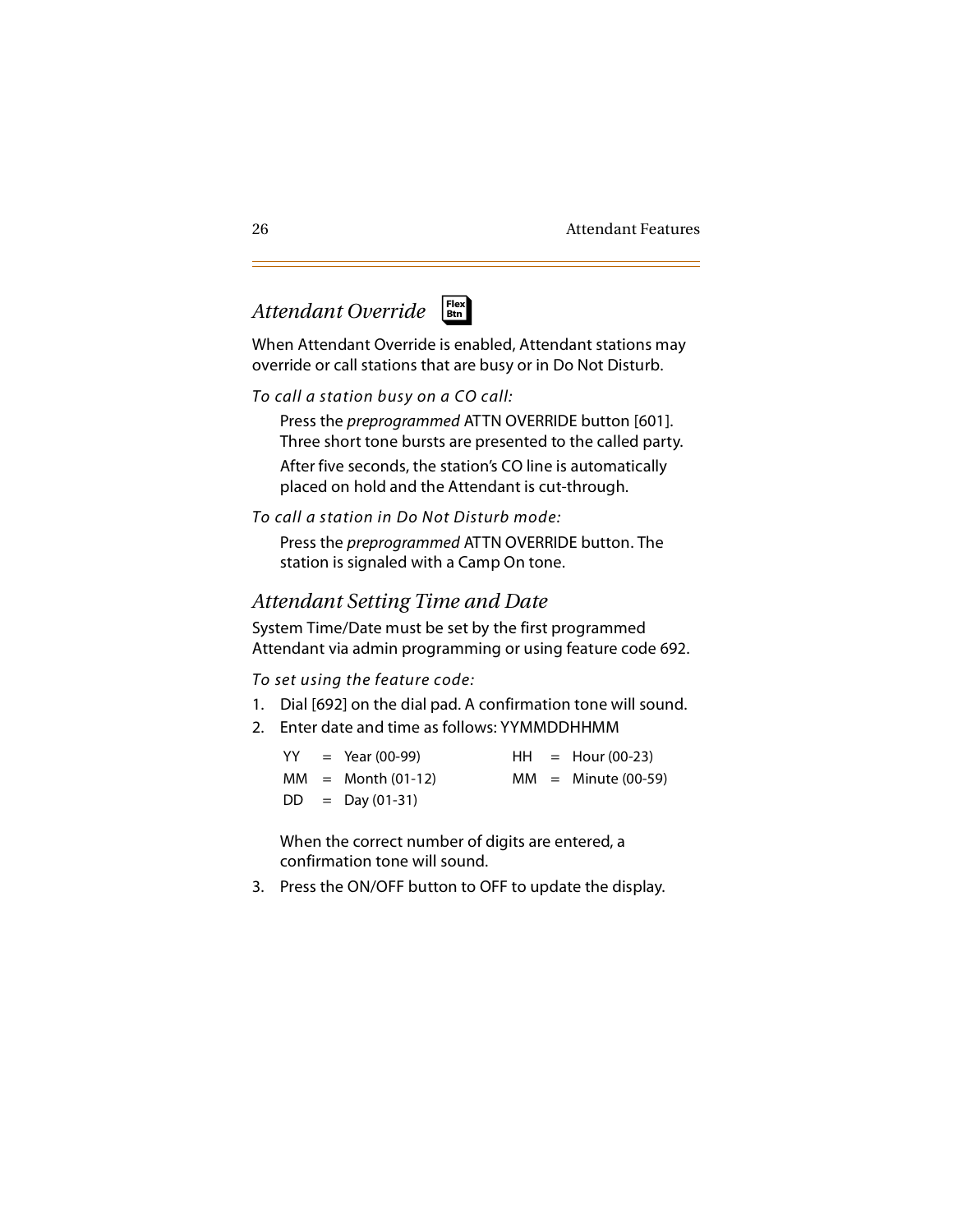## *Attendant Override* Flex Btn

When Attendant Override is enabled, Attendant stations may override or call stations that are busy or in Do Not Disturb.

*To call a station busy on a CO call:*

Press the *preprogrammed* ATTN OVERRIDE button [601]. Three short tone bursts are presented to the called party.

After five seconds, the station's CO line is automatically placed on hold and the Attendant is cut-through.

*To call a station in Do Not Disturb mode:*

Press the *preprogrammed* ATTN OVERRIDE button. The station is signaled with a Camp On tone.

## *Attendant Setting Time and Date*

System Time/Date must be set by the first programmed Attendant via admin programming or using feature code 692.

*To set using the feature code:*

1. Dial [692] on the dial pad. A confirmation tone will sound.
2. Enter date and time as follows: YYMMDDHHMM

   |  |  |  |  |  |  |
   |---|---|---|---|---|---|
   | YY | = | Year (00-99) | HH | = | Hour (00-23) |
   | MM | = | Month (01-12) | MM | = | Minute (00-59) |
   | DD | = | Day (01-31) |  |  |  |

   When the correct number of digits are entered, a confirmation tone will sound.
3. Press the ON/OFF button to OFF to update the display.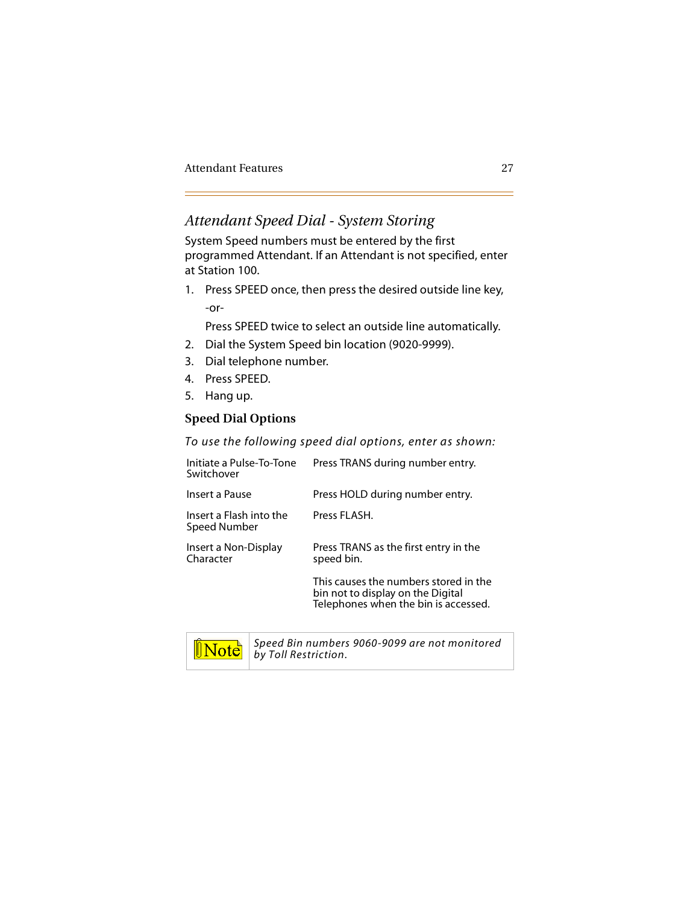## *Attendant Speed Dial - System Storing*

System Speed numbers must be entered by the first programmed Attendant. If an Attendant is not specified, enter at Station 100.

1. Press SPEED once, then press the desired outside line key,

   -or-

   Press SPEED twice to select an outside line automatically.
2. Dial the System Speed bin location (9020-9999).
3. Dial telephone number.
4. Press SPEED.
5. Hang up.

### Speed Dial Options

*To use the following speed dial options, enter as shown:*

| | |
|---|---|
| Initiate a Pulse-To-Tone Switchover | Press TRANS during number entry. |
| Insert a Pause | Press HOLD during number entry. |
| Insert a Flash into the Speed Number | Press FLASH. |
| Insert a Non-Display Character | Press TRANS as the first entry in the speed bin.<br><br>This causes the numbers stored in the bin not to display on the Digital Telephones when the bin is accessed. |

| Note | *Speed Bin numbers 9060-9099 are not monitored by Toll Restriction.* |
|---|---|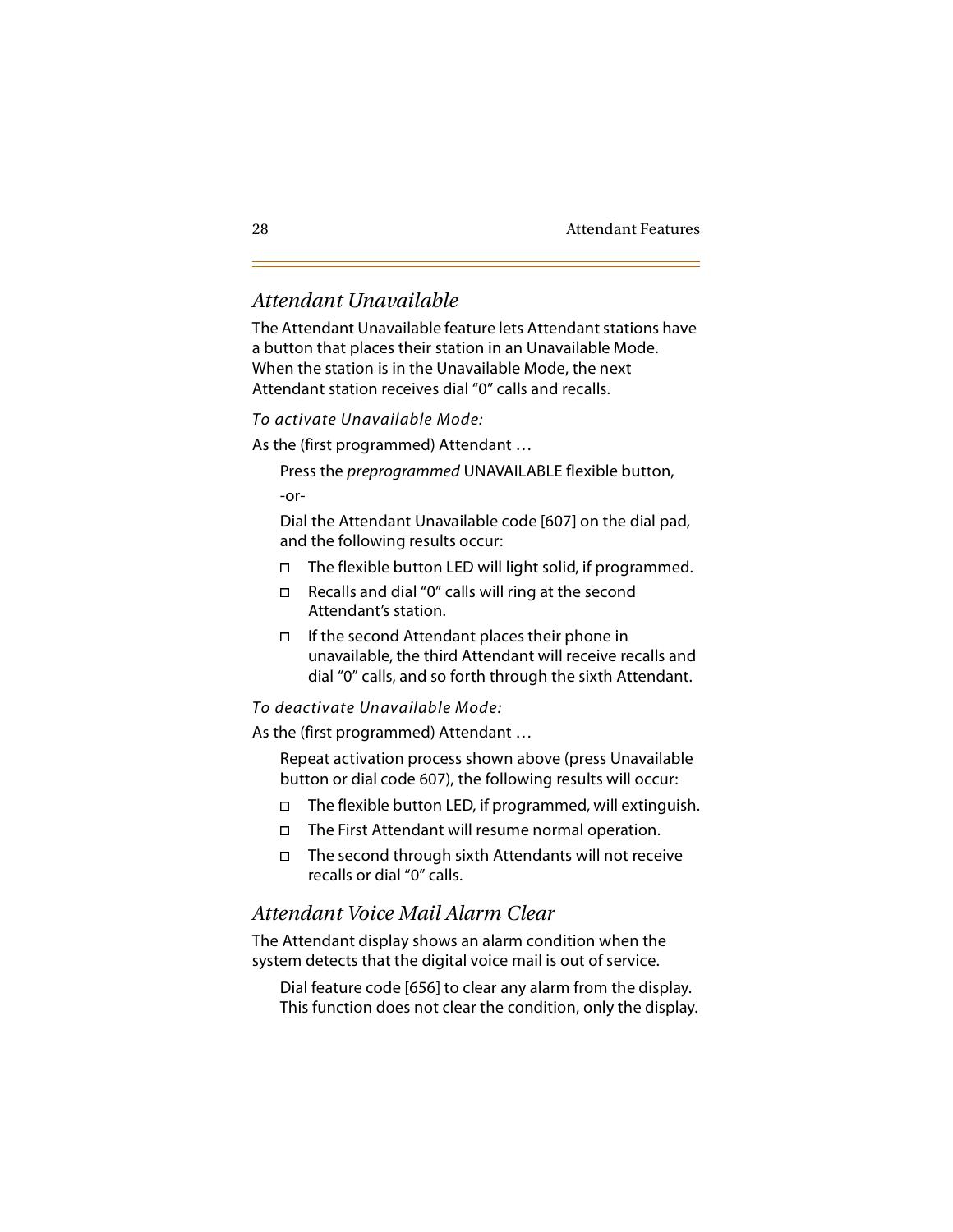## *Attendant Unavailable*

The Attendant Unavailable feature lets Attendant stations have a button that places their station in an Unavailable Mode. When the station is in the Unavailable Mode, the next Attendant station receives dial "0" calls and recalls.

*To activate Unavailable Mode:*

As the (first programmed) Attendant …

Press the *preprogrammed* UNAVAILABLE flexible button,

-or-

Dial the Attendant Unavailable code [607] on the dial pad, and the following results occur:

- The flexible button LED will light solid, if programmed.
- Recalls and dial "0" calls will ring at the second Attendant's station.
- If the second Attendant places their phone in unavailable, the third Attendant will receive recalls and dial "0" calls, and so forth through the sixth Attendant.

*To deactivate Unavailable Mode:*

As the (first programmed) Attendant …

Repeat activation process shown above (press Unavailable button or dial code 607), the following results will occur:

- The flexible button LED, if programmed, will extinguish.
- The First Attendant will resume normal operation.
- The second through sixth Attendants will not receive recalls or dial "0" calls.

## *Attendant Voice Mail Alarm Clear*

The Attendant display shows an alarm condition when the system detects that the digital voice mail is out of service.

Dial feature code [656] to clear any alarm from the display. This function does not clear the condition, only the display.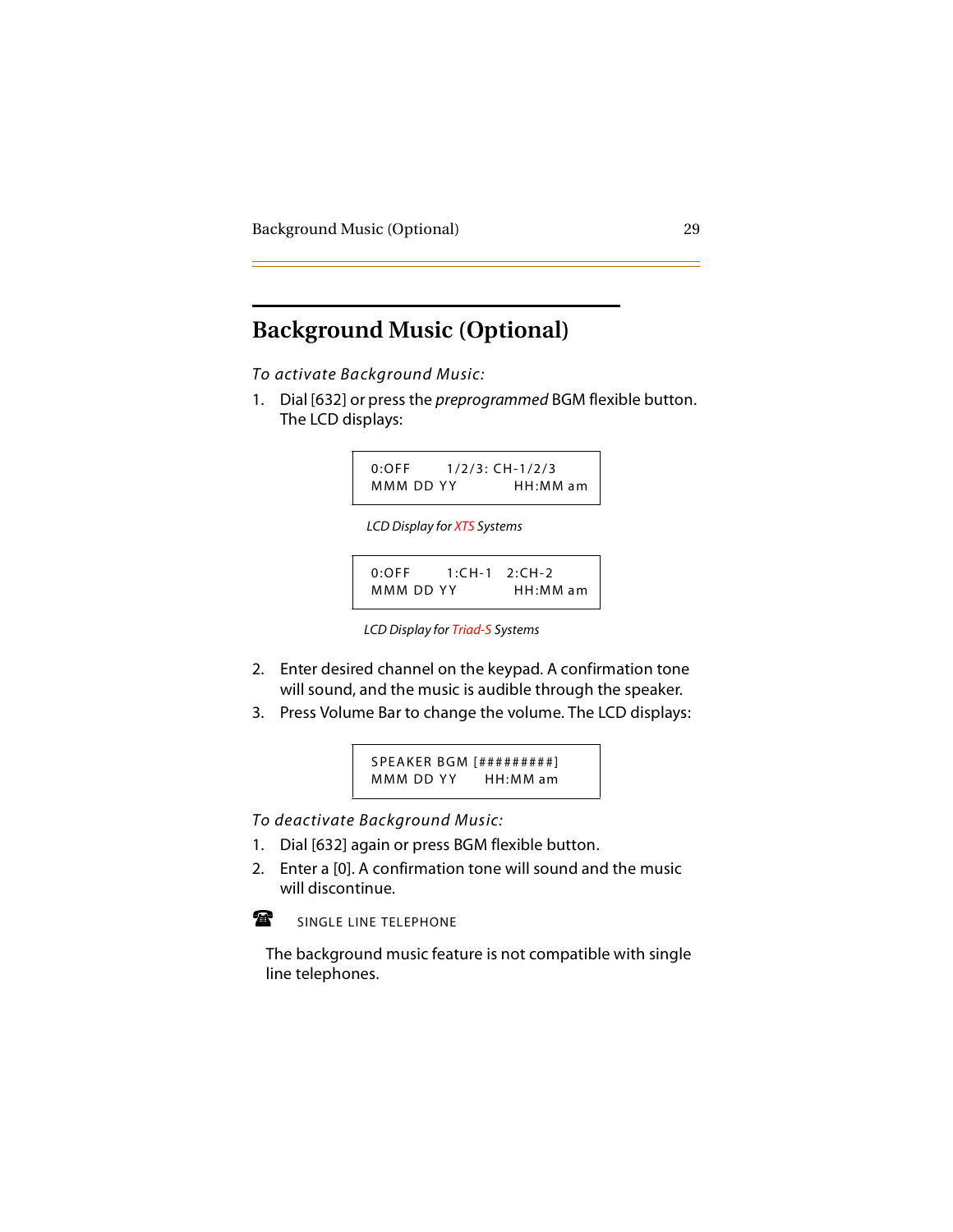# Background Music (Optional)

*To activate Background Music:*

1. Dial [632] or press the *preprogrammed* BGM flexible button. The LCD displays:

```
0:OFF      1/2/3: CH-1/2/3
MMM DD YY          HH:MM am
```

*LCD Display for XTS Systems*

```
0:OFF      1:CH-1   2:CH-2
MMM DD YY          HH:MM am
```

*LCD Display for Triad-S Systems*

2. Enter desired channel on the keypad. A confirmation tone will sound, and the music is audible through the speaker.
3. Press Volume Bar to change the volume. The LCD displays:

```
SPEAKER BGM [#########]
MMM DD YY     HH:MM am
```

*To deactivate Background Music:*

1. Dial [632] again or press BGM flexible button.
2. Enter a [0]. A confirmation tone will sound and the music will discontinue.

☎ SINGLE LINE TELEPHONE

The background music feature is not compatible with single line telephones.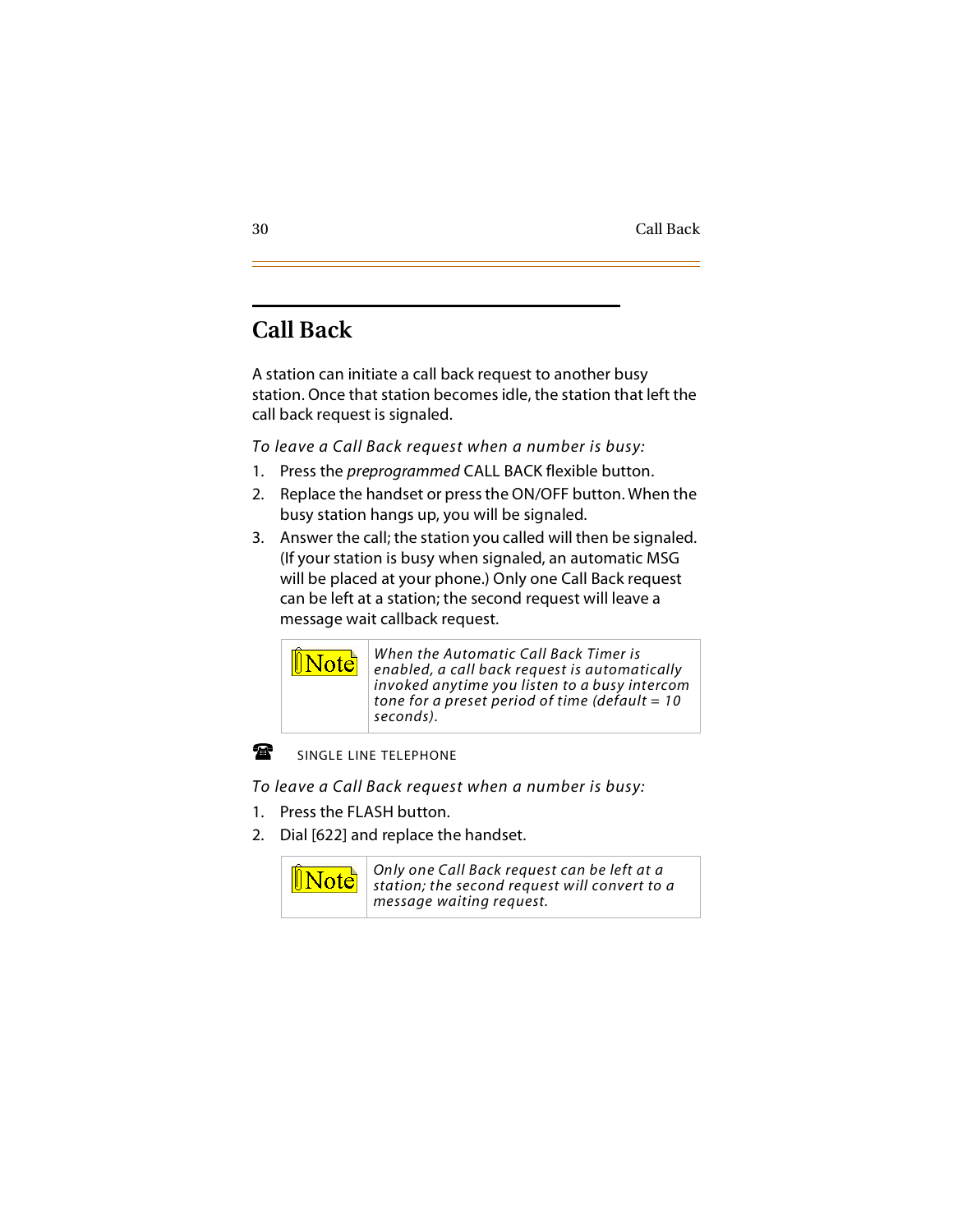## Call Back

A station can initiate a call back request to another busy station. Once that station becomes idle, the station that left the call back request is signaled.

*To leave a Call Back request when a number is busy:*

1. Press the *preprogrammed* CALL BACK flexible button.
2. Replace the handset or press the ON/OFF button. When the busy station hangs up, you will be signaled.
3. Answer the call; the station you called will then be signaled. (If your station is busy when signaled, an automatic MSG will be placed at your phone.) Only one Call Back request can be left at a station; the second request will leave a message wait callback request.

| Note | *When the Automatic Call Back Timer is enabled, a call back request is automatically invoked anytime you listen to a busy intercom tone for a preset period of time (default = 10 seconds).* |
|---|---|

SINGLE LINE TELEPHONE

*To leave a Call Back request when a number is busy:*

1. Press the FLASH button.
2. Dial [622] and replace the handset.

| Note | *Only one Call Back request can be left at a station; the second request will convert to a message waiting request.* |
|---|---|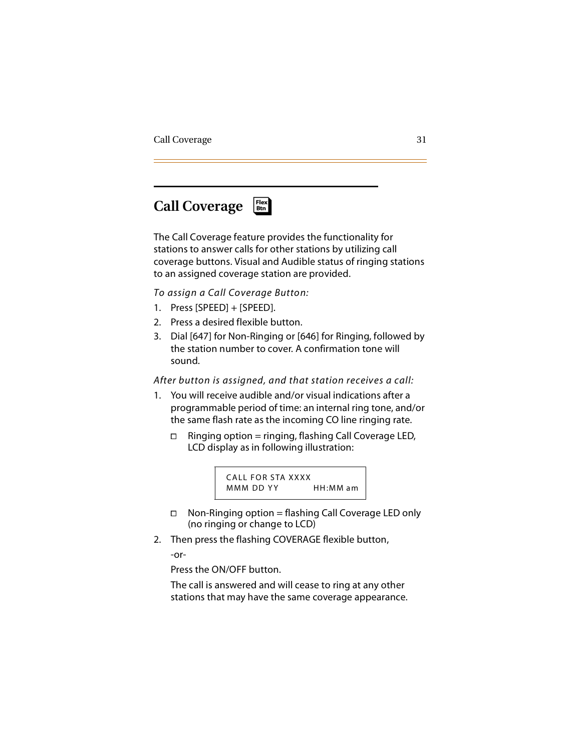## Call Coverage

Flex Btn

The Call Coverage feature provides the functionality for stations to answer calls for other stations by utilizing call coverage buttons. Visual and Audible status of ringing stations to an assigned coverage station are provided.

*To assign a Call Coverage Button:*

1. Press [SPEED] + [SPEED].
2. Press a desired flexible button.
3. Dial [647] for Non-Ringing or [646] for Ringing, followed by the station number to cover. A confirmation tone will sound.

*After button is assigned, and that station receives a call:*

1. You will receive audible and/or visual indications after a programmable period of time: an internal ring tone, and/or the same flash rate as the incoming CO line ringing rate.
   - Ringing option = ringing, flashing Call Coverage LED, LCD display as in following illustration:

     ```
     CALL FOR STA XXXX
     MMM DD YY          HH:MM am
     ```

   - Non-Ringing option = flashing Call Coverage LED only (no ringing or change to LCD)
2. Then press the flashing COVERAGE flexible button,

   -or-

   Press the ON/OFF button.

   The call is answered and will cease to ring at any other stations that may have the same coverage appearance.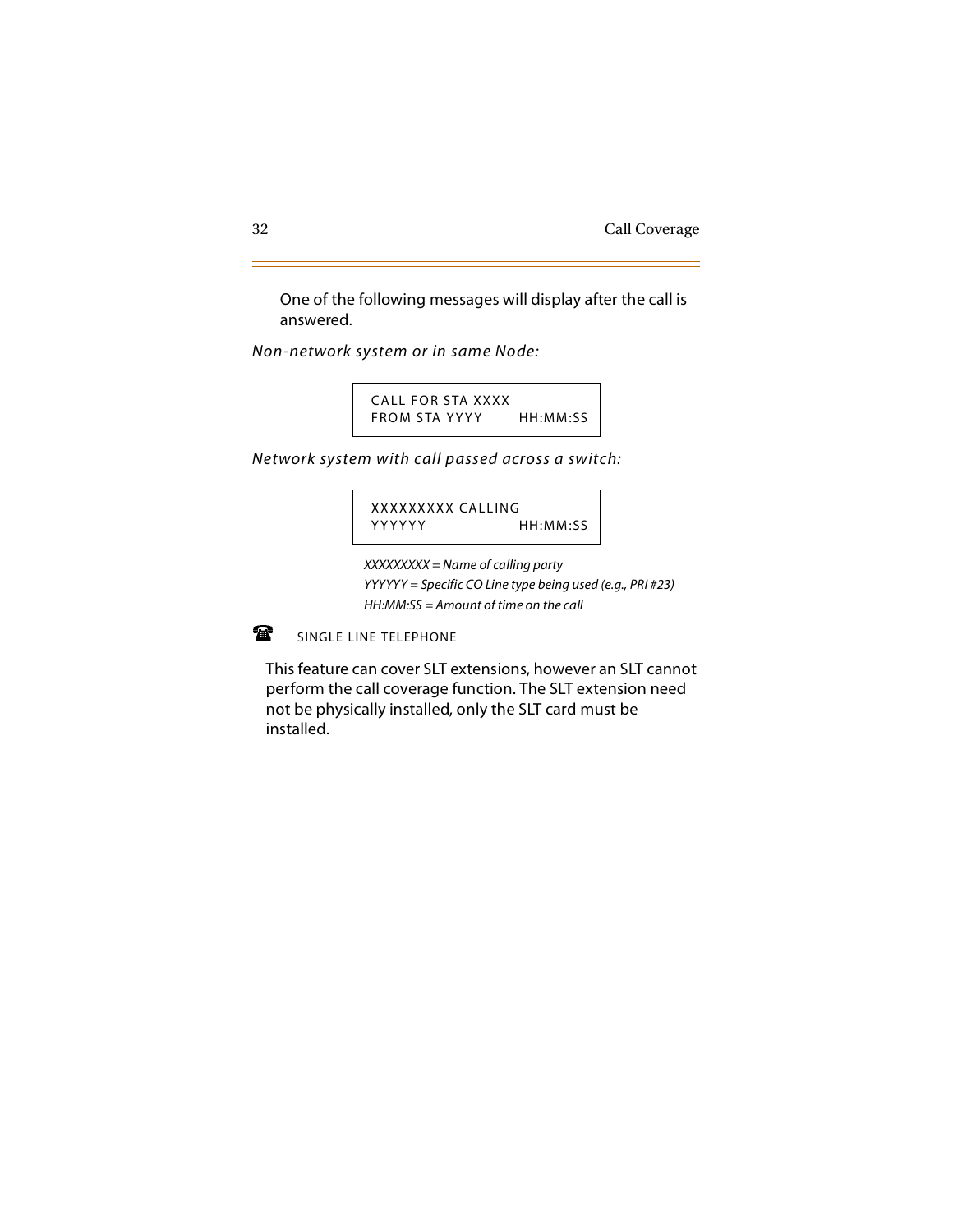One of the following messages will display after the call is answered.

*Non-network system or in same Node:*

```
CALL FOR STA XXXX
FROM STA YYYY       HH:MM:SS
```

*Network system with call passed across a switch:*

```
XXXXXXXXX CALLING
YYYYYY              HH:MM:SS
```

*XXXXXXXXX = Name of calling party*
*YYYYYY = Specific CO Line type being used (e.g., PRI #23)*
*HH:MM:SS = Amount of time on the call*

### SINGLE LINE TELEPHONE

This feature can cover SLT extensions, however an SLT cannot perform the call coverage function. The SLT extension need not be physically installed, only the SLT card must be installed.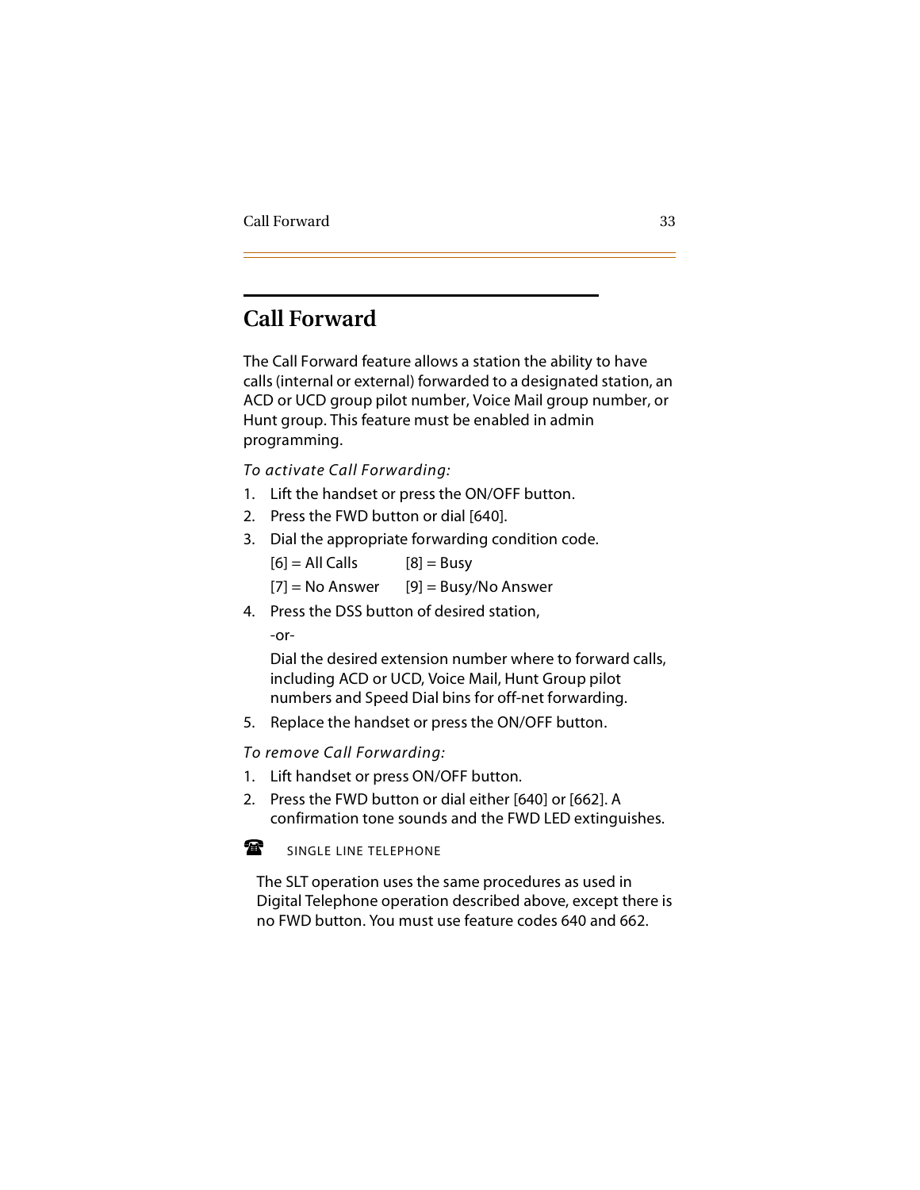## Call Forward

The Call Forward feature allows a station the ability to have calls (internal or external) forwarded to a designated station, an ACD or UCD group pilot number, Voice Mail group number, or Hunt group. This feature must be enabled in admin programming.

*To activate Call Forwarding:*

1. Lift the handset or press the ON/OFF button.
2. Press the FWD button or dial [640].
3. Dial the appropriate forwarding condition code.

   [6] = All Calls     [8] = Busy

   [7] = No Answer     [9] = Busy/No Answer

4. Press the DSS button of desired station,

   -or-

   Dial the desired extension number where to forward calls, including ACD or UCD, Voice Mail, Hunt Group pilot numbers and Speed Dial bins for off-net forwarding.

5. Replace the handset or press the ON/OFF button.

*To remove Call Forwarding:*

1. Lift handset or press ON/OFF button.
2. Press the FWD button or dial either [640] or [662]. A confirmation tone sounds and the FWD LED extinguishes.

☎ SINGLE LINE TELEPHONE

The SLT operation uses the same procedures as used in Digital Telephone operation described above, except there is no FWD button. You must use feature codes 640 and 662.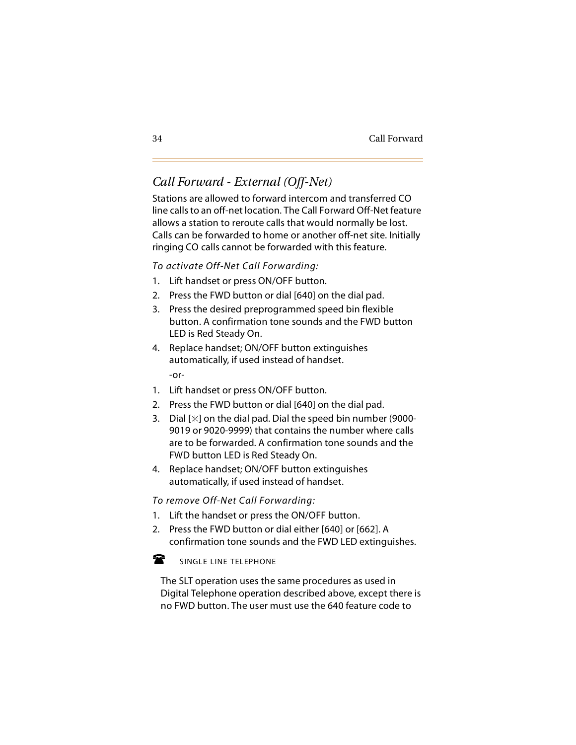## *Call Forward - External (Off-Net)*

Stations are allowed to forward intercom and transferred CO line calls to an off-net location. The Call Forward Off-Net feature allows a station to reroute calls that would normally be lost. Calls can be forwarded to home or another off-net site. Initially ringing CO calls cannot be forwarded with this feature.

*To activate Off-Net Call Forwarding:*

1. Lift handset or press ON/OFF button.
2. Press the FWD button or dial [640] on the dial pad.
3. Press the desired preprogrammed speed bin flexible button. A confirmation tone sounds and the FWD button LED is Red Steady On.
4. Replace handset; ON/OFF button extinguishes automatically, if used instead of handset.

   -or-

1. Lift handset or press ON/OFF button.
2. Press the FWD button or dial [640] on the dial pad.
3. Dial [✳] on the dial pad. Dial the speed bin number (9000-9019 or 9020-9999) that contains the number where calls are to be forwarded. A confirmation tone sounds and the FWD button LED is Red Steady On.
4. Replace handset; ON/OFF button extinguishes automatically, if used instead of handset.

*To remove Off-Net Call Forwarding:*

1. Lift the handset or press the ON/OFF button.
2. Press the FWD button or dial either [640] or [662]. A confirmation tone sounds and the FWD LED extinguishes.

☎ SINGLE LINE TELEPHONE

The SLT operation uses the same procedures as used in Digital Telephone operation described above, except there is no FWD button. The user must use the 640 feature code to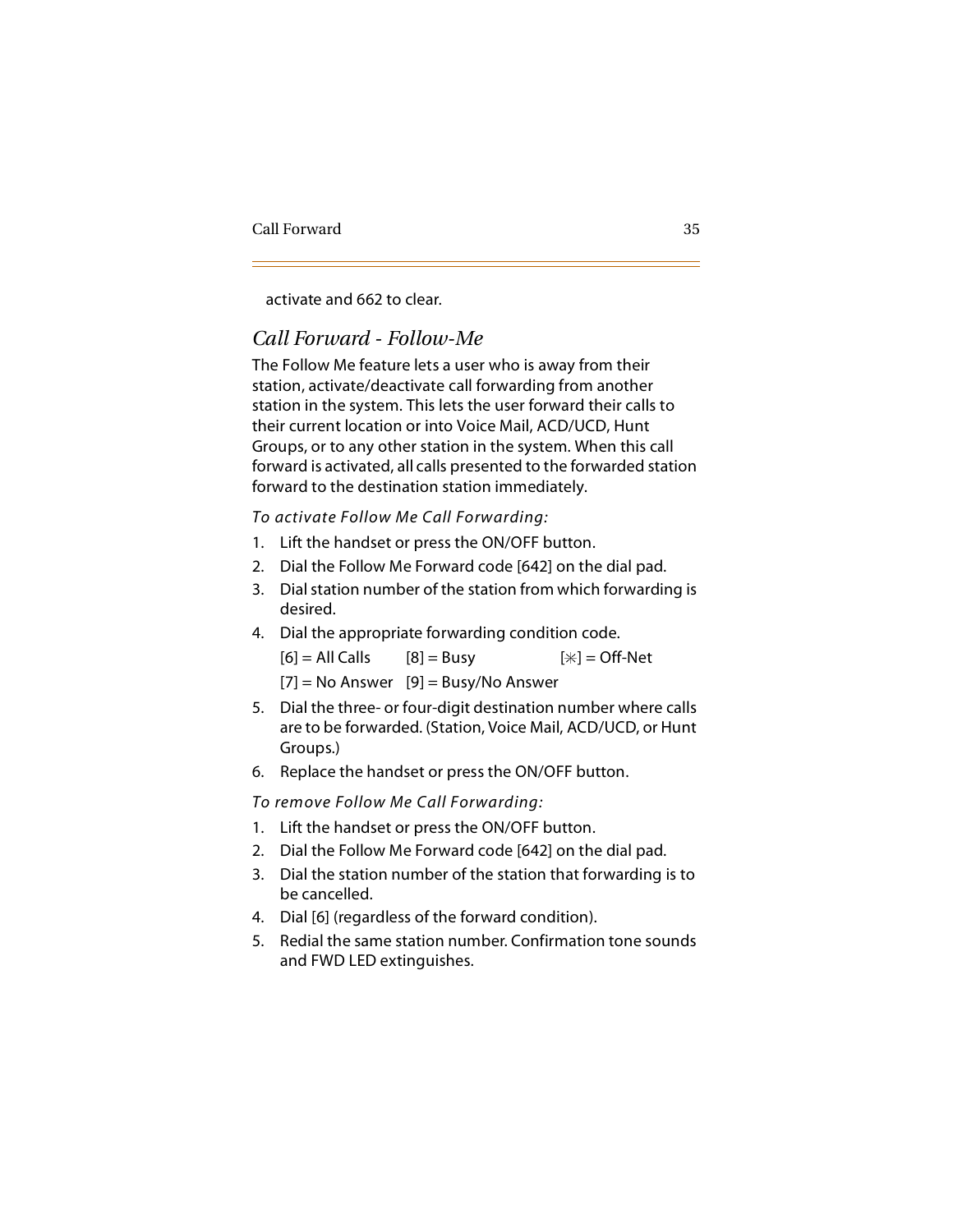activate and 662 to clear.

## *Call Forward - Follow-Me*

The Follow Me feature lets a user who is away from their station, activate/deactivate call forwarding from another station in the system. This lets the user forward their calls to their current location or into Voice Mail, ACD/UCD, Hunt Groups, or to any other station in the system. When this call forward is activated, all calls presented to the forwarded station forward to the destination station immediately.

*To activate Follow Me Call Forwarding:*

1. Lift the handset or press the ON/OFF button.
2. Dial the Follow Me Forward code [642] on the dial pad.
3. Dial station number of the station from which forwarding is desired.
4. Dial the appropriate forwarding condition code.

   [6] = All Calls   [8] = Busy   [✳] = Off-Net

   [7] = No Answer   [9] = Busy/No Answer
5. Dial the three- or four-digit destination number where calls are to be forwarded. (Station, Voice Mail, ACD/UCD, or Hunt Groups.)
6. Replace the handset or press the ON/OFF button.

*To remove Follow Me Call Forwarding:*

1. Lift the handset or press the ON/OFF button.
2. Dial the Follow Me Forward code [642] on the dial pad.
3. Dial the station number of the station that forwarding is to be cancelled.
4. Dial [6] (regardless of the forward condition).
5. Redial the same station number. Confirmation tone sounds and FWD LED extinguishes.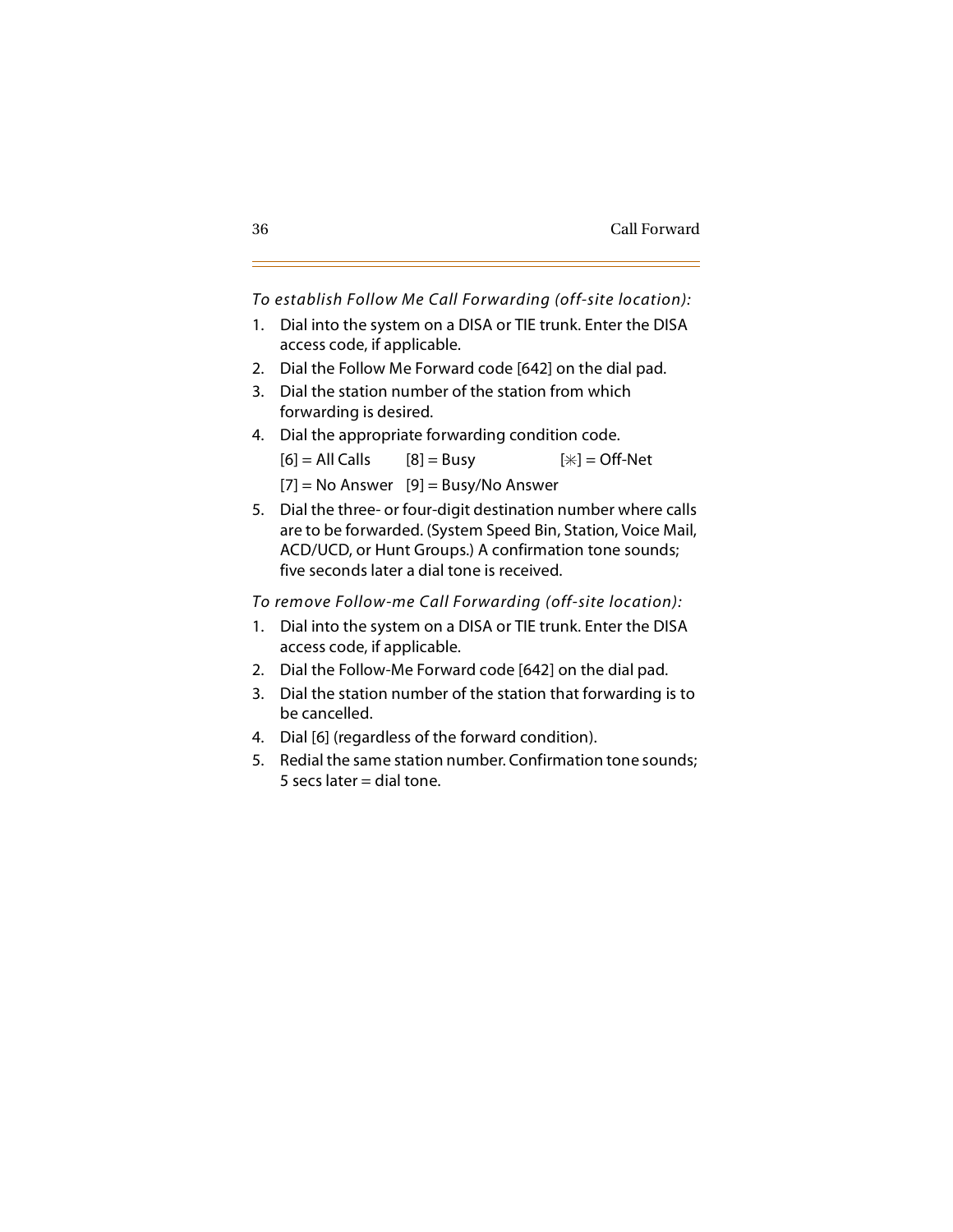*To establish Follow Me Call Forwarding (off-site location):*

1. Dial into the system on a DISA or TIE trunk. Enter the DISA access code, if applicable.
2. Dial the Follow Me Forward code [642] on the dial pad.
3. Dial the station number of the station from which forwarding is desired.
4. Dial the appropriate forwarding condition code.

   [6] = All Calls   [8] = Busy   [✳] = Off-Net

   [7] = No Answer   [9] = Busy/No Answer
5. Dial the three- or four-digit destination number where calls are to be forwarded. (System Speed Bin, Station, Voice Mail, ACD/UCD, or Hunt Groups.) A confirmation tone sounds; five seconds later a dial tone is received.

*To remove Follow-me Call Forwarding (off-site location):*

1. Dial into the system on a DISA or TIE trunk. Enter the DISA access code, if applicable.
2. Dial the Follow-Me Forward code [642] on the dial pad.
3. Dial the station number of the station that forwarding is to be cancelled.
4. Dial [6] (regardless of the forward condition).
5. Redial the same station number. Confirmation tone sounds; 5 secs later = dial tone.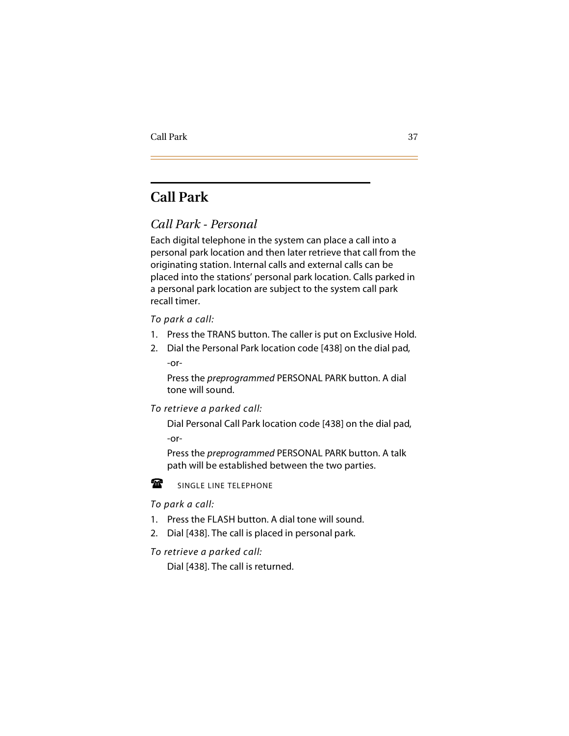# Call Park

## *Call Park - Personal*

Each digital telephone in the system can place a call into a personal park location and then later retrieve that call from the originating station. Internal calls and external calls can be placed into the stations' personal park location. Calls parked in a personal park location are subject to the system call park recall timer.

*To park a call:*

1. Press the TRANS button. The caller is put on Exclusive Hold.
2. Dial the Personal Park location code [438] on the dial pad,

   -or-

   Press the *preprogrammed* PERSONAL PARK button. A dial tone will sound.

*To retrieve a parked call:*

Dial Personal Call Park location code [438] on the dial pad,

-or-

Press the *preprogrammed* PERSONAL PARK button. A talk path will be established between the two parties.

☎ SINGLE LINE TELEPHONE

*To park a call:*

1. Press the FLASH button. A dial tone will sound.
2. Dial [438]. The call is placed in personal park.

*To retrieve a parked call:*

Dial [438]. The call is returned.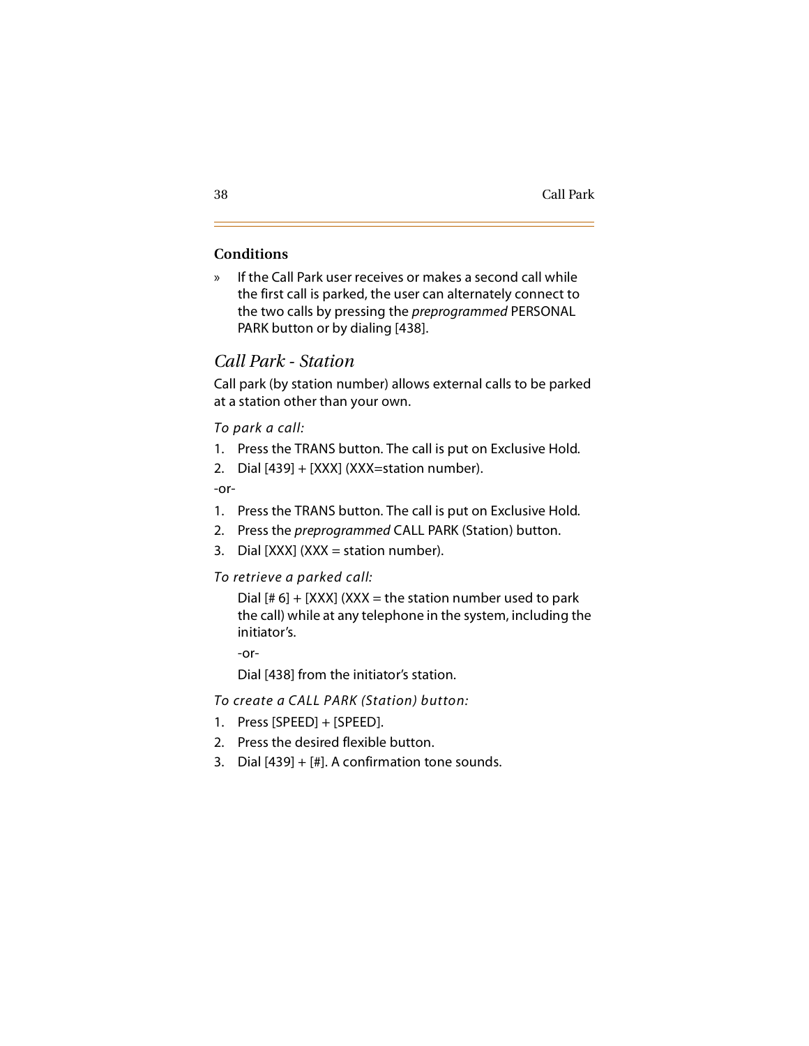### Conditions

» If the Call Park user receives or makes a second call while the first call is parked, the user can alternately connect to the two calls by pressing the *preprogrammed* PERSONAL PARK button or by dialing [438].

## *Call Park - Station*

Call park (by station number) allows external calls to be parked at a station other than your own.

*To park a call:*

1. Press the TRANS button. The call is put on Exclusive Hold.
2. Dial [439] + [XXX] (XXX=station number).

-or-

1. Press the TRANS button. The call is put on Exclusive Hold.
2. Press the *preprogrammed* CALL PARK (Station) button.
3. Dial [XXX] (XXX = station number).

*To retrieve a parked call:*

Dial [# 6] + [XXX] (XXX = the station number used to park the call) while at any telephone in the system, including the initiator's.

-or-

Dial [438] from the initiator's station.

*To create a CALL PARK (Station) button:*

1. Press [SPEED] + [SPEED].
2. Press the desired flexible button.
3. Dial [439] + [#]. A confirmation tone sounds.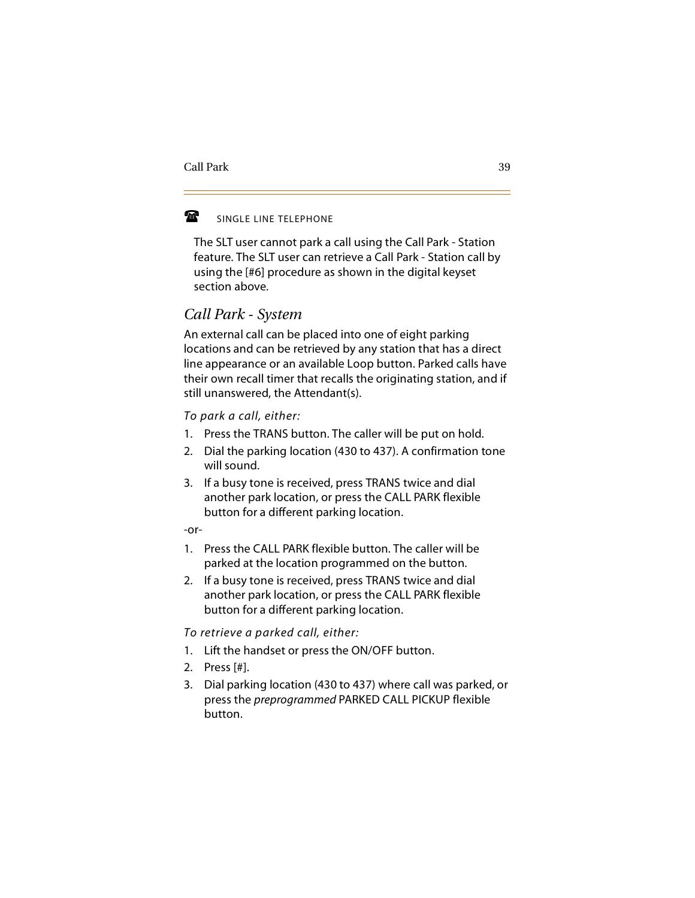☎ SINGLE LINE TELEPHONE

The SLT user cannot park a call using the Call Park - Station feature. The SLT user can retrieve a Call Park - Station call by using the [#6] procedure as shown in the digital keyset section above.

## *Call Park - System*

An external call can be placed into one of eight parking locations and can be retrieved by any station that has a direct line appearance or an available Loop button. Parked calls have their own recall timer that recalls the originating station, and if still unanswered, the Attendant(s).

*To park a call, either:*

1. Press the TRANS button. The caller will be put on hold.
2. Dial the parking location (430 to 437). A confirmation tone will sound.
3. If a busy tone is received, press TRANS twice and dial another park location, or press the CALL PARK flexible button for a different parking location.

-or-

1. Press the CALL PARK flexible button. The caller will be parked at the location programmed on the button.
2. If a busy tone is received, press TRANS twice and dial another park location, or press the CALL PARK flexible button for a different parking location.

*To retrieve a parked call, either:*

1. Lift the handset or press the ON/OFF button.
2. Press [#].
3. Dial parking location (430 to 437) where call was parked, or press the *preprogrammed* PARKED CALL PICKUP flexible button.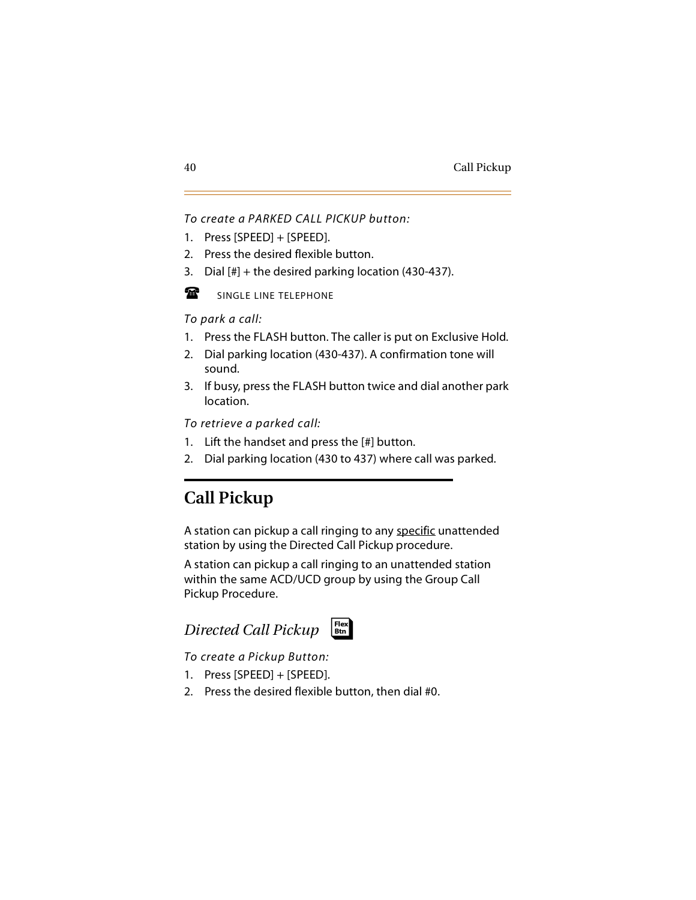*To create a PARKED CALL PICKUP button:*

1. Press [SPEED] + [SPEED].
2. Press the desired flexible button.
3. Dial [#] + the desired parking location (430-437).

☎ SINGLE LINE TELEPHONE

*To park a call:*

1. Press the FLASH button. The caller is put on Exclusive Hold.
2. Dial parking location (430-437). A confirmation tone will sound.
3. If busy, press the FLASH button twice and dial another park location.

*To retrieve a parked call:*

1. Lift the handset and press the [#] button.
2. Dial parking location (430 to 437) where call was parked.

## Call Pickup

A station can pickup a call ringing to any <u>specific</u> unattended station by using the Directed Call Pickup procedure.

A station can pickup a call ringing to an unattended station within the same ACD/UCD group by using the Group Call Pickup Procedure.

### *Directed Call Pickup* Flex Btn

*To create a Pickup Button:*

1. Press [SPEED] + [SPEED].
2. Press the desired flexible button, then dial #0.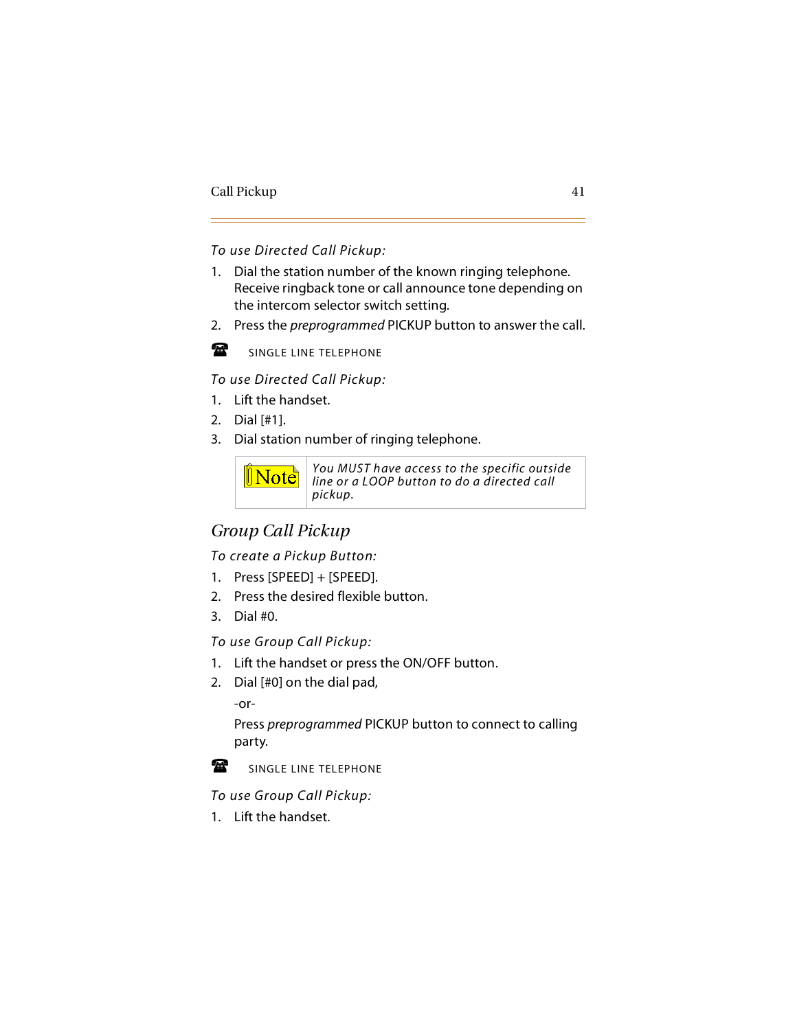*To use Directed Call Pickup:*

1. Dial the station number of the known ringing telephone. Receive ringback tone or call announce tone depending on the intercom selector switch setting.
2. Press the *preprogrammed* PICKUP button to answer the call.

☎ SINGLE LINE TELEPHONE

*To use Directed Call Pickup:*

1. Lift the handset.
2. Dial [#1].
3. Dial station number of ringing telephone.

| Note | *You MUST have access to the specific outside line or a LOOP button to do a directed call pickup.* |
|---|---|

## *Group Call Pickup*

*To create a Pickup Button:*

1. Press [SPEED] + [SPEED].
2. Press the desired flexible button.
3. Dial #0.

*To use Group Call Pickup:*

1. Lift the handset or press the ON/OFF button.
2. Dial [#0] on the dial pad,

   -or-

   Press *preprogrammed* PICKUP button to connect to calling party.

☎ SINGLE LINE TELEPHONE

*To use Group Call Pickup:*

1. Lift the handset.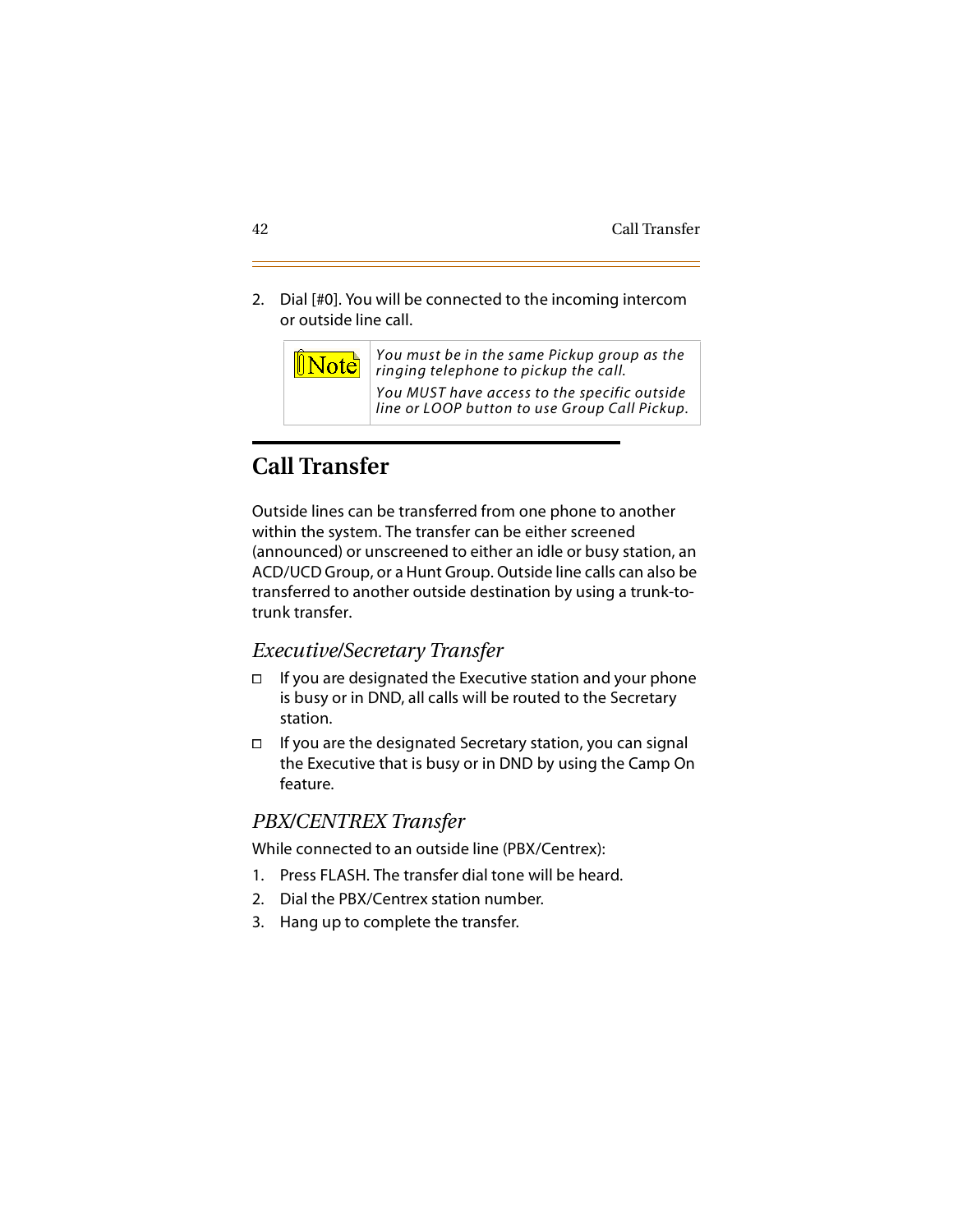2. Dial [#0]. You will be connected to the incoming intercom or outside line call.

| Note | *You must be in the same Pickup group as the ringing telephone to pickup the call.* *You MUST have access to the specific outside line or LOOP button to use Group Call Pickup.* |
|---|---|

## Call Transfer

Outside lines can be transferred from one phone to another within the system. The transfer can be either screened (announced) or unscreened to either an idle or busy station, an ACD/UCD Group, or a Hunt Group. Outside line calls can also be transferred to another outside destination by using a trunk-to-trunk transfer.

### *Executive/Secretary Transfer*

- If you are designated the Executive station and your phone is busy or in DND, all calls will be routed to the Secretary station.
- If you are the designated Secretary station, you can signal the Executive that is busy or in DND by using the Camp On feature.

### *PBX/CENTREX Transfer*

While connected to an outside line (PBX/Centrex):

1. Press FLASH. The transfer dial tone will be heard.
2. Dial the PBX/Centrex station number.
3. Hang up to complete the transfer.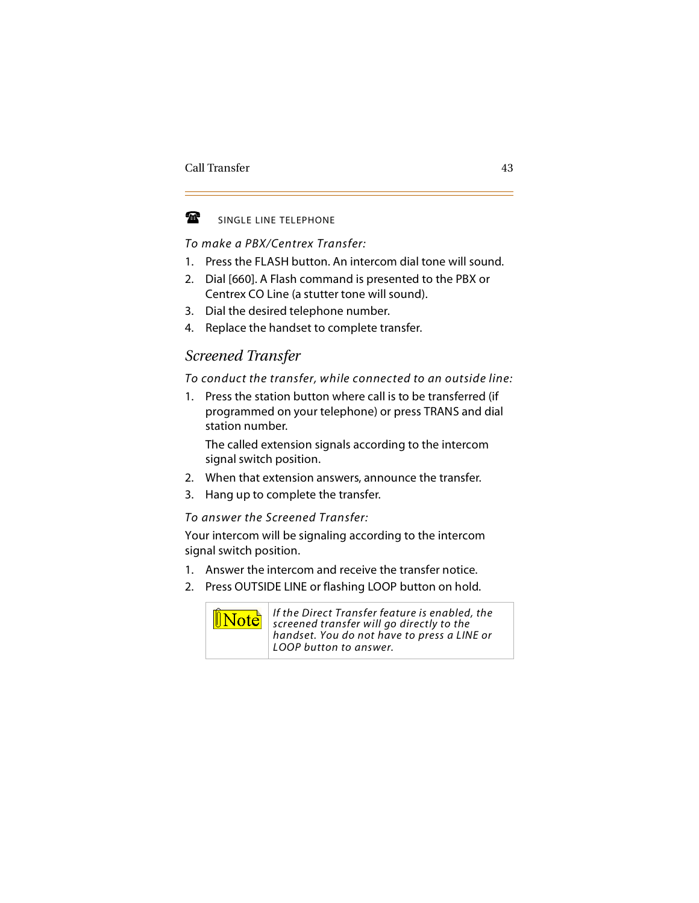☎ SINGLE LINE TELEPHONE

*To make a PBX/Centrex Transfer:*

1. Press the FLASH button. An intercom dial tone will sound.
2. Dial [660]. A Flash command is presented to the PBX or Centrex CO Line (a stutter tone will sound).
3. Dial the desired telephone number.
4. Replace the handset to complete transfer.

## *Screened Transfer*

*To conduct the transfer, while connected to an outside line:*

1. Press the station button where call is to be transferred (if programmed on your telephone) or press TRANS and dial station number.

   The called extension signals according to the intercom signal switch position.
2. When that extension answers, announce the transfer.
3. Hang up to complete the transfer.

*To answer the Screened Transfer:*

Your intercom will be signaling according to the intercom signal switch position.

1. Answer the intercom and receive the transfer notice.
2. Press OUTSIDE LINE or flashing LOOP button on hold.

| Note | *If the Direct Transfer feature is enabled, the screened transfer will go directly to the handset. You do not have to press a LINE or LOOP button to answer.* |
|---|---|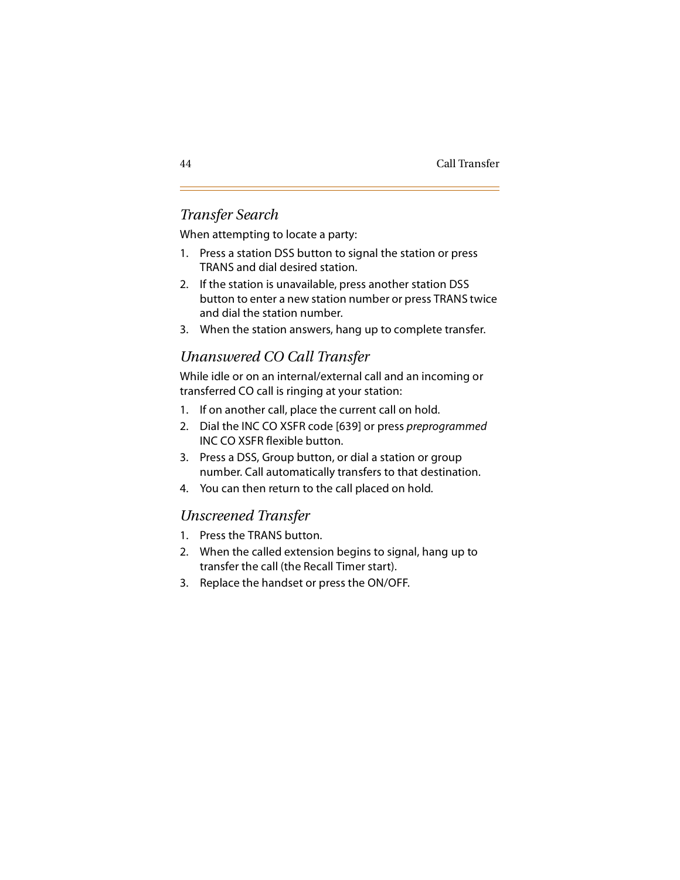## *Transfer Search*

When attempting to locate a party:

1. Press a station DSS button to signal the station or press TRANS and dial desired station.
2. If the station is unavailable, press another station DSS button to enter a new station number or press TRANS twice and dial the station number.
3. When the station answers, hang up to complete transfer.

## *Unanswered CO Call Transfer*

While idle or on an internal/external call and an incoming or transferred CO call is ringing at your station:

1. If on another call, place the current call on hold.
2. Dial the INC CO XSFR code [639] or press *preprogrammed* INC CO XSFR flexible button.
3. Press a DSS, Group button, or dial a station or group number. Call automatically transfers to that destination.
4. You can then return to the call placed on hold.

## *Unscreened Transfer*

1. Press the TRANS button.
2. When the called extension begins to signal, hang up to transfer the call (the Recall Timer start).
3. Replace the handset or press the ON/OFF.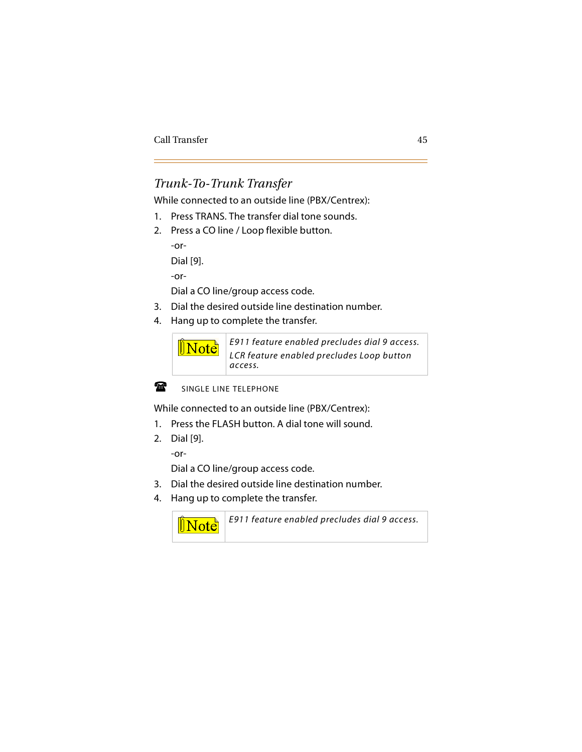## *Trunk-To-Trunk Transfer*

While connected to an outside line (PBX/Centrex):

1. Press TRANS. The transfer dial tone sounds.
2. Press a CO line / Loop flexible button.

   -or-

   Dial [9].

   -or-

   Dial a CO line/group access code.
3. Dial the desired outside line destination number.
4. Hang up to complete the transfer.

| Note | *E911 feature enabled precludes dial 9 access.* *LCR feature enabled precludes Loop button access.* |
|---|---|

SINGLE LINE TELEPHONE

While connected to an outside line (PBX/Centrex):

1. Press the FLASH button. A dial tone will sound.
2. Dial [9].

   -or-

   Dial a CO line/group access code.
3. Dial the desired outside line destination number.
4. Hang up to complete the transfer.

| Note | *E911 feature enabled precludes dial 9 access.* |
|---|---|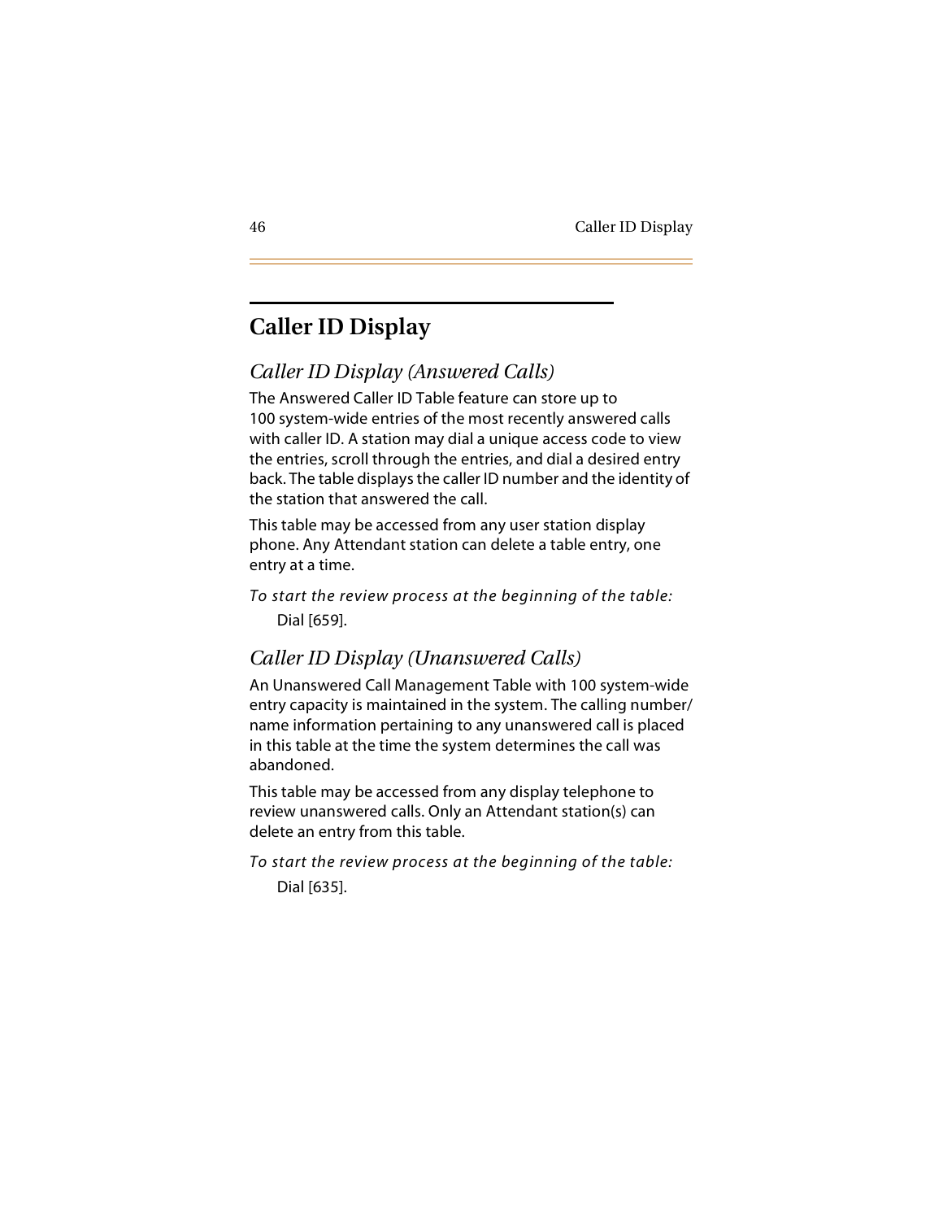# Caller ID Display

## *Caller ID Display (Answered Calls)*

The Answered Caller ID Table feature can store up to 100 system-wide entries of the most recently answered calls with caller ID. A station may dial a unique access code to view the entries, scroll through the entries, and dial a desired entry back. The table displays the caller ID number and the identity of the station that answered the call.

This table may be accessed from any user station display phone. Any Attendant station can delete a table entry, one entry at a time.

*To start the review process at the beginning of the table:*

Dial [659].

## *Caller ID Display (Unanswered Calls)*

An Unanswered Call Management Table with 100 system-wide entry capacity is maintained in the system. The calling number/name information pertaining to any unanswered call is placed in this table at the time the system determines the call was abandoned.

This table may be accessed from any display telephone to review unanswered calls. Only an Attendant station(s) can delete an entry from this table.

*To start the review process at the beginning of the table:*

Dial [635].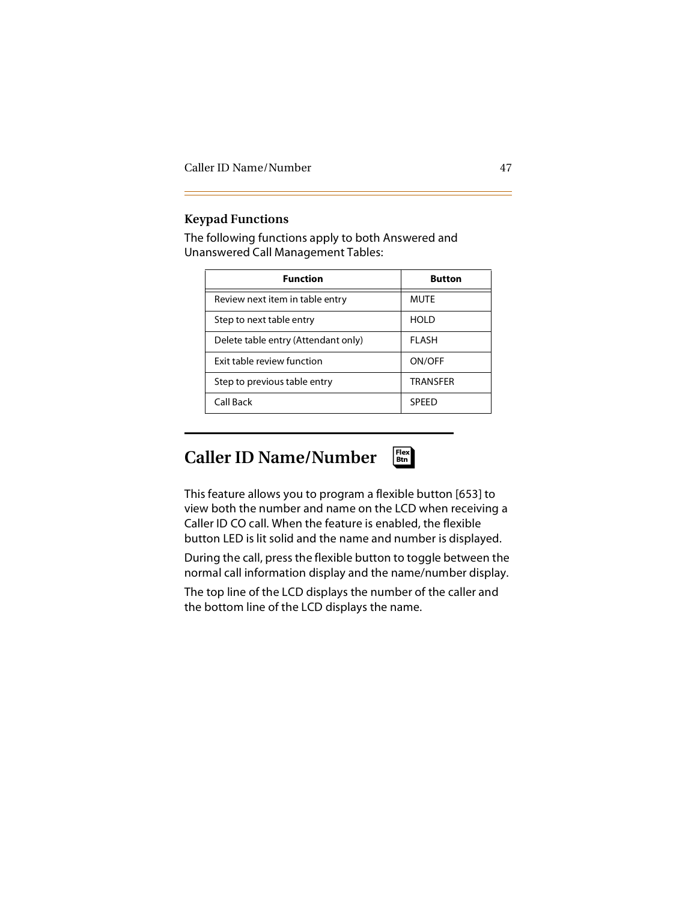### Keypad Functions

The following functions apply to both Answered and Unanswered Call Management Tables:

| Function | Button |
| --- | --- |
| Review next item in table entry | MUTE |
| Step to next table entry | HOLD |
| Delete table entry (Attendant only) | FLASH |
| Exit table review function | ON/OFF |
| Step to previous table entry | TRANSFER |
| Call Back | SPEED |

## Caller ID Name/Number

Flex Btn

This feature allows you to program a flexible button [653] to view both the number and name on the LCD when receiving a Caller ID CO call. When the feature is enabled, the flexible button LED is lit solid and the name and number is displayed.

During the call, press the flexible button to toggle between the normal call information display and the name/number display.

The top line of the LCD displays the number of the caller and the bottom line of the LCD displays the name.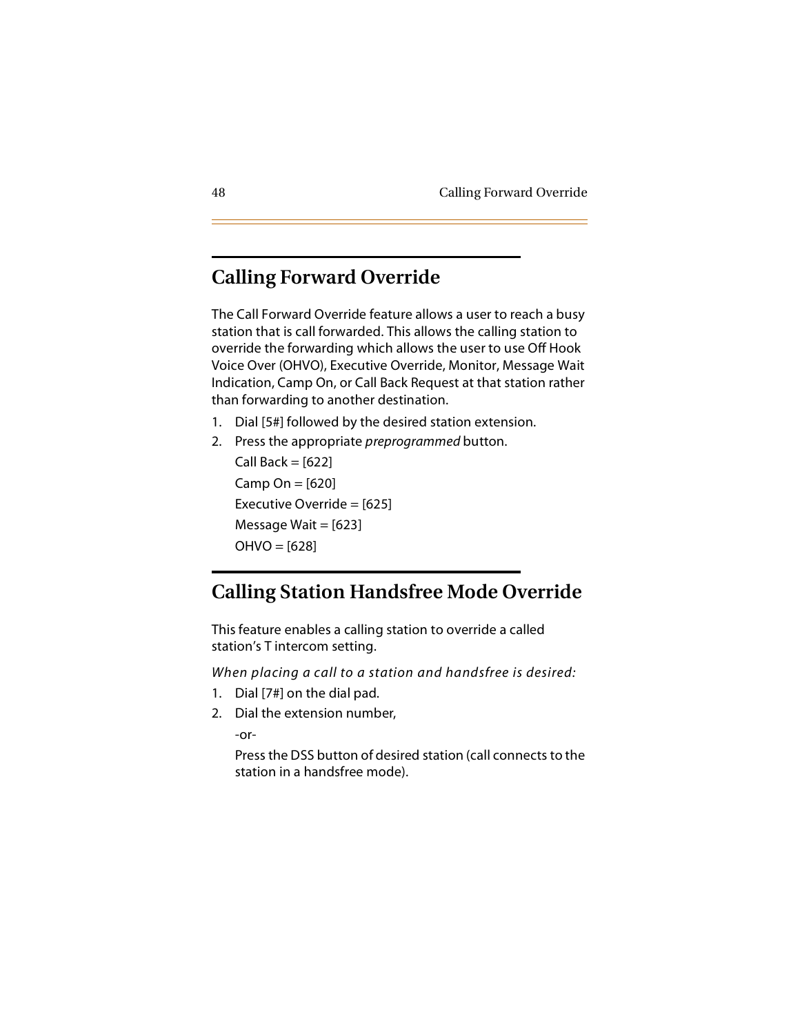## Calling Forward Override

The Call Forward Override feature allows a user to reach a busy station that is call forwarded. This allows the calling station to override the forwarding which allows the user to use Off Hook Voice Over (OHVO), Executive Override, Monitor, Message Wait Indication, Camp On, or Call Back Request at that station rather than forwarding to another destination.

1. Dial [5#] followed by the desired station extension.
2. Press the appropriate *preprogrammed* button.

   Call Back = [622]

   Camp On = [620]

   Executive Override = [625]

   Message Wait = [623]

   OHVO = [628]

## Calling Station Handsfree Mode Override

This feature enables a calling station to override a called station's T intercom setting.

*When placing a call to a station and handsfree is desired:*

1. Dial [7#] on the dial pad.
2. Dial the extension number,

   -or-

   Press the DSS button of desired station (call connects to the station in a handsfree mode).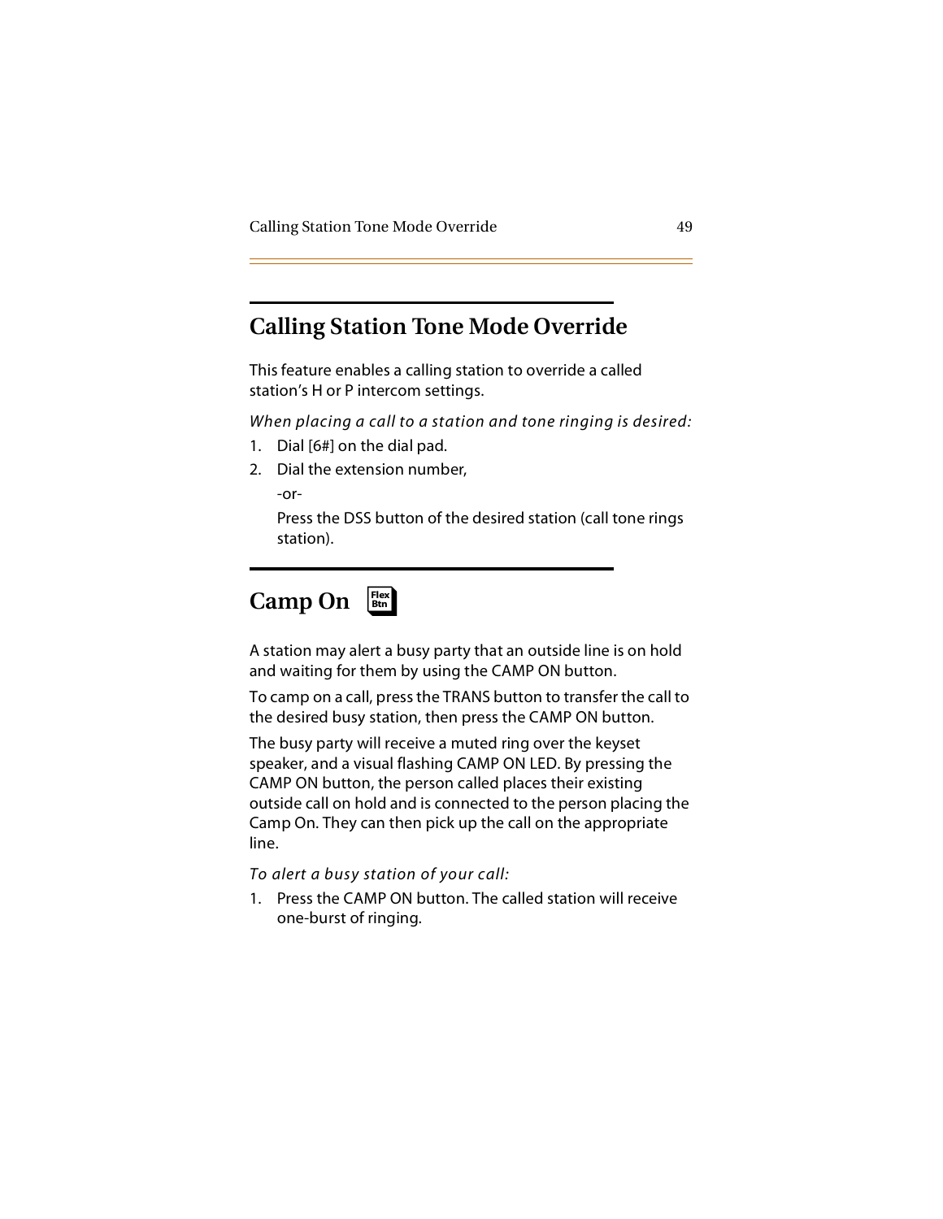## Calling Station Tone Mode Override

This feature enables a calling station to override a called station's H or P intercom settings.

*When placing a call to a station and tone ringing is desired:*

1. Dial [6#] on the dial pad.
2. Dial the extension number,

   -or-

   Press the DSS button of the desired station (call tone rings station).

## Camp On Flex Btn

A station may alert a busy party that an outside line is on hold and waiting for them by using the CAMP ON button.

To camp on a call, press the TRANS button to transfer the call to the desired busy station, then press the CAMP ON button.

The busy party will receive a muted ring over the keyset speaker, and a visual flashing CAMP ON LED. By pressing the CAMP ON button, the person called places their existing outside call on hold and is connected to the person placing the Camp On. They can then pick up the call on the appropriate line.

*To alert a busy station of your call:*

1. Press the CAMP ON button. The called station will receive one-burst of ringing.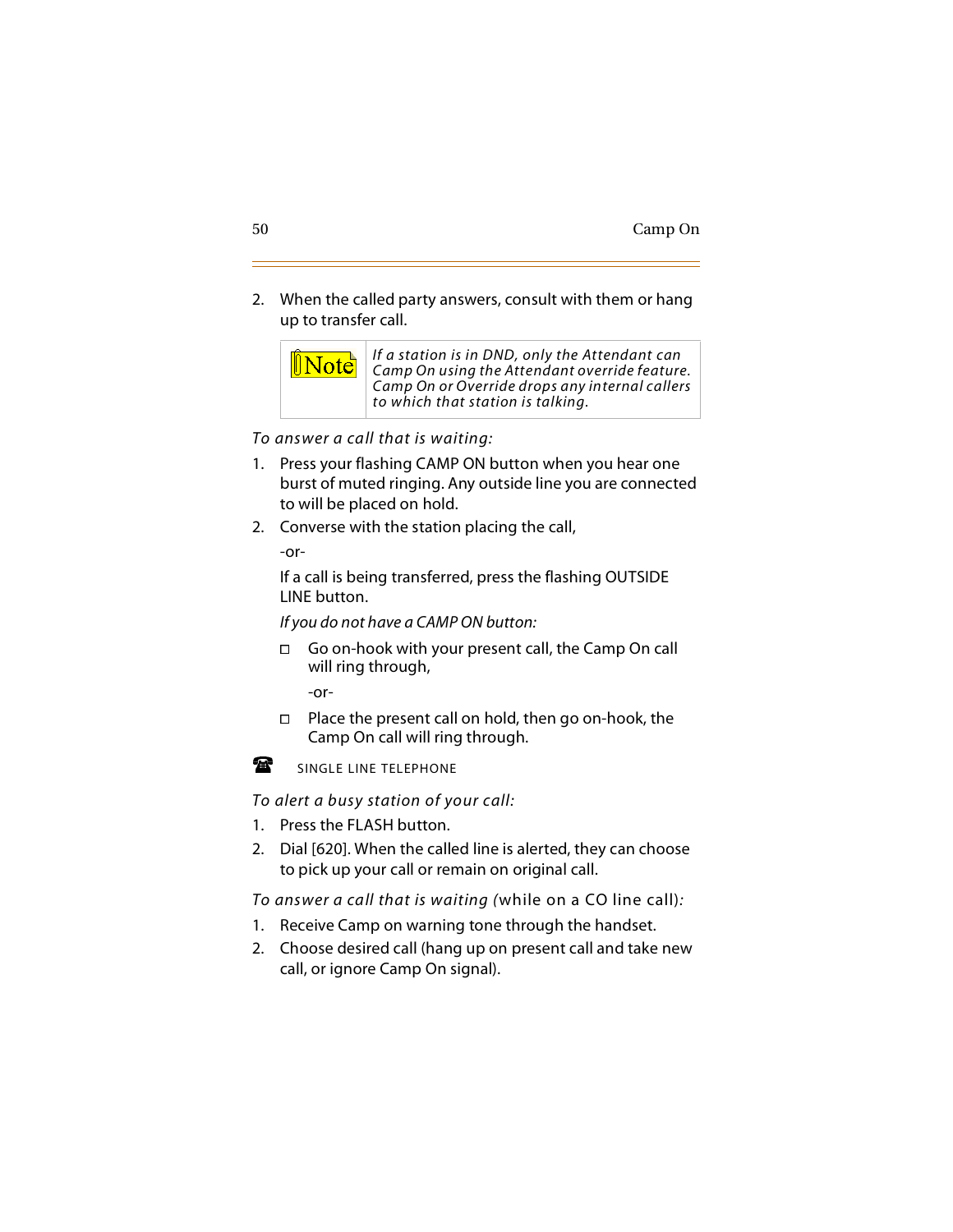2. When the called party answers, consult with them or hang up to transfer call.

> **Note:** *If a station is in DND, only the Attendant can Camp On using the Attendant override feature. Camp On or Override drops any internal callers to which that station is talking.*

*To answer a call that is waiting:*

1. Press your flashing CAMP ON button when you hear one burst of muted ringing. Any outside line you are connected to will be placed on hold.
2. Converse with the station placing the call,

   -or-

   If a call is being transferred, press the flashing OUTSIDE LINE button.

   *If you do not have a CAMP ON button:*

   - Go on-hook with your present call, the Camp On call will ring through,

     -or-

   - Place the present call on hold, then go on-hook, the Camp On call will ring through.

☎ SINGLE LINE TELEPHONE

*To alert a busy station of your call:*

1. Press the FLASH button.
2. Dial [620]. When the called line is alerted, they can choose to pick up your call or remain on original call.

*To answer a call that is waiting (*while on a CO line call*):*

1. Receive Camp on warning tone through the handset.
2. Choose desired call (hang up on present call and take new call, or ignore Camp On signal).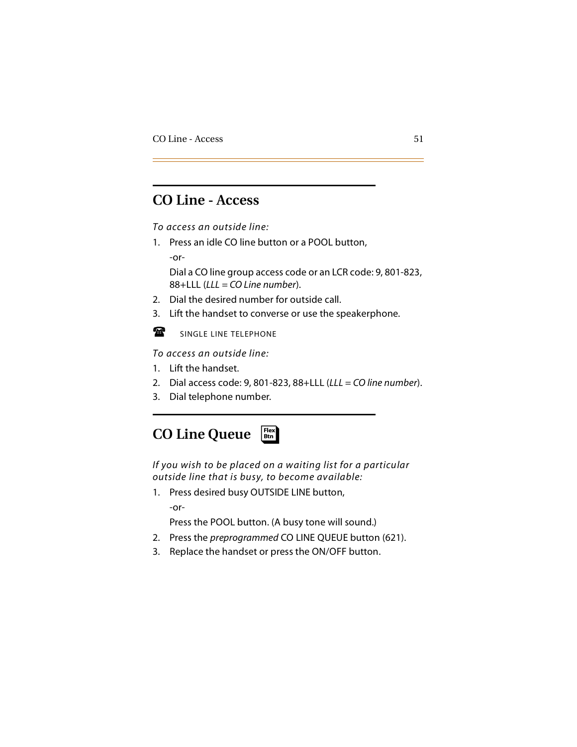## CO Line - Access

*To access an outside line:*

1. Press an idle CO line button or a POOL button,

   -or-

   Dial a CO line group access code or an LCR code: 9, 801-823, 88+LLL (*LLL = CO Line number*).

2. Dial the desired number for outside call.
3. Lift the handset to converse or use the speakerphone.

SINGLE LINE TELEPHONE

*To access an outside line:*

1. Lift the handset.
2. Dial access code: 9, 801-823, 88+LLL (*LLL = CO line number*).
3. Dial telephone number.

## CO Line Queue

Flex Btn

*If you wish to be placed on a waiting list for a particular outside line that is busy, to become available:*

1. Press desired busy OUTSIDE LINE button,

   -or-

   Press the POOL button. (A busy tone will sound.)

2. Press the *preprogrammed* CO LINE QUEUE button (621).
3. Replace the handset or press the ON/OFF button.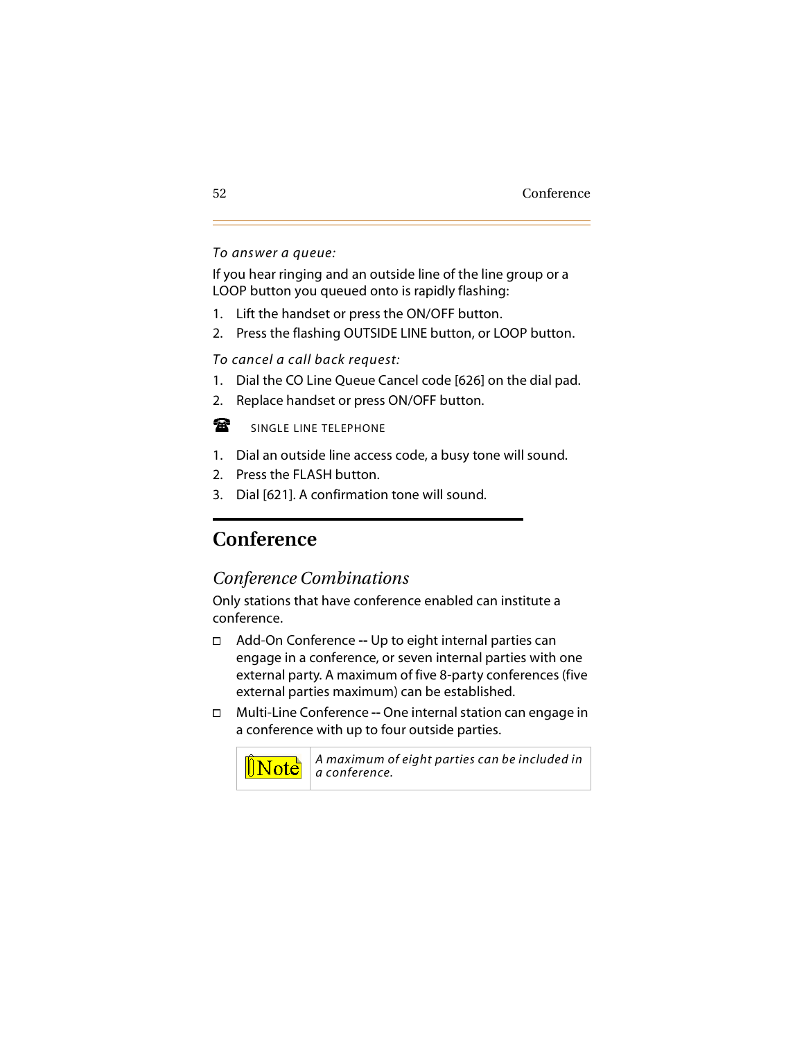*To answer a queue:*

If you hear ringing and an outside line of the line group or a LOOP button you queued onto is rapidly flashing:

1. Lift the handset or press the ON/OFF button.
2. Press the flashing OUTSIDE LINE button, or LOOP button.

*To cancel a call back request:*

1. Dial the CO Line Queue Cancel code [626] on the dial pad.
2. Replace handset or press ON/OFF button.

SINGLE LINE TELEPHONE

1. Dial an outside line access code, a busy tone will sound.
2. Press the FLASH button.
3. Dial [621]. A confirmation tone will sound.

# Conference

## *Conference Combinations*

Only stations that have conference enabled can institute a conference.

- Add-On Conference **--** Up to eight internal parties can engage in a conference, or seven internal parties with one external party. A maximum of five 8-party conferences (five external parties maximum) can be established.
- Multi-Line Conference **--** One internal station can engage in a conference with up to four outside parties.

| Note | *A maximum of eight parties can be included in a conference.* |
|---|---|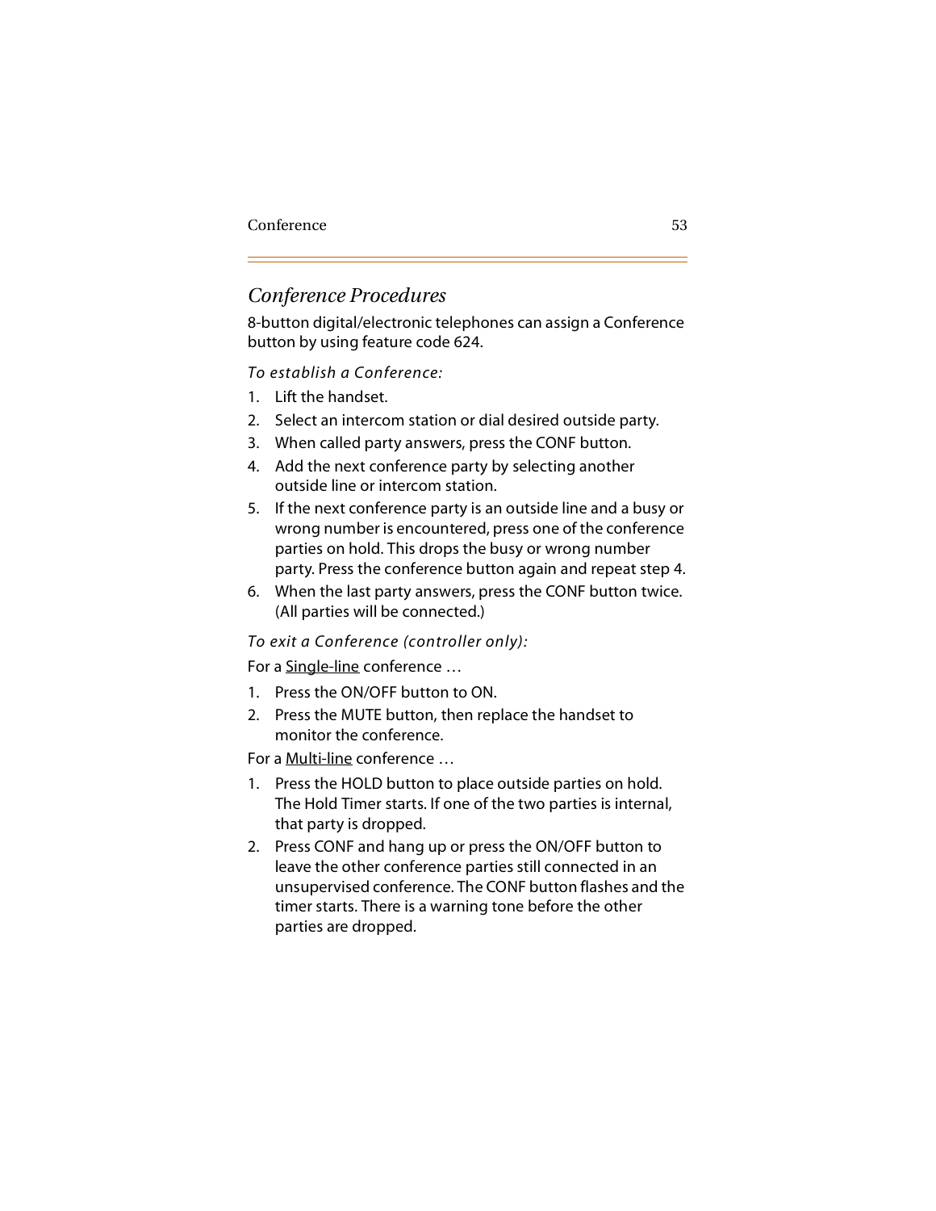## *Conference Procedures*

8-button digital/electronic telephones can assign a Conference button by using feature code 624.

*To establish a Conference:*

1. Lift the handset.
2. Select an intercom station or dial desired outside party.
3. When called party answers, press the CONF button.
4. Add the next conference party by selecting another outside line or intercom station.
5. If the next conference party is an outside line and a busy or wrong number is encountered, press one of the conference parties on hold. This drops the busy or wrong number party. Press the conference button again and repeat step 4.
6. When the last party answers, press the CONF button twice. (All parties will be connected.)

*To exit a Conference (controller only):*

For a <u>Single-line</u> conference …

1. Press the ON/OFF button to ON.
2. Press the MUTE button, then replace the handset to monitor the conference.

For a <u>Multi-line</u> conference …

1. Press the HOLD button to place outside parties on hold. The Hold Timer starts. If one of the two parties is internal, that party is dropped.
2. Press CONF and hang up or press the ON/OFF button to leave the other conference parties still connected in an unsupervised conference. The CONF button flashes and the timer starts. There is a warning tone before the other parties are dropped.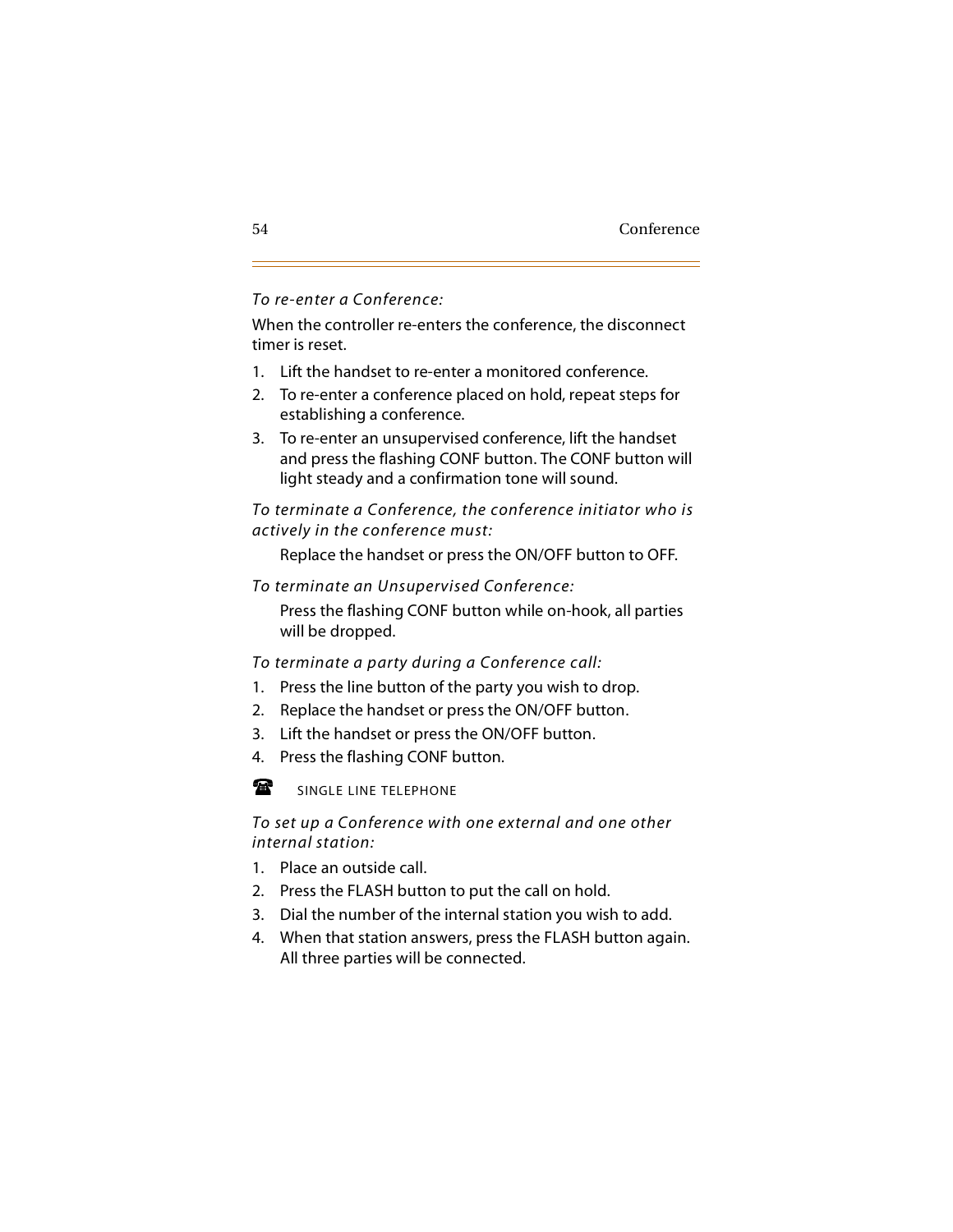*To re-enter a Conference:*

When the controller re-enters the conference, the disconnect timer is reset.

1. Lift the handset to re-enter a monitored conference.
2. To re-enter a conference placed on hold, repeat steps for establishing a conference.
3. To re-enter an unsupervised conference, lift the handset and press the flashing CONF button. The CONF button will light steady and a confirmation tone will sound.

*To terminate a Conference, the conference initiator who is actively in the conference must:*

Replace the handset or press the ON/OFF button to OFF.

*To terminate an Unsupervised Conference:*

Press the flashing CONF button while on-hook, all parties will be dropped.

*To terminate a party during a Conference call:*

1. Press the line button of the party you wish to drop.
2. Replace the handset or press the ON/OFF button.
3. Lift the handset or press the ON/OFF button.
4. Press the flashing CONF button.

☎ SINGLE LINE TELEPHONE

*To set up a Conference with one external and one other internal station:*

1. Place an outside call.
2. Press the FLASH button to put the call on hold.
3. Dial the number of the internal station you wish to add.
4. When that station answers, press the FLASH button again. All three parties will be connected.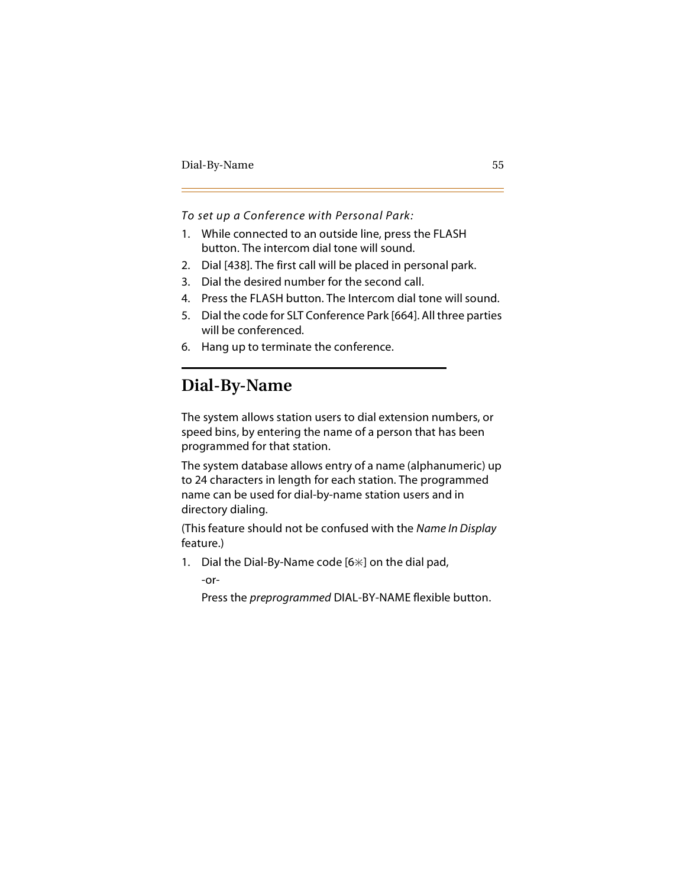*To set up a Conference with Personal Park:*

1. While connected to an outside line, press the FLASH button. The intercom dial tone will sound.
2. Dial [438]. The first call will be placed in personal park.
3. Dial the desired number for the second call.
4. Press the FLASH button. The Intercom dial tone will sound.
5. Dial the code for SLT Conference Park [664]. All three parties will be conferenced.
6. Hang up to terminate the conference.

## Dial-By-Name

The system allows station users to dial extension numbers, or speed bins, by entering the name of a person that has been programmed for that station.

The system database allows entry of a name (alphanumeric) up to 24 characters in length for each station. The programmed name can be used for dial-by-name station users and in directory dialing.

(This feature should not be confused with the *Name In Display* feature.)

1. Dial the Dial-By-Name code [6✳] on the dial pad,

   -or-

   Press the *preprogrammed* DIAL-BY-NAME flexible button.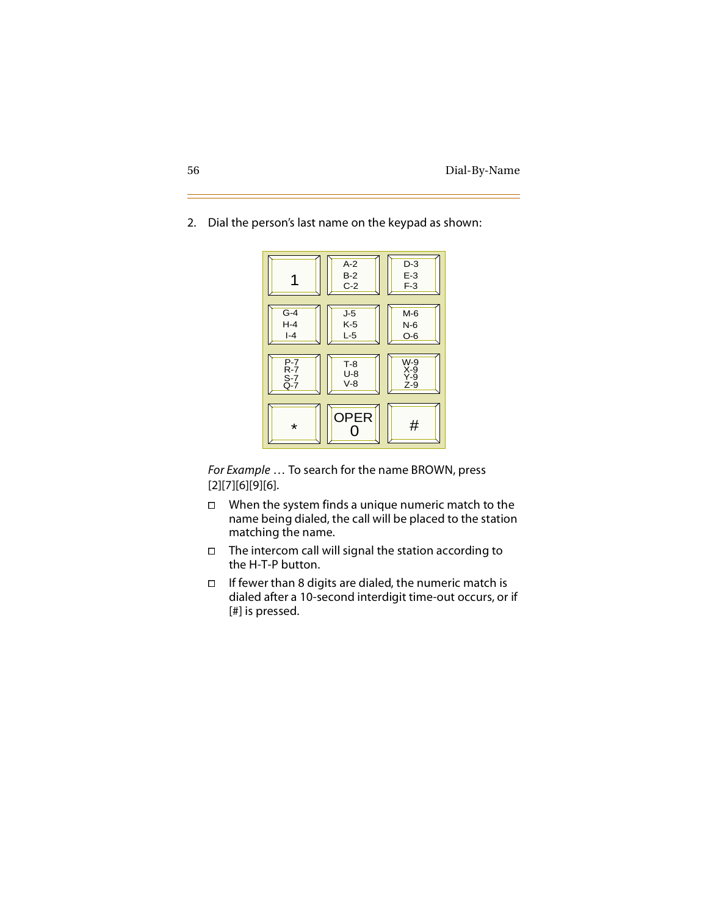2. Dial the person's last name on the keypad as shown:

| | | |
|---|---|---|
| 1 | A-2 B-2 C-2 | D-3 E-3 F-3 |
| G-4 H-4 I-4 | J-5 K-5 L-5 | M-6 N-6 O-6 |
| P-7 R-7 S-7 Q-7 | T-8 U-8 V-8 | W-9 X-9 Y-9 Z-9 |
| * | OPER 0 | # |

*For Example* … To search for the name BROWN, press [2][7][6][9][6].

- When the system finds a unique numeric match to the name being dialed, the call will be placed to the station matching the name.
- The intercom call will signal the station according to the H-T-P button.
- If fewer than 8 digits are dialed, the numeric match is dialed after a 10-second interdigit time-out occurs, or if [#] is pressed.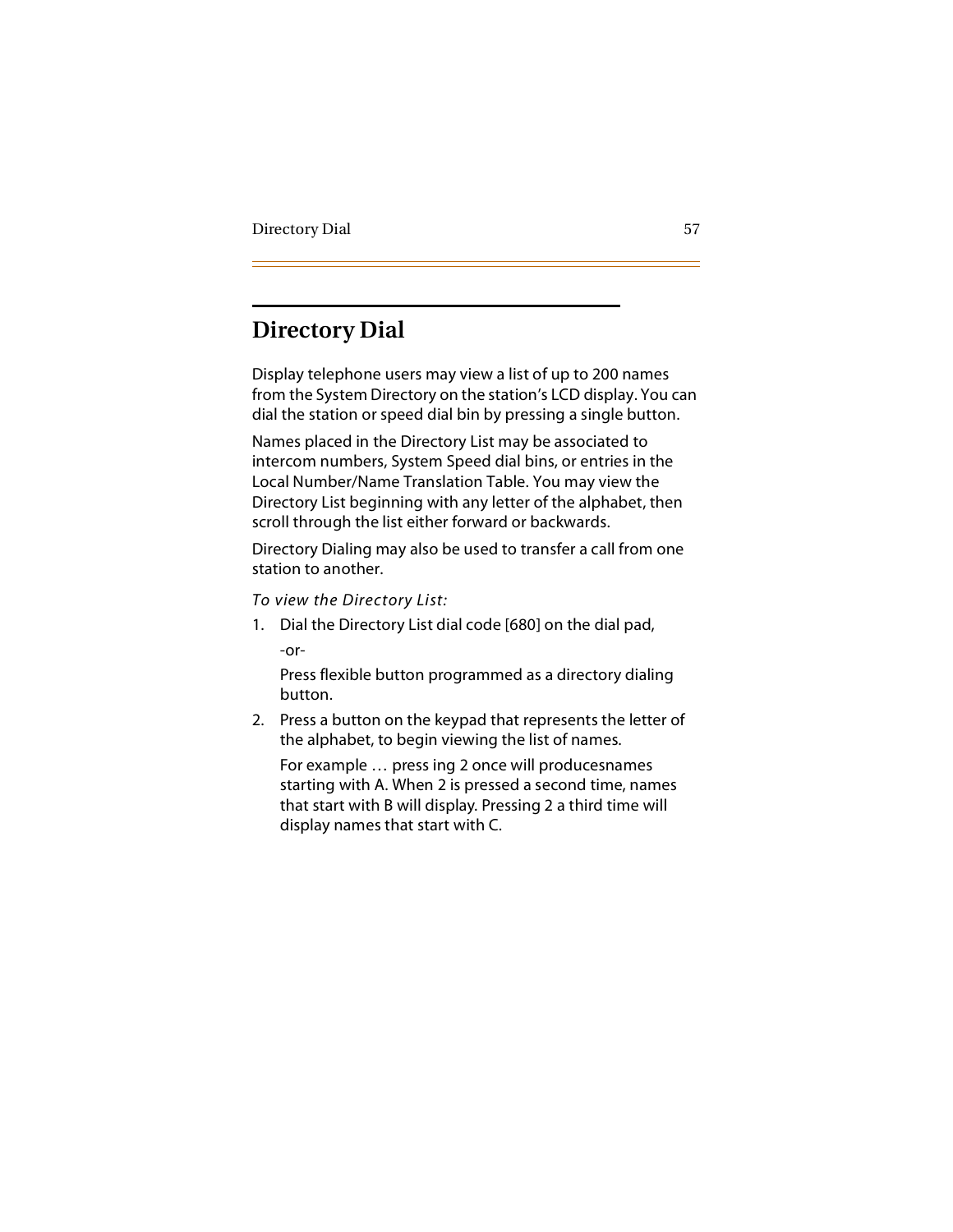# Directory Dial

Display telephone users may view a list of up to 200 names from the System Directory on the station's LCD display. You can dial the station or speed dial bin by pressing a single button.

Names placed in the Directory List may be associated to intercom numbers, System Speed dial bins, or entries in the Local Number/Name Translation Table. You may view the Directory List beginning with any letter of the alphabet, then scroll through the list either forward or backwards.

Directory Dialing may also be used to transfer a call from one station to another.

*To view the Directory List:*

1. Dial the Directory List dial code [680] on the dial pad,

   -or-

   Press flexible button programmed as a directory dialing button.

2. Press a button on the keypad that represents the letter of the alphabet, to begin viewing the list of names.

   For example … press ing 2 once will producesnames starting with A. When 2 is pressed a second time, names that start with B will display. Pressing 2 a third time will display names that start with C.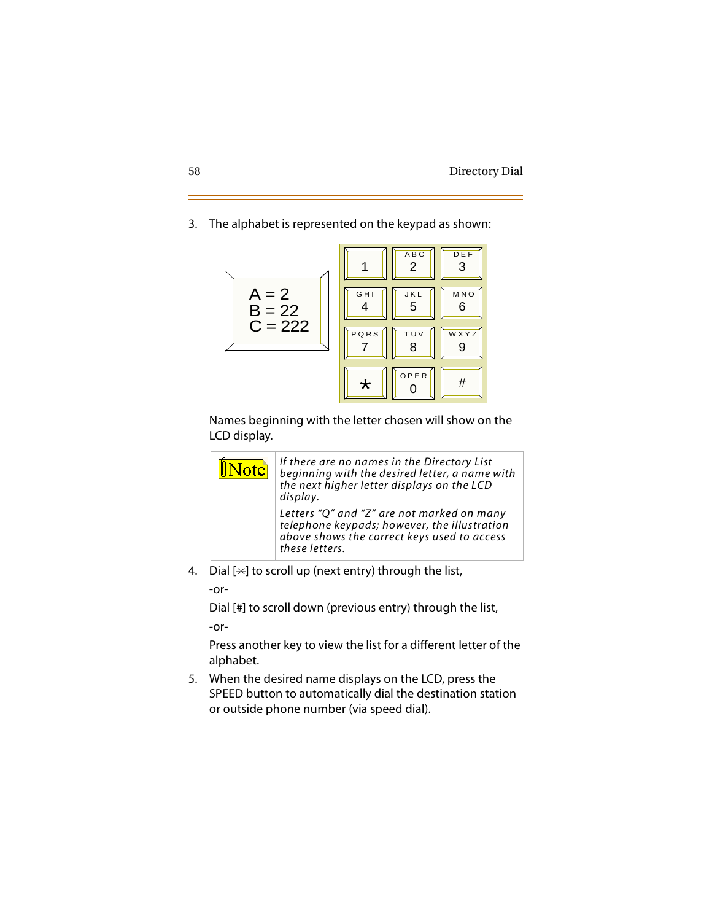3. The alphabet is represented on the keypad as shown:

A = 2
B = 22
C = 222

| | | |
|---|---|---|
| 1 | ABC 2 | DEF 3 |
| GHI 4 | JKL 5 | MNO 6 |
| PQRS 7 | TUV 8 | WXYZ 9 |
| * | OPER 0 | # |

Names beginning with the letter chosen will show on the LCD display.

> **Note**
>
> *If there are no names in the Directory List beginning with the desired letter, a name with the next higher letter displays on the LCD display.*
>
> *Letters "Q" and "Z" are not marked on many telephone keypads; however, the illustration above shows the correct keys used to access these letters.*

4. Dial [*] to scroll up (next entry) through the list,

   -or-

   Dial [#] to scroll down (previous entry) through the list,

   -or-

   Press another key to view the list for a different letter of the alphabet.

5. When the desired name displays on the LCD, press the SPEED button to automatically dial the destination station or outside phone number (via speed dial).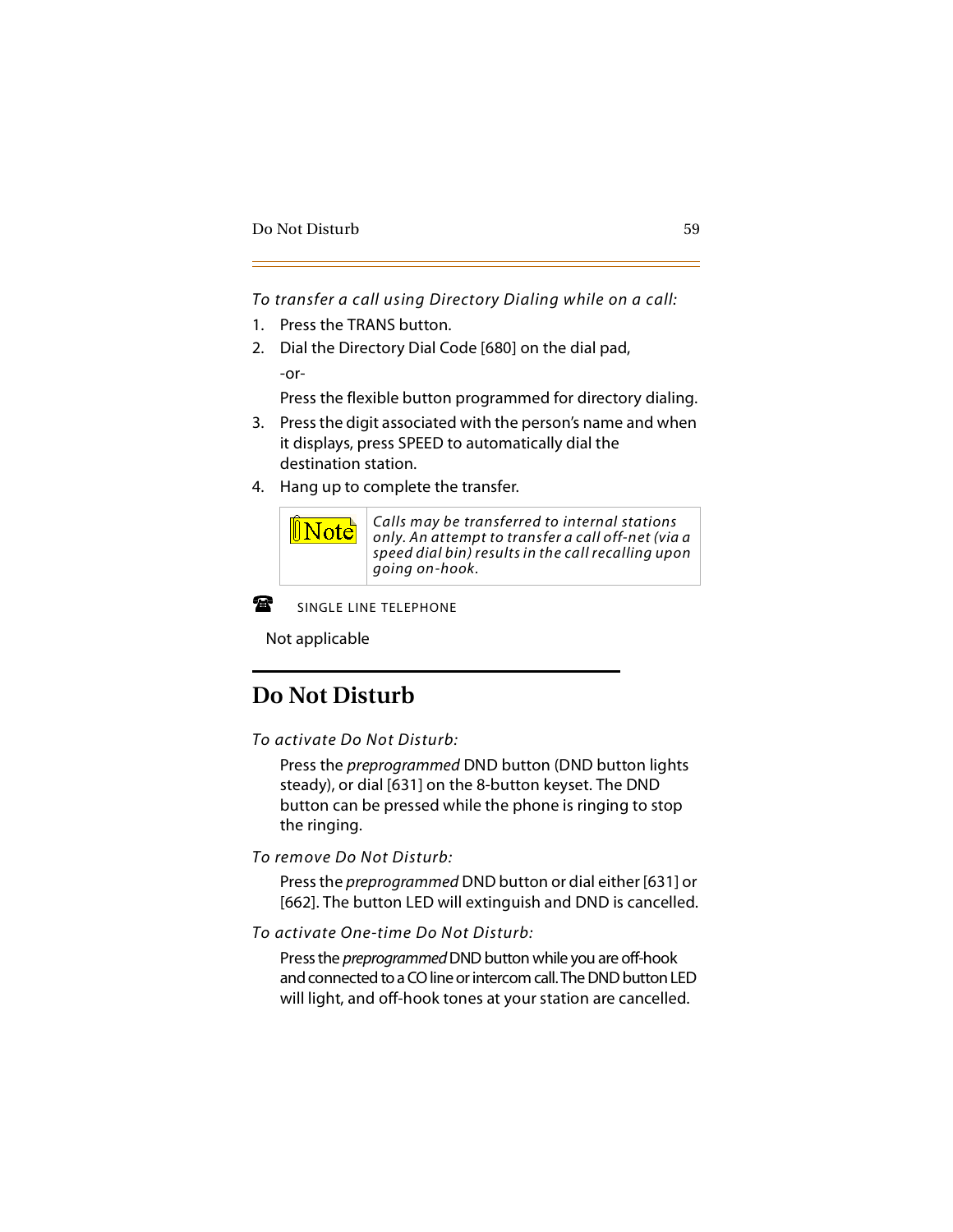*To transfer a call using Directory Dialing while on a call:*

1. Press the TRANS button.
2. Dial the Directory Dial Code [680] on the dial pad,

   -or-

   Press the flexible button programmed for directory dialing.
3. Press the digit associated with the person's name and when it displays, press SPEED to automatically dial the destination station.
4. Hang up to complete the transfer.

| Note | *Calls may be transferred to internal stations only. An attempt to transfer a call off-net (via a speed dial bin) results in the call recalling upon going on-hook.* |
|---|---|

SINGLE LINE TELEPHONE

Not applicable

## Do Not Disturb

*To activate Do Not Disturb:*

Press the *preprogrammed* DND button (DND button lights steady), or dial [631] on the 8-button keyset. The DND button can be pressed while the phone is ringing to stop the ringing.

*To remove Do Not Disturb:*

Press the *preprogrammed* DND button or dial either [631] or [662]. The button LED will extinguish and DND is cancelled.

*To activate One-time Do Not Disturb:*

Press the *preprogrammed* DND button while you are off-hook and connected to a CO line or intercom call. The DND button LED will light, and off-hook tones at your station are cancelled.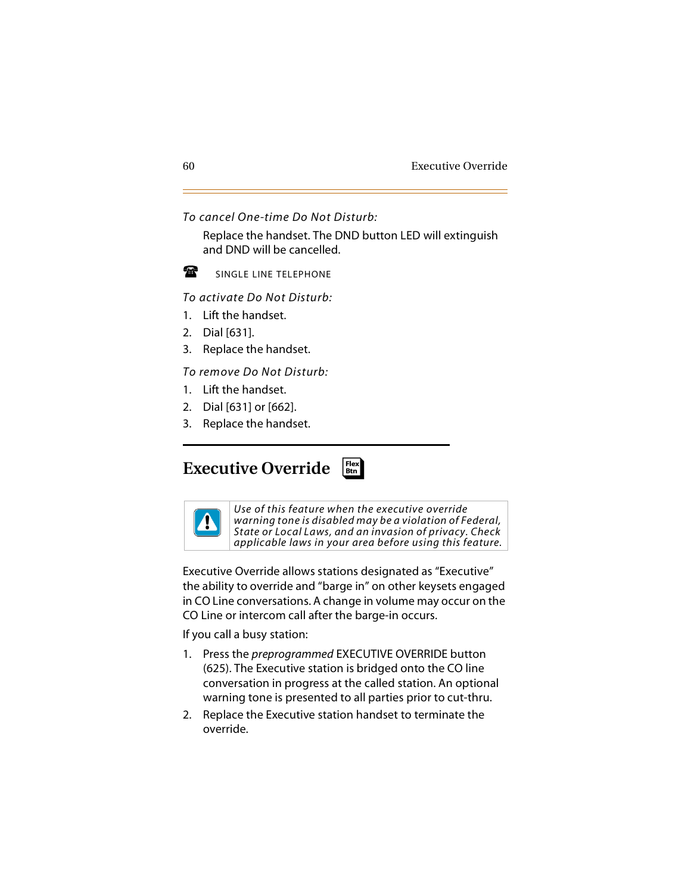*To cancel One-time Do Not Disturb:*

Replace the handset. The DND button LED will extinguish and DND will be cancelled.

SINGLE LINE TELEPHONE

*To activate Do Not Disturb:*

1. Lift the handset.
2. Dial [631].
3. Replace the handset.

*To remove Do Not Disturb:*

1. Lift the handset.
2. Dial [631] or [662].
3. Replace the handset.

## Executive Override

*Use of this feature when the executive override warning tone is disabled may be a violation of Federal, State or Local Laws, and an invasion of privacy. Check applicable laws in your area before using this feature.*

Executive Override allows stations designated as “Executive” the ability to override and “barge in” on other keysets engaged in CO Line conversations. A change in volume may occur on the CO Line or intercom call after the barge-in occurs.

If you call a busy station:

1. Press the *preprogrammed* EXECUTIVE OVERRIDE button (625). The Executive station is bridged onto the CO line conversation in progress at the called station. An optional warning tone is presented to all parties prior to cut-thru.
2. Replace the Executive station handset to terminate the override.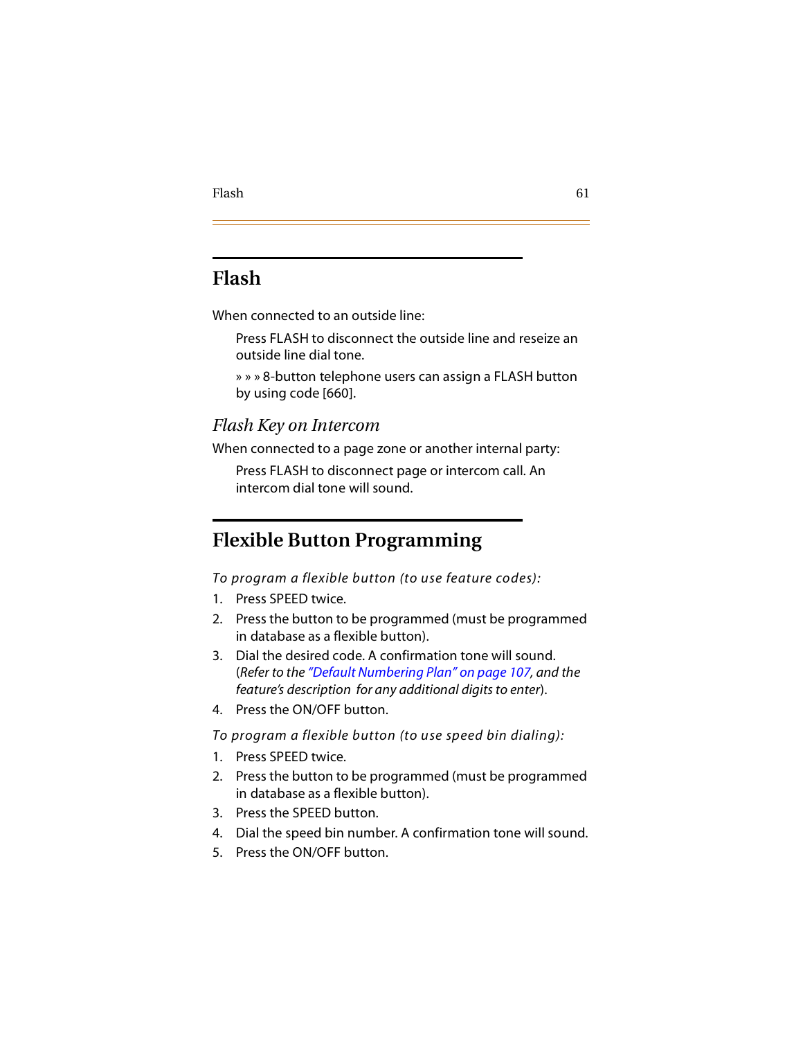# Flash

When connected to an outside line:

Press FLASH to disconnect the outside line and reseize an outside line dial tone.

» » » 8-button telephone users can assign a FLASH button by using code [660].

## *Flash Key on Intercom*

When connected to a page zone or another internal party:

Press FLASH to disconnect page or intercom call. An intercom dial tone will sound.

# Flexible Button Programming

*To program a flexible button (to use feature codes):*

1. Press SPEED twice.
2. Press the button to be programmed (must be programmed in database as a flexible button).
3. Dial the desired code. A confirmation tone will sound. (*Refer to the "Default Numbering Plan" on page 107, and the feature's description for any additional digits to enter*).
4. Press the ON/OFF button.

*To program a flexible button (to use speed bin dialing):*

1. Press SPEED twice.
2. Press the button to be programmed (must be programmed in database as a flexible button).
3. Press the SPEED button.
4. Dial the speed bin number. A confirmation tone will sound.
5. Press the ON/OFF button.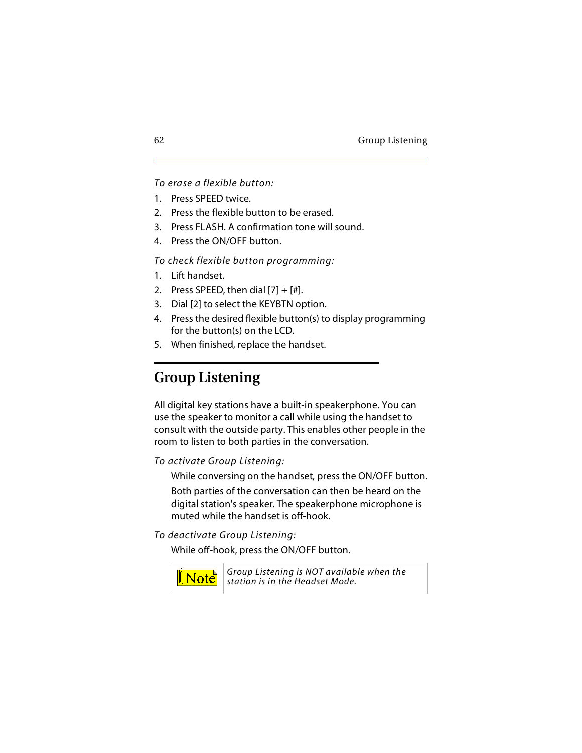*To erase a flexible button:*

1. Press SPEED twice.
2. Press the flexible button to be erased.
3. Press FLASH. A confirmation tone will sound.
4. Press the ON/OFF button.

*To check flexible button programming:*

1. Lift handset.
2. Press SPEED, then dial [7] + [#].
3. Dial [2] to select the KEYBTN option.
4. Press the desired flexible button(s) to display programming for the button(s) on the LCD.
5. When finished, replace the handset.

## Group Listening

All digital key stations have a built-in speakerphone. You can use the speaker to monitor a call while using the handset to consult with the outside party. This enables other people in the room to listen to both parties in the conversation.

*To activate Group Listening:*

While conversing on the handset, press the ON/OFF button.

Both parties of the conversation can then be heard on the digital station's speaker. The speakerphone microphone is muted while the handset is off-hook.

*To deactivate Group Listening:*

While off-hook, press the ON/OFF button.

| Note | *Group Listening is NOT available when the station is in the Headset Mode.* |
| --- | --- |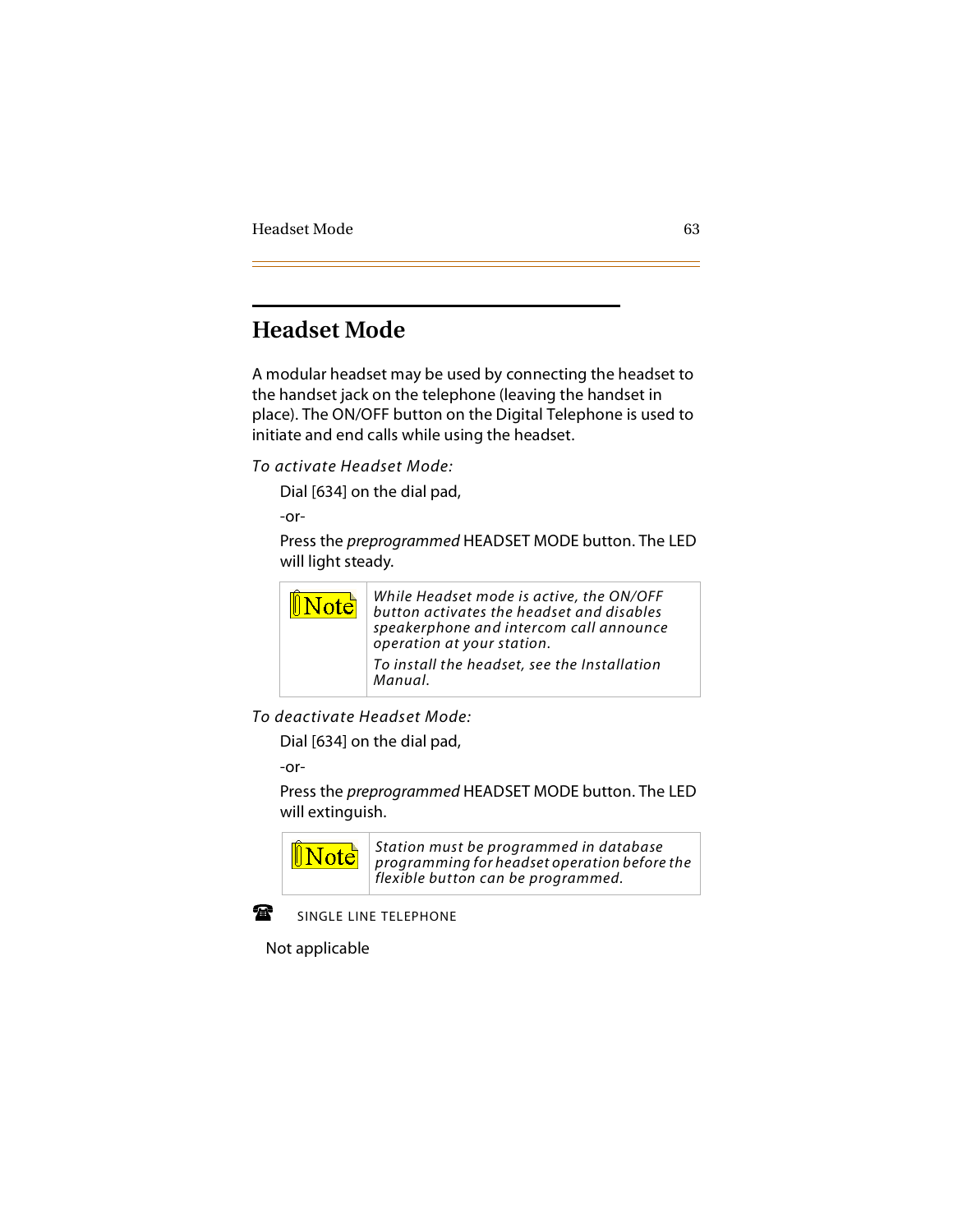## Headset Mode

A modular headset may be used by connecting the headset to the handset jack on the telephone (leaving the handset in place). The ON/OFF button on the Digital Telephone is used to initiate and end calls while using the headset.

*To activate Headset Mode:*

Dial [634] on the dial pad,

-or-

Press the *preprogrammed* HEADSET MODE button. The LED will light steady.

| Note | *While Headset mode is active, the ON/OFF button activates the headset and disables speakerphone and intercom call announce operation at your station.* *To install the headset, see the Installation Manual.* |
|---|---|

*To deactivate Headset Mode:*

Dial [634] on the dial pad,

-or-

Press the *preprogrammed* HEADSET MODE button. The LED will extinguish.

| Note | *Station must be programmed in database programming for headset operation before the flexible button can be programmed.* |
|---|---|

SINGLE LINE TELEPHONE

Not applicable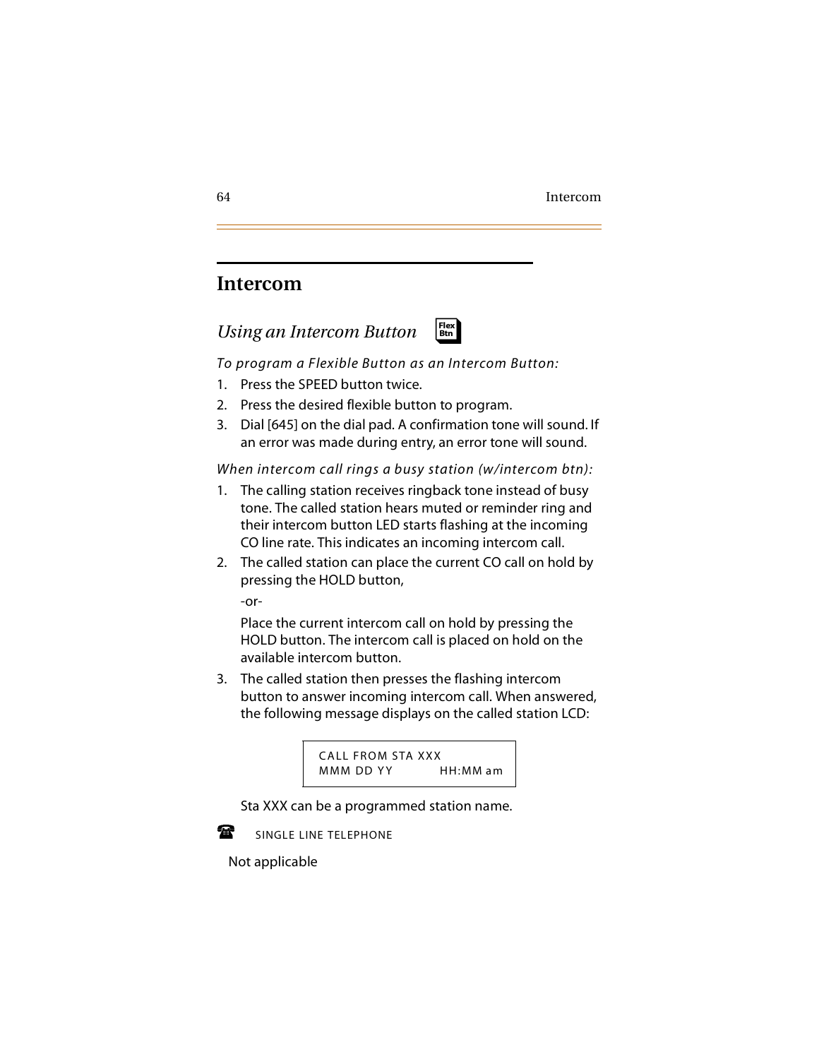# Intercom

## *Using an Intercom Button*

*To program a Flexible Button as an Intercom Button:*

1. Press the SPEED button twice.
2. Press the desired flexible button to program.
3. Dial [645] on the dial pad. A confirmation tone will sound. If an error was made during entry, an error tone will sound.

*When intercom call rings a busy station (w/intercom btn):*

1. The calling station receives ringback tone instead of busy tone. The called station hears muted or reminder ring and their intercom button LED starts flashing at the incoming CO line rate. This indicates an incoming intercom call.
2. The called station can place the current CO call on hold by pressing the HOLD button,

   -or-

   Place the current intercom call on hold by pressing the HOLD button. The intercom call is placed on hold on the available intercom button.
3. The called station then presses the flashing intercom button to answer incoming intercom call. When answered, the following message displays on the called station LCD:

```
CALL FROM STA XXX
MMM DD YY          HH:MM am
```

   Sta XXX can be a programmed station name.

SINGLE LINE TELEPHONE

Not applicable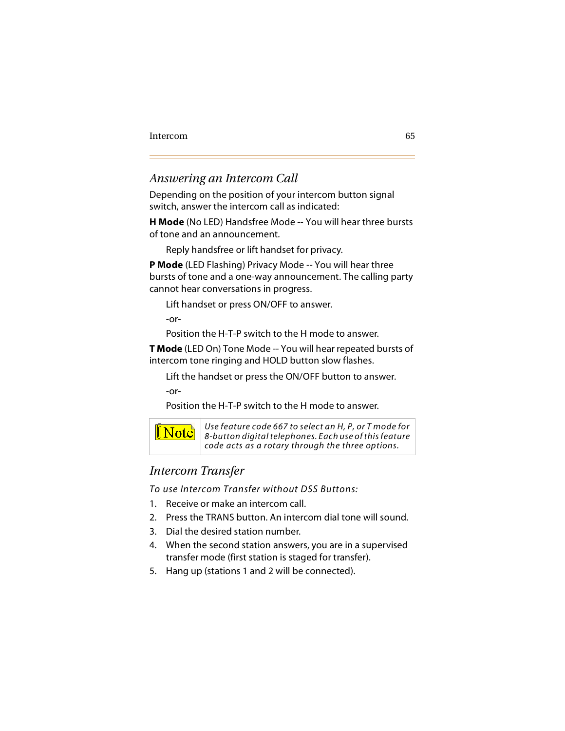## *Answering an Intercom Call*

Depending on the position of your intercom button signal switch, answer the intercom call as indicated:

**H Mode** (No LED) Handsfree Mode -- You will hear three bursts of tone and an announcement.

> Reply handsfree or lift handset for privacy.

**P Mode** (LED Flashing) Privacy Mode -- You will hear three bursts of tone and a one-way announcement. The calling party cannot hear conversations in progress.

> Lift handset or press ON/OFF to answer.
>
> -or-
>
> Position the H-T-P switch to the H mode to answer.

**T Mode** (LED On) Tone Mode -- You will hear repeated bursts of intercom tone ringing and HOLD button slow flashes.

> Lift the handset or press the ON/OFF button to answer.
>
> -or-
>
> Position the H-T-P switch to the H mode to answer.

| Note | *Use feature code 667 to select an H, P, or T mode for 8-button digital telephones. Each use of this feature code acts as a rotary through the three options.* |
|---|---|

## *Intercom Transfer*

*To use Intercom Transfer without DSS Buttons:*

1. Receive or make an intercom call.
2. Press the TRANS button. An intercom dial tone will sound.
3. Dial the desired station number.
4. When the second station answers, you are in a supervised transfer mode (first station is staged for transfer).
5. Hang up (stations 1 and 2 will be connected).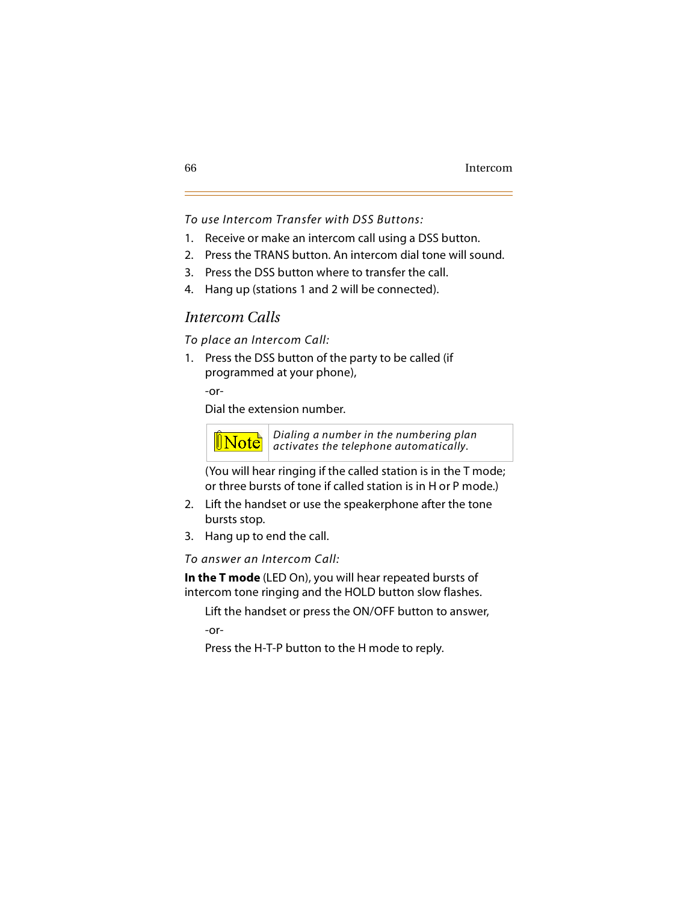*To use Intercom Transfer with DSS Buttons:*

1. Receive or make an intercom call using a DSS button.
2. Press the TRANS button. An intercom dial tone will sound.
3. Press the DSS button where to transfer the call.
4. Hang up (stations 1 and 2 will be connected).

## *Intercom Calls*

*To place an Intercom Call:*

1. Press the DSS button of the party to be called (if programmed at your phone),

   -or-

   Dial the extension number.

   > **Note** *Dialing a number in the numbering plan activates the telephone automatically.*

   (You will hear ringing if the called station is in the T mode; or three bursts of tone if called station is in H or P mode.)
2. Lift the handset or use the speakerphone after the tone bursts stop.
3. Hang up to end the call.

*To answer an Intercom Call:*

**In the T mode** (LED On), you will hear repeated bursts of intercom tone ringing and the HOLD button slow flashes.

Lift the handset or press the ON/OFF button to answer,

-or-

Press the H-T-P button to the H mode to reply.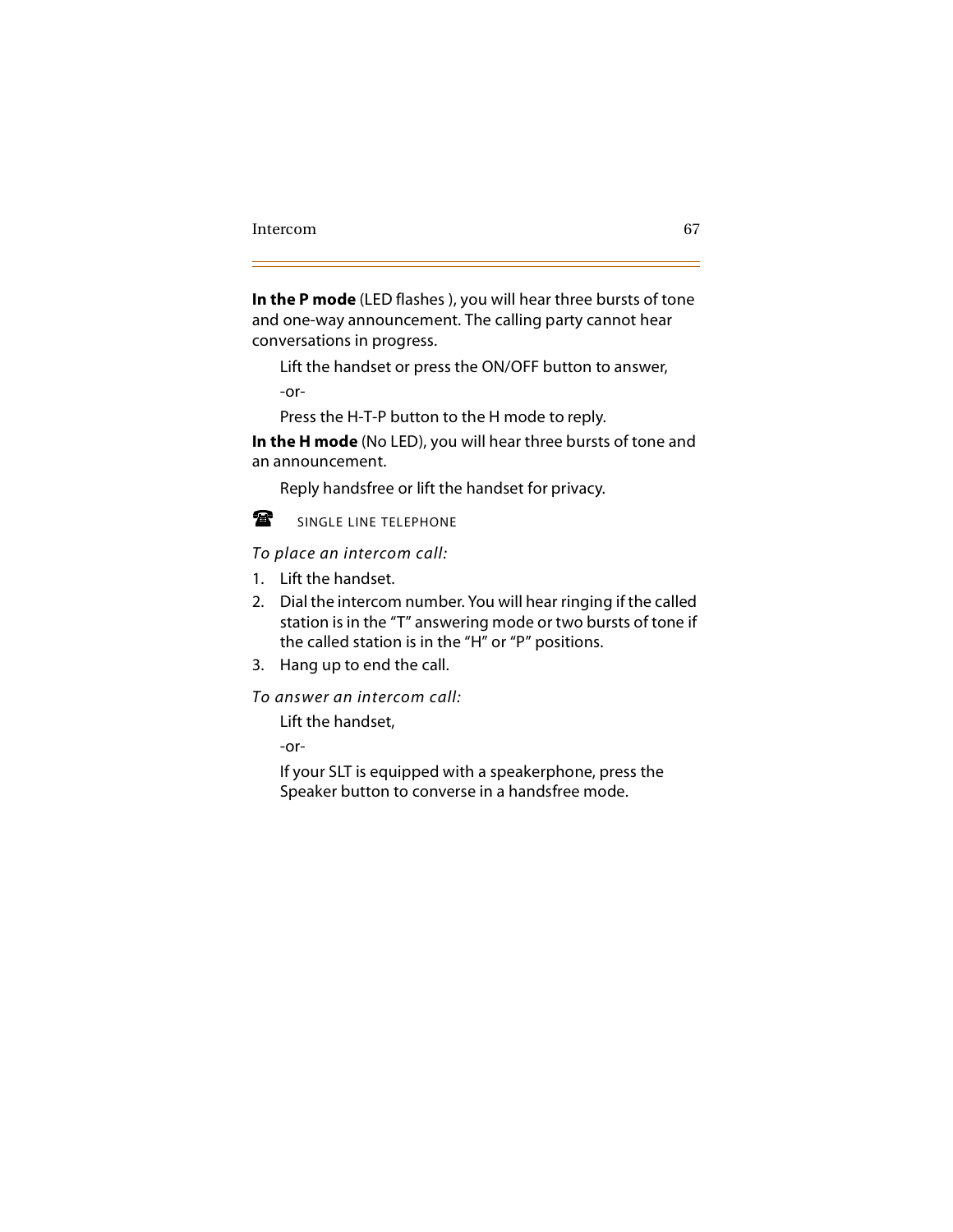**In the P mode** (LED flashes ), you will hear three bursts of tone and one-way announcement. The calling party cannot hear conversations in progress.

Lift the handset or press the ON/OFF button to answer,

-or-

Press the H-T-P button to the H mode to reply.

**In the H mode** (No LED), you will hear three bursts of tone and an announcement.

Reply handsfree or lift the handset for privacy.

☎ SINGLE LINE TELEPHONE

*To place an intercom call:*

1. Lift the handset.
2. Dial the intercom number. You will hear ringing if the called station is in the "T" answering mode or two bursts of tone if the called station is in the "H" or "P" positions.
3. Hang up to end the call.

*To answer an intercom call:*

Lift the handset,

-or-

If your SLT is equipped with a speakerphone, press the Speaker button to converse in a handsfree mode.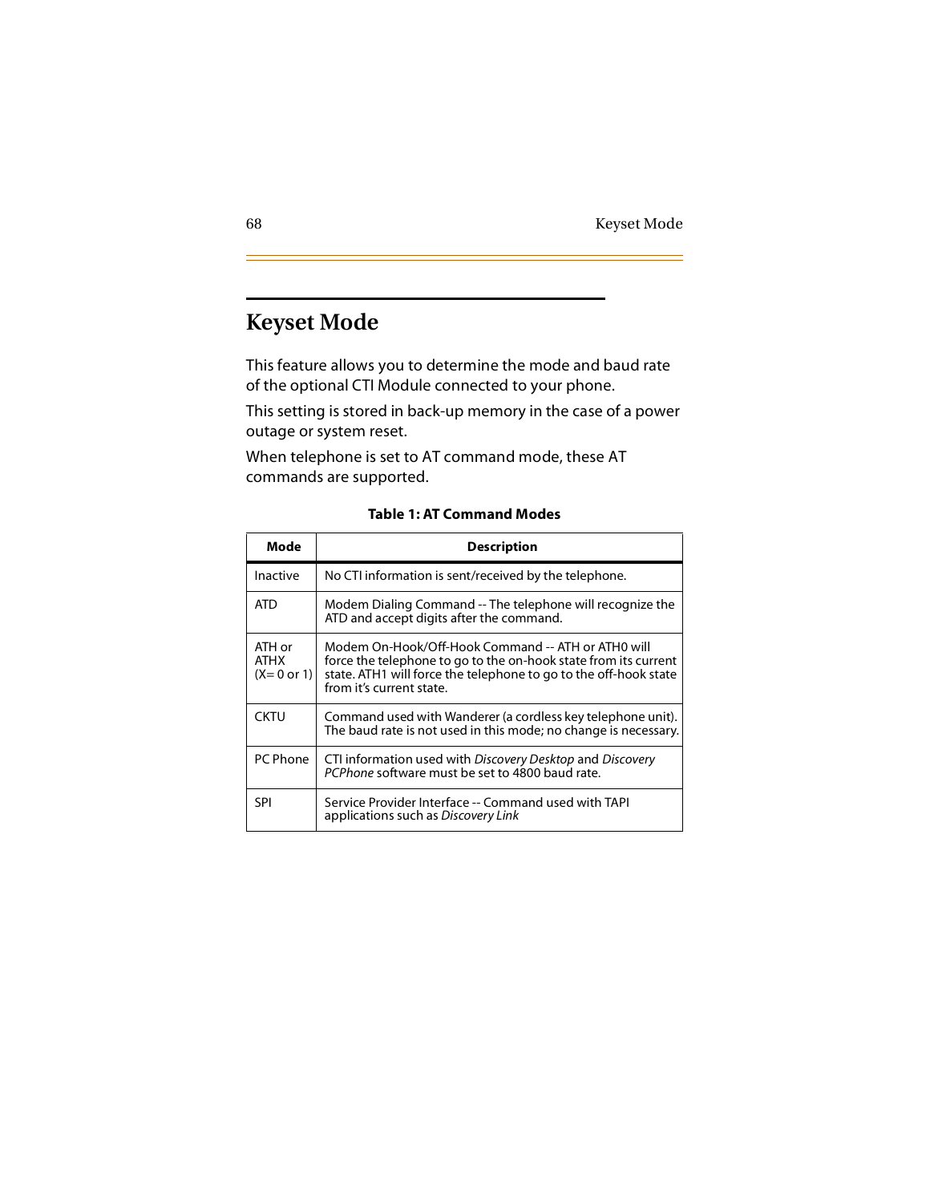# Keyset Mode

This feature allows you to determine the mode and baud rate of the optional CTI Module connected to your phone.

This setting is stored in back-up memory in the case of a power outage or system reset.

When telephone is set to AT command mode, these AT commands are supported.

**Table 1: AT Command Modes**

| Mode | Description |
| --- | --- |
| Inactive | No CTI information is sent/received by the telephone. |
| ATD | Modem Dialing Command -- The telephone will recognize the ATD and accept digits after the command. |
| ATH or ATHX (X= 0 or 1) | Modem On-Hook/Off-Hook Command -- ATH or ATH0 will force the telephone to go to the on-hook state from its current state. ATH1 will force the telephone to go to the off-hook state from it's current state. |
| CKTU | Command used with Wanderer (a cordless key telephone unit). The baud rate is not used in this mode; no change is necessary. |
| PC Phone | CTI information used with *Discovery Desktop* and *Discovery PCPhone* software must be set to 4800 baud rate. |
| SPI | Service Provider Interface -- Command used with TAPI applications such as *Discovery Link* |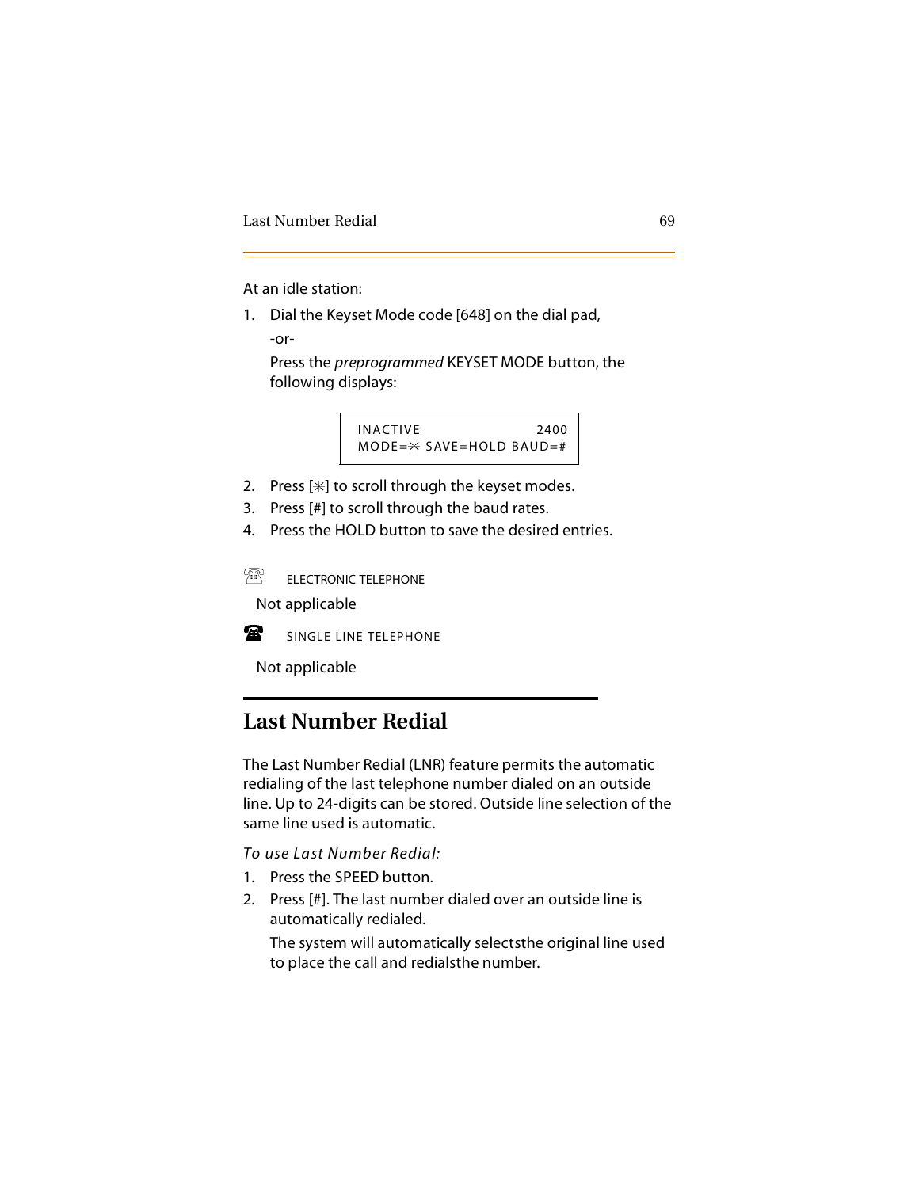At an idle station:

1. Dial the Keyset Mode code [648] on the dial pad,

   -or-

   Press the *preprogrammed* KEYSET MODE button, the following displays:

```
INACTIVE                2400
MODE=✳ SAVE=HOLD BAUD=#
```

2. Press [✳] to scroll through the keyset modes.
3. Press [#] to scroll through the baud rates.
4. Press the HOLD button to save the desired entries.

ELECTRONIC TELEPHONE

Not applicable

SINGLE LINE TELEPHONE

Not applicable

## Last Number Redial

The Last Number Redial (LNR) feature permits the automatic redialing of the last telephone number dialed on an outside line. Up to 24-digits can be stored. Outside line selection of the same line used is automatic.

*To use Last Number Redial:*

1. Press the SPEED button.
2. Press [#]. The last number dialed over an outside line is automatically redialed.

   The system will automatically selectsthe original line used to place the call and redialsthe number.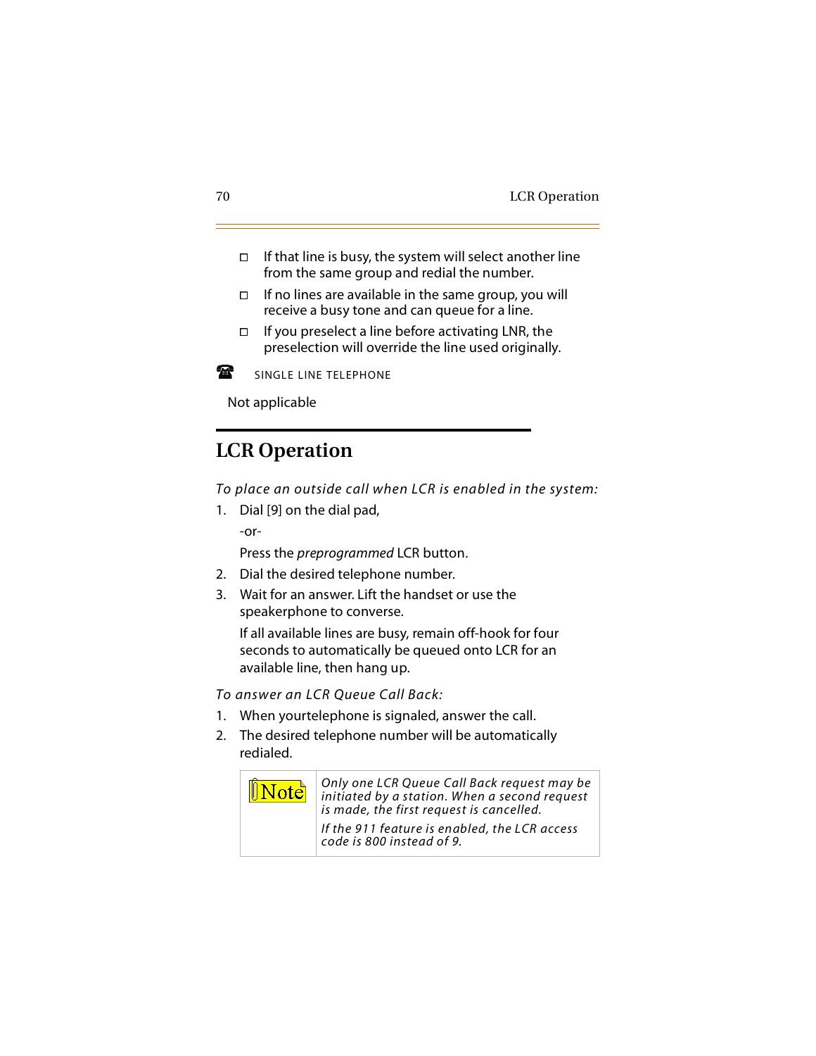- If that line is busy, the system will select another line from the same group and redial the number.
- If no lines are available in the same group, you will receive a busy tone and can queue for a line.
- If you preselect a line before activating LNR, the preselection will override the line used originally.

SINGLE LINE TELEPHONE

Not applicable

## LCR Operation

*To place an outside call when LCR is enabled in the system:*

1. Dial [9] on the dial pad,

   -or-

   Press the *preprogrammed* LCR button.
2. Dial the desired telephone number.
3. Wait for an answer. Lift the handset or use the speakerphone to converse.

   If all available lines are busy, remain off-hook for four seconds to automatically be queued onto LCR for an available line, then hang up.

*To answer an LCR Queue Call Back:*

1. When yourtelephone is signaled, answer the call.
2. The desired telephone number will be automatically redialed.

| Note | *Only one LCR Queue Call Back request may be initiated by a station. When a second request is made, the first request is cancelled.*<br><br>*If the 911 feature is enabled, the LCR access code is 800 instead of 9.* |
|---|---|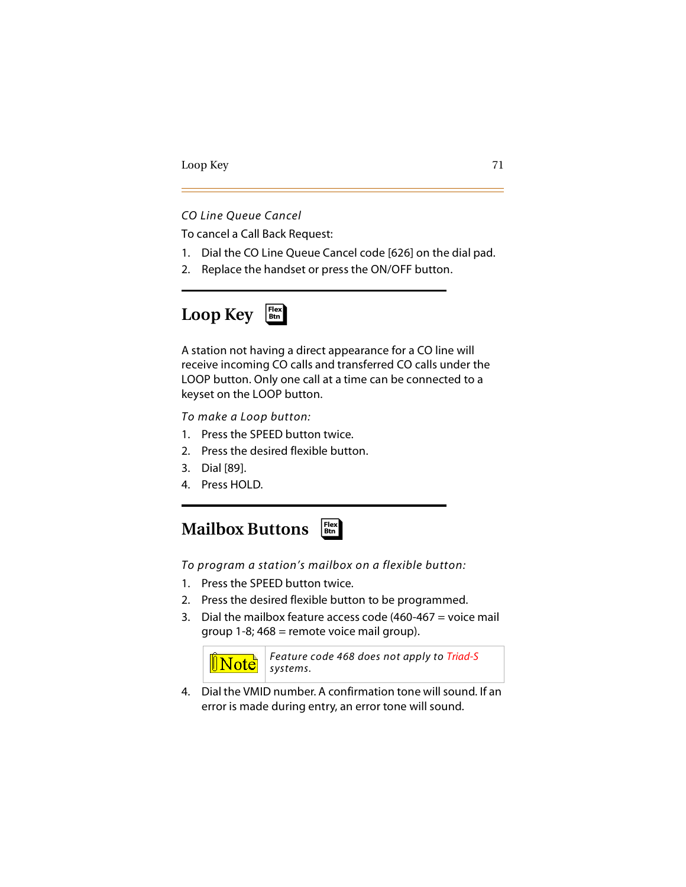*CO Line Queue Cancel*

To cancel a Call Back Request:

1. Dial the CO Line Queue Cancel code [626] on the dial pad.
2. Replace the handset or press the ON/OFF button.

## Loop Key

A station not having a direct appearance for a CO line will receive incoming CO calls and transferred CO calls under the LOOP button. Only one call at a time can be connected to a keyset on the LOOP button.

*To make a Loop button:*

1. Press the SPEED button twice.
2. Press the desired flexible button.
3. Dial [89].
4. Press HOLD.

## Mailbox Buttons

*To program a station's mailbox on a flexible button:*

1. Press the SPEED button twice.
2. Press the desired flexible button to be programmed.
3. Dial the mailbox feature access code (460-467 = voice mail group 1-8; 468 = remote voice mail group).

| Note | *Feature code 468 does not apply to Triad-S systems.* |
| --- | --- |

4. Dial the VMID number. A confirmation tone will sound. If an error is made during entry, an error tone will sound.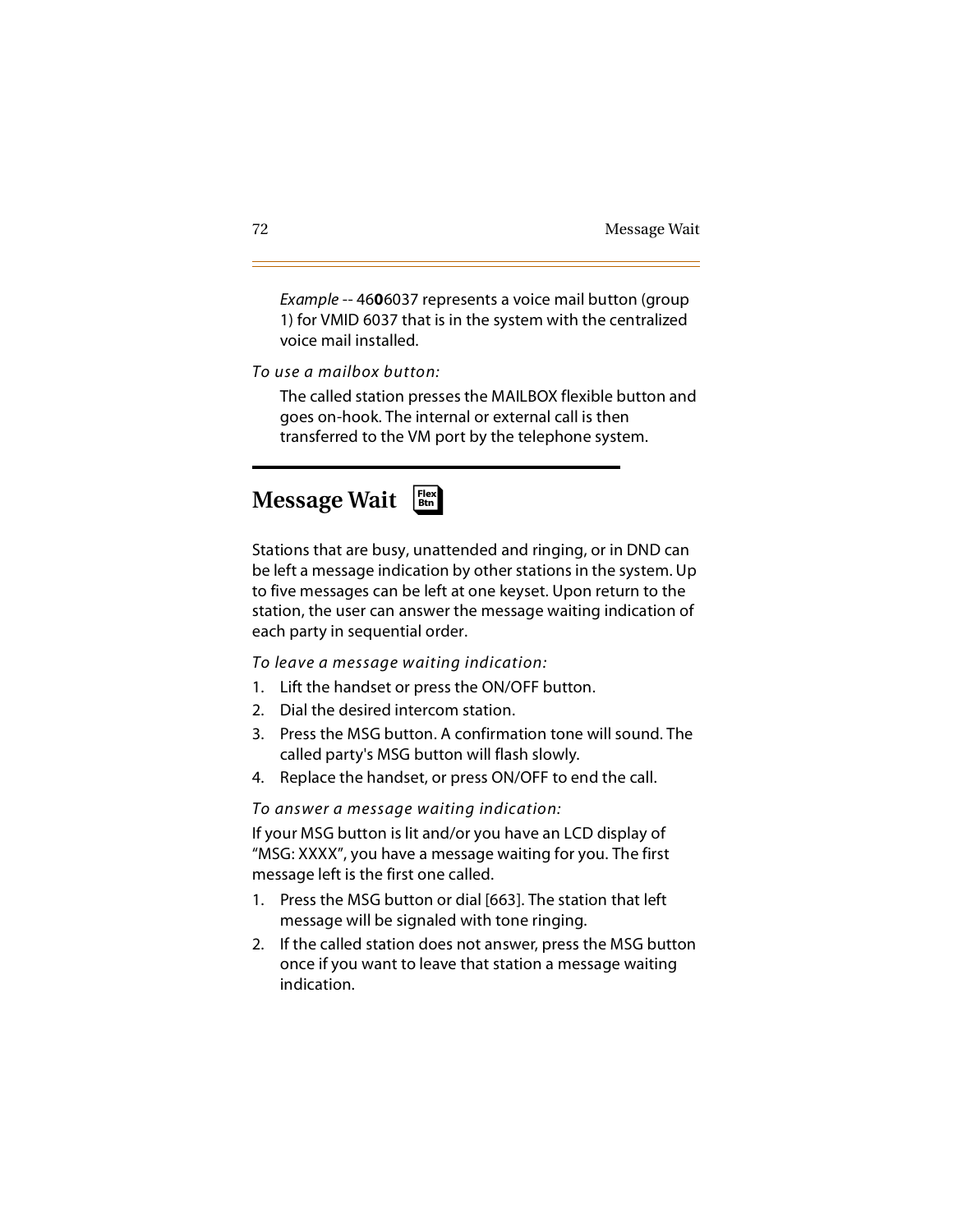*Example* -- 46**0**6037 represents a voice mail button (group 1) for VMID 6037 that is in the system with the centralized voice mail installed.

*To use a mailbox button:*

The called station presses the MAILBOX flexible button and goes on-hook. The internal or external call is then transferred to the VM port by the telephone system.

## Message Wait

Flex Btn

Stations that are busy, unattended and ringing, or in DND can be left a message indication by other stations in the system. Up to five messages can be left at one keyset. Upon return to the station, the user can answer the message waiting indication of each party in sequential order.

*To leave a message waiting indication:*

1. Lift the handset or press the ON/OFF button.
2. Dial the desired intercom station.
3. Press the MSG button. A confirmation tone will sound. The called party's MSG button will flash slowly.
4. Replace the handset, or press ON/OFF to end the call.

*To answer a message waiting indication:*

If your MSG button is lit and/or you have an LCD display of “MSG: XXXX”, you have a message waiting for you. The first message left is the first one called.

1. Press the MSG button or dial [663]. The station that left message will be signaled with tone ringing.
2. If the called station does not answer, press the MSG button once if you want to leave that station a message waiting indication.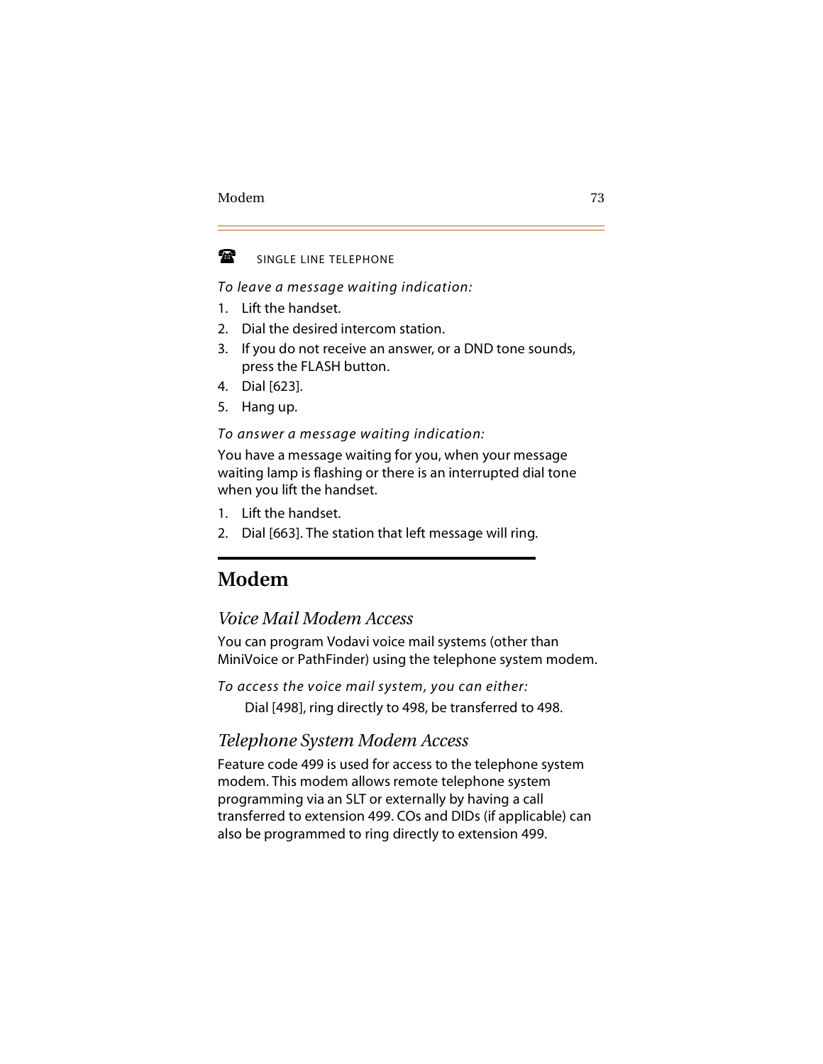☎ SINGLE LINE TELEPHONE

*To leave a message waiting indication:*

1. Lift the handset.
2. Dial the desired intercom station.
3. If you do not receive an answer, or a DND tone sounds, press the FLASH button.
4. Dial [623].
5. Hang up.

*To answer a message waiting indication:*

You have a message waiting for you, when your message waiting lamp is flashing or there is an interrupted dial tone when you lift the handset.

1. Lift the handset.
2. Dial [663]. The station that left message will ring.

# Modem

## *Voice Mail Modem Access*

You can program Vodavi voice mail systems (other than MiniVoice or PathFinder) using the telephone system modem.

*To access the voice mail system, you can either:*

Dial [498], ring directly to 498, be transferred to 498.

## *Telephone System Modem Access*

Feature code 499 is used for access to the telephone system modem. This modem allows remote telephone system programming via an SLT or externally by having a call transferred to extension 499. COs and DIDs (if applicable) can also be programmed to ring directly to extension 499.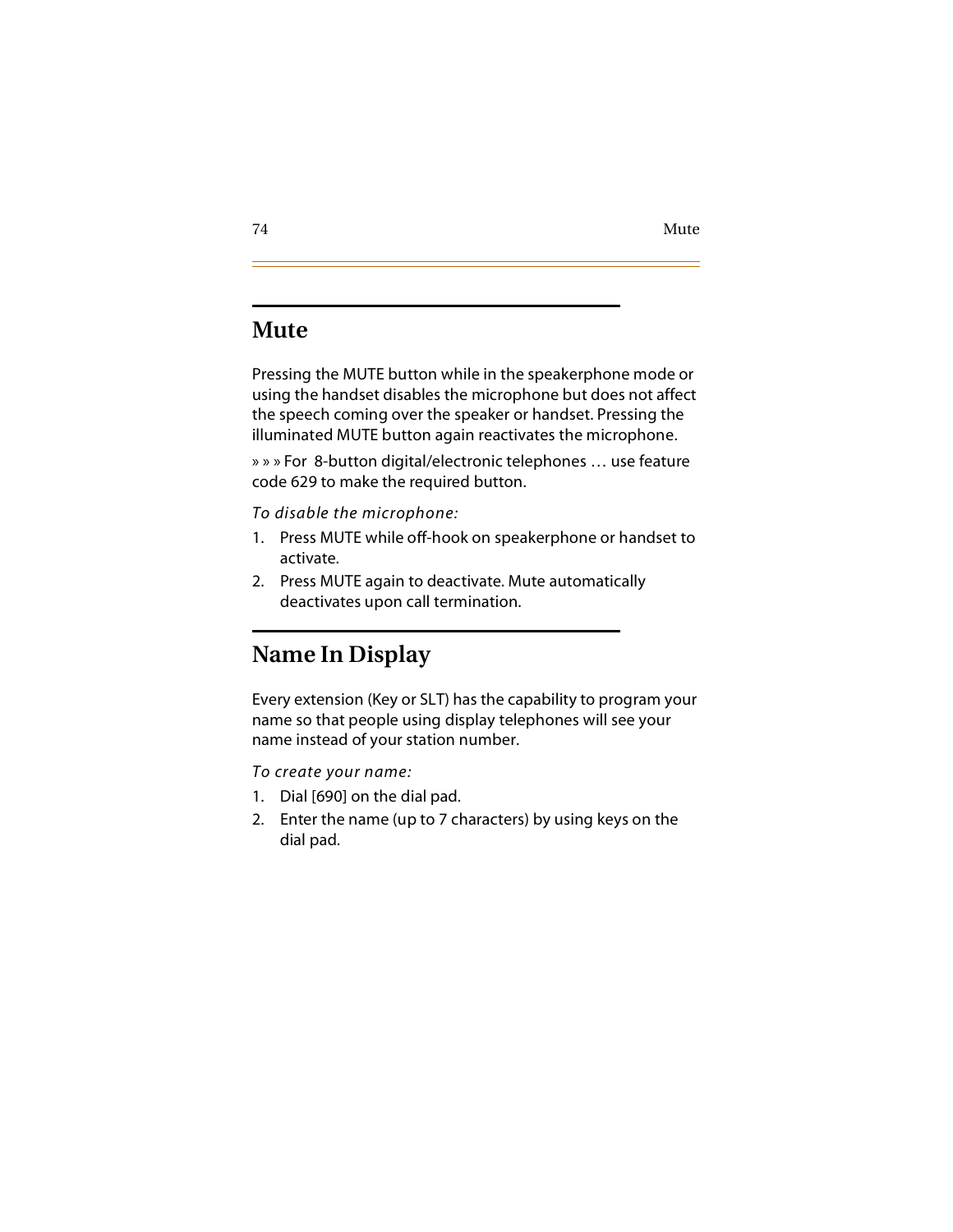## Mute

Pressing the MUTE button while in the speakerphone mode or using the handset disables the microphone but does not affect the speech coming over the speaker or handset. Pressing the illuminated MUTE button again reactivates the microphone.

» » » For 8-button digital/electronic telephones … use feature code 629 to make the required button.

*To disable the microphone:*

1. Press MUTE while off-hook on speakerphone or handset to activate.
2. Press MUTE again to deactivate. Mute automatically deactivates upon call termination.

## Name In Display

Every extension (Key or SLT) has the capability to program your name so that people using display telephones will see your name instead of your station number.

*To create your name:*

1. Dial [690] on the dial pad.
2. Enter the name (up to 7 characters) by using keys on the dial pad.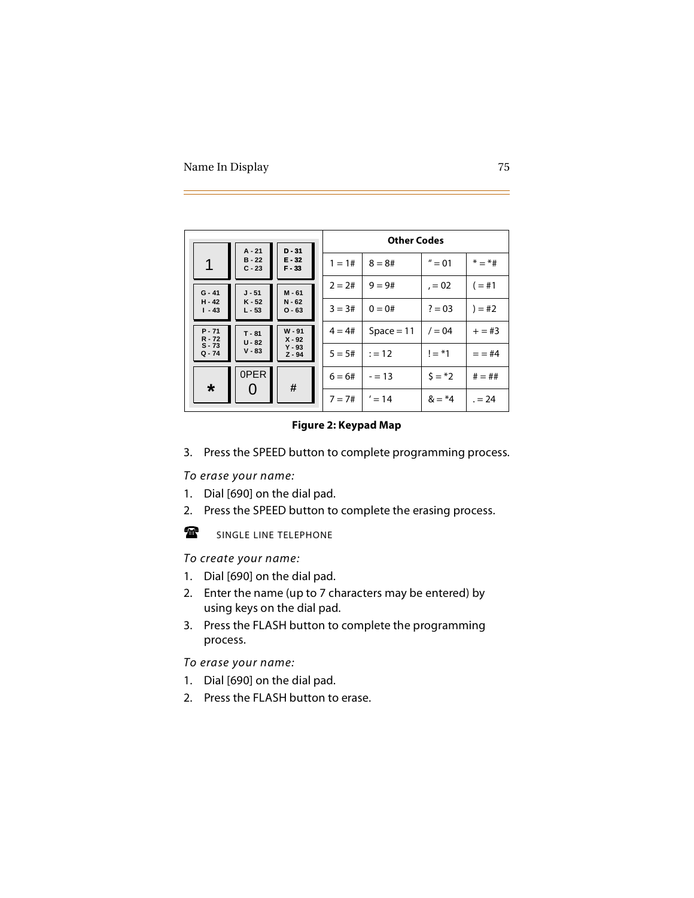| Keypad | | | Other Codes | | | |
|---|---|---|---|---|---|---|
| 1 | A - 21<br>B - 22<br>C - 23 | D - 31<br>E - 32<br>F - 33 | 1 = 1# | 8 = 8# | " = 01 | * = *# |
| | | | 2 = 2# | 9 = 9# | , = 02 | ( = #1 |
| G - 41<br>H - 42<br>I - 43 | J - 51<br>K - 52<br>L - 53 | M - 61<br>N - 62<br>O - 63 | 3 = 3# | 0 = 0# | ? = 03 | ) = #2 |
| P - 71<br>R - 72<br>S - 73<br>Q - 74 | T - 81<br>U - 82<br>V - 83 | W - 91<br>X - 92<br>Y - 93<br>Z - 94 | 4 = 4# | Space = 11 | / = 04 | + = #3 |
| | | | 5 = 5# | : = 12 | ! = *1 | = = #4 |
| * | 0PER<br>0 | # | 6 = 6# | - = 13 | $ = *2 | # = ## |
| | | | 7 = 7# | ' = 14 | & = *4 | . = 24 |

**Figure 2: Keypad Map**

3. Press the SPEED button to complete programming process.

*To erase your name:*

1. Dial [690] on the dial pad.
2. Press the SPEED button to complete the erasing process.

☎ SINGLE LINE TELEPHONE

*To create your name:*

1. Dial [690] on the dial pad.
2. Enter the name (up to 7 characters may be entered) by using keys on the dial pad.
3. Press the FLASH button to complete the programming process.

*To erase your name:*

1. Dial [690] on the dial pad.
2. Press the FLASH button to erase.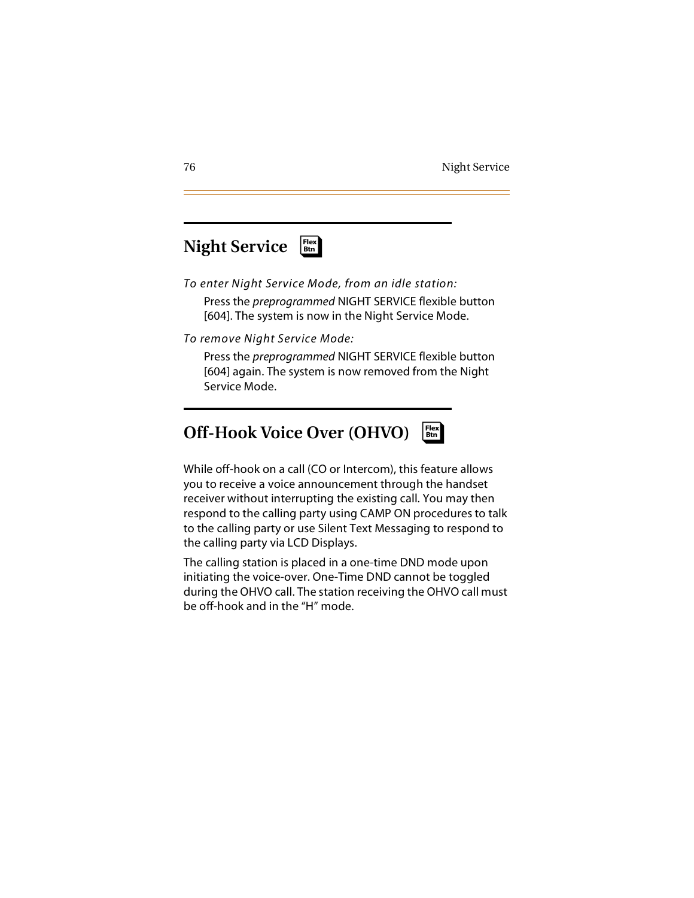## Night Service

*To enter Night Service Mode, from an idle station:*

Press the *preprogrammed* NIGHT SERVICE flexible button [604]. The system is now in the Night Service Mode.

*To remove Night Service Mode:*

Press the *preprogrammed* NIGHT SERVICE flexible button [604] again. The system is now removed from the Night Service Mode.

## Off-Hook Voice Over (OHVO)

While off-hook on a call (CO or Intercom), this feature allows you to receive a voice announcement through the handset receiver without interrupting the existing call. You may then respond to the calling party using CAMP ON procedures to talk to the calling party or use Silent Text Messaging to respond to the calling party via LCD Displays.

The calling station is placed in a one-time DND mode upon initiating the voice-over. One-Time DND cannot be toggled during the OHVO call. The station receiving the OHVO call must be off-hook and in the "H" mode.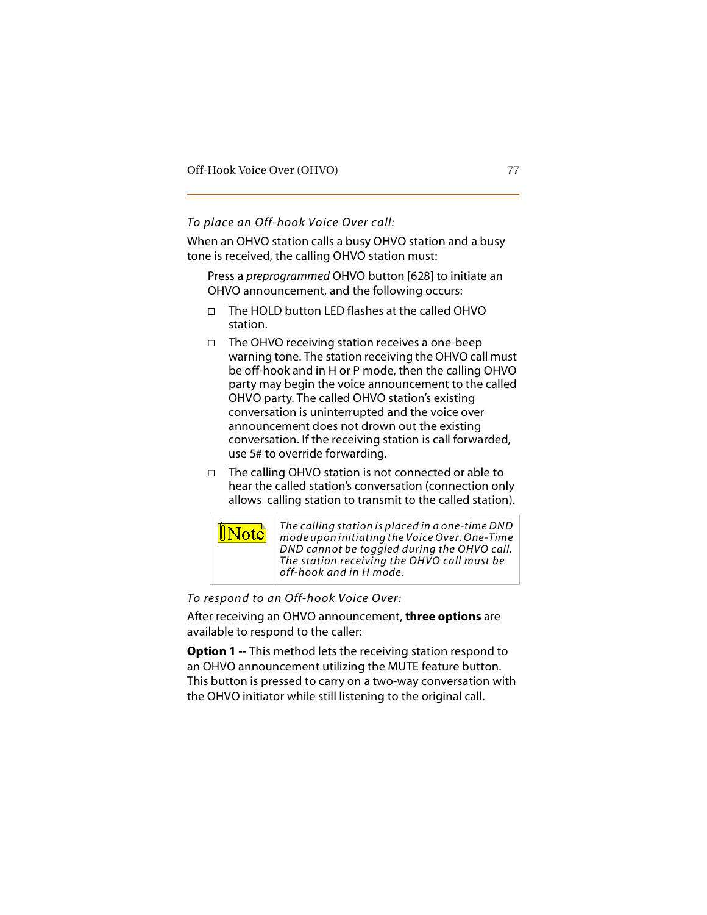*To place an Off-hook Voice Over call:*

When an OHVO station calls a busy OHVO station and a busy tone is received, the calling OHVO station must:

Press a *preprogrammed* OHVO button [628] to initiate an OHVO announcement, and the following occurs:

- The HOLD button LED flashes at the called OHVO station.
- The OHVO receiving station receives a one-beep warning tone. The station receiving the OHVO call must be off-hook and in H or P mode, then the calling OHVO party may begin the voice announcement to the called OHVO party. The called OHVO station's existing conversation is uninterrupted and the voice over announcement does not drown out the existing conversation. If the receiving station is call forwarded, use 5# to override forwarding.
- The calling OHVO station is not connected or able to hear the called station's conversation (connection only allows calling station to transmit to the called station).

| Note | *The calling station is placed in a one-time DND mode upon initiating the Voice Over. One-Time DND cannot be toggled during the OHVO call. The station receiving the OHVO call must be off-hook and in H mode.* |
|---|---|

*To respond to an Off-hook Voice Over:*

After receiving an OHVO announcement, **three options** are available to respond to the caller:

**Option 1 --** This method lets the receiving station respond to an OHVO announcement utilizing the MUTE feature button. This button is pressed to carry on a two-way conversation with the OHVO initiator while still listening to the original call.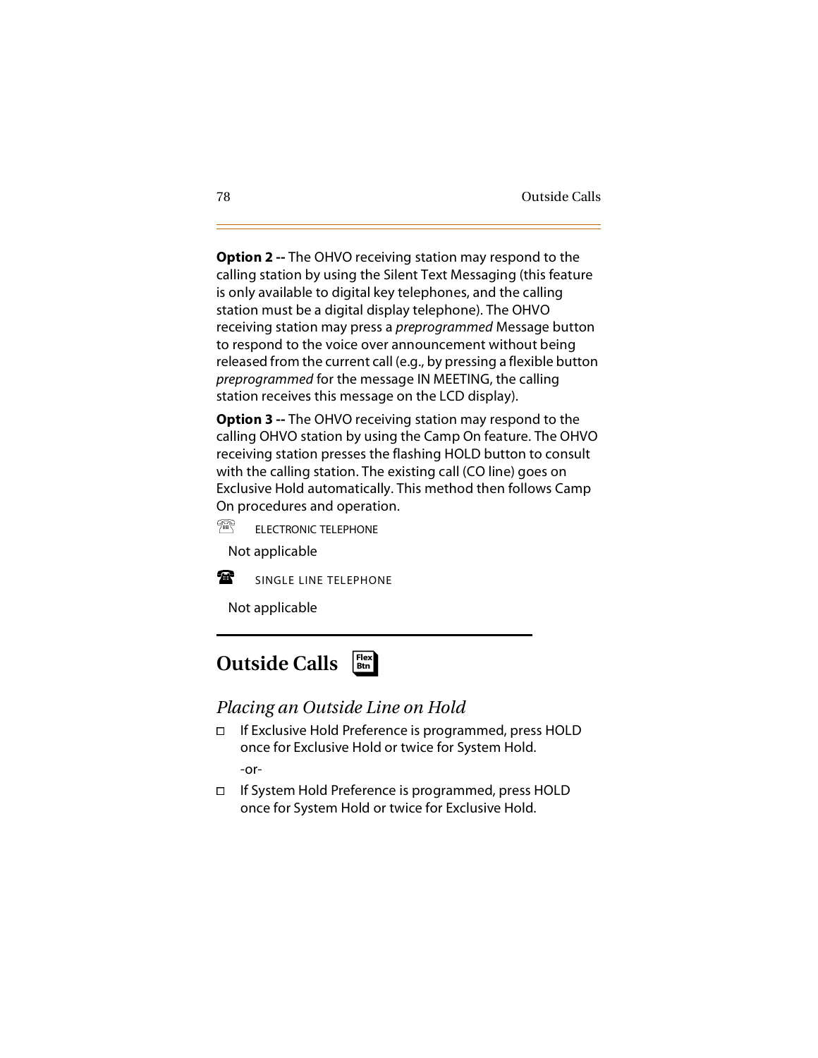**Option 2 --** The OHVO receiving station may respond to the calling station by using the Silent Text Messaging (this feature is only available to digital key telephones, and the calling station must be a digital display telephone). The OHVO receiving station may press a *preprogrammed* Message button to respond to the voice over announcement without being released from the current call (e.g., by pressing a flexible button *preprogrammed* for the message IN MEETING, the calling station receives this message on the LCD display).

**Option 3 --** The OHVO receiving station may respond to the calling OHVO station by using the Camp On feature. The OHVO receiving station presses the flashing HOLD button to consult with the calling station. The existing call (CO line) goes on Exclusive Hold automatically. This method then follows Camp On procedures and operation.

ELECTRONIC TELEPHONE

Not applicable

SINGLE LINE TELEPHONE

Not applicable

## Outside Calls

### *Placing an Outside Line on Hold*

- If Exclusive Hold Preference is programmed, press HOLD once for Exclusive Hold or twice for System Hold.

  -or-

- If System Hold Preference is programmed, press HOLD once for System Hold or twice for Exclusive Hold.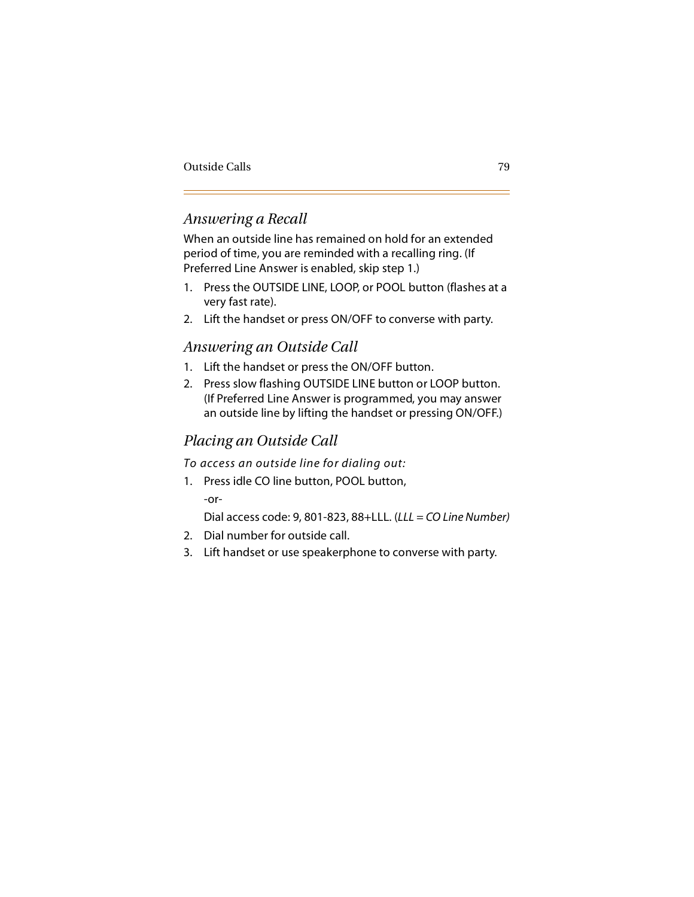## *Answering a Recall*

When an outside line has remained on hold for an extended period of time, you are reminded with a recalling ring. (If Preferred Line Answer is enabled, skip step 1.)

1. Press the OUTSIDE LINE, LOOP, or POOL button (flashes at a very fast rate).
2. Lift the handset or press ON/OFF to converse with party.

## *Answering an Outside Call*

1. Lift the handset or press the ON/OFF button.
2. Press slow flashing OUTSIDE LINE button or LOOP button. (If Preferred Line Answer is programmed, you may answer an outside line by lifting the handset or pressing ON/OFF.)

## *Placing an Outside Call*

*To access an outside line for dialing out:*

1. Press idle CO line button, POOL button,

   -or-

   Dial access code: 9, 801-823, 88+LLL. (*LLL = CO Line Number)*
2. Dial number for outside call.
3. Lift handset or use speakerphone to converse with party.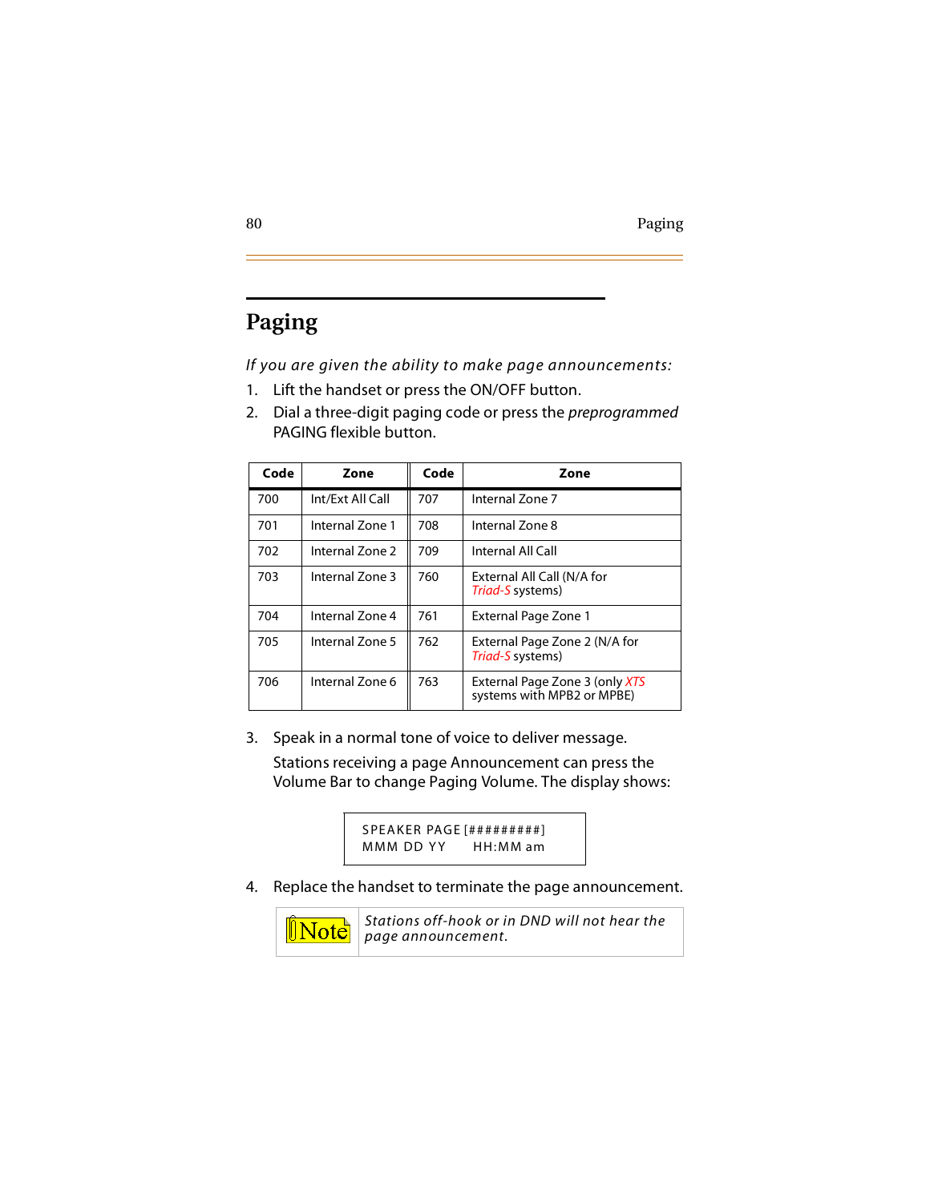# Paging

*If you are given the ability to make page announcements:*

1. Lift the handset or press the ON/OFF button.
2. Dial a three-digit paging code or press the *preprogrammed* PAGING flexible button.

| Code | Zone | Code | Zone |
|---|---|---|---|
| 700 | Int/Ext All Call | 707 | Internal Zone 7 |
| 701 | Internal Zone 1 | 708 | Internal Zone 8 |
| 702 | Internal Zone 2 | 709 | Internal All Call |
| 703 | Internal Zone 3 | 760 | External All Call (N/A for *Triad-S* systems) |
| 704 | Internal Zone 4 | 761 | External Page Zone 1 |
| 705 | Internal Zone 5 | 762 | External Page Zone 2 (N/A for *Triad-S* systems) |
| 706 | Internal Zone 6 | 763 | External Page Zone 3 (only *XTS* systems with MPB2 or MPBE) |

3. Speak in a normal tone of voice to deliver message.

   Stations receiving a page Announcement can press the Volume Bar to change Paging Volume. The display shows:

```
SPEAKER PAGE [#########]
MMM DD YY      HH:MM am
```

4. Replace the handset to terminate the page announcement.

**Note** *Stations off-hook or in DND will not hear the page announcement.*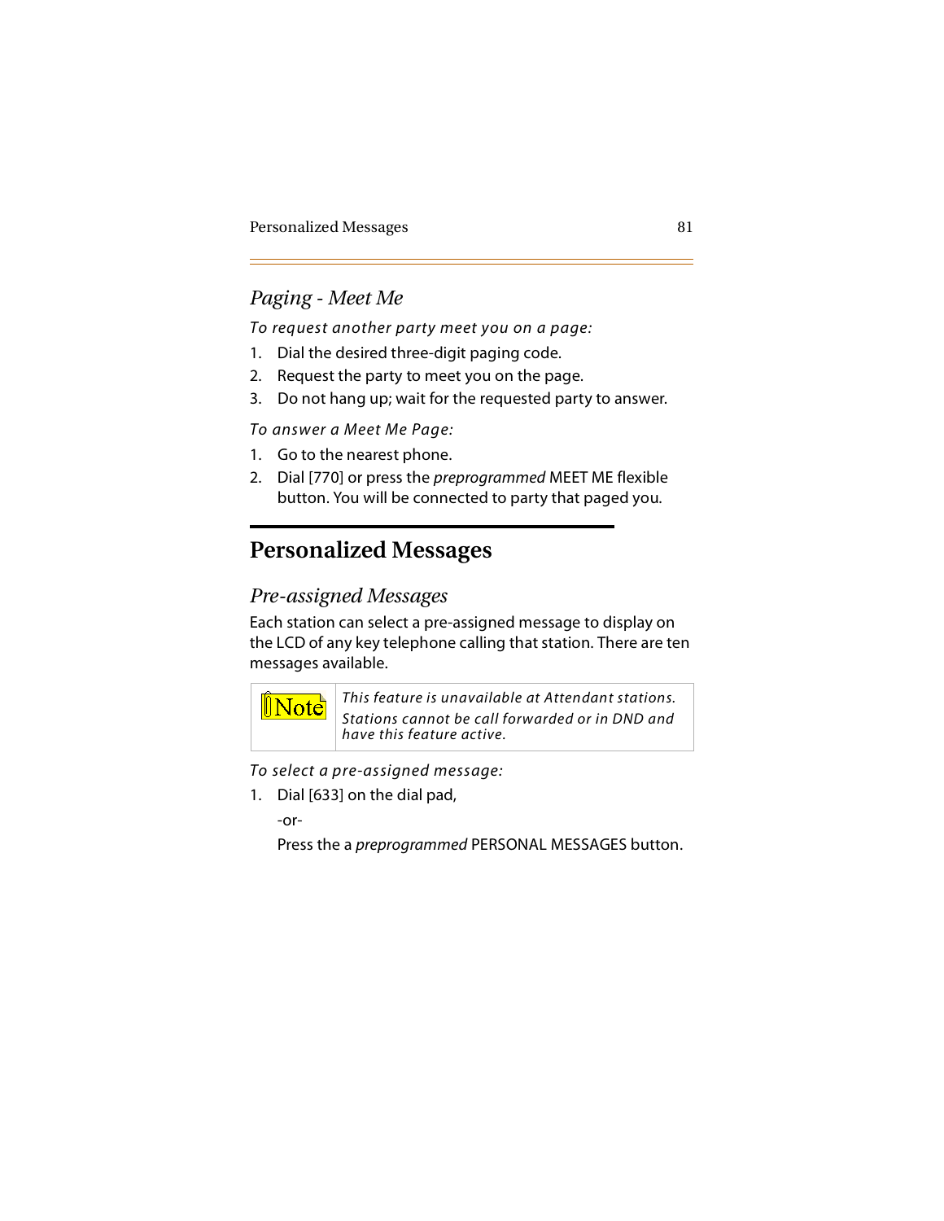### *Paging - Meet Me*

*To request another party meet you on a page:*

1. Dial the desired three-digit paging code.
2. Request the party to meet you on the page.
3. Do not hang up; wait for the requested party to answer.

*To answer a Meet Me Page:*

1. Go to the nearest phone.
2. Dial [770] or press the *preprogrammed* MEET ME flexible button. You will be connected to party that paged you.

## Personalized Messages

### *Pre-assigned Messages*

Each station can select a pre-assigned message to display on the LCD of any key telephone calling that station. There are ten messages available.

| Note | *This feature is unavailable at Attendant stations.* *Stations cannot be call forwarded or in DND and have this feature active.* |
|---|---|

*To select a pre-assigned message:*

1. Dial [633] on the dial pad,

   -or-

   Press the a *preprogrammed* PERSONAL MESSAGES button.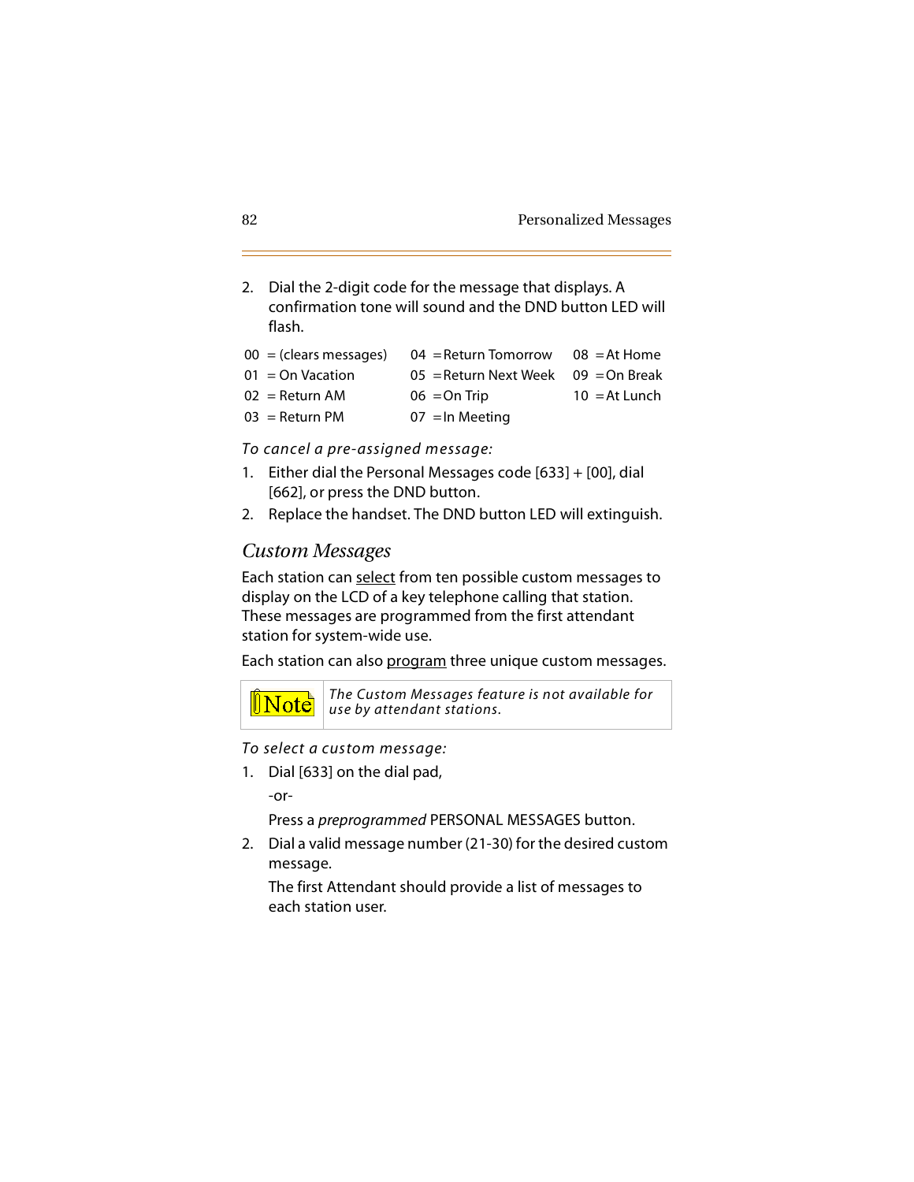2. Dial the 2-digit code for the message that displays. A confirmation tone will sound and the DND button LED will flash.

| | | |
|---|---|---|
| 00 = (clears messages) | 04 = Return Tomorrow | 08 = At Home |
| 01 = On Vacation | 05 = Return Next Week | 09 = On Break |
| 02 = Return AM | 06 = On Trip | 10 = At Lunch |
| 03 = Return PM | 07 = In Meeting | |

*To cancel a pre-assigned message:*

1. Either dial the Personal Messages code [633] + [00], dial [662], or press the DND button.
2. Replace the handset. The DND button LED will extinguish.

## *Custom Messages*

Each station can <u>select</u> from ten possible custom messages to display on the LCD of a key telephone calling that station. These messages are programmed from the first attendant station for system-wide use.

Each station can also <u>program</u> three unique custom messages.

| Note | *The Custom Messages feature is not available for use by attendant stations.* |
|---|---|

*To select a custom message:*

1. Dial [633] on the dial pad,

   -or-

   Press a *preprogrammed* PERSONAL MESSAGES button.
2. Dial a valid message number (21-30) for the desired custom message.

   The first Attendant should provide a list of messages to each station user.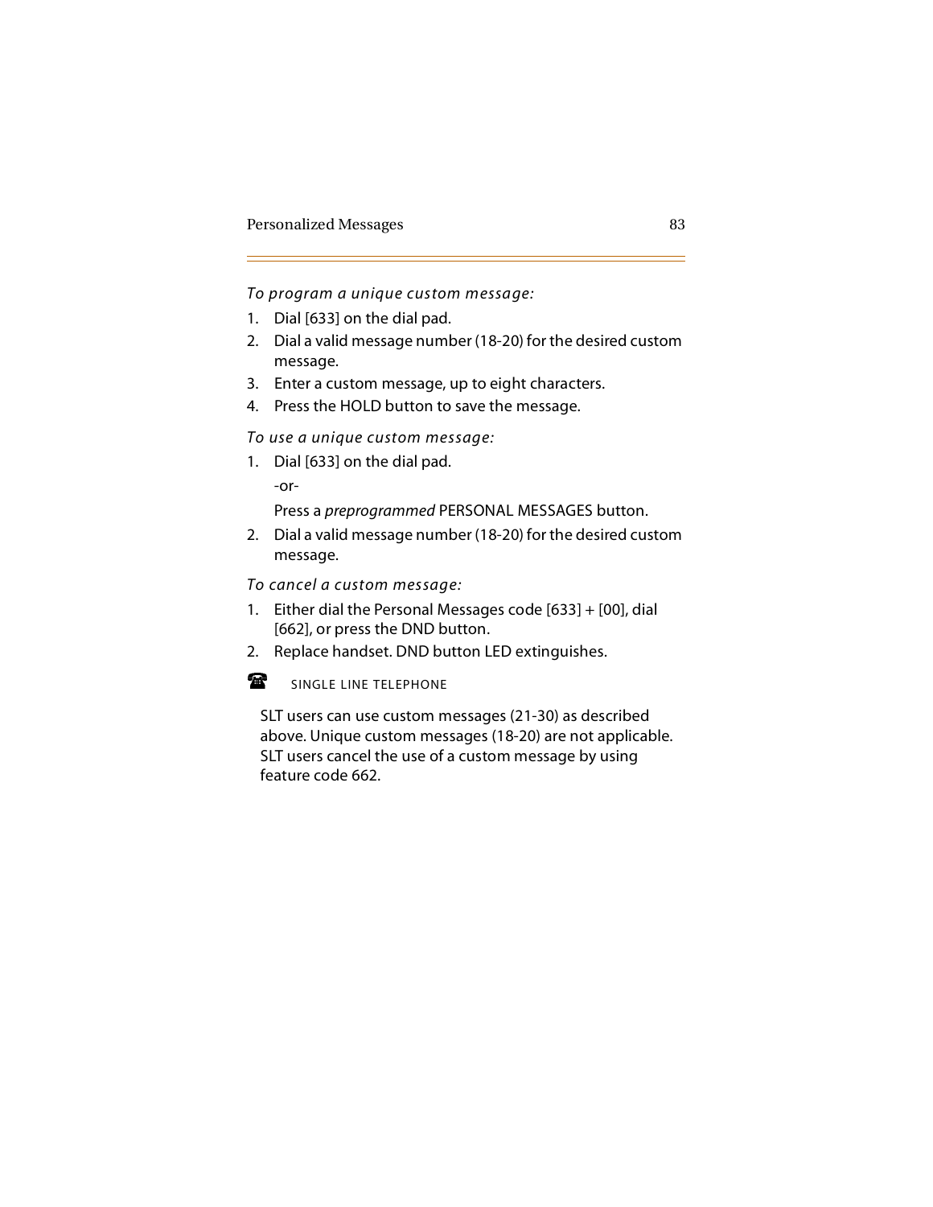*To program a unique custom message:*

1. Dial [633] on the dial pad.
2. Dial a valid message number (18-20) for the desired custom message.
3. Enter a custom message, up to eight characters.
4. Press the HOLD button to save the message.

*To use a unique custom message:*

1. Dial [633] on the dial pad.

   -or-

   Press a *preprogrammed* PERSONAL MESSAGES button.
2. Dial a valid message number (18-20) for the desired custom message.

*To cancel a custom message:*

1. Either dial the Personal Messages code [633] + [00], dial [662], or press the DND button.
2. Replace handset. DND button LED extinguishes.

☎ SINGLE LINE TELEPHONE

SLT users can use custom messages (21-30) as described above. Unique custom messages (18-20) are not applicable. SLT users cancel the use of a custom message by using feature code 662.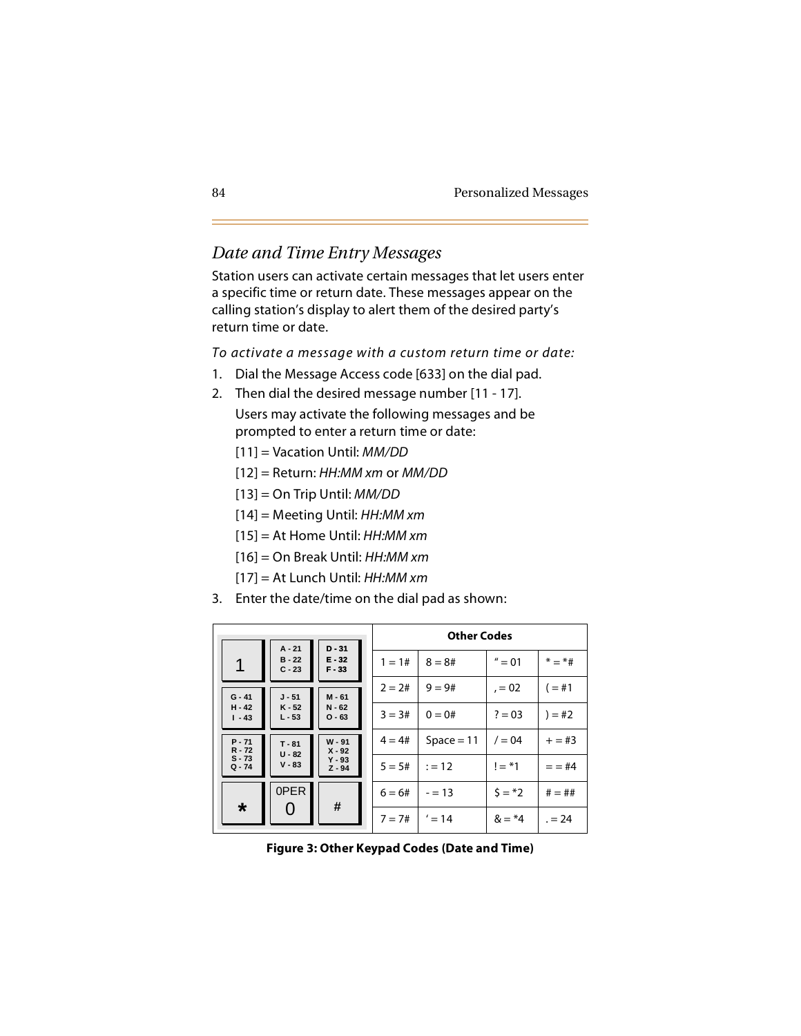## *Date and Time Entry Messages*

Station users can activate certain messages that let users enter a specific time or return date. These messages appear on the calling station's display to alert them of the desired party's return time or date.

*To activate a message with a custom return time or date:*

1. Dial the Message Access code [633] on the dial pad.
2. Then dial the desired message number [11 - 17].

   Users may activate the following messages and be prompted to enter a return time or date:

   [11] = Vacation Until: *MM/DD*

   [12] = Return: *HH:MM xm* or *MM/DD*

   [13] = On Trip Until: *MM/DD*

   [14] = Meeting Until: *HH:MM xm*

   [15] = At Home Until: *HH:MM xm*

   [16] = On Break Until: *HH:MM xm*

   [17] = At Lunch Until: *HH:MM xm*

3. Enter the date/time on the dial pad as shown:

| 1 | A - 21<br>B - 22<br>C - 23 | D - 31<br>E - 32<br>F - 33 |
|---|---|---|
| G - 41<br>H - 42<br>I - 43 | J - 51<br>K - 52<br>L - 53 | M - 61<br>N - 62<br>O - 63 |
| P - 71<br>R - 72<br>S - 73<br>Q - 74 | T - 81<br>U - 82<br>V - 83 | W - 91<br>X - 92<br>Y - 93<br>Z - 94 |
| * | 0PER<br>0 | # |

| Other Codes | | | |
|---|---|---|---|
| 1 = 1# | 8 = 8# | " = 01 | * = *# |
| 2 = 2# | 9 = 9# | , = 02 | ( = #1 |
| 3 = 3# | 0 = 0# | ? = 03 | ) = #2 |
| 4 = 4# | Space = 11 | / = 04 | + = #3 |
| 5 = 5# | : = 12 | ! = *1 | = = #4 |
| 6 = 6# | - = 13 | $ = *2 | # = ## |
| 7 = 7# | ' = 14 | & = *4 | . = 24 |

**Figure 3: Other Keypad Codes (Date and Time)**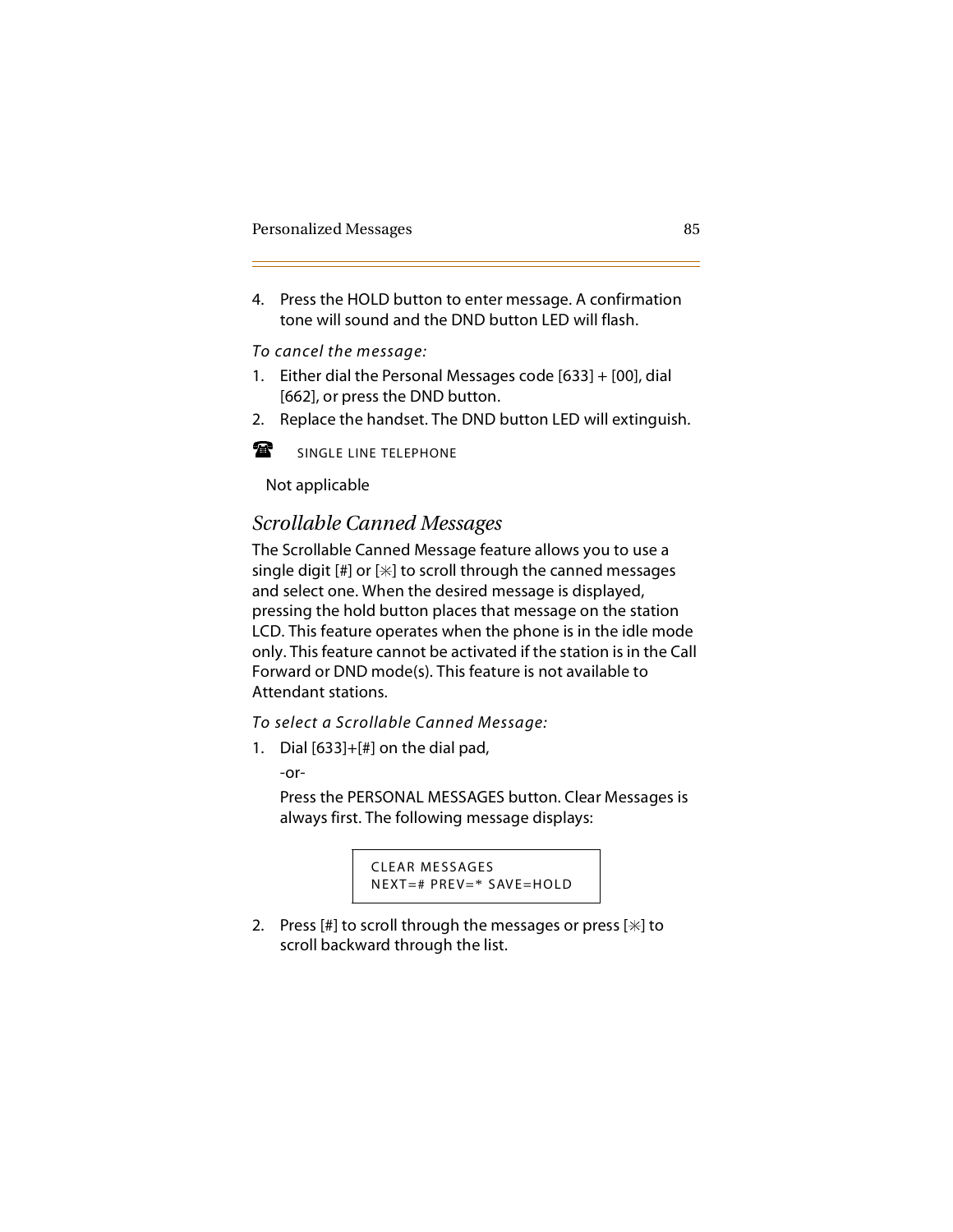4. Press the HOLD button to enter message. A confirmation tone will sound and the DND button LED will flash.

*To cancel the message:*

1. Either dial the Personal Messages code [633] + [00], dial [662], or press the DND button.
2. Replace the handset. The DND button LED will extinguish.

☎ SINGLE LINE TELEPHONE

Not applicable

## *Scrollable Canned Messages*

The Scrollable Canned Message feature allows you to use a single digit [#] or [✳] to scroll through the canned messages and select one. When the desired message is displayed, pressing the hold button places that message on the station LCD. This feature operates when the phone is in the idle mode only. This feature cannot be activated if the station is in the Call Forward or DND mode(s). This feature is not available to Attendant stations.

*To select a Scrollable Canned Message:*

1. Dial [633]+[#] on the dial pad,

   -or-

   Press the PERSONAL MESSAGES button. Clear Messages is always first. The following message displays:

   ```
   CLEAR MESSAGES
   NEXT=# PREV=* SAVE=HOLD
   ```

2. Press [#] to scroll through the messages or press [✳] to scroll backward through the list.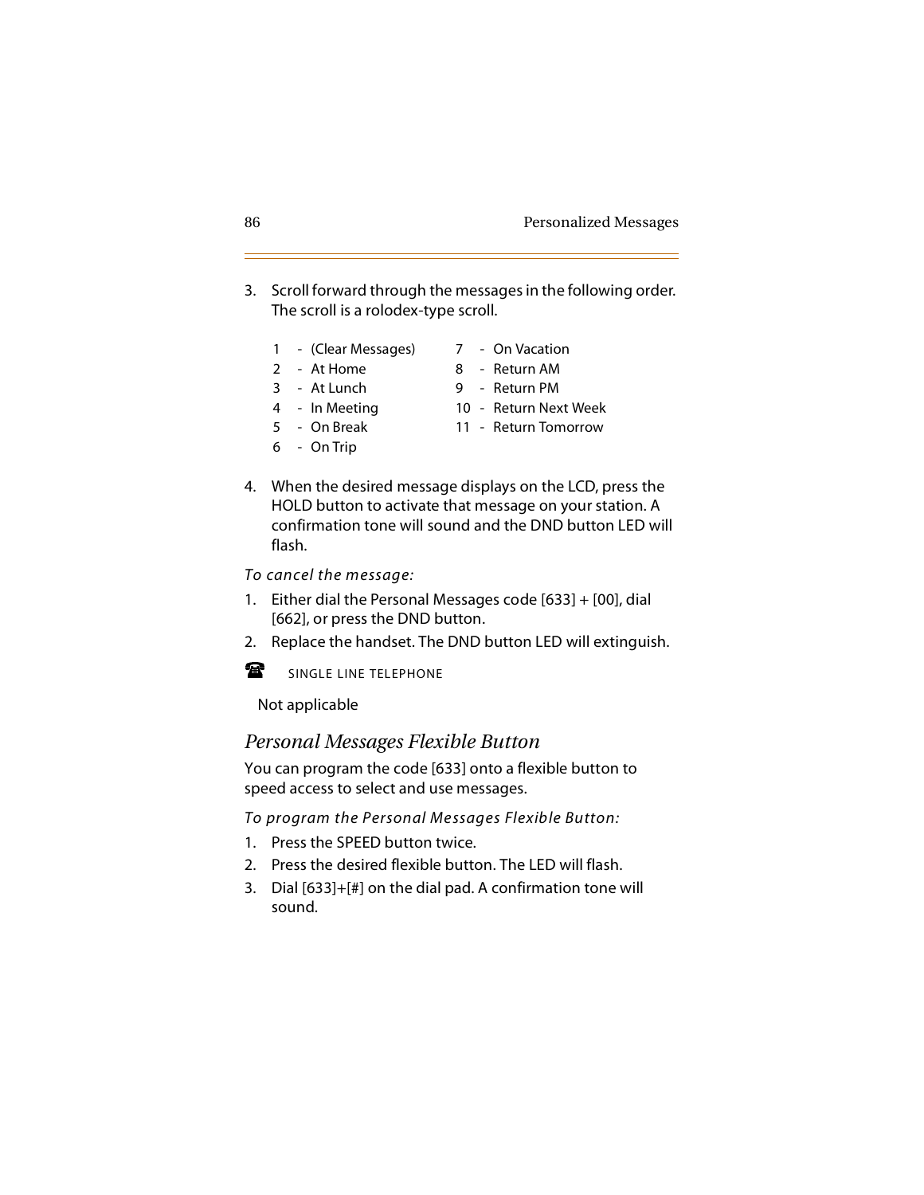3. Scroll forward through the messages in the following order. The scroll is a rolodex-type scroll.

   1 - (Clear Messages)
   2 - At Home
   3 - At Lunch
   4 - In Meeting
   5 - On Break
   6 - On Trip
   7 - On Vacation
   8 - Return AM
   9 - Return PM
   10 - Return Next Week
   11 - Return Tomorrow

4. When the desired message displays on the LCD, press the HOLD button to activate that message on your station. A confirmation tone will sound and the DND button LED will flash.

*To cancel the message:*

1. Either dial the Personal Messages code [633] + [00], dial [662], or press the DND button.
2. Replace the handset. The DND button LED will extinguish.

☎ SINGLE LINE TELEPHONE

Not applicable

## *Personal Messages Flexible Button*

You can program the code [633] onto a flexible button to speed access to select and use messages.

*To program the Personal Messages Flexible Button:*

1. Press the SPEED button twice.
2. Press the desired flexible button. The LED will flash.
3. Dial [633]+[#] on the dial pad. A confirmation tone will sound.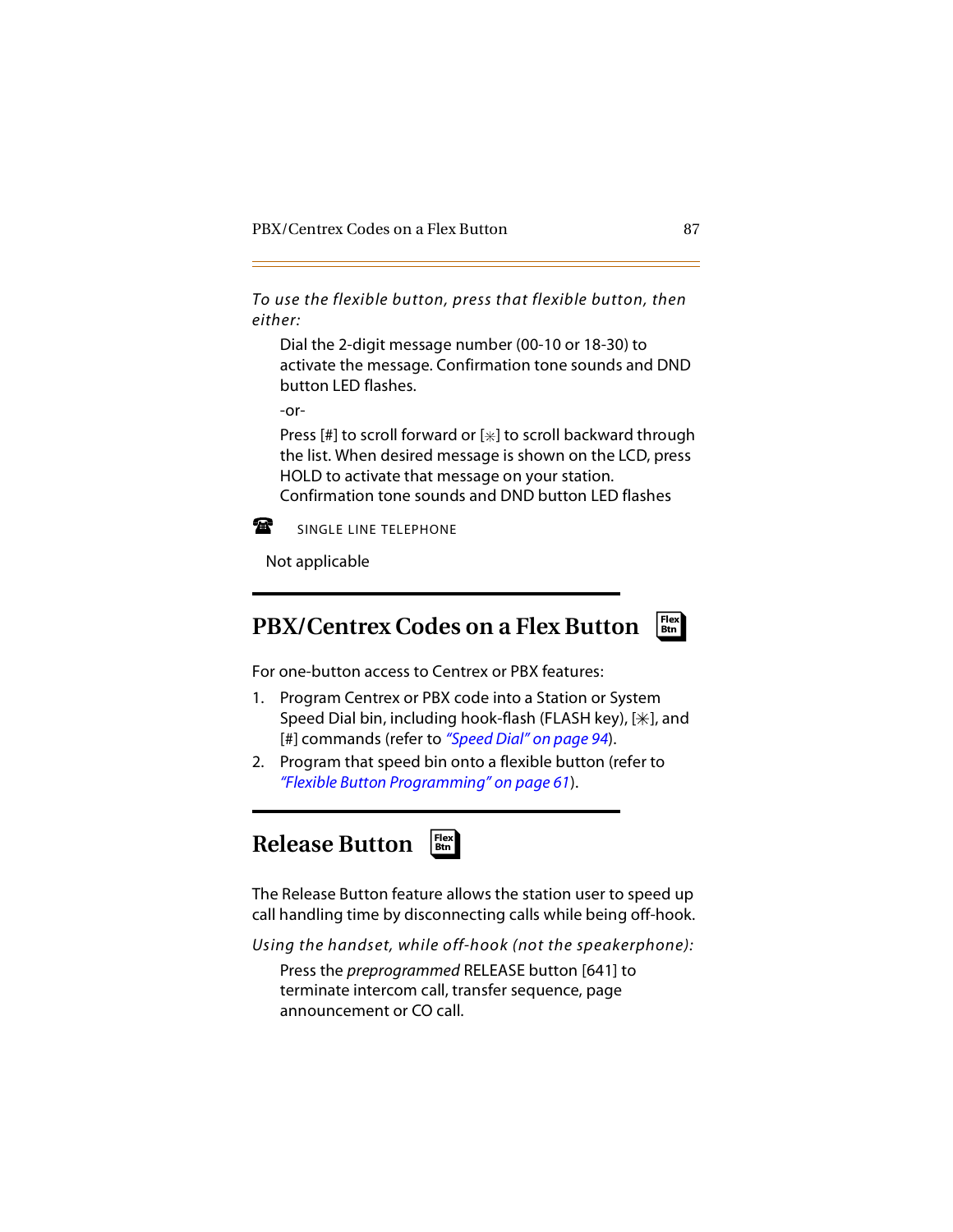*To use the flexible button, press that flexible button, then either:*

Dial the 2-digit message number (00-10 or 18-30) to activate the message. Confirmation tone sounds and DND button LED flashes.

-or-

Press [#] to scroll forward or [⁎] to scroll backward through the list. When desired message is shown on the LCD, press HOLD to activate that message on your station. Confirmation tone sounds and DND button LED flashes

☎ SINGLE LINE TELEPHONE

Not applicable

## PBX/Centrex Codes on a Flex Button

For one-button access to Centrex or PBX features:

1. Program Centrex or PBX code into a Station or System Speed Dial bin, including hook-flash (FLASH key), [⁎], and [#] commands (refer to *"Speed Dial" on page 94*).
2. Program that speed bin onto a flexible button (refer to *"Flexible Button Programming" on page 61*).

## Release Button

The Release Button feature allows the station user to speed up call handling time by disconnecting calls while being off-hook.

*Using the handset, while off-hook (not the speakerphone):*

Press the *preprogrammed* RELEASE button [641] to terminate intercom call, transfer sequence, page announcement or CO call.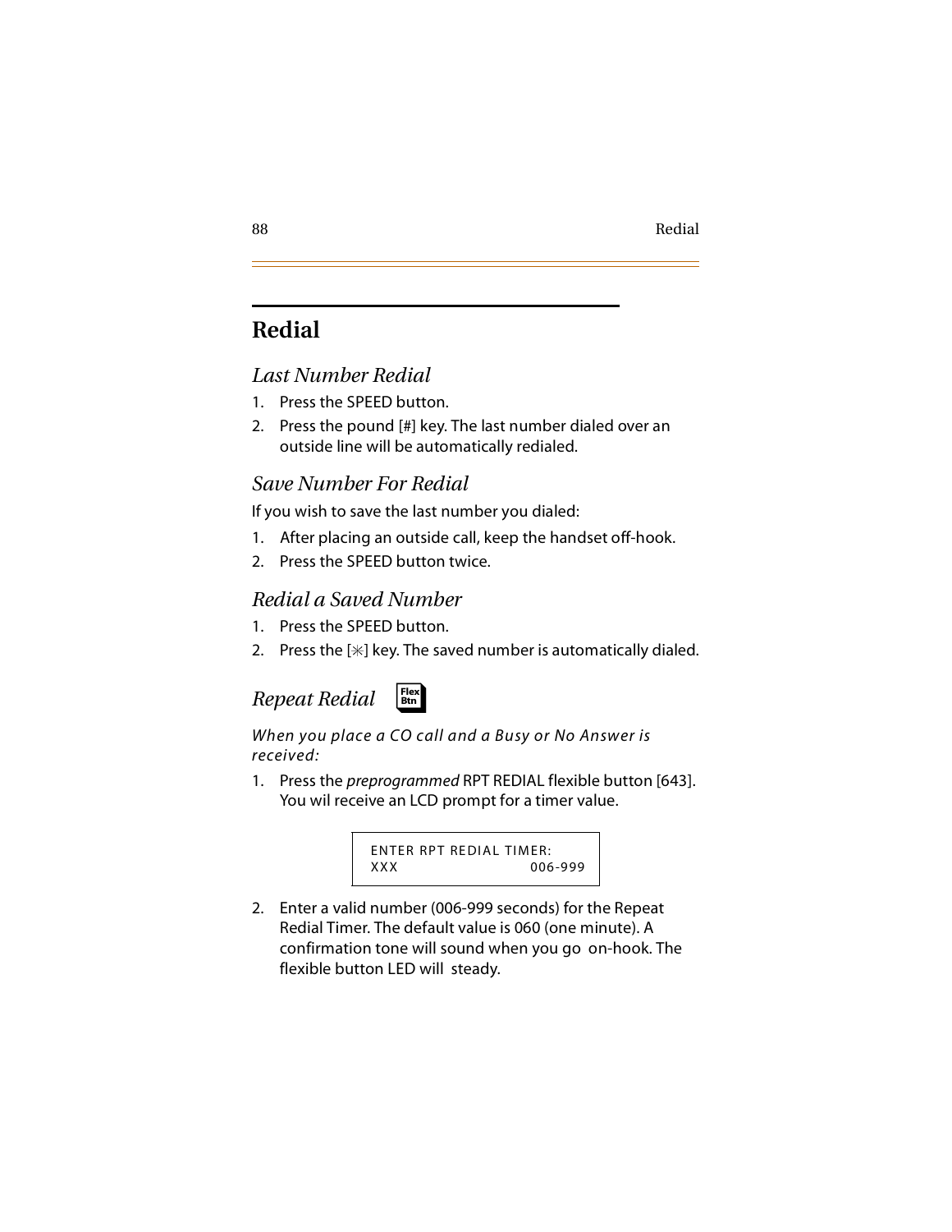# Redial

## *Last Number Redial*

1. Press the SPEED button.
2. Press the pound [#] key. The last number dialed over an outside line will be automatically redialed.

## *Save Number For Redial*

If you wish to save the last number you dialed:

1. After placing an outside call, keep the handset off-hook.
2. Press the SPEED button twice.

## *Redial a Saved Number*

1. Press the SPEED button.
2. Press the [*] key. The saved number is automatically dialed.

## *Repeat Redial*

Flex Btn

*When you place a CO call and a Busy or No Answer is received:*

1. Press the *preprogrammed* RPT REDIAL flexible button [643]. You wil receive an LCD prompt for a timer value.

```
ENTER RPT REDIAL TIMER:
XXX                    006-999
```

2. Enter a valid number (006-999 seconds) for the Repeat Redial Timer. The default value is 060 (one minute). A confirmation tone will sound when you go on-hook. The flexible button LED will steady.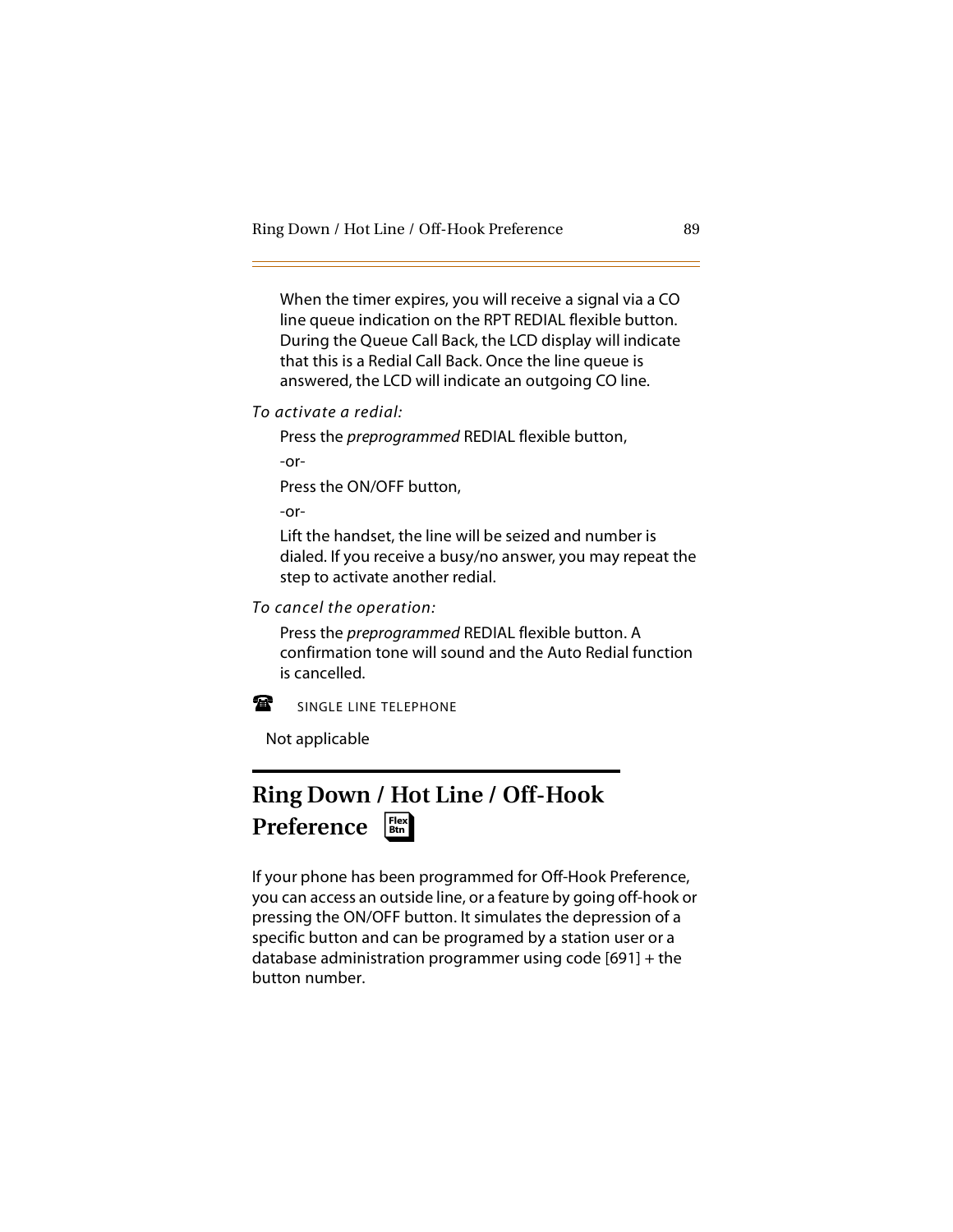When the timer expires, you will receive a signal via a CO line queue indication on the RPT REDIAL flexible button. During the Queue Call Back, the LCD display will indicate that this is a Redial Call Back. Once the line queue is answered, the LCD will indicate an outgoing CO line.

*To activate a redial:*

Press the *preprogrammed* REDIAL flexible button,

-or-

Press the ON/OFF button,

-or-

Lift the handset, the line will be seized and number is dialed. If you receive a busy/no answer, you may repeat the step to activate another redial.

*To cancel the operation:*

Press the *preprogrammed* REDIAL flexible button. A confirmation tone will sound and the Auto Redial function is cancelled.

☎ SINGLE LINE TELEPHONE

Not applicable

## Ring Down / Hot Line / Off-Hook Preference

If your phone has been programmed for Off-Hook Preference, you can access an outside line, or a feature by going off-hook or pressing the ON/OFF button. It simulates the depression of a specific button and can be programed by a station user or a database administration programmer using code [691] + the button number.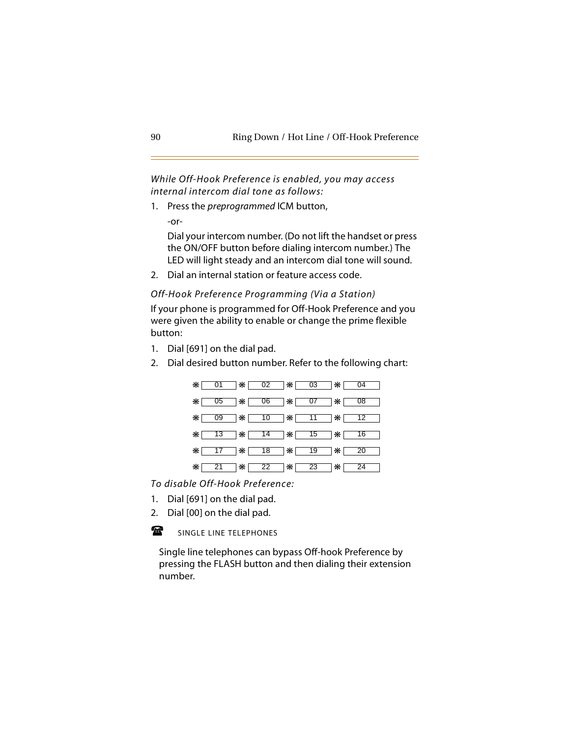*While Off-Hook Preference is enabled, you may access internal intercom dial tone as follows:*

1. Press the *preprogrammed* ICM button,

   -or-

   Dial your intercom number. (Do not lift the handset or press the ON/OFF button before dialing intercom number.) The LED will light steady and an intercom dial tone will sound.

2. Dial an internal station or feature access code.

*Off-Hook Preference Programming (Via a Station)*

If your phone is programmed for Off-Hook Preference and you were given the ability to enable or change the prime flexible button:

1. Dial [691] on the dial pad.
2. Dial desired button number. Refer to the following chart:

| | | | | | | | |
|---|---|---|---|---|---|---|---|
| ❋ | 01 | ❋ | 02 | ❋ | 03 | ❋ | 04 |
| ❋ | 05 | ❋ | 06 | ❋ | 07 | ❋ | 08 |
| ❋ | 09 | ❋ | 10 | ❋ | 11 | ❋ | 12 |
| ❋ | 13 | ❋ | 14 | ❋ | 15 | ❋ | 16 |
| ❋ | 17 | ❋ | 18 | ❋ | 19 | ❋ | 20 |
| ❋ | 21 | ❋ | 22 | ❋ | 23 | ❋ | 24 |

*To disable Off-Hook Preference:*

1. Dial [691] on the dial pad.
2. Dial [00] on the dial pad.

☎ SINGLE LINE TELEPHONES

Single line telephones can bypass Off-hook Preference by pressing the FLASH button and then dialing their extension number.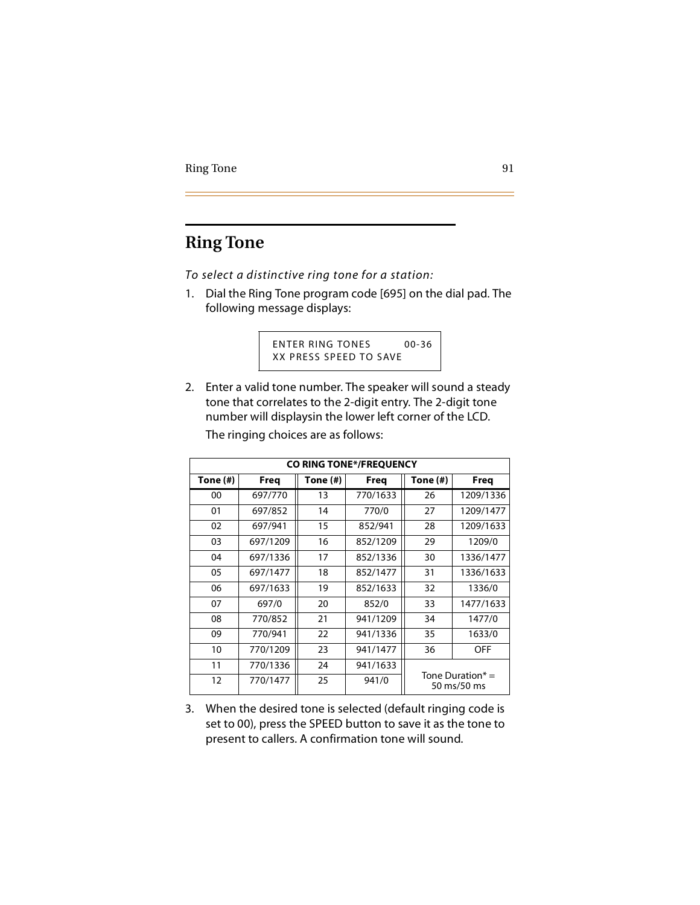# Ring Tone

*To select a distinctive ring tone for a station:*

1. Dial the Ring Tone program code [695] on the dial pad. The following message displays:

```
ENTER RING TONES        00-36
XX PRESS SPEED TO SAVE
```

2. Enter a valid tone number. The speaker will sound a steady tone that correlates to the 2-digit entry. The 2-digit tone number will displaysin the lower left corner of the LCD.

   The ringing choices are as follows:

| CO RING TONE*/FREQUENCY | | | | | |
|---|---|---|---|---|---|
| **Tone (#)** | **Freq** | **Tone (#)** | **Freq** | **Tone (#)** | **Freq** |
| 00 | 697/770 | 13 | 770/1633 | 26 | 1209/1336 |
| 01 | 697/852 | 14 | 770/0 | 27 | 1209/1477 |
| 02 | 697/941 | 15 | 852/941 | 28 | 1209/1633 |
| 03 | 697/1209 | 16 | 852/1209 | 29 | 1209/0 |
| 04 | 697/1336 | 17 | 852/1336 | 30 | 1336/1477 |
| 05 | 697/1477 | 18 | 852/1477 | 31 | 1336/1633 |
| 06 | 697/1633 | 19 | 852/1633 | 32 | 1336/0 |
| 07 | 697/0 | 20 | 852/0 | 33 | 1477/1633 |
| 08 | 770/852 | 21 | 941/1209 | 34 | 1477/0 |
| 09 | 770/941 | 22 | 941/1336 | 35 | 1633/0 |
| 10 | 770/1209 | 23 | 941/1477 | 36 | OFF |
| 11 | 770/1336 | 24 | 941/1633 | Tone Duration* = 50 ms/50 ms | |
| 12 | 770/1477 | 25 | 941/0 | | |

3. When the desired tone is selected (default ringing code is set to 00), press the SPEED button to save it as the tone to present to callers. A confirmation tone will sound.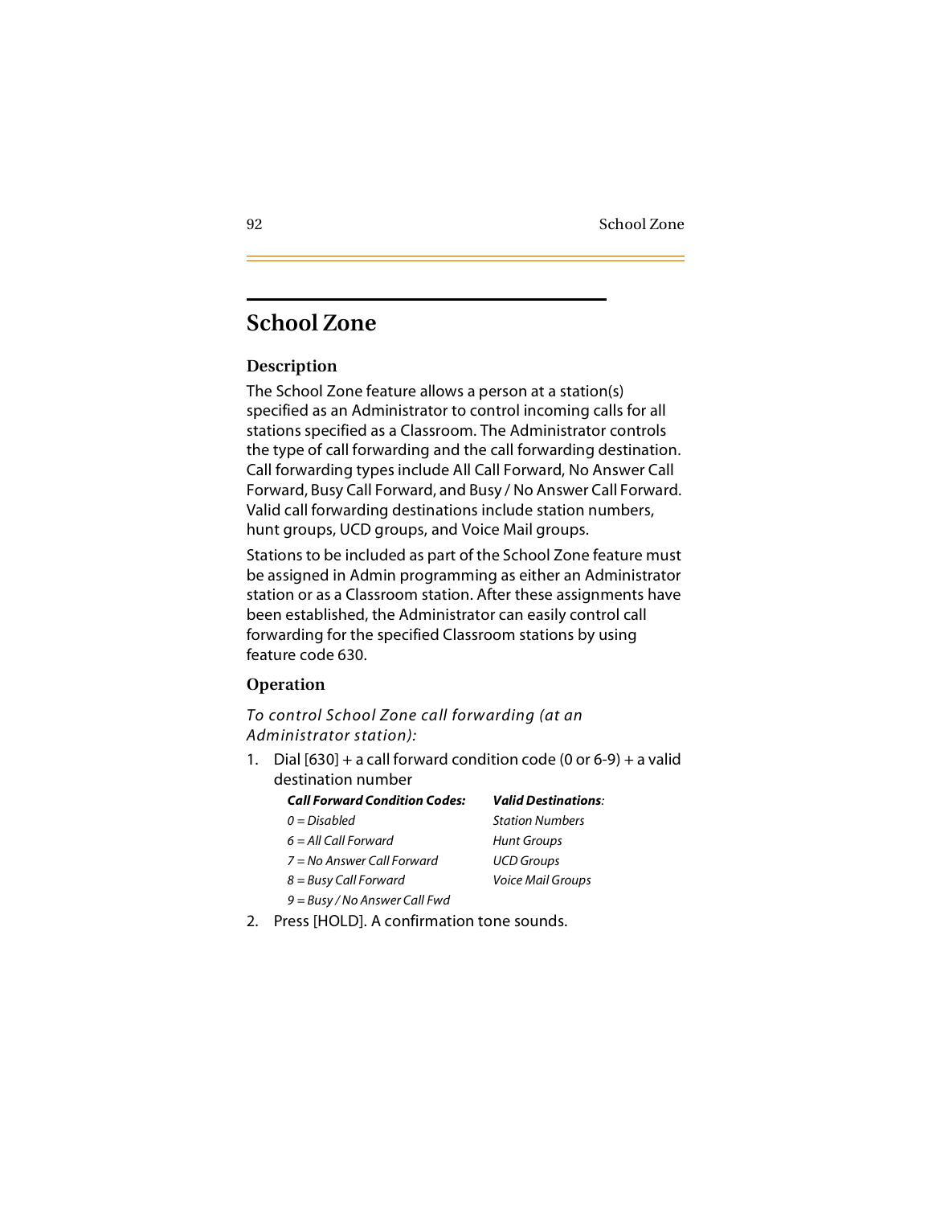# School Zone

## Description

The School Zone feature allows a person at a station(s) specified as an Administrator to control incoming calls for all stations specified as a Classroom. The Administrator controls the type of call forwarding and the call forwarding destination. Call forwarding types include All Call Forward, No Answer Call Forward, Busy Call Forward, and Busy / No Answer Call Forward. Valid call forwarding destinations include station numbers, hunt groups, UCD groups, and Voice Mail groups.

Stations to be included as part of the School Zone feature must be assigned in Admin programming as either an Administrator station or as a Classroom station. After these assignments have been established, the Administrator can easily control call forwarding for the specified Classroom stations by using feature code 630.

## Operation

*To control School Zone call forwarding (at an Administrator station):*

1. Dial [630] + a call forward condition code (0 or 6-9) + a valid destination number

   | ***Call Forward Condition Codes:*** | ***Valid Destinations:*** |
   |---|---|
   | *0 = Disabled* | *Station Numbers* |
   | *6 = All Call Forward* | *Hunt Groups* |
   | *7 = No Answer Call Forward* | *UCD Groups* |
   | *8 = Busy Call Forward* | *Voice Mail Groups* |
   | *9 = Busy / No Answer Call Fwd* | |

2. Press [HOLD]. A confirmation tone sounds.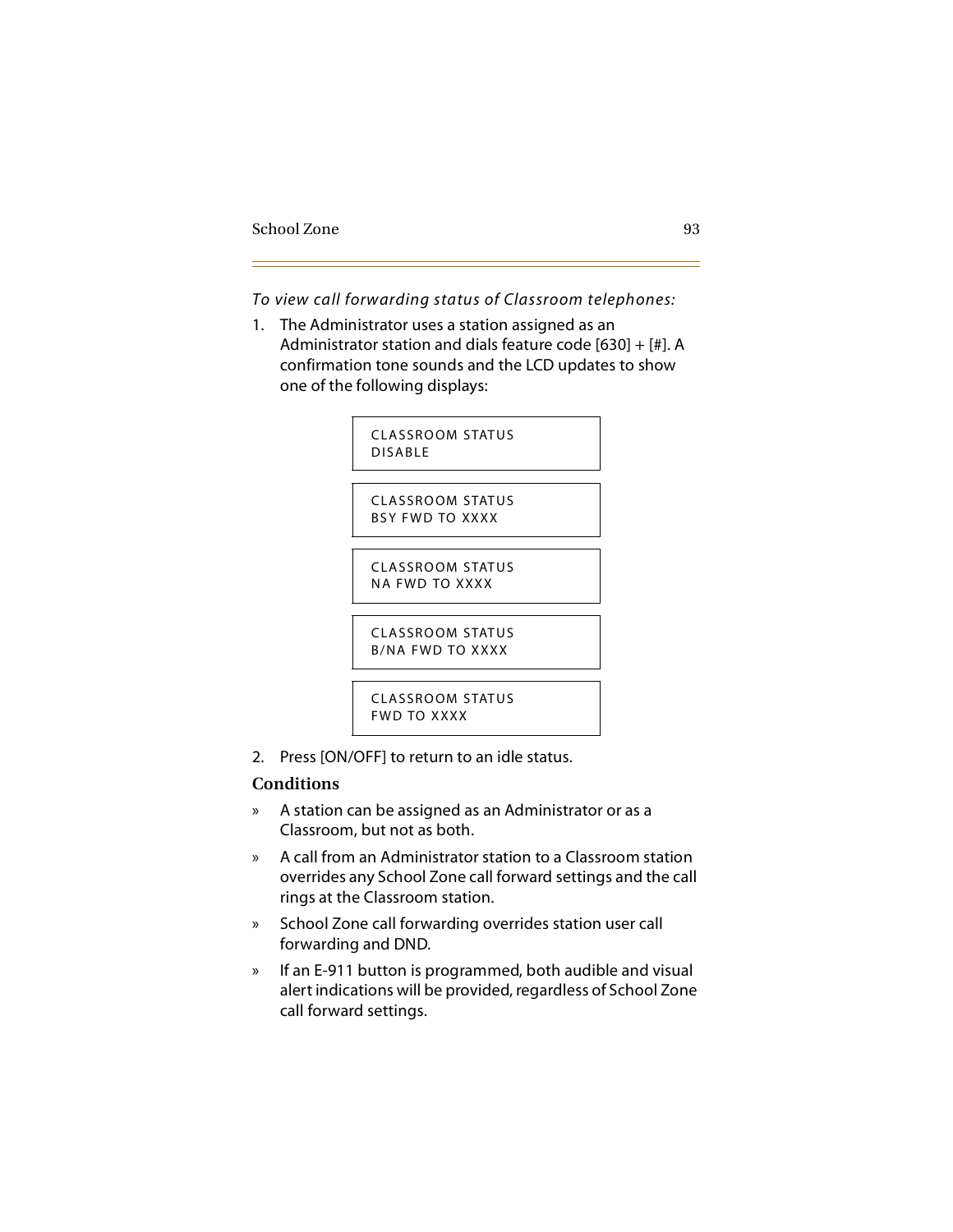*To view call forwarding status of Classroom telephones:*

1. The Administrator uses a station assigned as an Administrator station and dials feature code [630] + [#]. A confirmation tone sounds and the LCD updates to show one of the following displays:

```
CLASSROOM STATUS
DISABLE
```

```
CLASSROOM STATUS
BSY FWD TO XXXX
```

```
CLASSROOM STATUS
NA FWD TO XXXX
```

```
CLASSROOM STATUS
B/NA FWD TO XXXX
```

```
CLASSROOM STATUS
FWD TO XXXX
```

2. Press [ON/OFF] to return to an idle status.

### Conditions

- » A station can be assigned as an Administrator or as a Classroom, but not as both.
- » A call from an Administrator station to a Classroom station overrides any School Zone call forward settings and the call rings at the Classroom station.
- » School Zone call forwarding overrides station user call forwarding and DND.
- » If an E-911 button is programmed, both audible and visual alert indications will be provided, regardless of School Zone call forward settings.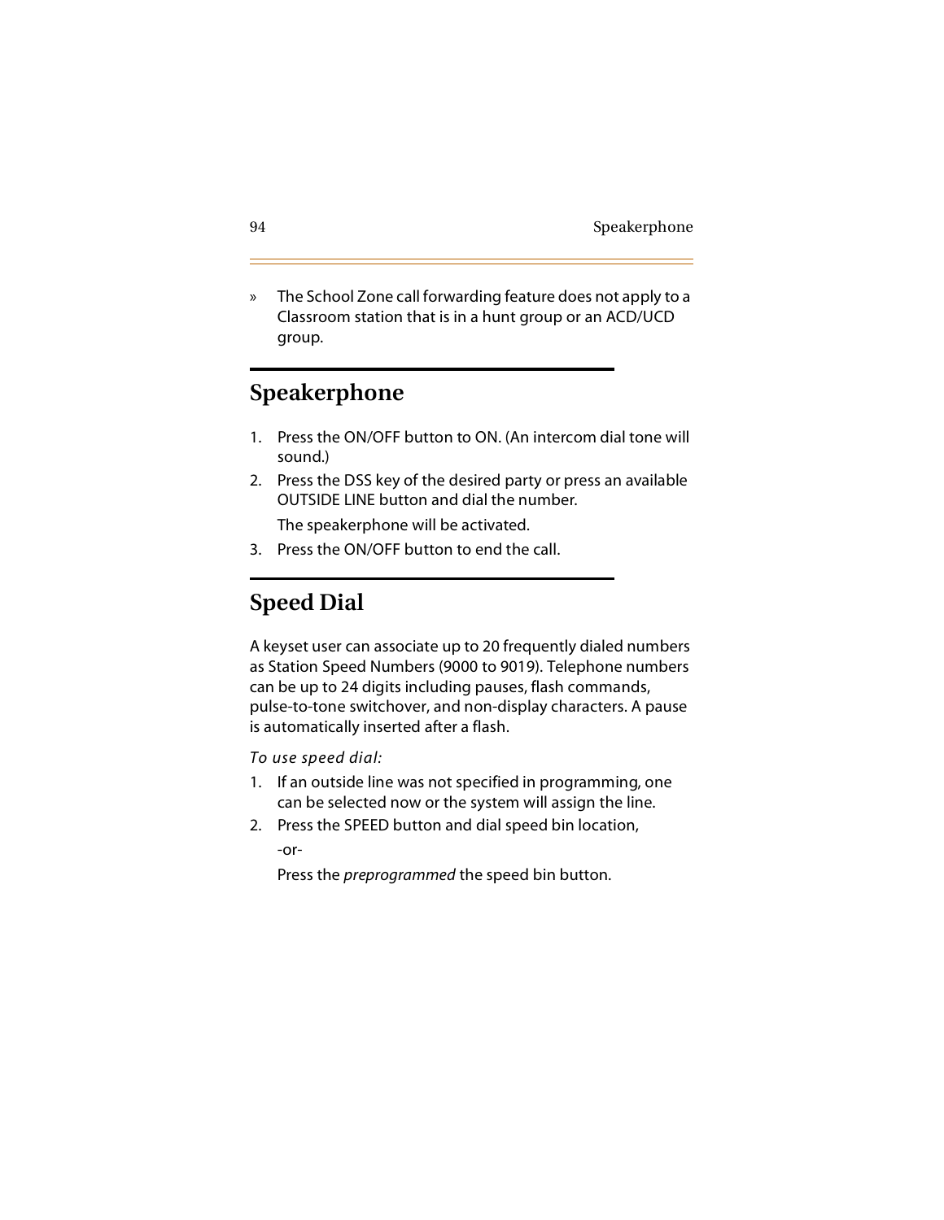» The School Zone call forwarding feature does not apply to a Classroom station that is in a hunt group or an ACD/UCD group.

## Speakerphone

1. Press the ON/OFF button to ON. (An intercom dial tone will sound.)
2. Press the DSS key of the desired party or press an available OUTSIDE LINE button and dial the number.

   The speakerphone will be activated.
3. Press the ON/OFF button to end the call.

## Speed Dial

A keyset user can associate up to 20 frequently dialed numbers as Station Speed Numbers (9000 to 9019). Telephone numbers can be up to 24 digits including pauses, flash commands, pulse-to-tone switchover, and non-display characters. A pause is automatically inserted after a flash.

*To use speed dial:*

1. If an outside line was not specified in programming, one can be selected now or the system will assign the line.
2. Press the SPEED button and dial speed bin location,

   -or-

   Press the *preprogrammed* the speed bin button.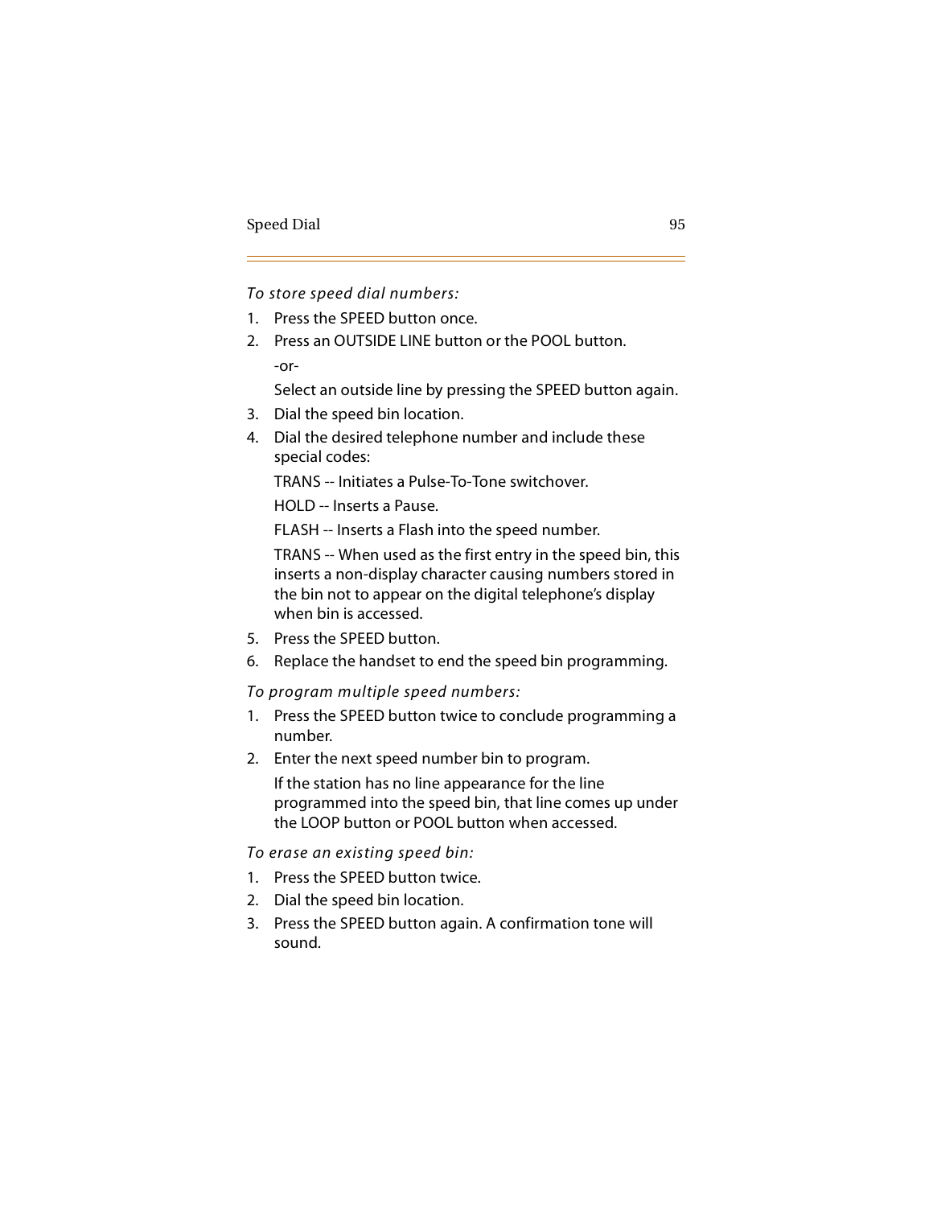*To store speed dial numbers:*

1. Press the SPEED button once.
2. Press an OUTSIDE LINE button or the POOL button.

   -or-

   Select an outside line by pressing the SPEED button again.
3. Dial the speed bin location.
4. Dial the desired telephone number and include these special codes:

   TRANS -- Initiates a Pulse-To-Tone switchover.

   HOLD -- Inserts a Pause.

   FLASH -- Inserts a Flash into the speed number.

   TRANS -- When used as the first entry in the speed bin, this inserts a non-display character causing numbers stored in the bin not to appear on the digital telephone's display when bin is accessed.
5. Press the SPEED button.
6. Replace the handset to end the speed bin programming.

*To program multiple speed numbers:*

1. Press the SPEED button twice to conclude programming a number.
2. Enter the next speed number bin to program.

   If the station has no line appearance for the line programmed into the speed bin, that line comes up under the LOOP button or POOL button when accessed.

*To erase an existing speed bin:*

1. Press the SPEED button twice.
2. Dial the speed bin location.
3. Press the SPEED button again. A confirmation tone will sound.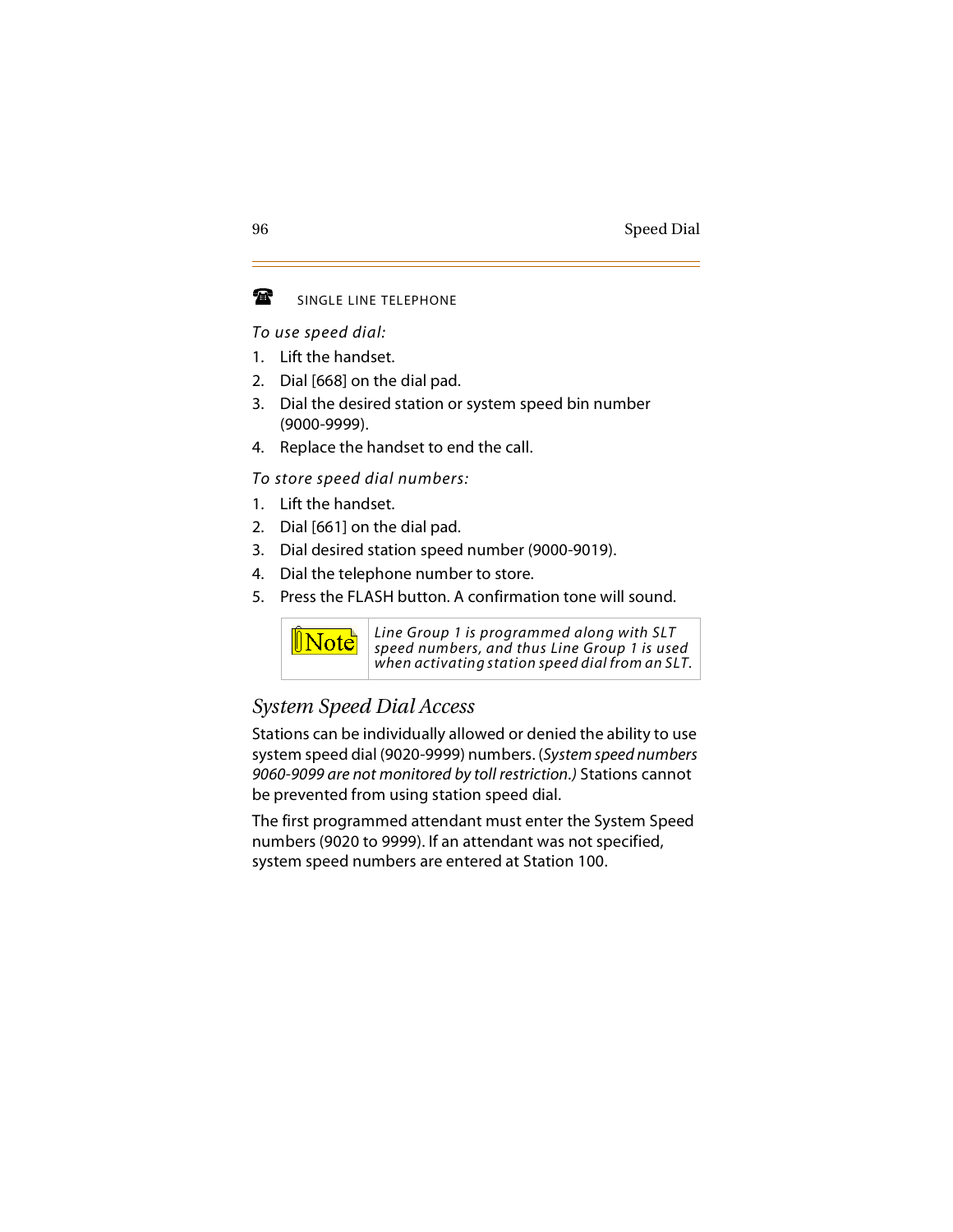SINGLE LINE TELEPHONE

*To use speed dial:*

1. Lift the handset.
2. Dial [668] on the dial pad.
3. Dial the desired station or system speed bin number (9000-9999).
4. Replace the handset to end the call.

*To store speed dial numbers:*

1. Lift the handset.
2. Dial [661] on the dial pad.
3. Dial desired station speed number (9000-9019).
4. Dial the telephone number to store.
5. Press the FLASH button. A confirmation tone will sound.

| Note | *Line Group 1 is programmed along with SLT speed numbers, and thus Line Group 1 is used when activating station speed dial from an SLT.* |
|---|---|

## *System Speed Dial Access*

Stations can be individually allowed or denied the ability to use system speed dial (9020-9999) numbers. (*System speed numbers 9060-9099 are not monitored by toll restriction.)* Stations cannot be prevented from using station speed dial.

The first programmed attendant must enter the System Speed numbers (9020 to 9999). If an attendant was not specified, system speed numbers are entered at Station 100.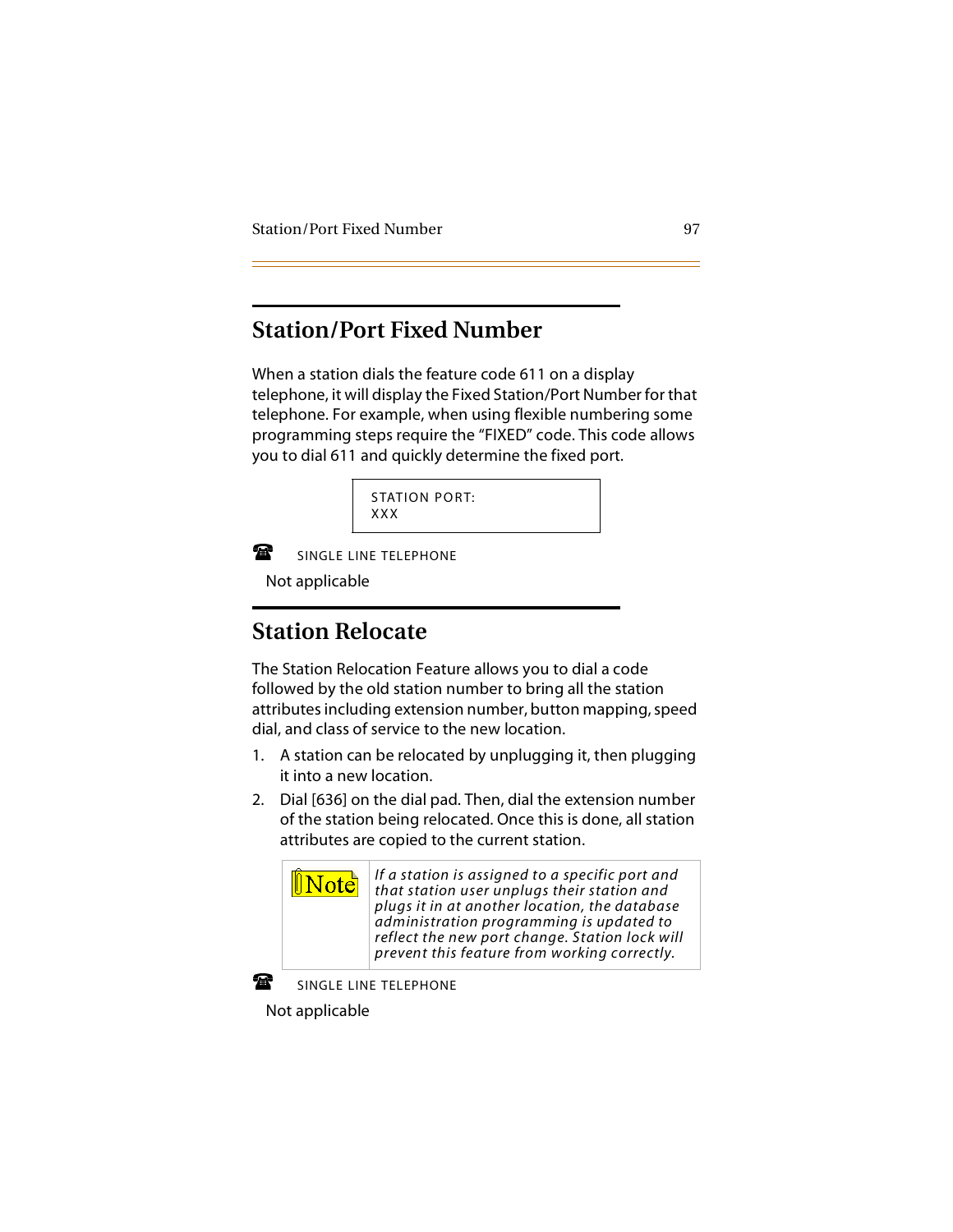## Station/Port Fixed Number

When a station dials the feature code 611 on a display telephone, it will display the Fixed Station/Port Number for that telephone. For example, when using flexible numbering some programming steps require the “FIXED” code. This code allows you to dial 611 and quickly determine the fixed port.

```
STATION PORT:
XXX
```

SINGLE LINE TELEPHONE

Not applicable

## Station Relocate

The Station Relocation Feature allows you to dial a code followed by the old station number to bring all the station attributes including extension number, button mapping, speed dial, and class of service to the new location.

1. A station can be relocated by unplugging it, then plugging it into a new location.
2. Dial [636] on the dial pad. Then, dial the extension number of the station being relocated. Once this is done, all station attributes are copied to the current station.

| Note | *If a station is assigned to a specific port and that station user unplugs their station and plugs it in at another location, the database administration programming is updated to reflect the new port change. Station lock will prevent this feature from working correctly.* |
|---|---|

SINGLE LINE TELEPHONE

Not applicable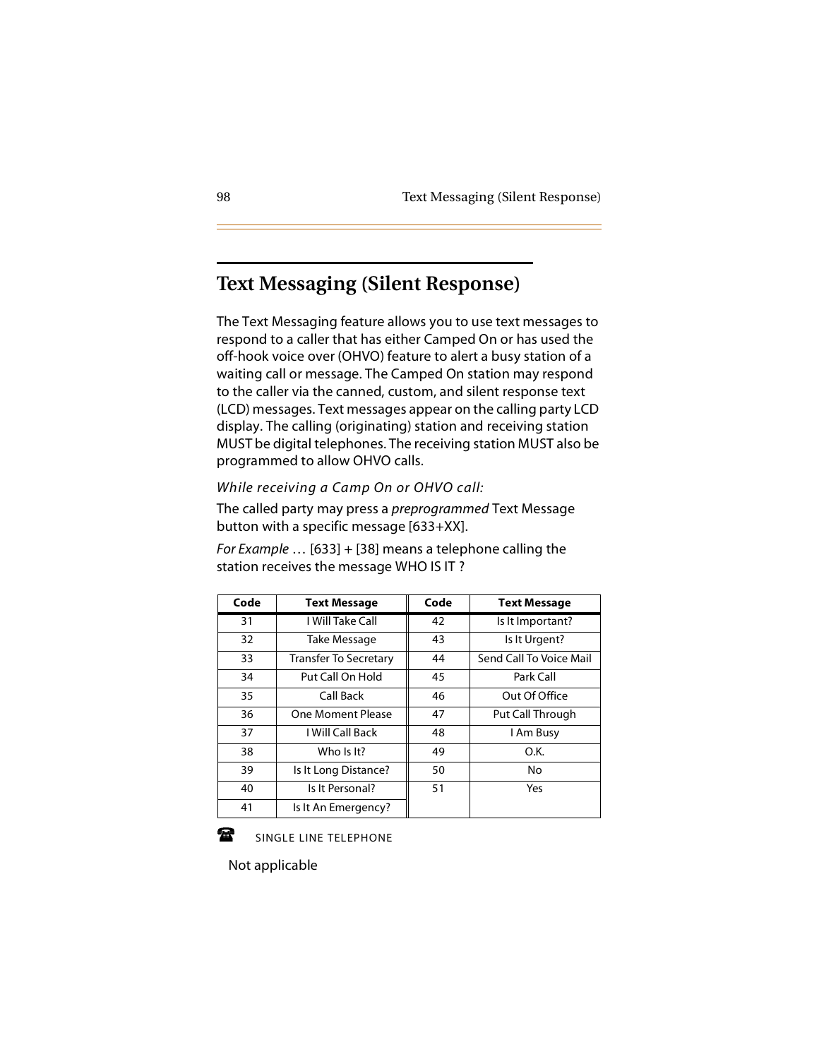# Text Messaging (Silent Response)

The Text Messaging feature allows you to use text messages to respond to a caller that has either Camped On or has used the off-hook voice over (OHVO) feature to alert a busy station of a waiting call or message. The Camped On station may respond to the caller via the canned, custom, and silent response text (LCD) messages. Text messages appear on the calling party LCD display. The calling (originating) station and receiving station MUST be digital telephones. The receiving station MUST also be programmed to allow OHVO calls.

*While receiving a Camp On or OHVO call:*

The called party may press a *preprogrammed* Text Message button with a specific message [633+XX].

*For Example* … [633] + [38] means a telephone calling the station receives the message WHO IS IT ?

| Code | Text Message | Code | Text Message |
|---|---|---|---|
| 31 | I Will Take Call | 42 | Is It Important? |
| 32 | Take Message | 43 | Is It Urgent? |
| 33 | Transfer To Secretary | 44 | Send Call To Voice Mail |
| 34 | Put Call On Hold | 45 | Park Call |
| 35 | Call Back | 46 | Out Of Office |
| 36 | One Moment Please | 47 | Put Call Through |
| 37 | I Will Call Back | 48 | I Am Busy |
| 38 | Who Is It? | 49 | O.K. |
| 39 | Is It Long Distance? | 50 | No |
| 40 | Is It Personal? | 51 | Yes |
| 41 | Is It An Emergency? | | |

☎ SINGLE LINE TELEPHONE

Not applicable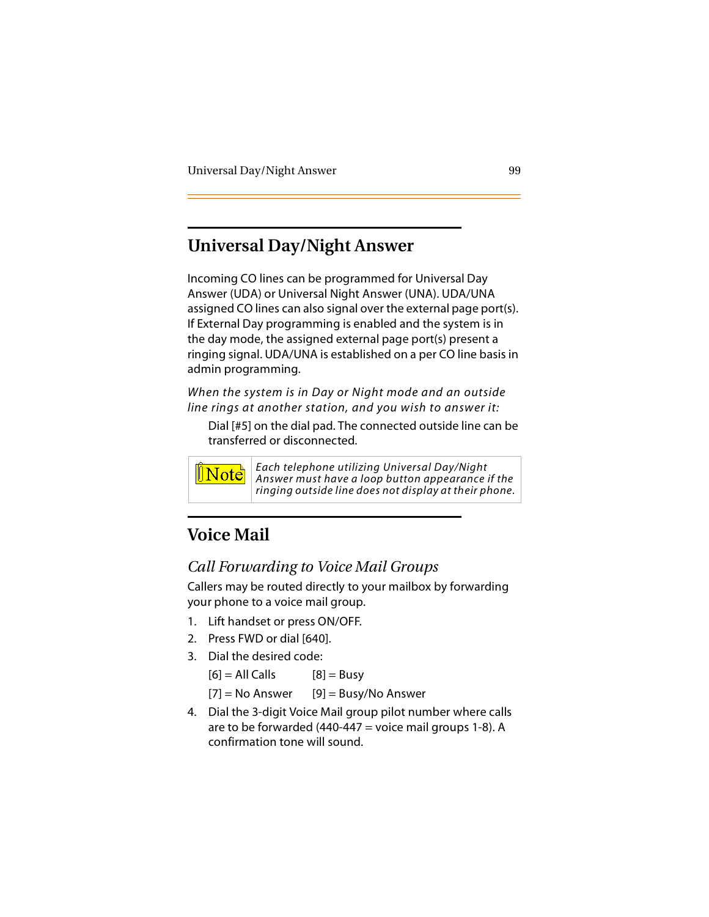## Universal Day/Night Answer

Incoming CO lines can be programmed for Universal Day Answer (UDA) or Universal Night Answer (UNA). UDA/UNA assigned CO lines can also signal over the external page port(s). If External Day programming is enabled and the system is in the day mode, the assigned external page port(s) present a ringing signal. UDA/UNA is established on a per CO line basis in admin programming.

*When the system is in Day or Night mode and an outside line rings at another station, and you wish to answer it:*

Dial [#5] on the dial pad. The connected outside line can be transferred or disconnected.

> **Note:** *Each telephone utilizing Universal Day/Night Answer must have a loop button appearance if the ringing outside line does not display at their phone.*

## Voice Mail

### *Call Forwarding to Voice Mail Groups*

Callers may be routed directly to your mailbox by forwarding your phone to a voice mail group.

1. Lift handset or press ON/OFF.
2. Press FWD or dial [640].
3. Dial the desired code:

   [6] = All Calls      [8] = Busy

   [7] = No Answer      [9] = Busy/No Answer
4. Dial the 3-digit Voice Mail group pilot number where calls are to be forwarded (440-447 = voice mail groups 1-8). A confirmation tone will sound.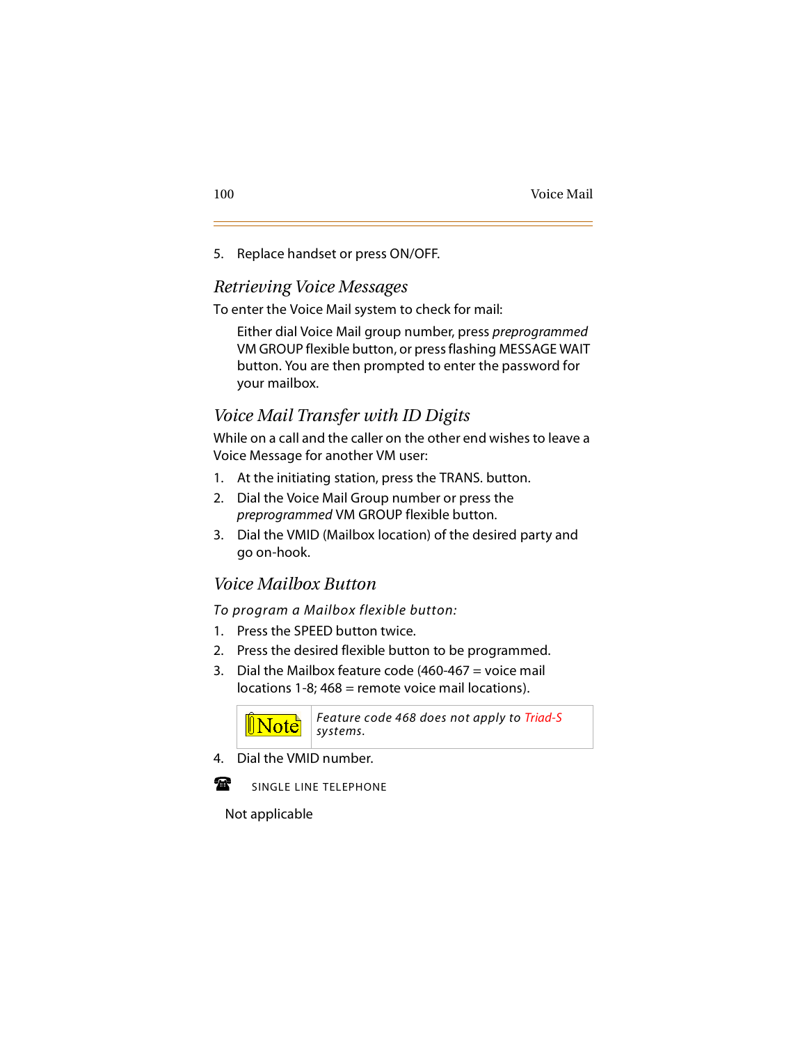5. Replace handset or press ON/OFF.

## *Retrieving Voice Messages*

To enter the Voice Mail system to check for mail:

> Either dial Voice Mail group number, press *preprogrammed* VM GROUP flexible button, or press flashing MESSAGE WAIT button. You are then prompted to enter the password for your mailbox.

## *Voice Mail Transfer with ID Digits*

While on a call and the caller on the other end wishes to leave a Voice Message for another VM user:

1. At the initiating station, press the TRANS. button.
2. Dial the Voice Mail Group number or press the *preprogrammed* VM GROUP flexible button.
3. Dial the VMID (Mailbox location) of the desired party and go on-hook.

## *Voice Mailbox Button*

*To program a Mailbox flexible button:*

1. Press the SPEED button twice.
2. Press the desired flexible button to be programmed.
3. Dial the Mailbox feature code (460-467 = voice mail locations 1-8; 468 = remote voice mail locations).

> **Note:** *Feature code 468 does not apply to Triad-S systems.*

4. Dial the VMID number.

SINGLE LINE TELEPHONE

Not applicable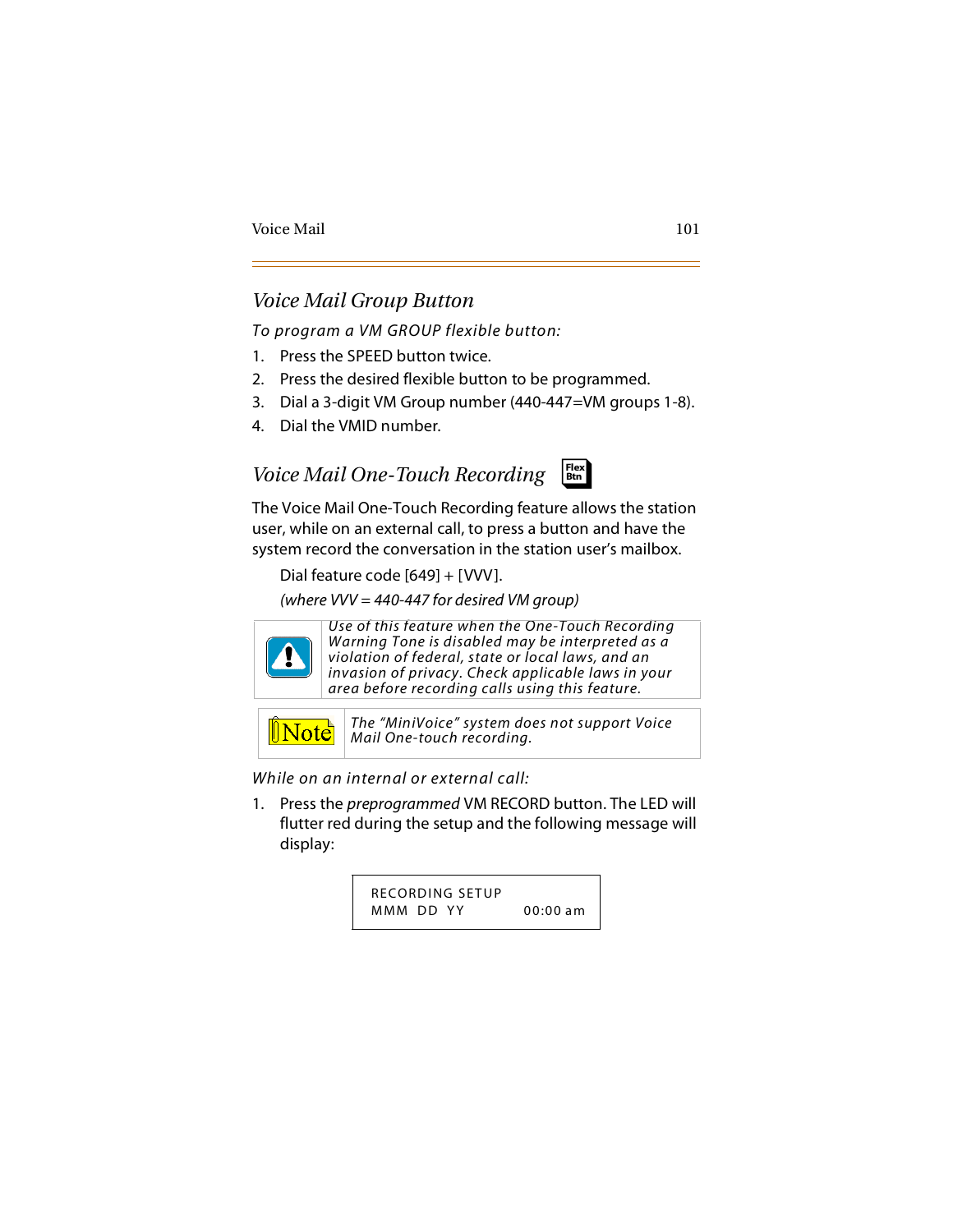## *Voice Mail Group Button*

*To program a VM GROUP flexible button:*

1. Press the SPEED button twice.
2. Press the desired flexible button to be programmed.
3. Dial a 3-digit VM Group number (440-447=VM groups 1-8).
4. Dial the VMID number.

## *Voice Mail One-Touch Recording*

The Voice Mail One-Touch Recording feature allows the station user, while on an external call, to press a button and have the system record the conversation in the station user's mailbox.

Dial feature code [649] + [VVV].

*(where VVV = 440-447 for desired VM group)*

> *Use of this feature when the One-Touch Recording Warning Tone is disabled may be interpreted as a violation of federal, state or local laws, and an invasion of privacy. Check applicable laws in your area before recording calls using this feature.*

> **Note:** *The "MiniVoice" system does not support Voice Mail One-touch recording.*

*While on an internal or external call:*

1. Press the *preprogrammed* VM RECORD button. The LED will flutter red during the setup and the following message will display:

```
RECORDING SETUP
MMM  DD  YY          00:00 am
```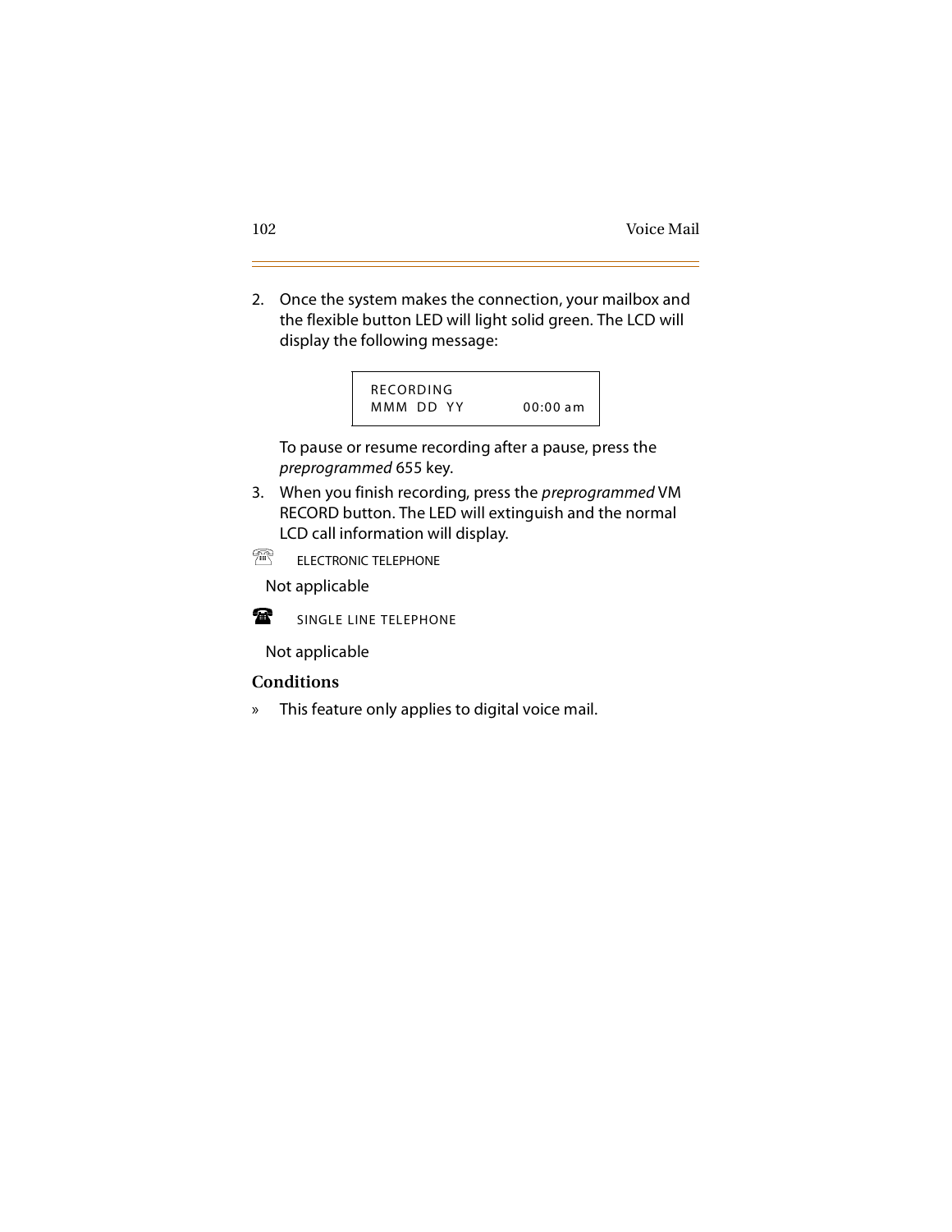2. Once the system makes the connection, your mailbox and the flexible button LED will light solid green. The LCD will display the following message:

```
RECORDING
MMM  DD  YY           00:00 am
```

   To pause or resume recording after a pause, press the *preprogrammed* 655 key.

3. When you finish recording, press the *preprogrammed* VM RECORD button. The LED will extinguish and the normal LCD call information will display.

ELECTRONIC TELEPHONE

Not applicable

SINGLE LINE TELEPHONE

Not applicable

### Conditions

» This feature only applies to digital voice mail.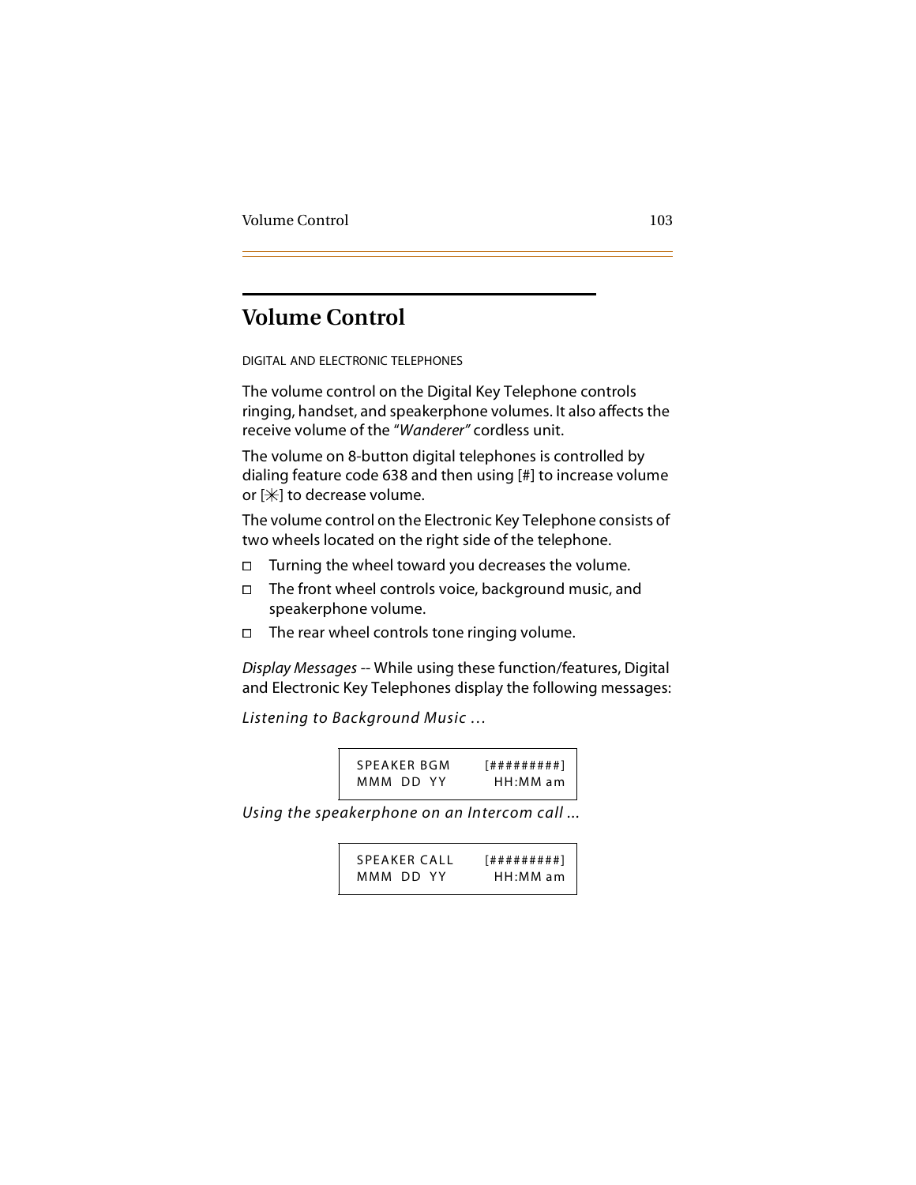# Volume Control

DIGITAL AND ELECTRONIC TELEPHONES

The volume control on the Digital Key Telephone controls ringing, handset, and speakerphone volumes. It also affects the receive volume of the "*Wanderer*" cordless unit.

The volume on 8-button digital telephones is controlled by dialing feature code 638 and then using [#] to increase volume or [✳] to decrease volume.

The volume control on the Electronic Key Telephone consists of two wheels located on the right side of the telephone.

- Turning the wheel toward you decreases the volume.
- The front wheel controls voice, background music, and speakerphone volume.
- The rear wheel controls tone ringing volume.

*Display Messages* -- While using these function/features, Digital and Electronic Key Telephones display the following messages:

*Listening to Background Music ...*

```
SPEAKER BGM     [#########]
MMM DD YY         HH:MM am
```

*Using the speakerphone on an Intercom call ...*

```
SPEAKER CALL    [#########]
MMM DD YY         HH:MM am
```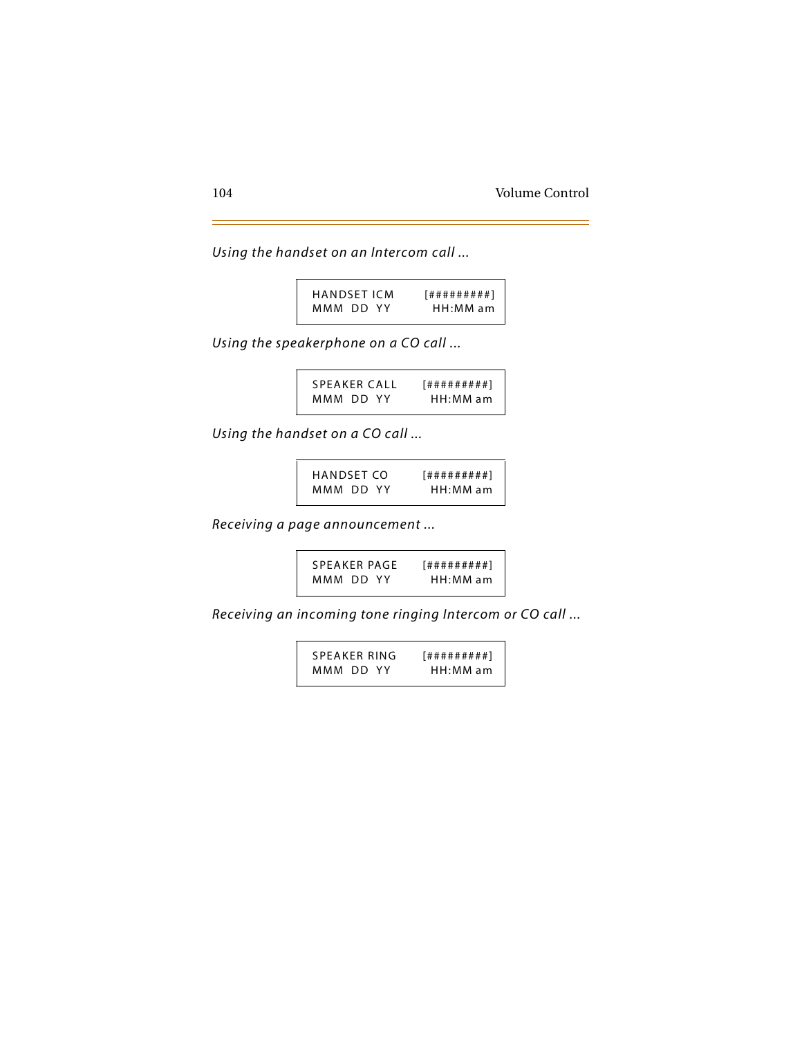*Using the handset on an Intercom call ...*

```
HANDSET ICM      [#########]
MMM  DD  YY        HH:MM am
```

*Using the speakerphone on a CO call ...*

```
SPEAKER CALL     [#########]
MMM  DD  YY        HH:MM am
```

*Using the handset on a CO call ...*

```
HANDSET CO       [#########]
MMM  DD  YY        HH:MM am
```

*Receiving a page announcement ...*

```
SPEAKER PAGE     [#########]
MMM  DD  YY        HH:MM am
```

*Receiving an incoming tone ringing Intercom or CO call ...*

```
SPEAKER RING     [#########]
MMM  DD  YY        HH:MM am
```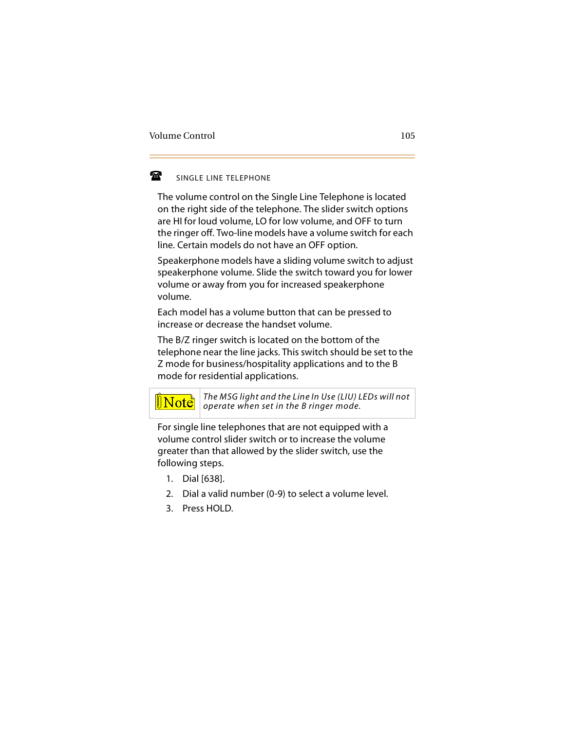### SINGLE LINE TELEPHONE

The volume control on the Single Line Telephone is located on the right side of the telephone. The slider switch options are HI for loud volume, LO for low volume, and OFF to turn the ringer off. Two-line models have a volume switch for each line. Certain models do not have an OFF option.

Speakerphone models have a sliding volume switch to adjust speakerphone volume. Slide the switch toward you for lower volume or away from you for increased speakerphone volume.

Each model has a volume button that can be pressed to increase or decrease the handset volume.

The B/Z ringer switch is located on the bottom of the telephone near the line jacks. This switch should be set to the Z mode for business/hospitality applications and to the B mode for residential applications.

> **Note:** *The MSG light and the Line In Use (LIU) LEDs will not operate when set in the B ringer mode.*

For single line telephones that are not equipped with a volume control slider switch or to increase the volume greater than that allowed by the slider switch, use the following steps.

1. Dial [638].
2. Dial a valid number (0-9) to select a volume level.
3. Press HOLD.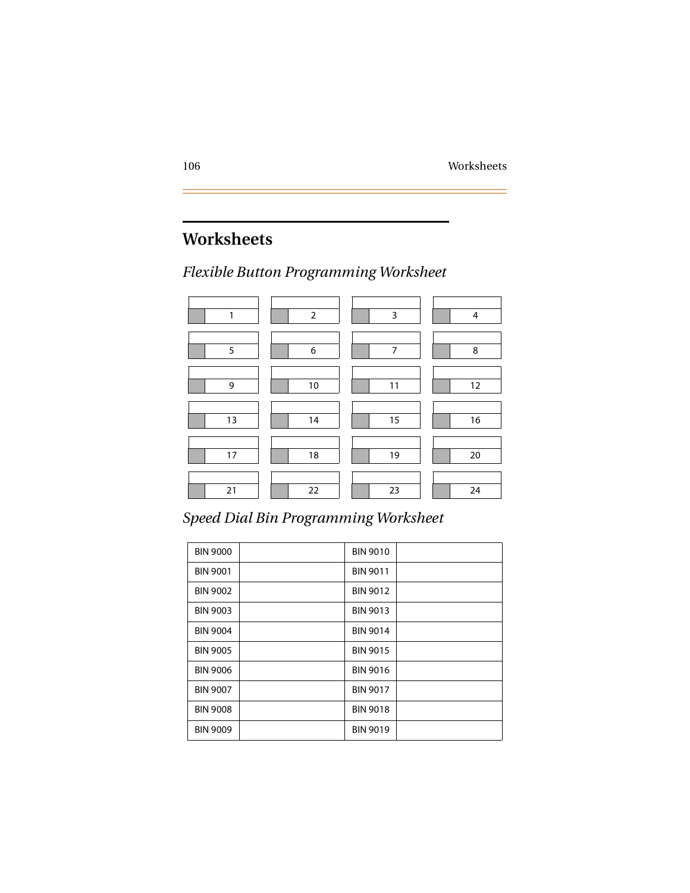# Worksheets

## *Flexible Button Programming Worksheet*

| | | | |
|---|---|---|---|
| 1 | 2 | 3 | 4 |
| 5 | 6 | 7 | 8 |
| 9 | 10 | 11 | 12 |
| 13 | 14 | 15 | 16 |
| 17 | 18 | 19 | 20 |
| 21 | 22 | 23 | 24 |

## *Speed Dial Bin Programming Worksheet*

| | | | |
|---|---|---|---|
| BIN 9000 | | BIN 9010 | |
| BIN 9001 | | BIN 9011 | |
| BIN 9002 | | BIN 9012 | |
| BIN 9003 | | BIN 9013 | |
| BIN 9004 | | BIN 9014 | |
| BIN 9005 | | BIN 9015 | |
| BIN 9006 | | BIN 9016 | |
| BIN 9007 | | BIN 9017 | |
| BIN 9008 | | BIN 9018 | |
| BIN 9009 | | BIN 9019 | |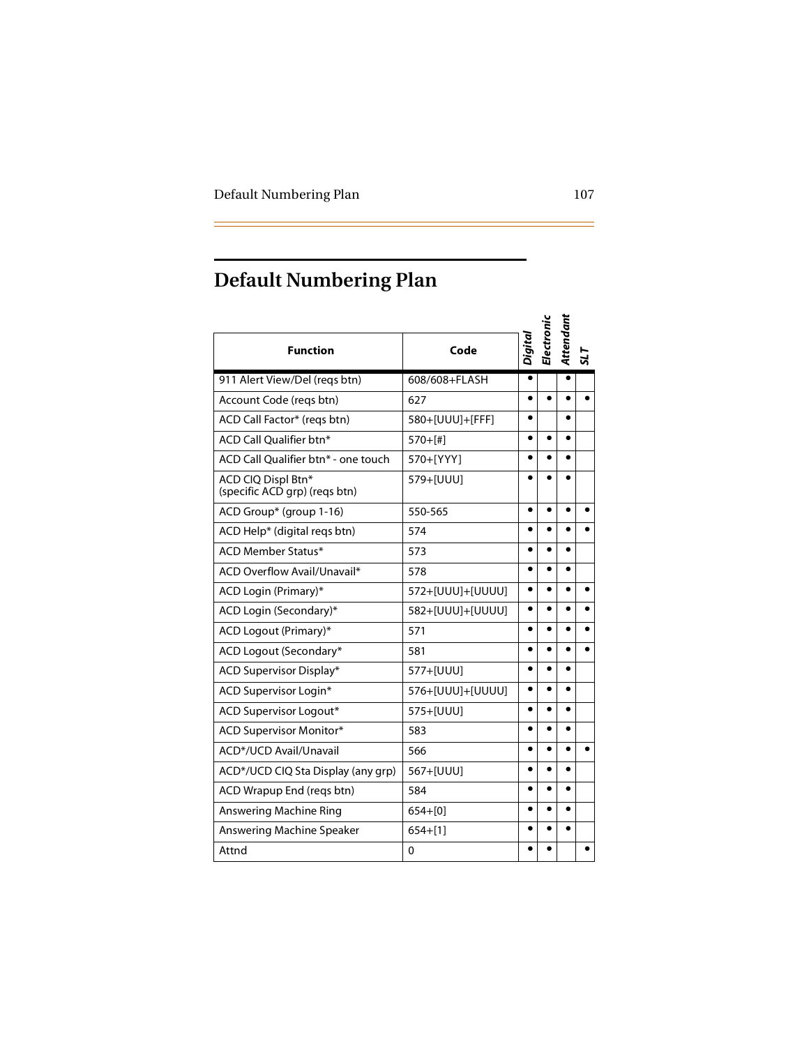# Default Numbering Plan

| Function | Code | Digital | Electronic | Attendant | SLT |
|---|---|---|---|---|---|
| 911 Alert View/Del (reqs btn) | 608/608+FLASH | • | | • | |
| Account Code (reqs btn) | 627 | • | • | • | • |
| ACD Call Factor* (reqs btn) | 580+[UUU]+[FFF] | • | | • | |
| ACD Call Qualifier btn* | 570+[#] | • | • | • | |
| ACD Call Qualifier btn* - one touch | 570+[YYY] | • | • | • | |
| ACD CIQ Displ Btn* (specific ACD grp) (reqs btn) | 579+[UUU] | • | • | • | |
| ACD Group* (group 1-16) | 550-565 | • | • | • | • |
| ACD Help* (digital reqs btn) | 574 | • | • | • | • |
| ACD Member Status* | 573 | • | • | • | |
| ACD Overflow Avail/Unavail* | 578 | • | • | • | |
| ACD Login (Primary)* | 572+[UUU]+[UUUU] | • | • | • | • |
| ACD Login (Secondary)* | 582+[UUU]+[UUUU] | • | • | • | • |
| ACD Logout (Primary)* | 571 | • | • | • | • |
| ACD Logout (Secondary* | 581 | • | • | • | • |
| ACD Supervisor Display* | 577+[UUU] | • | • | • | |
| ACD Supervisor Login* | 576+[UUU]+[UUUU] | • | • | • | |
| ACD Supervisor Logout* | 575+[UUU] | • | • | • | |
| ACD Supervisor Monitor* | 583 | • | • | • | |
| ACD*/UCD Avail/Unavail | 566 | • | • | • | • |
| ACD*/UCD CIQ Sta Display (any grp) | 567+[UUU] | • | • | • | |
| ACD Wrapup End (reqs btn) | 584 | • | • | • | |
| Answering Machine Ring | 654+[0] | • | • | • | |
| Answering Machine Speaker | 654+[1] | • | • | • | |
| Attnd | 0 | • | • | | • |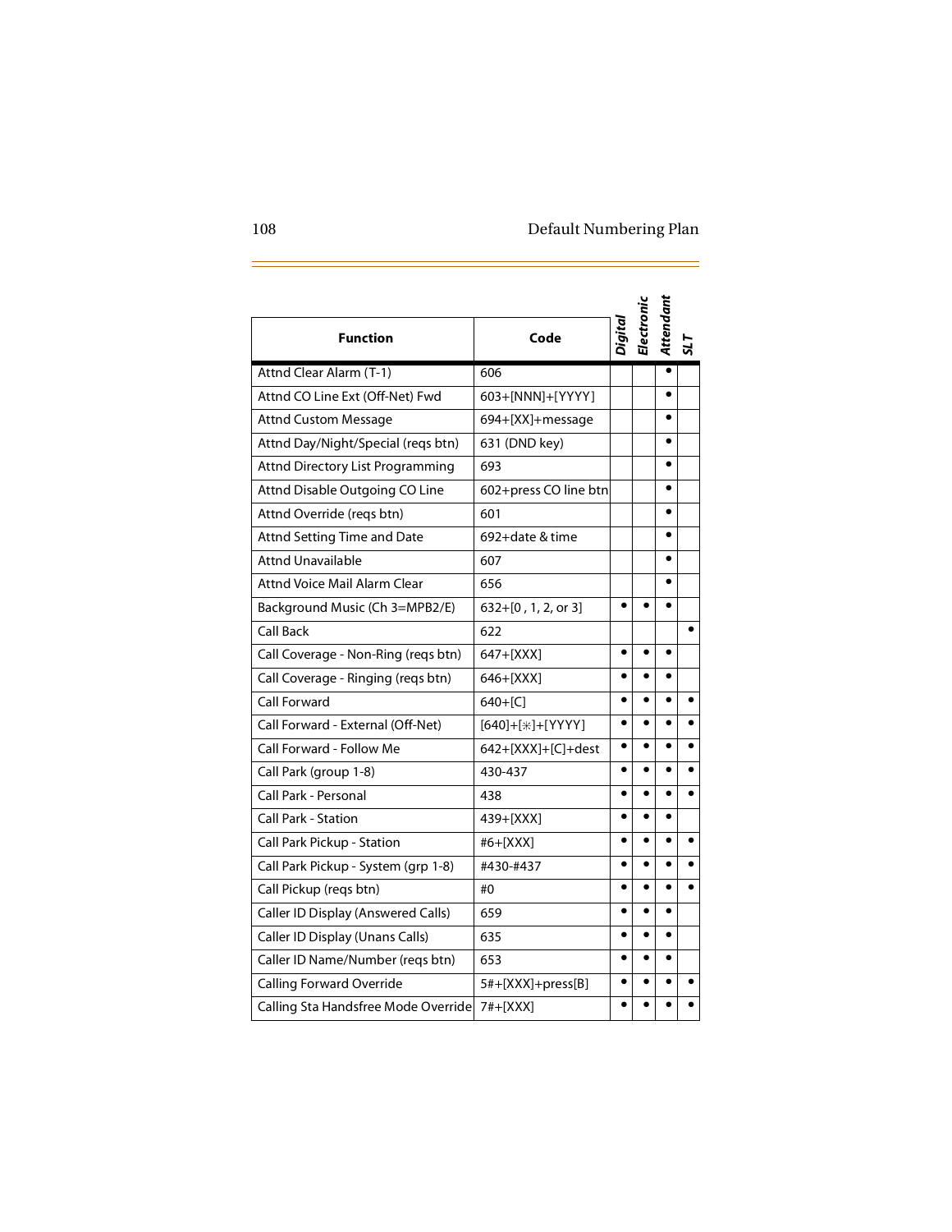| Function | Code | Digital | Electronic | Attendant | SLT |
|---|---|---|---|---|---|
| Attnd Clear Alarm (T-1) | 606 | | | • | |
| Attnd CO Line Ext (Off-Net) Fwd | 603+[NNN]+[YYYY] | | | • | |
| Attnd Custom Message | 694+[XX]+message | | | • | |
| Attnd Day/Night/Special (reqs btn) | 631 (DND key) | | | • | |
| Attnd Directory List Programming | 693 | | | • | |
| Attnd Disable Outgoing CO Line | 602+press CO line btn | | | • | |
| Attnd Override (reqs btn) | 601 | | | • | |
| Attnd Setting Time and Date | 692+date & time | | | • | |
| Attnd Unavailable | 607 | | | • | |
| Attnd Voice Mail Alarm Clear | 656 | | | • | |
| Background Music (Ch 3=MPB2/E) | 632+[0 , 1, 2, or 3] | • | • | • | |
| Call Back | 622 | | | | • |
| Call Coverage - Non-Ring (reqs btn) | 647+[XXX] | • | • | • | |
| Call Coverage - Ringing (reqs btn) | 646+[XXX] | • | • | • | |
| Call Forward | 640+[C] | • | • | • | • |
| Call Forward - External (Off-Net) | [640]+[⁎]+[YYYY] | • | • | • | • |
| Call Forward - Follow Me | 642+[XXX]+[C]+dest | • | • | • | • |
| Call Park (group 1-8) | 430-437 | • | • | • | • |
| Call Park - Personal | 438 | • | • | • | • |
| Call Park - Station | 439+[XXX] | • | • | • | |
| Call Park Pickup - Station | #6+[XXX] | • | • | • | • |
| Call Park Pickup - System (grp 1-8) | #430-#437 | • | • | • | • |
| Call Pickup (reqs btn) | #0 | • | • | • | • |
| Caller ID Display (Answered Calls) | 659 | • | • | • | |
| Caller ID Display (Unans Calls) | 635 | • | • | • | |
| Caller ID Name/Number (reqs btn) | 653 | • | • | • | |
| Calling Forward Override | 5#+[XXX]+press[B] | • | • | • | • |
| Calling Sta Handsfree Mode Override | 7#+[XXX] | • | • | • | • |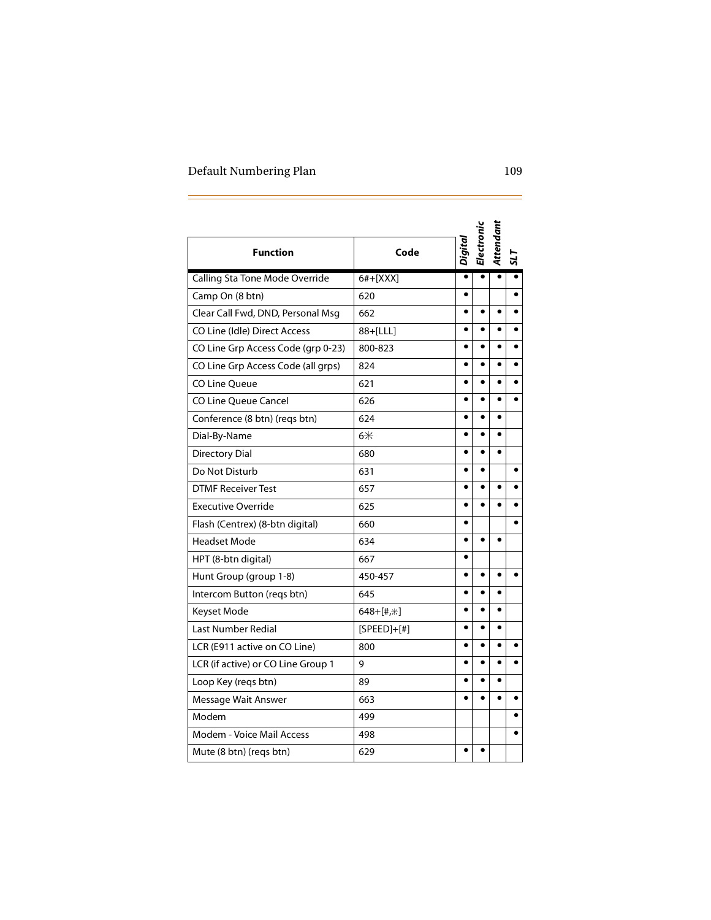| Function | Code | Digital | Electronic | Attendant | SLT |
|---|---|---|---|---|---|
| Calling Sta Tone Mode Override | 6#+[XXX] | • | • | • | • |
| Camp On (8 btn) | 620 | • | | | • |
| Clear Call Fwd, DND, Personal Msg | 662 | • | • | • | • |
| CO Line (Idle) Direct Access | 88+[LLL] | • | • | • | • |
| CO Line Grp Access Code (grp 0-23) | 800-823 | • | • | • | • |
| CO Line Grp Access Code (all grps) | 824 | • | • | • | • |
| CO Line Queue | 621 | • | • | • | • |
| CO Line Queue Cancel | 626 | • | • | • | • |
| Conference (8 btn) (reqs btn) | 624 | • | • | • | |
| Dial-By-Name | 6✳ | • | • | • | |
| Directory Dial | 680 | • | • | • | |
| Do Not Disturb | 631 | • | • | | • |
| DTMF Receiver Test | 657 | • | • | • | • |
| Executive Override | 625 | • | • | • | • |
| Flash (Centrex) (8-btn digital) | 660 | • | | | • |
| Headset Mode | 634 | • | • | • | |
| HPT (8-btn digital) | 667 | • | | | |
| Hunt Group (group 1-8) | 450-457 | • | • | • | • |
| Intercom Button (reqs btn) | 645 | • | • | • | |
| Keyset Mode | 648+[#,✳] | • | • | • | |
| Last Number Redial | [SPEED]+[#] | • | • | • | |
| LCR (E911 active on CO Line) | 800 | • | • | • | • |
| LCR (if active) or CO Line Group 1 | 9 | • | • | • | • |
| Loop Key (reqs btn) | 89 | • | • | • | |
| Message Wait Answer | 663 | • | • | • | • |
| Modem | 499 | | | | • |
| Modem - Voice Mail Access | 498 | | | | • |
| Mute (8 btn) (reqs btn) | 629 | • | • | | |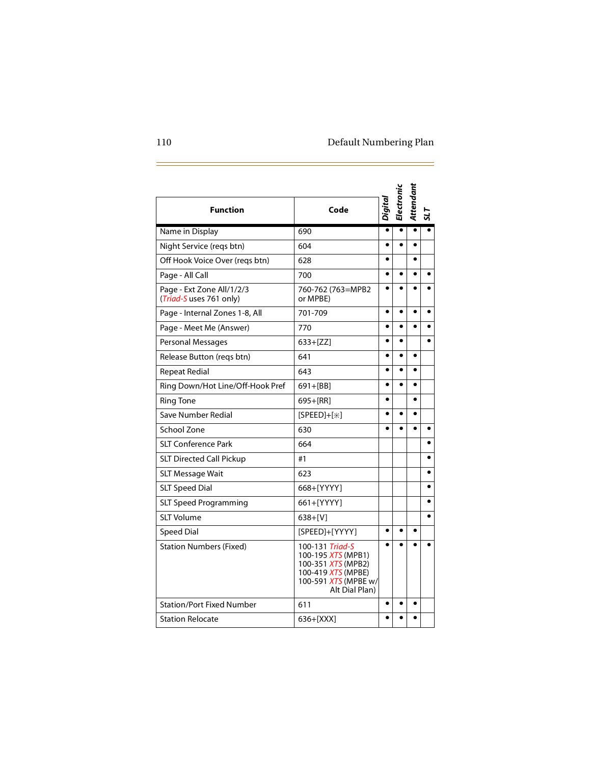| Function | Code | Digital | Electronic | Attendant | SLT |
|---|---|---|---|---|---|
| Name in Display | 690 | • | • | • | • |
| Night Service (reqs btn) | 604 | • | • | • | |
| Off Hook Voice Over (reqs btn) | 628 | • | | • | |
| Page - All Call | 700 | • | • | • | • |
| Page - Ext Zone All/1/2/3 (*Triad-S* uses 761 only) | 760-762 (763=MPB2 or MPBE) | • | • | • | • |
| Page - Internal Zones 1-8, All | 701-709 | • | • | • | • |
| Page - Meet Me (Answer) | 770 | • | • | • | • |
| Personal Messages | 633+[ZZ] | • | • | | • |
| Release Button (reqs btn) | 641 | • | • | • | |
| Repeat Redial | 643 | • | • | • | |
| Ring Down/Hot Line/Off-Hook Pref | 691+[BB] | • | • | • | |
| Ring Tone | 695+[RR] | • | | • | |
| Save Number Redial | [SPEED]+[⁎] | • | • | • | |
| School Zone | 630 | • | • | • | • |
| SLT Conference Park | 664 | | | | • |
| SLT Directed Call Pickup | #1 | | | | • |
| SLT Message Wait | 623 | | | | • |
| SLT Speed Dial | 668+[YYYY] | | | | • |
| SLT Speed Programming | 661+[YYYY] | | | | • |
| SLT Volume | 638+[V] | | | | • |
| Speed Dial | [SPEED]+[YYYY] | • | • | • | |
| Station Numbers (Fixed) | 100-131 *Triad-S*<br>100-195 *XTS* (MPB1)<br>100-351 *XTS* (MPB2)<br>100-419 *XTS* (MPBE)<br>100-591 *XTS* (MPBE w/ Alt Dial Plan) | • | • | • | • |
| Station/Port Fixed Number | 611 | • | • | • | |
| Station Relocate | 636+[XXX] | • | • | • | |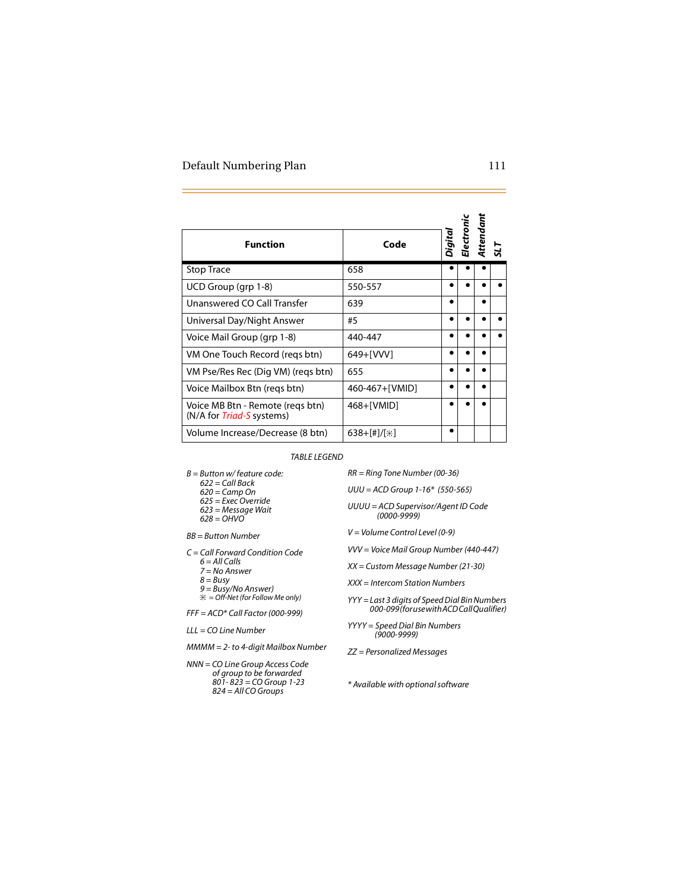| Function | Code | Digital | Electronic | Attendant | SLT |
|---|---|---|---|---|---|
| Stop Trace | 658 | • | • | • | |
| UCD Group (grp 1-8) | 550-557 | • | • | • | • |
| Unanswered CO Call Transfer | 639 | • | | • | |
| Universal Day/Night Answer | #5 | • | • | • | • |
| Voice Mail Group (grp 1-8) | 440-447 | • | • | • | • |
| VM One Touch Record (reqs btn) | 649+[VVV] | • | • | • | |
| VM Pse/Res Rec (Dig VM) (reqs btn) | 655 | • | • | • | |
| Voice Mailbox Btn (reqs btn) | 460-467+[VMID] | • | • | • | |
| Voice MB Btn - Remote (reqs btn) (N/A for *Triad-S* systems) | 468+[VMID] | • | • | • | |
| Volume Increase/Decrease (8 btn) | 638+[#]/[*] | • | | | |

*TABLE LEGEND*

*B = Button w/ feature code:*
- *622 = Call Back*
- *620 = Camp On*
- *625 = Exec Override*
- *623 = Message Wait*
- *628 = OHVO*

*BB = Button Number*

*C = Call Forward Condition Code*
- *6 = All Calls*
- *7 = No Answer*
- *8 = Busy*
- *9 = Busy/No Answer)*
- ** = Off-Net (for Follow Me only)*

*FFF = ACD* Call Factor (000-999)*

*LLL = CO Line Number*

*MMMM = 2- to 4-digit Mailbox Number*

*NNN = CO Line Group Access Code of group to be forwarded*
- *801- 823 = CO Group 1-23*
- *824 = All CO Groups*

*RR = Ring Tone Number (00-36)*

*UUU = ACD Group 1-16* (550-565)*

*UUUU = ACD Supervisor/Agent ID Code (0000-9999)*

*V = Volume Control Level (0-9)*

*VVV = Voice Mail Group Number (440-447)*

*XX = Custom Message Number (21-30)*

*XXX = Intercom Station Numbers*

*YYY = Last 3 digits of Speed Dial Bin Numbers 000-099 (for use with ACD Call Qualifier)*

*YYYY = Speed Dial Bin Numbers (9000-9999)*

*ZZ = Personalized Messages*

** Available with optional software*